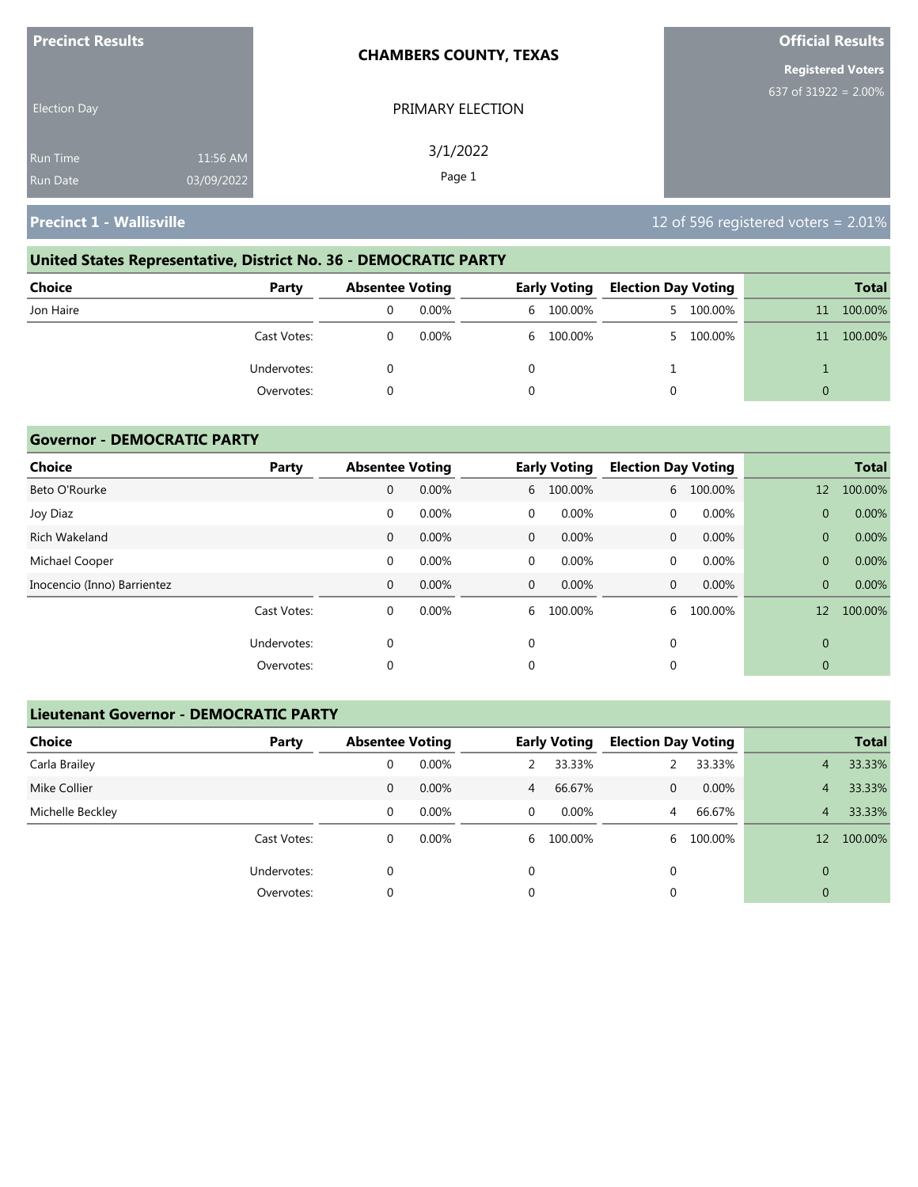**Precinct Results**

Election Day

Run Time 11:56 AM
Run Date 03/09/2022

**CHAMBERS COUNTY, TEXAS**

PRIMARY ELECTION

3/1/2022

**Official Results**

**Registered Voters**
637 of 31922 = 2.00%

## Precinct 1 - Wallisville

12 of 596 registered voters = 2.01%

### United States Representative, District No. 36 - DEMOCRATIC PARTY

| Choice | Party | Absentee Voting | | Early Voting | | Election Day Voting | | Total | |
|---|---|---|---|---|---|---|---|---|---|
| Jon Haire | | 0 | 0.00% | 6 | 100.00% | 5 | 100.00% | 11 | 100.00% |
| | Cast Votes: | 0 | 0.00% | 6 | 100.00% | 5 | 100.00% | 11 | 100.00% |
| | Undervotes: | 0 | | 0 | | 1 | | 1 | |
| | Overvotes: | 0 | | 0 | | 0 | | 0 | |

### Governor - DEMOCRATIC PARTY

| Choice | Party | Absentee Voting | | Early Voting | | Election Day Voting | | Total | |
|---|---|---|---|---|---|---|---|---|---|
| Beto O'Rourke | | 0 | 0.00% | 6 | 100.00% | 6 | 100.00% | 12 | 100.00% |
| Joy Diaz | | 0 | 0.00% | 0 | 0.00% | 0 | 0.00% | 0 | 0.00% |
| Rich Wakeland | | 0 | 0.00% | 0 | 0.00% | 0 | 0.00% | 0 | 0.00% |
| Michael Cooper | | 0 | 0.00% | 0 | 0.00% | 0 | 0.00% | 0 | 0.00% |
| Inocencio (Inno) Barrientez | | 0 | 0.00% | 0 | 0.00% | 0 | 0.00% | 0 | 0.00% |
| | Cast Votes: | 0 | 0.00% | 6 | 100.00% | 6 | 100.00% | 12 | 100.00% |
| | Undervotes: | 0 | | 0 | | 0 | | 0 | |
| | Overvotes: | 0 | | 0 | | 0 | | 0 | |

### Lieutenant Governor - DEMOCRATIC PARTY

| Choice | Party | Absentee Voting | | Early Voting | | Election Day Voting | | Total | |
|---|---|---|---|---|---|---|---|---|---|
| Carla Brailey | | 0 | 0.00% | 2 | 33.33% | 2 | 33.33% | 4 | 33.33% |
| Mike Collier | | 0 | 0.00% | 4 | 66.67% | 0 | 0.00% | 4 | 33.33% |
| Michelle Beckley | | 0 | 0.00% | 0 | 0.00% | 4 | 66.67% | 4 | 33.33% |
| | Cast Votes: | 0 | 0.00% | 6 | 100.00% | 6 | 100.00% | 12 | 100.00% |
| | Undervotes: | 0 | | 0 | | 0 | | 0 | |
| | Overvotes: | 0 | | 0 | | 0 | | 0 | |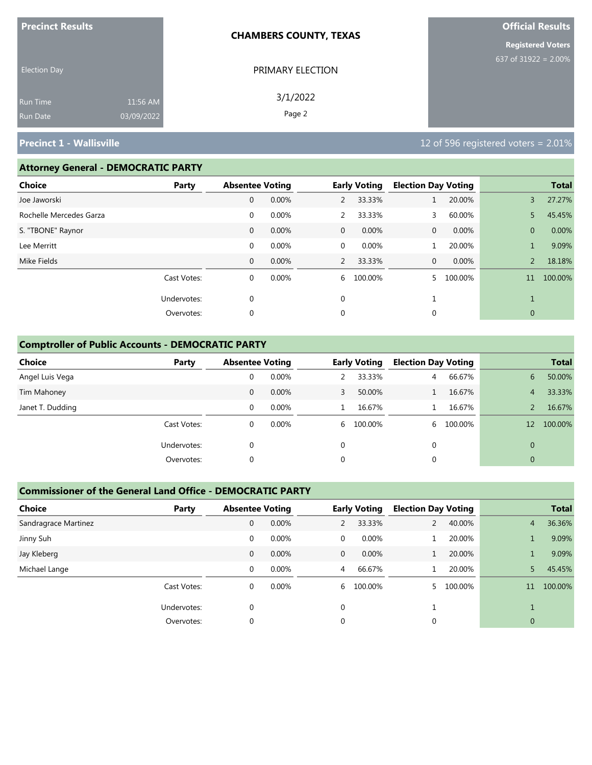**Precinct Results**

Election Day

Run Time 11:56 AM
Run Date 03/09/2022

**CHAMBERS COUNTY, TEXAS**

PRIMARY ELECTION

3/1/2022

**Official Results**

**Registered Voters**
637 of 31922 = 2.00%

## Precinct 1 - Wallisville

12 of 596 registered voters = 2.01%

### Attorney General - DEMOCRATIC PARTY

| Choice | Party | Absentee Voting | | Early Voting | | Election Day Voting | | Total | |
|---|---|---|---|---|---|---|---|---|---|
| Joe Jaworski | | 0 | 0.00% | 2 | 33.33% | 1 | 20.00% | 3 | 27.27% |
| Rochelle Mercedes Garza | | 0 | 0.00% | 2 | 33.33% | 3 | 60.00% | 5 | 45.45% |
| S. "TBONE" Raynor | | 0 | 0.00% | 0 | 0.00% | 0 | 0.00% | 0 | 0.00% |
| Lee Merritt | | 0 | 0.00% | 0 | 0.00% | 1 | 20.00% | 1 | 9.09% |
| Mike Fields | | 0 | 0.00% | 2 | 33.33% | 0 | 0.00% | 2 | 18.18% |
| | Cast Votes: | 0 | 0.00% | 6 | 100.00% | 5 | 100.00% | 11 | 100.00% |
| | Undervotes: | 0 | | 0 | | 1 | | 1 | |
| | Overvotes: | 0 | | 0 | | 0 | | 0 | |

### Comptroller of Public Accounts - DEMOCRATIC PARTY

| Choice | Party | Absentee Voting | | Early Voting | | Election Day Voting | | Total | |
|---|---|---|---|---|---|---|---|---|---|
| Angel Luis Vega | | 0 | 0.00% | 2 | 33.33% | 4 | 66.67% | 6 | 50.00% |
| Tim Mahoney | | 0 | 0.00% | 3 | 50.00% | 1 | 16.67% | 4 | 33.33% |
| Janet T. Dudding | | 0 | 0.00% | 1 | 16.67% | 1 | 16.67% | 2 | 16.67% |
| | Cast Votes: | 0 | 0.00% | 6 | 100.00% | 6 | 100.00% | 12 | 100.00% |
| | Undervotes: | 0 | | 0 | | 0 | | 0 | |
| | Overvotes: | 0 | | 0 | | 0 | | 0 | |

### Commissioner of the General Land Office - DEMOCRATIC PARTY

| Choice | Party | Absentee Voting | | Early Voting | | Election Day Voting | | Total | |
|---|---|---|---|---|---|---|---|---|---|
| Sandragrace Martinez | | 0 | 0.00% | 2 | 33.33% | 2 | 40.00% | 4 | 36.36% |
| Jinny Suh | | 0 | 0.00% | 0 | 0.00% | 1 | 20.00% | 1 | 9.09% |
| Jay Kleberg | | 0 | 0.00% | 0 | 0.00% | 1 | 20.00% | 1 | 9.09% |
| Michael Lange | | 0 | 0.00% | 4 | 66.67% | 1 | 20.00% | 5 | 45.45% |
| | Cast Votes: | 0 | 0.00% | 6 | 100.00% | 5 | 100.00% | 11 | 100.00% |
| | Undervotes: | 0 | | 0 | | 1 | | 1 | |
| | Overvotes: | 0 | | 0 | | 0 | | 0 | |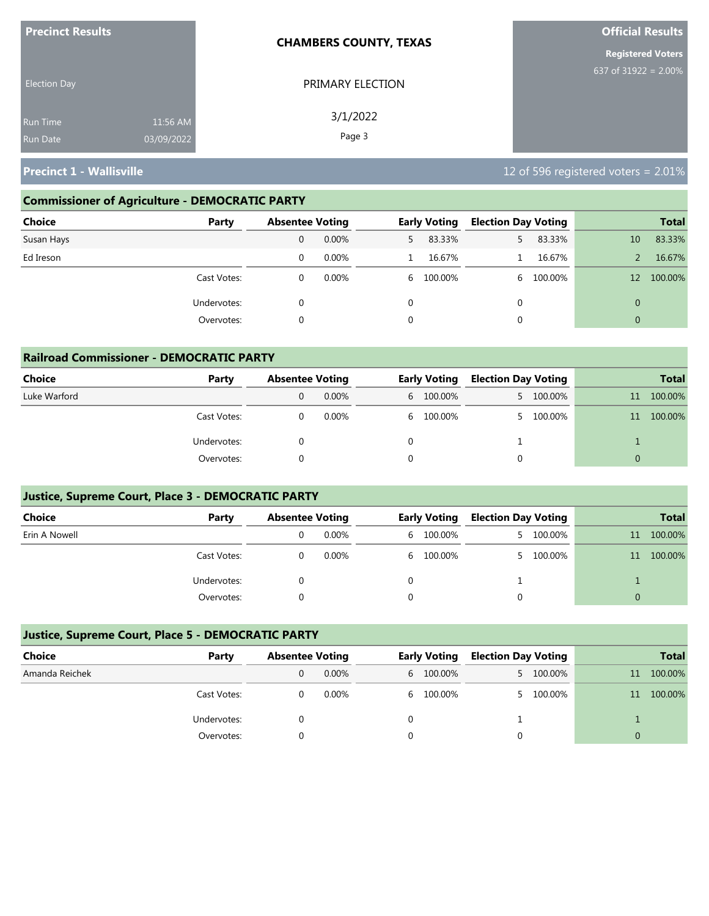**Precinct Results**

Election Day

Run Time 11:56 AM
Run Date 03/09/2022

**CHAMBERS COUNTY, TEXAS**

PRIMARY ELECTION

3/1/2022

**Official Results**

**Registered Voters**
637 of 31922 = 2.00%

## Precinct 1 - Wallisville

12 of 596 registered voters = 2.01%

### Commissioner of Agriculture - DEMOCRATIC PARTY

| Choice | Party | Absentee Voting | | Early Voting | | Election Day Voting | | Total | |
|---|---|---|---|---|---|---|---|---|---|
| Susan Hays | | 0 | 0.00% | 5 | 83.33% | 5 | 83.33% | 10 | 83.33% |
| Ed Ireson | | 0 | 0.00% | 1 | 16.67% | 1 | 16.67% | 2 | 16.67% |
| | Cast Votes: | 0 | 0.00% | 6 | 100.00% | 6 | 100.00% | 12 | 100.00% |
| | Undervotes: | 0 | | 0 | | 0 | | 0 | |
| | Overvotes: | 0 | | 0 | | 0 | | 0 | |

### Railroad Commissioner - DEMOCRATIC PARTY

| Choice | Party | Absentee Voting | | Early Voting | | Election Day Voting | | Total | |
|---|---|---|---|---|---|---|---|---|---|
| Luke Warford | | 0 | 0.00% | 6 | 100.00% | 5 | 100.00% | 11 | 100.00% |
| | Cast Votes: | 0 | 0.00% | 6 | 100.00% | 5 | 100.00% | 11 | 100.00% |
| | Undervotes: | 0 | | 0 | | 1 | | 1 | |
| | Overvotes: | 0 | | 0 | | 0 | | 0 | |

### Justice, Supreme Court, Place 3 - DEMOCRATIC PARTY

| Choice | Party | Absentee Voting | | Early Voting | | Election Day Voting | | Total | |
|---|---|---|---|---|---|---|---|---|---|
| Erin A Nowell | | 0 | 0.00% | 6 | 100.00% | 5 | 100.00% | 11 | 100.00% |
| | Cast Votes: | 0 | 0.00% | 6 | 100.00% | 5 | 100.00% | 11 | 100.00% |
| | Undervotes: | 0 | | 0 | | 1 | | 1 | |
| | Overvotes: | 0 | | 0 | | 0 | | 0 | |

### Justice, Supreme Court, Place 5 - DEMOCRATIC PARTY

| Choice | Party | Absentee Voting | | Early Voting | | Election Day Voting | | Total | |
|---|---|---|---|---|---|---|---|---|---|
| Amanda Reichek | | 0 | 0.00% | 6 | 100.00% | 5 | 100.00% | 11 | 100.00% |
| | Cast Votes: | 0 | 0.00% | 6 | 100.00% | 5 | 100.00% | 11 | 100.00% |
| | Undervotes: | 0 | | 0 | | 1 | | 1 | |
| | Overvotes: | 0 | | 0 | | 0 | | 0 | |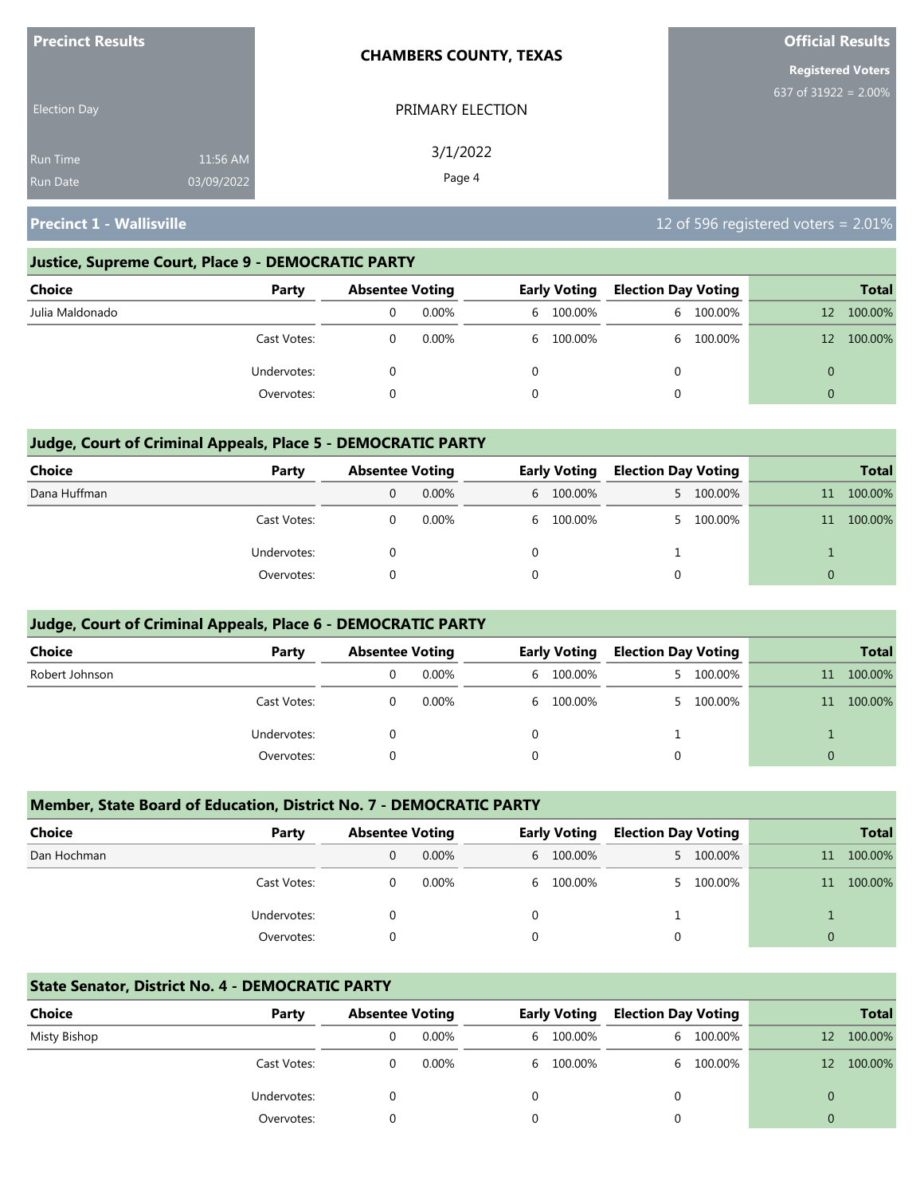**Precinct Results**

Election Day

Run Time 11:56 AM
Run Date 03/09/2022

**CHAMBERS COUNTY, TEXAS**

PRIMARY ELECTION

3/1/2022

**Official Results**

**Registered Voters**
637 of 31922 = 2.00%

## Precinct 1 - Wallisville

12 of 596 registered voters = 2.01%

### Justice, Supreme Court, Place 9 - DEMOCRATIC PARTY

| Choice | Party | Absentee Voting | | Early Voting | | Election Day Voting | | Total | |
|---|---|---|---|---|---|---|---|---|---|
| Julia Maldonado | | 0 | 0.00% | 6 | 100.00% | 6 | 100.00% | 12 | 100.00% |
| | Cast Votes: | 0 | 0.00% | 6 | 100.00% | 6 | 100.00% | 12 | 100.00% |
| | Undervotes: | 0 | | 0 | | 0 | | 0 | |
| | Overvotes: | 0 | | 0 | | 0 | | 0 | |

### Judge, Court of Criminal Appeals, Place 5 - DEMOCRATIC PARTY

| Choice | Party | Absentee Voting | | Early Voting | | Election Day Voting | | Total | |
|---|---|---|---|---|---|---|---|---|---|
| Dana Huffman | | 0 | 0.00% | 6 | 100.00% | 5 | 100.00% | 11 | 100.00% |
| | Cast Votes: | 0 | 0.00% | 6 | 100.00% | 5 | 100.00% | 11 | 100.00% |
| | Undervotes: | 0 | | 0 | | 1 | | 1 | |
| | Overvotes: | 0 | | 0 | | 0 | | 0 | |

### Judge, Court of Criminal Appeals, Place 6 - DEMOCRATIC PARTY

| Choice | Party | Absentee Voting | | Early Voting | | Election Day Voting | | Total | |
|---|---|---|---|---|---|---|---|---|---|
| Robert Johnson | | 0 | 0.00% | 6 | 100.00% | 5 | 100.00% | 11 | 100.00% |
| | Cast Votes: | 0 | 0.00% | 6 | 100.00% | 5 | 100.00% | 11 | 100.00% |
| | Undervotes: | 0 | | 0 | | 1 | | 1 | |
| | Overvotes: | 0 | | 0 | | 0 | | 0 | |

### Member, State Board of Education, District No. 7 - DEMOCRATIC PARTY

| Choice | Party | Absentee Voting | | Early Voting | | Election Day Voting | | Total | |
|---|---|---|---|---|---|---|---|---|---|
| Dan Hochman | | 0 | 0.00% | 6 | 100.00% | 5 | 100.00% | 11 | 100.00% |
| | Cast Votes: | 0 | 0.00% | 6 | 100.00% | 5 | 100.00% | 11 | 100.00% |
| | Undervotes: | 0 | | 0 | | 1 | | 1 | |
| | Overvotes: | 0 | | 0 | | 0 | | 0 | |

### State Senator, District No. 4 - DEMOCRATIC PARTY

| Choice | Party | Absentee Voting | | Early Voting | | Election Day Voting | | Total | |
|---|---|---|---|---|---|---|---|---|---|
| Misty Bishop | | 0 | 0.00% | 6 | 100.00% | 6 | 100.00% | 12 | 100.00% |
| | Cast Votes: | 0 | 0.00% | 6 | 100.00% | 6 | 100.00% | 12 | 100.00% |
| | Undervotes: | 0 | | 0 | | 0 | | 0 | |
| | Overvotes: | 0 | | 0 | | 0 | | 0 | |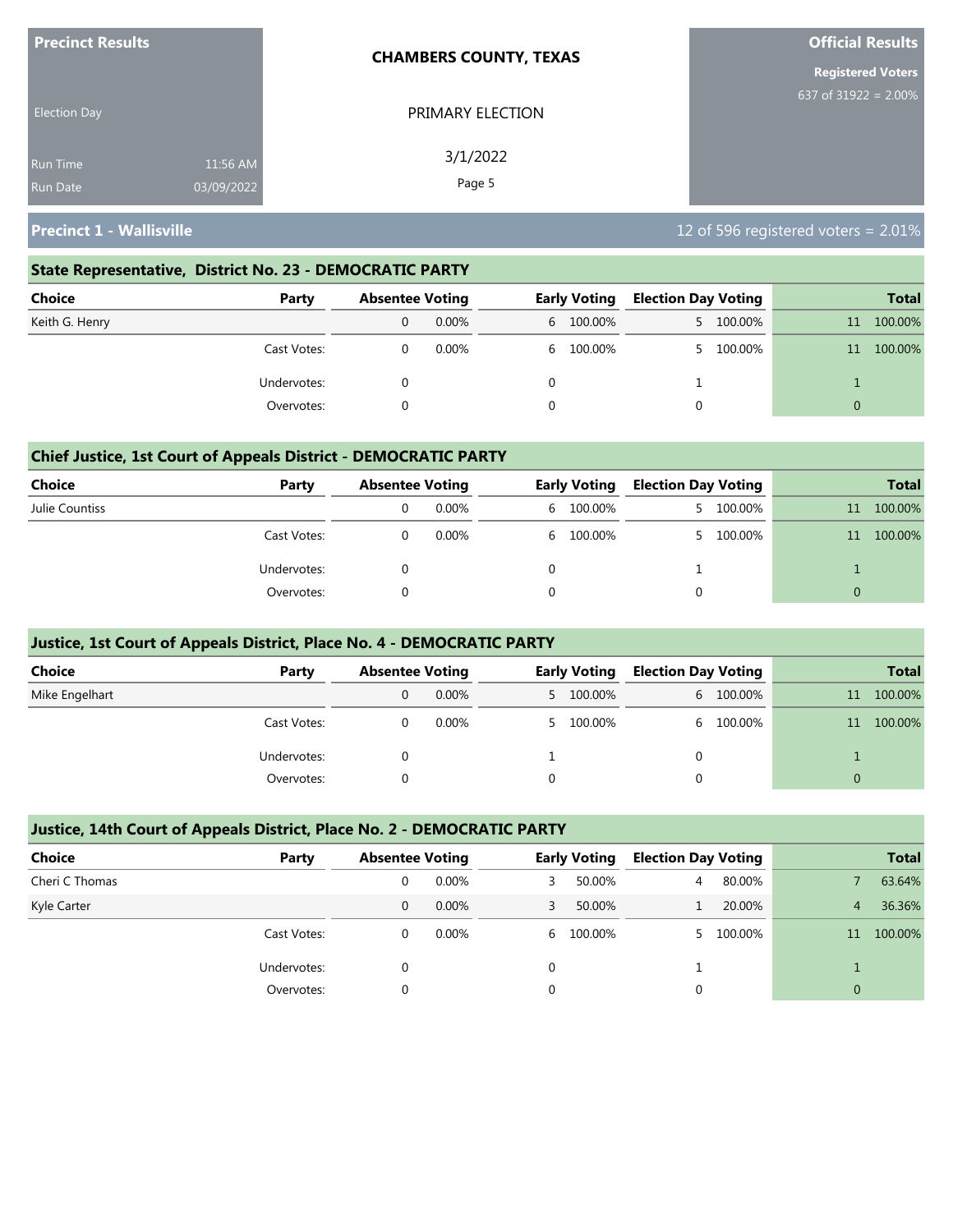**Precinct Results**

Election Day

Run Time 11:56 AM
Run Date 03/09/2022

**CHAMBERS COUNTY, TEXAS**

PRIMARY ELECTION

3/1/2022

**Official Results**

**Registered Voters**
637 of 31922 = 2.00%

## Precinct 1 - Wallisville

12 of 596 registered voters = 2.01%

### State Representative, District No. 23 - DEMOCRATIC PARTY

| Choice | Party | Absentee Voting | | Early Voting | | Election Day Voting | | Total | |
|---|---|---|---|---|---|---|---|---|---|
| Keith G. Henry | | 0 | 0.00% | 6 | 100.00% | 5 | 100.00% | 11 | 100.00% |
| | Cast Votes: | 0 | 0.00% | 6 | 100.00% | 5 | 100.00% | 11 | 100.00% |
| | Undervotes: | 0 | | 0 | | 1 | | 1 | |
| | Overvotes: | 0 | | 0 | | 0 | | 0 | |

### Chief Justice, 1st Court of Appeals District - DEMOCRATIC PARTY

| Choice | Party | Absentee Voting | | Early Voting | | Election Day Voting | | Total | |
|---|---|---|---|---|---|---|---|---|---|
| Julie Countiss | | 0 | 0.00% | 6 | 100.00% | 5 | 100.00% | 11 | 100.00% |
| | Cast Votes: | 0 | 0.00% | 6 | 100.00% | 5 | 100.00% | 11 | 100.00% |
| | Undervotes: | 0 | | 0 | | 1 | | 1 | |
| | Overvotes: | 0 | | 0 | | 0 | | 0 | |

### Justice, 1st Court of Appeals District, Place No. 4 - DEMOCRATIC PARTY

| Choice | Party | Absentee Voting | | Early Voting | | Election Day Voting | | Total | |
|---|---|---|---|---|---|---|---|---|---|
| Mike Engelhart | | 0 | 0.00% | 5 | 100.00% | 6 | 100.00% | 11 | 100.00% |
| | Cast Votes: | 0 | 0.00% | 5 | 100.00% | 6 | 100.00% | 11 | 100.00% |
| | Undervotes: | 0 | | 1 | | 0 | | 1 | |
| | Overvotes: | 0 | | 0 | | 0 | | 0 | |

### Justice, 14th Court of Appeals District, Place No. 2 - DEMOCRATIC PARTY

| Choice | Party | Absentee Voting | | Early Voting | | Election Day Voting | | Total | |
|---|---|---|---|---|---|---|---|---|---|
| Cheri C Thomas | | 0 | 0.00% | 3 | 50.00% | 4 | 80.00% | 7 | 63.64% |
| Kyle Carter | | 0 | 0.00% | 3 | 50.00% | 1 | 20.00% | 4 | 36.36% |
| | Cast Votes: | 0 | 0.00% | 6 | 100.00% | 5 | 100.00% | 11 | 100.00% |
| | Undervotes: | 0 | | 0 | | 1 | | 1 | |
| | Overvotes: | 0 | | 0 | | 0 | | 0 | |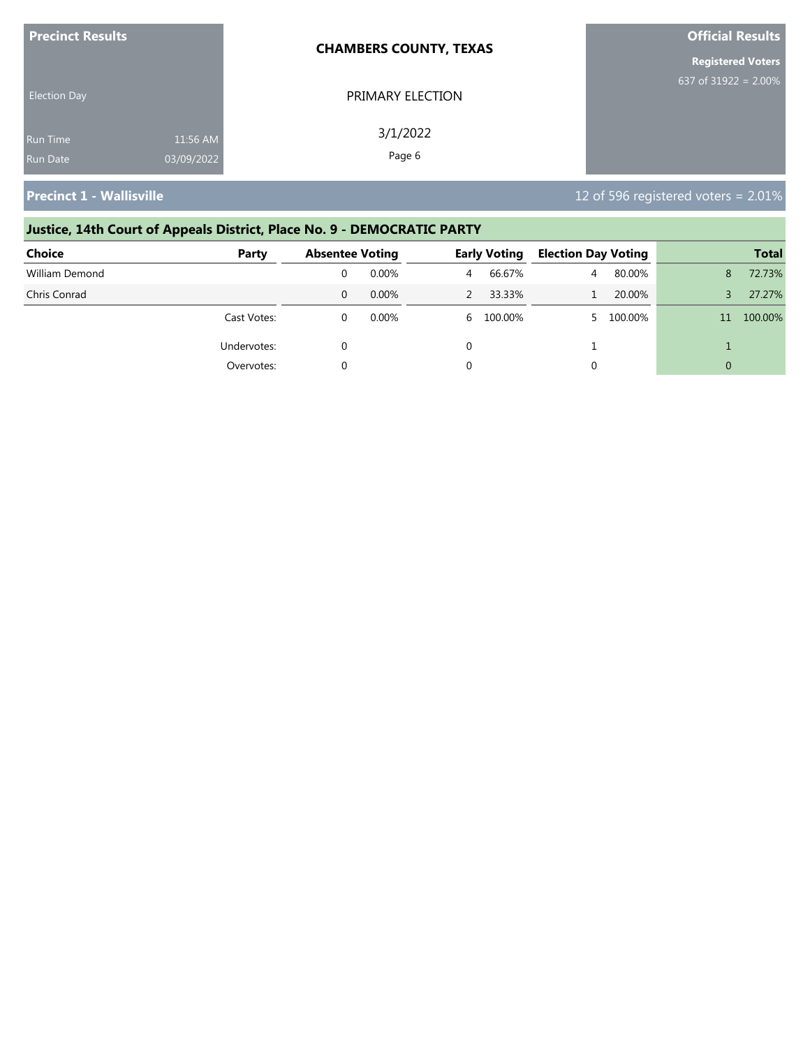**Precinct Results**

Election Day

Run Time 11:56 AM
Run Date 03/09/2022

**CHAMBERS COUNTY, TEXAS**

PRIMARY ELECTION

3/1/2022

**Official Results**

**Registered Voters**
637 of 31922 = 2.00%

## Precinct 1 - Wallisville

12 of 596 registered voters = 2.01%

### Justice, 14th Court of Appeals District, Place No. 9 - DEMOCRATIC PARTY

| Choice | Party | Absentee Voting | | Early Voting | | Election Day Voting | | Total | |
|---|---|---|---|---|---|---|---|---|---|
| William Demond | | 0 | 0.00% | 4 | 66.67% | 4 | 80.00% | 8 | 72.73% |
| Chris Conrad | | 0 | 0.00% | 2 | 33.33% | 1 | 20.00% | 3 | 27.27% |
| | Cast Votes: | 0 | 0.00% | 6 | 100.00% | 5 | 100.00% | 11 | 100.00% |
| | Undervotes: | 0 | | 0 | | 1 | | 1 | |
| | Overvotes: | 0 | | 0 | | 0 | | 0 | |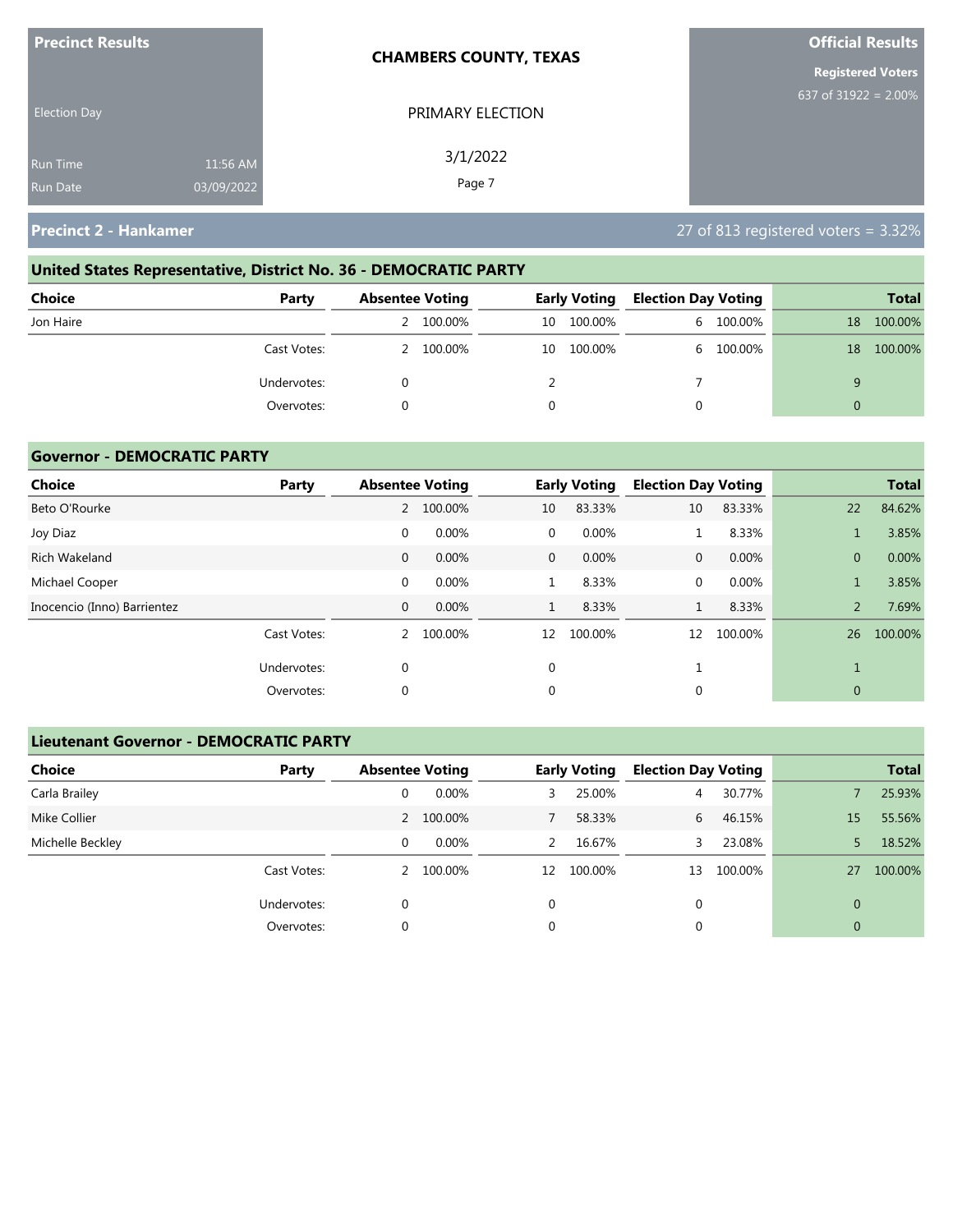**Precinct Results**

Election Day

Run Time 11:56 AM
Run Date 03/09/2022

**CHAMBERS COUNTY, TEXAS**

PRIMARY ELECTION

3/1/2022

**Official Results**

**Registered Voters**
637 of 31922 = 2.00%

## Precinct 2 - Hankamer

27 of 813 registered voters = 3.32%

### United States Representative, District No. 36 - DEMOCRATIC PARTY

| Choice | Party | Absentee Voting | | Early Voting | | Election Day Voting | | Total | |
|---|---|---|---|---|---|---|---|---|---|
| Jon Haire | | 2 | 100.00% | 10 | 100.00% | 6 | 100.00% | 18 | 100.00% |
| | Cast Votes: | 2 | 100.00% | 10 | 100.00% | 6 | 100.00% | 18 | 100.00% |
| | Undervotes: | 0 | | 2 | | 7 | | 9 | |
| | Overvotes: | 0 | | 0 | | 0 | | 0 | |

### Governor - DEMOCRATIC PARTY

| Choice | Party | Absentee Voting | | Early Voting | | Election Day Voting | | Total | |
|---|---|---|---|---|---|---|---|---|---|
| Beto O'Rourke | | 2 | 100.00% | 10 | 83.33% | 10 | 83.33% | 22 | 84.62% |
| Joy Diaz | | 0 | 0.00% | 0 | 0.00% | 1 | 8.33% | 1 | 3.85% |
| Rich Wakeland | | 0 | 0.00% | 0 | 0.00% | 0 | 0.00% | 0 | 0.00% |
| Michael Cooper | | 0 | 0.00% | 1 | 8.33% | 0 | 0.00% | 1 | 3.85% |
| Inocencio (Inno) Barrientez | | 0 | 0.00% | 1 | 8.33% | 1 | 8.33% | 2 | 7.69% |
| | Cast Votes: | 2 | 100.00% | 12 | 100.00% | 12 | 100.00% | 26 | 100.00% |
| | Undervotes: | 0 | | 0 | | 1 | | 1 | |
| | Overvotes: | 0 | | 0 | | 0 | | 0 | |

### Lieutenant Governor - DEMOCRATIC PARTY

| Choice | Party | Absentee Voting | | Early Voting | | Election Day Voting | | Total | |
|---|---|---|---|---|---|---|---|---|---|
| Carla Brailey | | 0 | 0.00% | 3 | 25.00% | 4 | 30.77% | 7 | 25.93% |
| Mike Collier | | 2 | 100.00% | 7 | 58.33% | 6 | 46.15% | 15 | 55.56% |
| Michelle Beckley | | 0 | 0.00% | 2 | 16.67% | 3 | 23.08% | 5 | 18.52% |
| | Cast Votes: | 2 | 100.00% | 12 | 100.00% | 13 | 100.00% | 27 | 100.00% |
| | Undervotes: | 0 | | 0 | | 0 | | 0 | |
| | Overvotes: | 0 | | 0 | | 0 | | 0 | |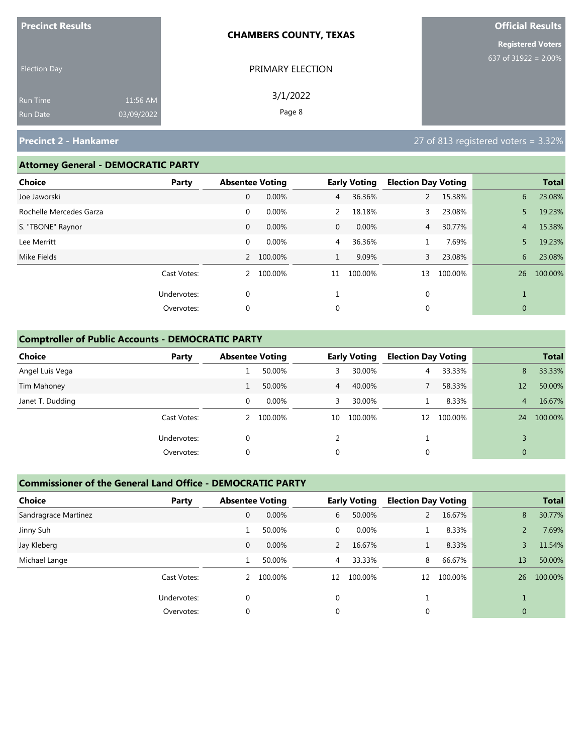**Precinct Results**

Election Day

Run Time 11:56 AM
Run Date 03/09/2022

**CHAMBERS COUNTY, TEXAS**

PRIMARY ELECTION

3/1/2022

**Official Results**

**Registered Voters**
637 of 31922 = 2.00%

## Precinct 2 - Hankamer

27 of 813 registered voters = 3.32%

### Attorney General - DEMOCRATIC PARTY

| Choice | Party | Absentee Voting | | Early Voting | | Election Day Voting | | Total | |
|---|---|---|---|---|---|---|---|---|---|
| Joe Jaworski | | 0 | 0.00% | 4 | 36.36% | 2 | 15.38% | 6 | 23.08% |
| Rochelle Mercedes Garza | | 0 | 0.00% | 2 | 18.18% | 3 | 23.08% | 5 | 19.23% |
| S. "TBONE" Raynor | | 0 | 0.00% | 0 | 0.00% | 4 | 30.77% | 4 | 15.38% |
| Lee Merritt | | 0 | 0.00% | 4 | 36.36% | 1 | 7.69% | 5 | 19.23% |
| Mike Fields | | 2 | 100.00% | 1 | 9.09% | 3 | 23.08% | 6 | 23.08% |
| | Cast Votes: | 2 | 100.00% | 11 | 100.00% | 13 | 100.00% | 26 | 100.00% |
| | Undervotes: | 0 | | 1 | | 0 | | 1 | |
| | Overvotes: | 0 | | 0 | | 0 | | 0 | |

### Comptroller of Public Accounts - DEMOCRATIC PARTY

| Choice | Party | Absentee Voting | | Early Voting | | Election Day Voting | | Total | |
|---|---|---|---|---|---|---|---|---|---|
| Angel Luis Vega | | 1 | 50.00% | 3 | 30.00% | 4 | 33.33% | 8 | 33.33% |
| Tim Mahoney | | 1 | 50.00% | 4 | 40.00% | 7 | 58.33% | 12 | 50.00% |
| Janet T. Dudding | | 0 | 0.00% | 3 | 30.00% | 1 | 8.33% | 4 | 16.67% |
| | Cast Votes: | 2 | 100.00% | 10 | 100.00% | 12 | 100.00% | 24 | 100.00% |
| | Undervotes: | 0 | | 2 | | 1 | | 3 | |
| | Overvotes: | 0 | | 0 | | 0 | | 0 | |

### Commissioner of the General Land Office - DEMOCRATIC PARTY

| Choice | Party | Absentee Voting | | Early Voting | | Election Day Voting | | Total | |
|---|---|---|---|---|---|---|---|---|---|
| Sandragrace Martinez | | 0 | 0.00% | 6 | 50.00% | 2 | 16.67% | 8 | 30.77% |
| Jinny Suh | | 1 | 50.00% | 0 | 0.00% | 1 | 8.33% | 2 | 7.69% |
| Jay Kleberg | | 0 | 0.00% | 2 | 16.67% | 1 | 8.33% | 3 | 11.54% |
| Michael Lange | | 1 | 50.00% | 4 | 33.33% | 8 | 66.67% | 13 | 50.00% |
| | Cast Votes: | 2 | 100.00% | 12 | 100.00% | 12 | 100.00% | 26 | 100.00% |
| | Undervotes: | 0 | | 0 | | 1 | | 1 | |
| | Overvotes: | 0 | | 0 | | 0 | | 0 | |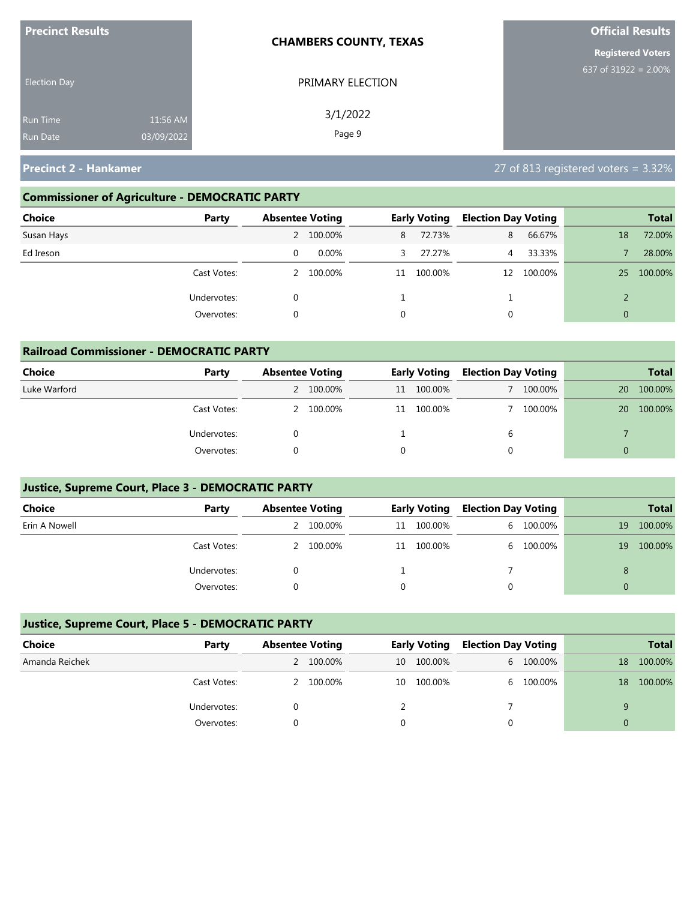**Precinct Results**

Election Day

Run Time 11:56 AM
Run Date 03/09/2022

**CHAMBERS COUNTY, TEXAS**

PRIMARY ELECTION

3/1/2022

**Official Results**

**Registered Voters**
637 of 31922 = 2.00%

## Precinct 2 - Hankamer

27 of 813 registered voters = 3.32%

### Commissioner of Agriculture - DEMOCRATIC PARTY

| Choice | Party | Absentee Voting | | Early Voting | | Election Day Voting | | Total | |
|---|---|---|---|---|---|---|---|---|---|
| Susan Hays | | 2 | 100.00% | 8 | 72.73% | 8 | 66.67% | 18 | 72.00% |
| Ed Ireson | | 0 | 0.00% | 3 | 27.27% | 4 | 33.33% | 7 | 28.00% |
| | Cast Votes: | 2 | 100.00% | 11 | 100.00% | 12 | 100.00% | 25 | 100.00% |
| | Undervotes: | 0 | | 1 | | 1 | | 2 | |
| | Overvotes: | 0 | | 0 | | 0 | | 0 | |

### Railroad Commissioner - DEMOCRATIC PARTY

| Choice | Party | Absentee Voting | | Early Voting | | Election Day Voting | | Total | |
|---|---|---|---|---|---|---|---|---|---|
| Luke Warford | | 2 | 100.00% | 11 | 100.00% | 7 | 100.00% | 20 | 100.00% |
| | Cast Votes: | 2 | 100.00% | 11 | 100.00% | 7 | 100.00% | 20 | 100.00% |
| | Undervotes: | 0 | | 1 | | 6 | | 7 | |
| | Overvotes: | 0 | | 0 | | 0 | | 0 | |

### Justice, Supreme Court, Place 3 - DEMOCRATIC PARTY

| Choice | Party | Absentee Voting | | Early Voting | | Election Day Voting | | Total | |
|---|---|---|---|---|---|---|---|---|---|
| Erin A Nowell | | 2 | 100.00% | 11 | 100.00% | 6 | 100.00% | 19 | 100.00% |
| | Cast Votes: | 2 | 100.00% | 11 | 100.00% | 6 | 100.00% | 19 | 100.00% |
| | Undervotes: | 0 | | 1 | | 7 | | 8 | |
| | Overvotes: | 0 | | 0 | | 0 | | 0 | |

### Justice, Supreme Court, Place 5 - DEMOCRATIC PARTY

| Choice | Party | Absentee Voting | | Early Voting | | Election Day Voting | | Total | |
|---|---|---|---|---|---|---|---|---|---|
| Amanda Reichek | | 2 | 100.00% | 10 | 100.00% | 6 | 100.00% | 18 | 100.00% |
| | Cast Votes: | 2 | 100.00% | 10 | 100.00% | 6 | 100.00% | 18 | 100.00% |
| | Undervotes: | 0 | | 2 | | 7 | | 9 | |
| | Overvotes: | 0 | | 0 | | 0 | | 0 | |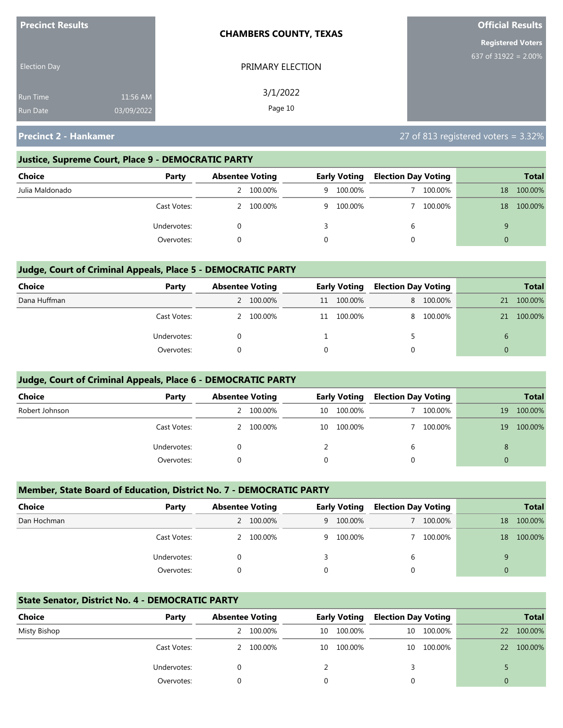**Precinct Results**

Election Day

Run Time 11:56 AM
Run Date 03/09/2022

**CHAMBERS COUNTY, TEXAS**

PRIMARY ELECTION

3/1/2022

**Official Results**

**Registered Voters**
637 of 31922 = 2.00%

## Precinct 2 - Hankamer

27 of 813 registered voters = 3.32%

### Justice, Supreme Court, Place 9 - DEMOCRATIC PARTY

| Choice | Party | Absentee Voting | | Early Voting | | Election Day Voting | | Total | |
|---|---|---|---|---|---|---|---|---|---|
| Julia Maldonado | | 2 | 100.00% | 9 | 100.00% | 7 | 100.00% | 18 | 100.00% |
| | Cast Votes: | 2 | 100.00% | 9 | 100.00% | 7 | 100.00% | 18 | 100.00% |
| | Undervotes: | 0 | | 3 | | 6 | | 9 | |
| | Overvotes: | 0 | | 0 | | 0 | | 0 | |

### Judge, Court of Criminal Appeals, Place 5 - DEMOCRATIC PARTY

| Choice | Party | Absentee Voting | | Early Voting | | Election Day Voting | | Total | |
|---|---|---|---|---|---|---|---|---|---|
| Dana Huffman | | 2 | 100.00% | 11 | 100.00% | 8 | 100.00% | 21 | 100.00% |
| | Cast Votes: | 2 | 100.00% | 11 | 100.00% | 8 | 100.00% | 21 | 100.00% |
| | Undervotes: | 0 | | 1 | | 5 | | 6 | |
| | Overvotes: | 0 | | 0 | | 0 | | 0 | |

### Judge, Court of Criminal Appeals, Place 6 - DEMOCRATIC PARTY

| Choice | Party | Absentee Voting | | Early Voting | | Election Day Voting | | Total | |
|---|---|---|---|---|---|---|---|---|---|
| Robert Johnson | | 2 | 100.00% | 10 | 100.00% | 7 | 100.00% | 19 | 100.00% |
| | Cast Votes: | 2 | 100.00% | 10 | 100.00% | 7 | 100.00% | 19 | 100.00% |
| | Undervotes: | 0 | | 2 | | 6 | | 8 | |
| | Overvotes: | 0 | | 0 | | 0 | | 0 | |

### Member, State Board of Education, District No. 7 - DEMOCRATIC PARTY

| Choice | Party | Absentee Voting | | Early Voting | | Election Day Voting | | Total | |
|---|---|---|---|---|---|---|---|---|---|
| Dan Hochman | | 2 | 100.00% | 9 | 100.00% | 7 | 100.00% | 18 | 100.00% |
| | Cast Votes: | 2 | 100.00% | 9 | 100.00% | 7 | 100.00% | 18 | 100.00% |
| | Undervotes: | 0 | | 3 | | 6 | | 9 | |
| | Overvotes: | 0 | | 0 | | 0 | | 0 | |

### State Senator, District No. 4 - DEMOCRATIC PARTY

| Choice | Party | Absentee Voting | | Early Voting | | Election Day Voting | | Total | |
|---|---|---|---|---|---|---|---|---|---|
| Misty Bishop | | 2 | 100.00% | 10 | 100.00% | 10 | 100.00% | 22 | 100.00% |
| | Cast Votes: | 2 | 100.00% | 10 | 100.00% | 10 | 100.00% | 22 | 100.00% |
| | Undervotes: | 0 | | 2 | | 3 | | 5 | |
| | Overvotes: | 0 | | 0 | | 0 | | 0 | |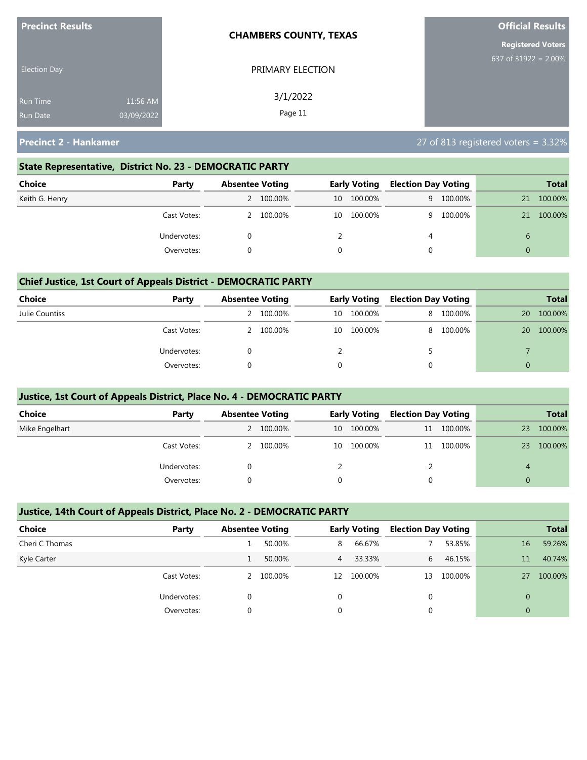**Precinct Results**

Election Day

Run Time 11:56 AM
Run Date 03/09/2022

**CHAMBERS COUNTY, TEXAS**

PRIMARY ELECTION

3/1/2022

**Official Results**

**Registered Voters**
637 of 31922 = 2.00%

## Precinct 2 - Hankamer

27 of 813 registered voters = 3.32%

### State Representative, District No. 23 - DEMOCRATIC PARTY

| Choice | Party | Absentee Voting | | Early Voting | | Election Day Voting | | Total | |
|---|---|---|---|---|---|---|---|---|---|
| Keith G. Henry | | 2 | 100.00% | 10 | 100.00% | 9 | 100.00% | 21 | 100.00% |
| | Cast Votes: | 2 | 100.00% | 10 | 100.00% | 9 | 100.00% | 21 | 100.00% |
| | Undervotes: | 0 | | 2 | | 4 | | 6 | |
| | Overvotes: | 0 | | 0 | | 0 | | 0 | |

### Chief Justice, 1st Court of Appeals District - DEMOCRATIC PARTY

| Choice | Party | Absentee Voting | | Early Voting | | Election Day Voting | | Total | |
|---|---|---|---|---|---|---|---|---|---|
| Julie Countiss | | 2 | 100.00% | 10 | 100.00% | 8 | 100.00% | 20 | 100.00% |
| | Cast Votes: | 2 | 100.00% | 10 | 100.00% | 8 | 100.00% | 20 | 100.00% |
| | Undervotes: | 0 | | 2 | | 5 | | 7 | |
| | Overvotes: | 0 | | 0 | | 0 | | 0 | |

### Justice, 1st Court of Appeals District, Place No. 4 - DEMOCRATIC PARTY

| Choice | Party | Absentee Voting | | Early Voting | | Election Day Voting | | Total | |
|---|---|---|---|---|---|---|---|---|---|
| Mike Engelhart | | 2 | 100.00% | 10 | 100.00% | 11 | 100.00% | 23 | 100.00% |
| | Cast Votes: | 2 | 100.00% | 10 | 100.00% | 11 | 100.00% | 23 | 100.00% |
| | Undervotes: | 0 | | 2 | | 2 | | 4 | |
| | Overvotes: | 0 | | 0 | | 0 | | 0 | |

### Justice, 14th Court of Appeals District, Place No. 2 - DEMOCRATIC PARTY

| Choice | Party | Absentee Voting | | Early Voting | | Election Day Voting | | Total | |
|---|---|---|---|---|---|---|---|---|---|
| Cheri C Thomas | | 1 | 50.00% | 8 | 66.67% | 7 | 53.85% | 16 | 59.26% |
| Kyle Carter | | 1 | 50.00% | 4 | 33.33% | 6 | 46.15% | 11 | 40.74% |
| | Cast Votes: | 2 | 100.00% | 12 | 100.00% | 13 | 100.00% | 27 | 100.00% |
| | Undervotes: | 0 | | 0 | | 0 | | 0 | |
| | Overvotes: | 0 | | 0 | | 0 | | 0 | |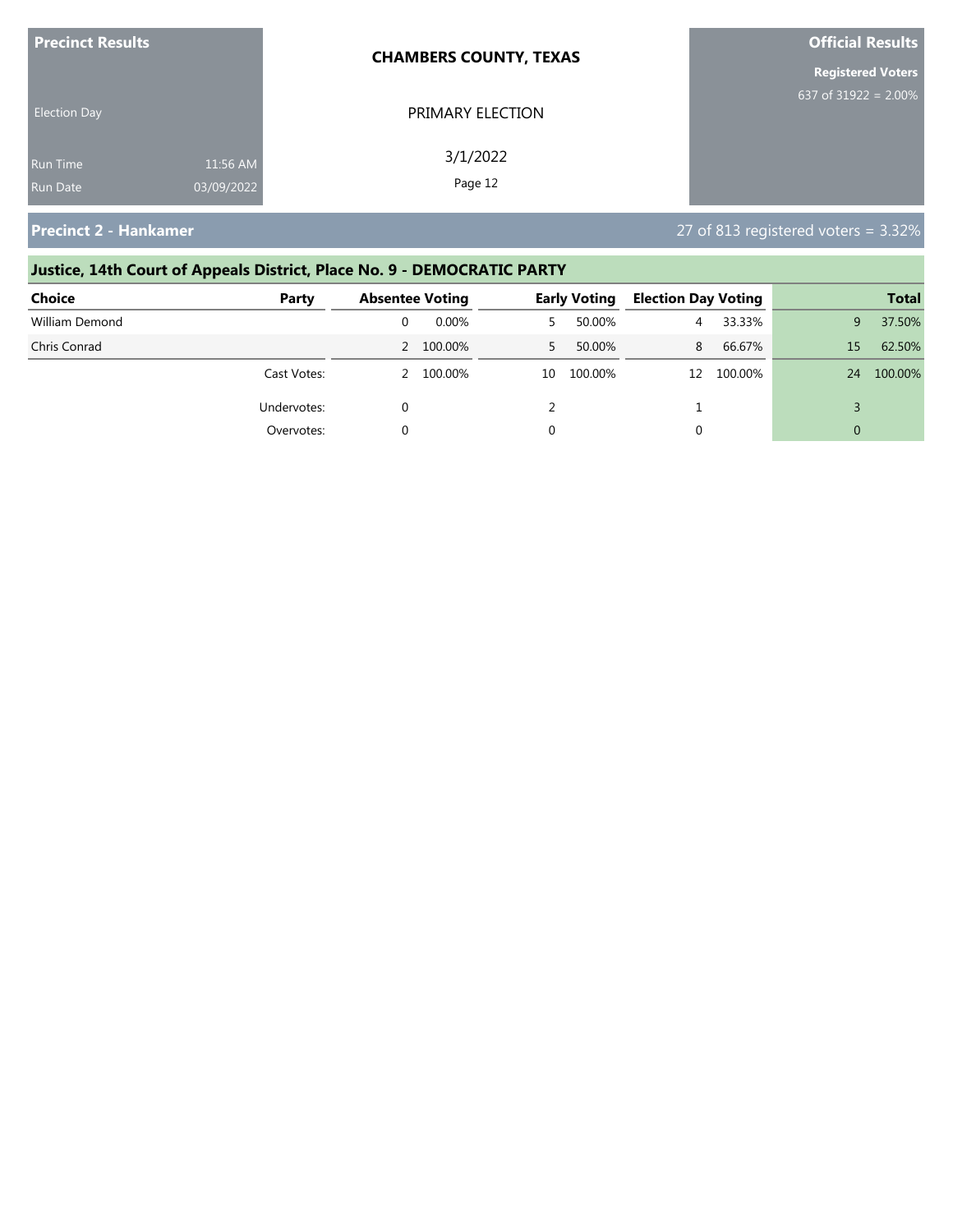**Precinct Results**

Election Day

Run Time 11:56 AM
Run Date 03/09/2022

**CHAMBERS COUNTY, TEXAS**

PRIMARY ELECTION

3/1/2022

**Official Results**

**Registered Voters**
637 of 31922 = 2.00%

## Precinct 2 - Hankamer

27 of 813 registered voters = 3.32%

### Justice, 14th Court of Appeals District, Place No. 9 - DEMOCRATIC PARTY

| Choice | Party | Absentee Voting | | Early Voting | | Election Day Voting | | Total | |
|---|---|---|---|---|---|---|---|---|---|
| William Demond | | 0 | 0.00% | 5 | 50.00% | 4 | 33.33% | 9 | 37.50% |
| Chris Conrad | | 2 | 100.00% | 5 | 50.00% | 8 | 66.67% | 15 | 62.50% |
| | Cast Votes: | 2 | 100.00% | 10 | 100.00% | 12 | 100.00% | 24 | 100.00% |
| | Undervotes: | 0 | | 2 | | 1 | | 3 | |
| | Overvotes: | 0 | | 0 | | 0 | | 0 | |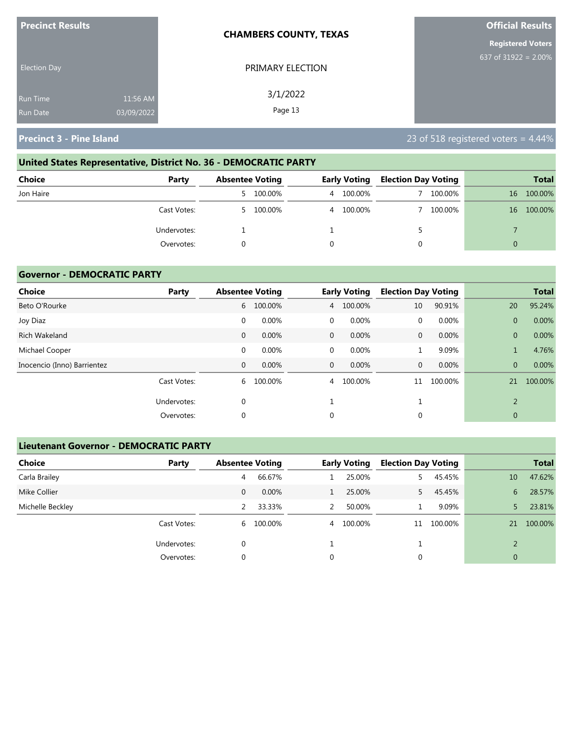**Precinct Results**

Election Day

Run Time 11:56 AM
Run Date 03/09/2022

**CHAMBERS COUNTY, TEXAS**

PRIMARY ELECTION

3/1/2022

**Official Results**

**Registered Voters**
637 of 31922 = 2.00%

## Precinct 3 - Pine Island

23 of 518 registered voters = 4.44%

### United States Representative, District No. 36 - DEMOCRATIC PARTY

| Choice | Party | Absentee Voting | | Early Voting | | Election Day Voting | | Total | |
|---|---|---|---|---|---|---|---|---|---|
| Jon Haire | | 5 | 100.00% | 4 | 100.00% | 7 | 100.00% | 16 | 100.00% |
| | Cast Votes: | 5 | 100.00% | 4 | 100.00% | 7 | 100.00% | 16 | 100.00% |
| | Undervotes: | 1 | | 1 | | 5 | | 7 | |
| | Overvotes: | 0 | | 0 | | 0 | | 0 | |

### Governor - DEMOCRATIC PARTY

| Choice | Party | Absentee Voting | | Early Voting | | Election Day Voting | | Total | |
|---|---|---|---|---|---|---|---|---|---|
| Beto O'Rourke | | 6 | 100.00% | 4 | 100.00% | 10 | 90.91% | 20 | 95.24% |
| Joy Diaz | | 0 | 0.00% | 0 | 0.00% | 0 | 0.00% | 0 | 0.00% |
| Rich Wakeland | | 0 | 0.00% | 0 | 0.00% | 0 | 0.00% | 0 | 0.00% |
| Michael Cooper | | 0 | 0.00% | 0 | 0.00% | 1 | 9.09% | 1 | 4.76% |
| Inocencio (Inno) Barrientez | | 0 | 0.00% | 0 | 0.00% | 0 | 0.00% | 0 | 0.00% |
| | Cast Votes: | 6 | 100.00% | 4 | 100.00% | 11 | 100.00% | 21 | 100.00% |
| | Undervotes: | 0 | | 1 | | 1 | | 2 | |
| | Overvotes: | 0 | | 0 | | 0 | | 0 | |

### Lieutenant Governor - DEMOCRATIC PARTY

| Choice | Party | Absentee Voting | | Early Voting | | Election Day Voting | | Total | |
|---|---|---|---|---|---|---|---|---|---|
| Carla Brailey | | 4 | 66.67% | 1 | 25.00% | 5 | 45.45% | 10 | 47.62% |
| Mike Collier | | 0 | 0.00% | 1 | 25.00% | 5 | 45.45% | 6 | 28.57% |
| Michelle Beckley | | 2 | 33.33% | 2 | 50.00% | 1 | 9.09% | 5 | 23.81% |
| | Cast Votes: | 6 | 100.00% | 4 | 100.00% | 11 | 100.00% | 21 | 100.00% |
| | Undervotes: | 0 | | 1 | | 1 | | 2 | |
| | Overvotes: | 0 | | 0 | | 0 | | 0 | |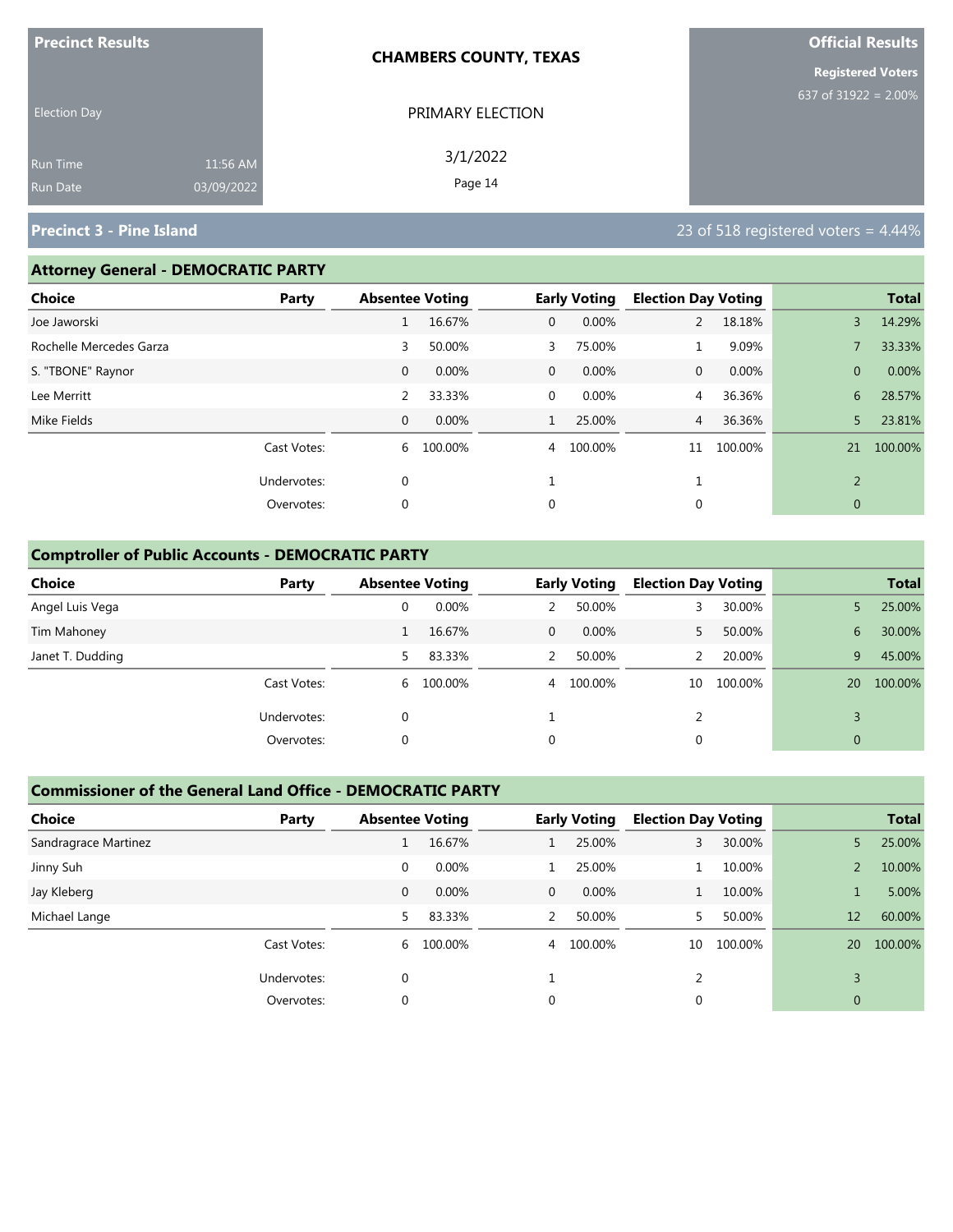**Precinct Results**

Election Day

Run Time 11:56 AM
Run Date 03/09/2022

**CHAMBERS COUNTY, TEXAS**

PRIMARY ELECTION

3/1/2022

**Official Results**

**Registered Voters**
637 of 31922 = 2.00%

## Precinct 3 - Pine Island

23 of 518 registered voters = 4.44%

### Attorney General - DEMOCRATIC PARTY

| Choice | Party | Absentee Voting | | Early Voting | | Election Day Voting | | Total | |
|---|---|---|---|---|---|---|---|---|---|
| Joe Jaworski | | 1 | 16.67% | 0 | 0.00% | 2 | 18.18% | 3 | 14.29% |
| Rochelle Mercedes Garza | | 3 | 50.00% | 3 | 75.00% | 1 | 9.09% | 7 | 33.33% |
| S. "TBONE" Raynor | | 0 | 0.00% | 0 | 0.00% | 0 | 0.00% | 0 | 0.00% |
| Lee Merritt | | 2 | 33.33% | 0 | 0.00% | 4 | 36.36% | 6 | 28.57% |
| Mike Fields | | 0 | 0.00% | 1 | 25.00% | 4 | 36.36% | 5 | 23.81% |
| | Cast Votes: | 6 | 100.00% | 4 | 100.00% | 11 | 100.00% | 21 | 100.00% |
| | Undervotes: | 0 | | 1 | | 1 | | 2 | |
| | Overvotes: | 0 | | 0 | | 0 | | 0 | |

### Comptroller of Public Accounts - DEMOCRATIC PARTY

| Choice | Party | Absentee Voting | | Early Voting | | Election Day Voting | | Total | |
|---|---|---|---|---|---|---|---|---|---|
| Angel Luis Vega | | 0 | 0.00% | 2 | 50.00% | 3 | 30.00% | 5 | 25.00% |
| Tim Mahoney | | 1 | 16.67% | 0 | 0.00% | 5 | 50.00% | 6 | 30.00% |
| Janet T. Dudding | | 5 | 83.33% | 2 | 50.00% | 2 | 20.00% | 9 | 45.00% |
| | Cast Votes: | 6 | 100.00% | 4 | 100.00% | 10 | 100.00% | 20 | 100.00% |
| | Undervotes: | 0 | | 1 | | 2 | | 3 | |
| | Overvotes: | 0 | | 0 | | 0 | | 0 | |

### Commissioner of the General Land Office - DEMOCRATIC PARTY

| Choice | Party | Absentee Voting | | Early Voting | | Election Day Voting | | Total | |
|---|---|---|---|---|---|---|---|---|---|
| Sandragrace Martinez | | 1 | 16.67% | 1 | 25.00% | 3 | 30.00% | 5 | 25.00% |
| Jinny Suh | | 0 | 0.00% | 1 | 25.00% | 1 | 10.00% | 2 | 10.00% |
| Jay Kleberg | | 0 | 0.00% | 0 | 0.00% | 1 | 10.00% | 1 | 5.00% |
| Michael Lange | | 5 | 83.33% | 2 | 50.00% | 5 | 50.00% | 12 | 60.00% |
| | Cast Votes: | 6 | 100.00% | 4 | 100.00% | 10 | 100.00% | 20 | 100.00% |
| | Undervotes: | 0 | | 1 | | 2 | | 3 | |
| | Overvotes: | 0 | | 0 | | 0 | | 0 | |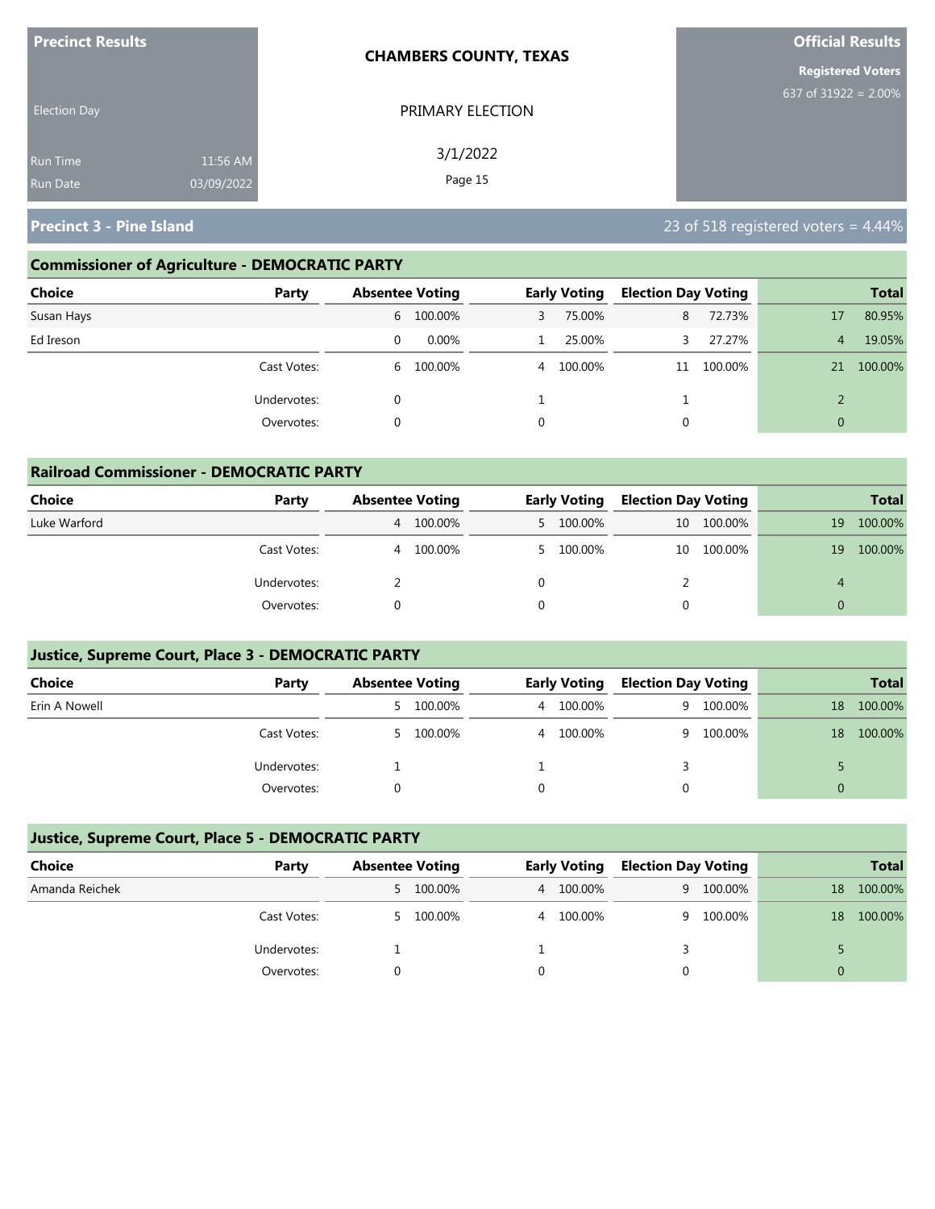**Precinct Results**

Election Day

Run Time 11:56 AM
Run Date 03/09/2022

**CHAMBERS COUNTY, TEXAS**

PRIMARY ELECTION

3/1/2022

**Official Results**

**Registered Voters**
637 of 31922 = 2.00%

## Precinct 3 - Pine Island

23 of 518 registered voters = 4.44%

### Commissioner of Agriculture - DEMOCRATIC PARTY

| Choice | Party | Absentee Voting | | Early Voting | | Election Day Voting | | Total | |
|---|---|---|---|---|---|---|---|---|---|
| Susan Hays | | 6 | 100.00% | 3 | 75.00% | 8 | 72.73% | 17 | 80.95% |
| Ed Ireson | | 0 | 0.00% | 1 | 25.00% | 3 | 27.27% | 4 | 19.05% |
| | Cast Votes: | 6 | 100.00% | 4 | 100.00% | 11 | 100.00% | 21 | 100.00% |
| | Undervotes: | 0 | | 1 | | 1 | | 2 | |
| | Overvotes: | 0 | | 0 | | 0 | | 0 | |

### Railroad Commissioner - DEMOCRATIC PARTY

| Choice | Party | Absentee Voting | | Early Voting | | Election Day Voting | | Total | |
|---|---|---|---|---|---|---|---|---|---|
| Luke Warford | | 4 | 100.00% | 5 | 100.00% | 10 | 100.00% | 19 | 100.00% |
| | Cast Votes: | 4 | 100.00% | 5 | 100.00% | 10 | 100.00% | 19 | 100.00% |
| | Undervotes: | 2 | | 0 | | 2 | | 4 | |
| | Overvotes: | 0 | | 0 | | 0 | | 0 | |

### Justice, Supreme Court, Place 3 - DEMOCRATIC PARTY

| Choice | Party | Absentee Voting | | Early Voting | | Election Day Voting | | Total | |
|---|---|---|---|---|---|---|---|---|---|
| Erin A Nowell | | 5 | 100.00% | 4 | 100.00% | 9 | 100.00% | 18 | 100.00% |
| | Cast Votes: | 5 | 100.00% | 4 | 100.00% | 9 | 100.00% | 18 | 100.00% |
| | Undervotes: | 1 | | 1 | | 3 | | 5 | |
| | Overvotes: | 0 | | 0 | | 0 | | 0 | |

### Justice, Supreme Court, Place 5 - DEMOCRATIC PARTY

| Choice | Party | Absentee Voting | | Early Voting | | Election Day Voting | | Total | |
|---|---|---|---|---|---|---|---|---|---|
| Amanda Reichek | | 5 | 100.00% | 4 | 100.00% | 9 | 100.00% | 18 | 100.00% |
| | Cast Votes: | 5 | 100.00% | 4 | 100.00% | 9 | 100.00% | 18 | 100.00% |
| | Undervotes: | 1 | | 1 | | 3 | | 5 | |
| | Overvotes: | 0 | | 0 | | 0 | | 0 | |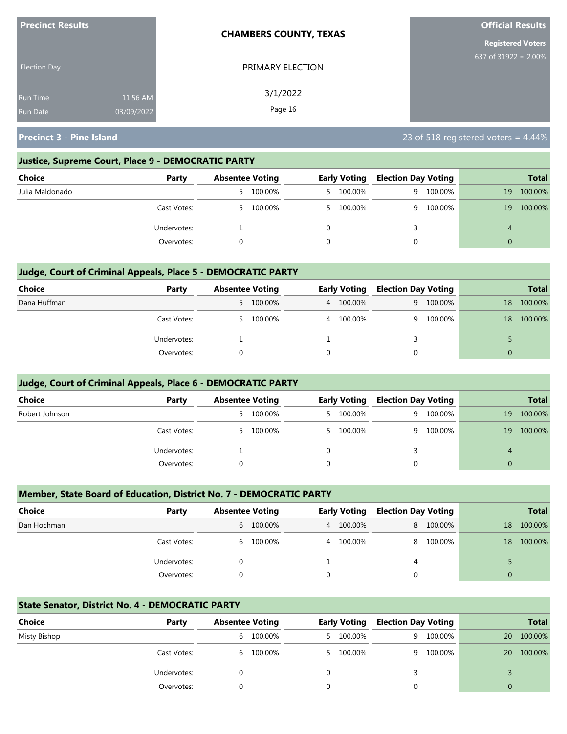**Precinct Results**

Election Day

Run Time 11:56 AM

Run Date 03/09/2022

**CHAMBERS COUNTY, TEXAS**

PRIMARY ELECTION

3/1/2022

**Official Results**

**Registered Voters**

637 of 31922 = 2.00%

## Precinct 3 - Pine Island

23 of 518 registered voters = 4.44%

### Justice, Supreme Court, Place 9 - DEMOCRATIC PARTY

| Choice | Party | Absentee Voting | | Early Voting | | Election Day Voting | | Total | |
|---|---|---|---|---|---|---|---|---|---|
| Julia Maldonado | | 5 | 100.00% | 5 | 100.00% | 9 | 100.00% | 19 | 100.00% |
| | Cast Votes: | 5 | 100.00% | 5 | 100.00% | 9 | 100.00% | 19 | 100.00% |
| | Undervotes: | 1 | | 0 | | 3 | | 4 | |
| | Overvotes: | 0 | | 0 | | 0 | | 0 | |

### Judge, Court of Criminal Appeals, Place 5 - DEMOCRATIC PARTY

| Choice | Party | Absentee Voting | | Early Voting | | Election Day Voting | | Total | |
|---|---|---|---|---|---|---|---|---|---|
| Dana Huffman | | 5 | 100.00% | 4 | 100.00% | 9 | 100.00% | 18 | 100.00% |
| | Cast Votes: | 5 | 100.00% | 4 | 100.00% | 9 | 100.00% | 18 | 100.00% |
| | Undervotes: | 1 | | 1 | | 3 | | 5 | |
| | Overvotes: | 0 | | 0 | | 0 | | 0 | |

### Judge, Court of Criminal Appeals, Place 6 - DEMOCRATIC PARTY

| Choice | Party | Absentee Voting | | Early Voting | | Election Day Voting | | Total | |
|---|---|---|---|---|---|---|---|---|---|
| Robert Johnson | | 5 | 100.00% | 5 | 100.00% | 9 | 100.00% | 19 | 100.00% |
| | Cast Votes: | 5 | 100.00% | 5 | 100.00% | 9 | 100.00% | 19 | 100.00% |
| | Undervotes: | 1 | | 0 | | 3 | | 4 | |
| | Overvotes: | 0 | | 0 | | 0 | | 0 | |

### Member, State Board of Education, District No. 7 - DEMOCRATIC PARTY

| Choice | Party | Absentee Voting | | Early Voting | | Election Day Voting | | Total | |
|---|---|---|---|---|---|---|---|---|---|
| Dan Hochman | | 6 | 100.00% | 4 | 100.00% | 8 | 100.00% | 18 | 100.00% |
| | Cast Votes: | 6 | 100.00% | 4 | 100.00% | 8 | 100.00% | 18 | 100.00% |
| | Undervotes: | 0 | | 1 | | 4 | | 5 | |
| | Overvotes: | 0 | | 0 | | 0 | | 0 | |

### State Senator, District No. 4 - DEMOCRATIC PARTY

| Choice | Party | Absentee Voting | | Early Voting | | Election Day Voting | | Total | |
|---|---|---|---|---|---|---|---|---|---|
| Misty Bishop | | 6 | 100.00% | 5 | 100.00% | 9 | 100.00% | 20 | 100.00% |
| | Cast Votes: | 6 | 100.00% | 5 | 100.00% | 9 | 100.00% | 20 | 100.00% |
| | Undervotes: | 0 | | 0 | | 3 | | 3 | |
| | Overvotes: | 0 | | 0 | | 0 | | 0 | |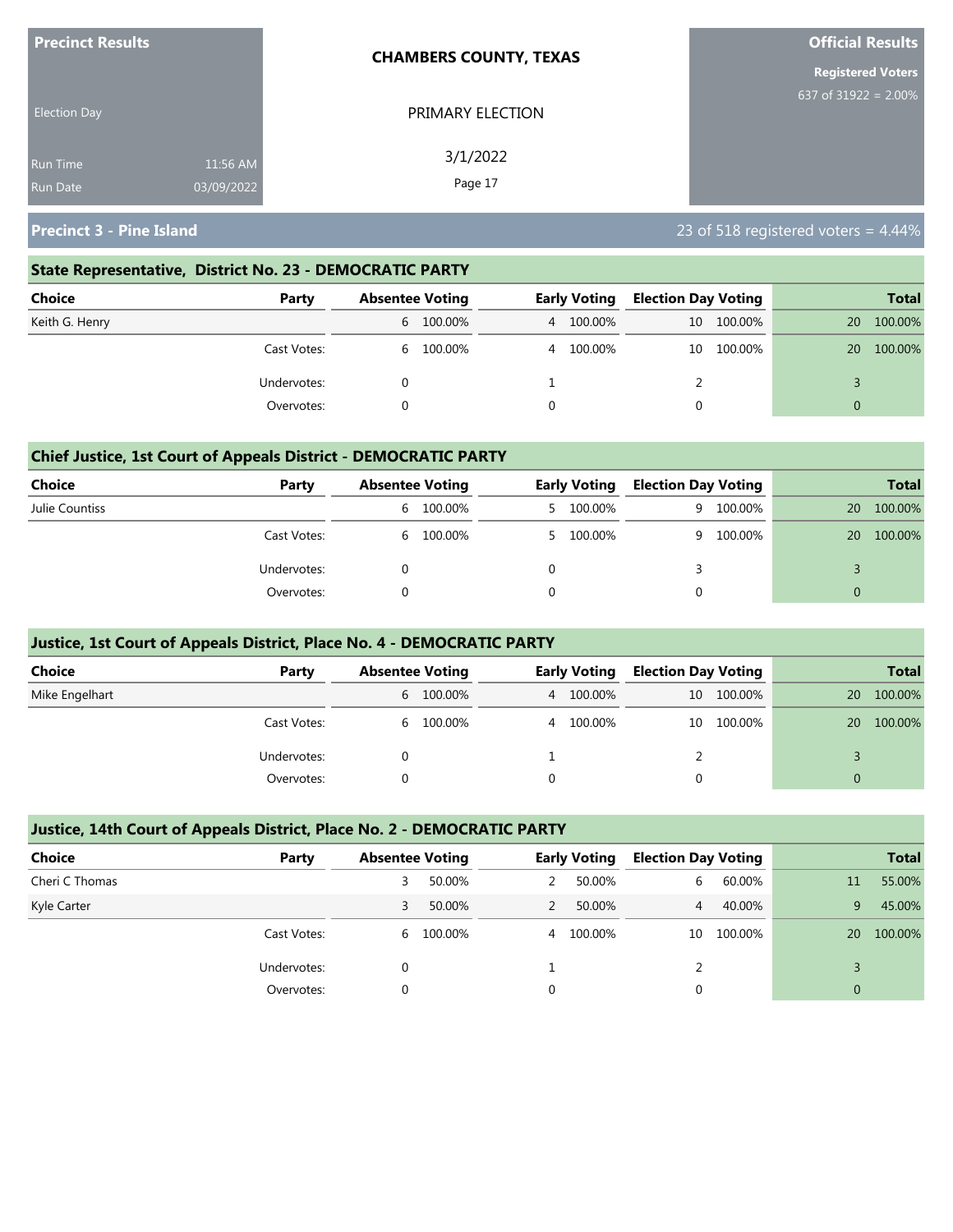**Precinct Results**

Election Day

Run Time 11:56 AM
Run Date 03/09/2022

**CHAMBERS COUNTY, TEXAS**

PRIMARY ELECTION

3/1/2022

**Official Results**

**Registered Voters**
637 of 31922 = 2.00%

## Precinct 3 - Pine Island

23 of 518 registered voters = 4.44%

### State Representative, District No. 23 - DEMOCRATIC PARTY

| Choice | Party | Absentee Voting | | Early Voting | | Election Day Voting | | Total | |
|---|---|---|---|---|---|---|---|---|---|
| Keith G. Henry | | 6 | 100.00% | 4 | 100.00% | 10 | 100.00% | 20 | 100.00% |
| | Cast Votes: | 6 | 100.00% | 4 | 100.00% | 10 | 100.00% | 20 | 100.00% |
| | Undervotes: | 0 | | 1 | | 2 | | 3 | |
| | Overvotes: | 0 | | 0 | | 0 | | 0 | |

### Chief Justice, 1st Court of Appeals District - DEMOCRATIC PARTY

| Choice | Party | Absentee Voting | | Early Voting | | Election Day Voting | | Total | |
|---|---|---|---|---|---|---|---|---|---|
| Julie Countiss | | 6 | 100.00% | 5 | 100.00% | 9 | 100.00% | 20 | 100.00% |
| | Cast Votes: | 6 | 100.00% | 5 | 100.00% | 9 | 100.00% | 20 | 100.00% |
| | Undervotes: | 0 | | 0 | | 3 | | 3 | |
| | Overvotes: | 0 | | 0 | | 0 | | 0 | |

### Justice, 1st Court of Appeals District, Place No. 4 - DEMOCRATIC PARTY

| Choice | Party | Absentee Voting | | Early Voting | | Election Day Voting | | Total | |
|---|---|---|---|---|---|---|---|---|---|
| Mike Engelhart | | 6 | 100.00% | 4 | 100.00% | 10 | 100.00% | 20 | 100.00% |
| | Cast Votes: | 6 | 100.00% | 4 | 100.00% | 10 | 100.00% | 20 | 100.00% |
| | Undervotes: | 0 | | 1 | | 2 | | 3 | |
| | Overvotes: | 0 | | 0 | | 0 | | 0 | |

### Justice, 14th Court of Appeals District, Place No. 2 - DEMOCRATIC PARTY

| Choice | Party | Absentee Voting | | Early Voting | | Election Day Voting | | Total | |
|---|---|---|---|---|---|---|---|---|---|
| Cheri C Thomas | | 3 | 50.00% | 2 | 50.00% | 6 | 60.00% | 11 | 55.00% |
| Kyle Carter | | 3 | 50.00% | 2 | 50.00% | 4 | 40.00% | 9 | 45.00% |
| | Cast Votes: | 6 | 100.00% | 4 | 100.00% | 10 | 100.00% | 20 | 100.00% |
| | Undervotes: | 0 | | 1 | | 2 | | 3 | |
| | Overvotes: | 0 | | 0 | | 0 | | 0 | |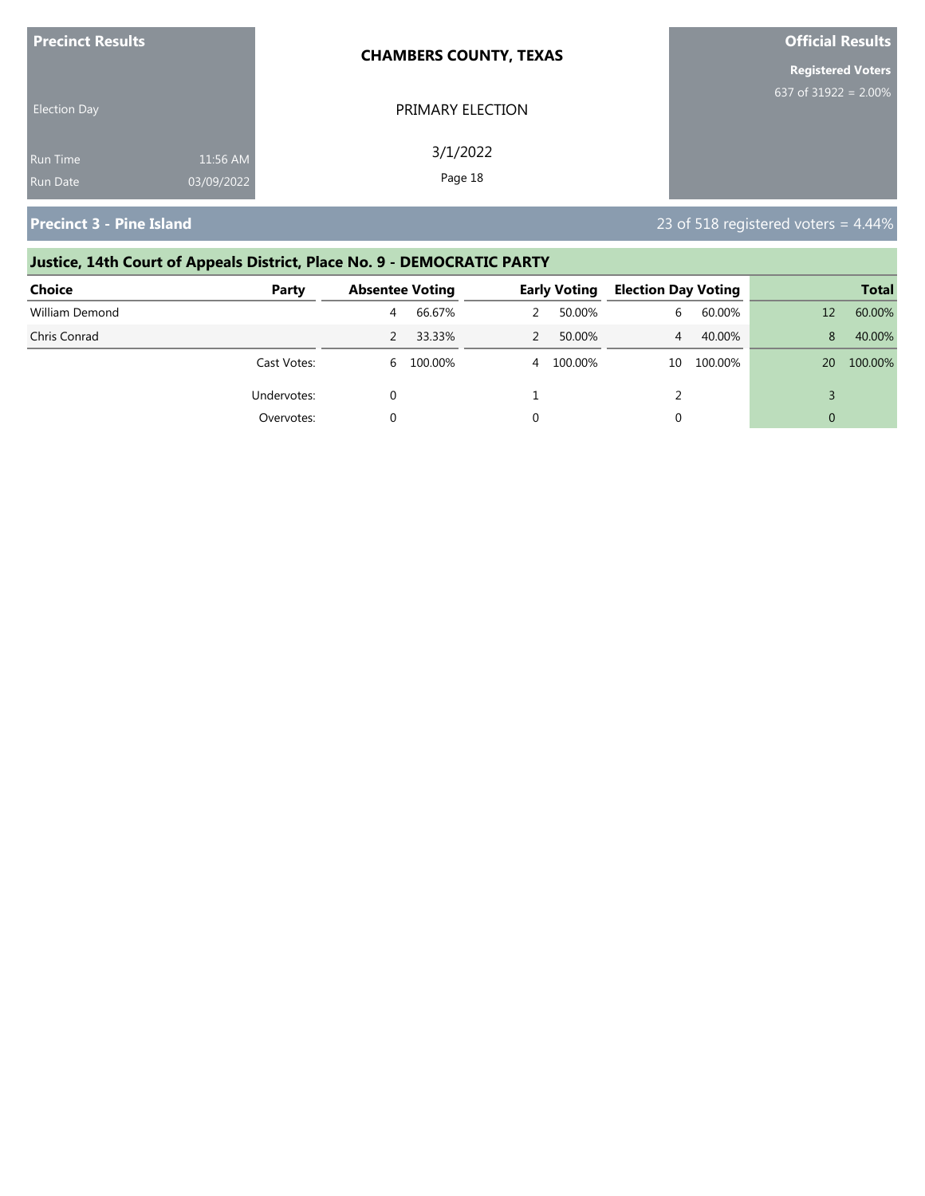**Precinct Results**

Election Day

Run Time 11:56 AM
Run Date 03/09/2022

**CHAMBERS COUNTY, TEXAS**

PRIMARY ELECTION

3/1/2022

**Official Results**

**Registered Voters**
637 of 31922 = 2.00%

## Precinct 3 - Pine Island

23 of 518 registered voters = 4.44%

### Justice, 14th Court of Appeals District, Place No. 9 - DEMOCRATIC PARTY

| Choice | Party | Absentee Voting | | Early Voting | | Election Day Voting | | Total | |
|---|---|---|---|---|---|---|---|---|---|
| William Demond | | 4 | 66.67% | 2 | 50.00% | 6 | 60.00% | 12 | 60.00% |
| Chris Conrad | | 2 | 33.33% | 2 | 50.00% | 4 | 40.00% | 8 | 40.00% |
| | Cast Votes: | 6 | 100.00% | 4 | 100.00% | 10 | 100.00% | 20 | 100.00% |
| | Undervotes: | 0 | | 1 | | 2 | | 3 | |
| | Overvotes: | 0 | | 0 | | 0 | | 0 | |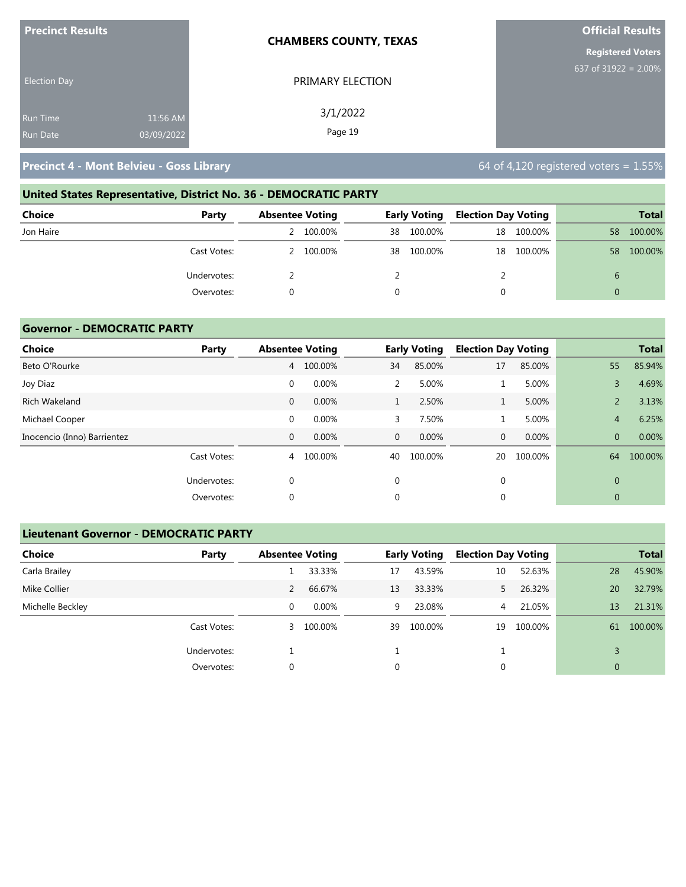Precinct Results

Election Day

Run Time 11:56 AM
Run Date 03/09/2022

**CHAMBERS COUNTY, TEXAS**

PRIMARY ELECTION

3/1/2022

**Official Results**

**Registered Voters**
637 of 31922 = 2.00%

## Precinct 4 - Mont Belvieu - Goss Library

64 of 4,120 registered voters = 1.55%

### United States Representative, District No. 36 - DEMOCRATIC PARTY

| Choice | Party | Absentee Voting | | Early Voting | | Election Day Voting | | Total | |
|---|---|---|---|---|---|---|---|---|---|
| Jon Haire | | 2 | 100.00% | 38 | 100.00% | 18 | 100.00% | 58 | 100.00% |
| | Cast Votes: | 2 | 100.00% | 38 | 100.00% | 18 | 100.00% | 58 | 100.00% |
| | Undervotes: | 2 | | 2 | | 2 | | 6 | |
| | Overvotes: | 0 | | 0 | | 0 | | 0 | |

### Governor - DEMOCRATIC PARTY

| Choice | Party | Absentee Voting | | Early Voting | | Election Day Voting | | Total | |
|---|---|---|---|---|---|---|---|---|---|
| Beto O'Rourke | | 4 | 100.00% | 34 | 85.00% | 17 | 85.00% | 55 | 85.94% |
| Joy Diaz | | 0 | 0.00% | 2 | 5.00% | 1 | 5.00% | 3 | 4.69% |
| Rich Wakeland | | 0 | 0.00% | 1 | 2.50% | 1 | 5.00% | 2 | 3.13% |
| Michael Cooper | | 0 | 0.00% | 3 | 7.50% | 1 | 5.00% | 4 | 6.25% |
| Inocencio (Inno) Barrientez | | 0 | 0.00% | 0 | 0.00% | 0 | 0.00% | 0 | 0.00% |
| | Cast Votes: | 4 | 100.00% | 40 | 100.00% | 20 | 100.00% | 64 | 100.00% |
| | Undervotes: | 0 | | 0 | | 0 | | 0 | |
| | Overvotes: | 0 | | 0 | | 0 | | 0 | |

### Lieutenant Governor - DEMOCRATIC PARTY

| Choice | Party | Absentee Voting | | Early Voting | | Election Day Voting | | Total | |
|---|---|---|---|---|---|---|---|---|---|
| Carla Brailey | | 1 | 33.33% | 17 | 43.59% | 10 | 52.63% | 28 | 45.90% |
| Mike Collier | | 2 | 66.67% | 13 | 33.33% | 5 | 26.32% | 20 | 32.79% |
| Michelle Beckley | | 0 | 0.00% | 9 | 23.08% | 4 | 21.05% | 13 | 21.31% |
| | Cast Votes: | 3 | 100.00% | 39 | 100.00% | 19 | 100.00% | 61 | 100.00% |
| | Undervotes: | 1 | | 1 | | 1 | | 3 | |
| | Overvotes: | 0 | | 0 | | 0 | | 0 | |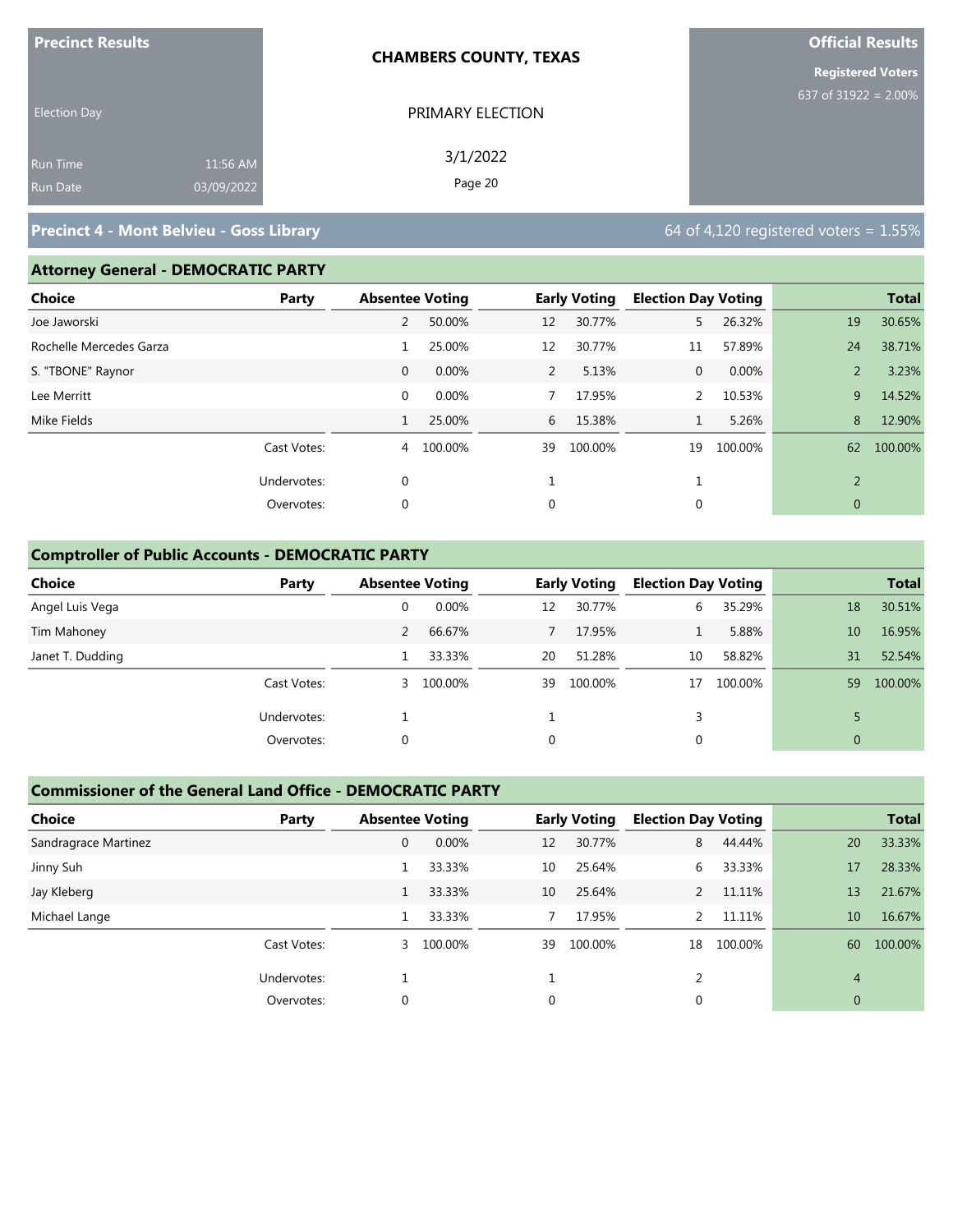**Precinct Results**

Election Day

Run Time 11:56 AM
Run Date 03/09/2022

**CHAMBERS COUNTY, TEXAS**

PRIMARY ELECTION

3/1/2022

**Official Results**

**Registered Voters**
637 of 31922 = 2.00%

## Precinct 4 - Mont Belvieu - Goss Library

64 of 4,120 registered voters = 1.55%

### Attorney General - DEMOCRATIC PARTY

| Choice | Party | Absentee Voting | | Early Voting | | Election Day Voting | | Total | |
|---|---|---|---|---|---|---|---|---|---|
| Joe Jaworski | | 2 | 50.00% | 12 | 30.77% | 5 | 26.32% | 19 | 30.65% |
| Rochelle Mercedes Garza | | 1 | 25.00% | 12 | 30.77% | 11 | 57.89% | 24 | 38.71% |
| S. "TBONE" Raynor | | 0 | 0.00% | 2 | 5.13% | 0 | 0.00% | 2 | 3.23% |
| Lee Merritt | | 0 | 0.00% | 7 | 17.95% | 2 | 10.53% | 9 | 14.52% |
| Mike Fields | | 1 | 25.00% | 6 | 15.38% | 1 | 5.26% | 8 | 12.90% |
| | Cast Votes: | 4 | 100.00% | 39 | 100.00% | 19 | 100.00% | 62 | 100.00% |
| | Undervotes: | 0 | | 1 | | 1 | | 2 | |
| | Overvotes: | 0 | | 0 | | 0 | | 0 | |

### Comptroller of Public Accounts - DEMOCRATIC PARTY

| Choice | Party | Absentee Voting | | Early Voting | | Election Day Voting | | Total | |
|---|---|---|---|---|---|---|---|---|---|
| Angel Luis Vega | | 0 | 0.00% | 12 | 30.77% | 6 | 35.29% | 18 | 30.51% |
| Tim Mahoney | | 2 | 66.67% | 7 | 17.95% | 1 | 5.88% | 10 | 16.95% |
| Janet T. Dudding | | 1 | 33.33% | 20 | 51.28% | 10 | 58.82% | 31 | 52.54% |
| | Cast Votes: | 3 | 100.00% | 39 | 100.00% | 17 | 100.00% | 59 | 100.00% |
| | Undervotes: | 1 | | 1 | | 3 | | 5 | |
| | Overvotes: | 0 | | 0 | | 0 | | 0 | |

### Commissioner of the General Land Office - DEMOCRATIC PARTY

| Choice | Party | Absentee Voting | | Early Voting | | Election Day Voting | | Total | |
|---|---|---|---|---|---|---|---|---|---|
| Sandragrace Martinez | | 0 | 0.00% | 12 | 30.77% | 8 | 44.44% | 20 | 33.33% |
| Jinny Suh | | 1 | 33.33% | 10 | 25.64% | 6 | 33.33% | 17 | 28.33% |
| Jay Kleberg | | 1 | 33.33% | 10 | 25.64% | 2 | 11.11% | 13 | 21.67% |
| Michael Lange | | 1 | 33.33% | 7 | 17.95% | 2 | 11.11% | 10 | 16.67% |
| | Cast Votes: | 3 | 100.00% | 39 | 100.00% | 18 | 100.00% | 60 | 100.00% |
| | Undervotes: | 1 | | 1 | | 2 | | 4 | |
| | Overvotes: | 0 | | 0 | | 0 | | 0 | |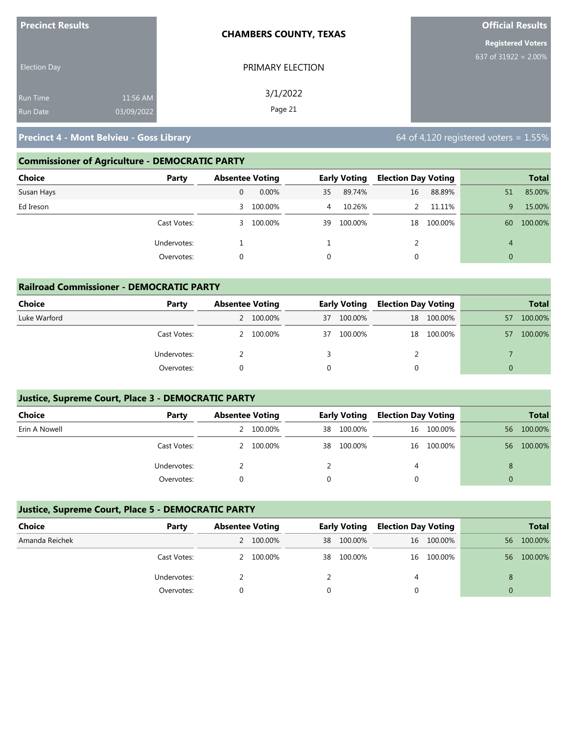**Precinct Results**

Election Day

Run Time 11:56 AM
Run Date 03/09/2022

**CHAMBERS COUNTY, TEXAS**

PRIMARY ELECTION

3/1/2022

**Official Results**

**Registered Voters**
637 of 31922 = 2.00%

## Precinct 4 - Mont Belvieu - Goss Library

64 of 4,120 registered voters = 1.55%

### Commissioner of Agriculture - DEMOCRATIC PARTY

| Choice | Party | Absentee Voting | | Early Voting | | Election Day Voting | | Total | |
|---|---|---|---|---|---|---|---|---|---|
| Susan Hays | | 0 | 0.00% | 35 | 89.74% | 16 | 88.89% | 51 | 85.00% |
| Ed Ireson | | 3 | 100.00% | 4 | 10.26% | 2 | 11.11% | 9 | 15.00% |
| | Cast Votes: | 3 | 100.00% | 39 | 100.00% | 18 | 100.00% | 60 | 100.00% |
| | Undervotes: | 1 | | 1 | | 2 | | 4 | |
| | Overvotes: | 0 | | 0 | | 0 | | 0 | |

### Railroad Commissioner - DEMOCRATIC PARTY

| Choice | Party | Absentee Voting | | Early Voting | | Election Day Voting | | Total | |
|---|---|---|---|---|---|---|---|---|---|
| Luke Warford | | 2 | 100.00% | 37 | 100.00% | 18 | 100.00% | 57 | 100.00% |
| | Cast Votes: | 2 | 100.00% | 37 | 100.00% | 18 | 100.00% | 57 | 100.00% |
| | Undervotes: | 2 | | 3 | | 2 | | 7 | |
| | Overvotes: | 0 | | 0 | | 0 | | 0 | |

### Justice, Supreme Court, Place 3 - DEMOCRATIC PARTY

| Choice | Party | Absentee Voting | | Early Voting | | Election Day Voting | | Total | |
|---|---|---|---|---|---|---|---|---|---|
| Erin A Nowell | | 2 | 100.00% | 38 | 100.00% | 16 | 100.00% | 56 | 100.00% |
| | Cast Votes: | 2 | 100.00% | 38 | 100.00% | 16 | 100.00% | 56 | 100.00% |
| | Undervotes: | 2 | | 2 | | 4 | | 8 | |
| | Overvotes: | 0 | | 0 | | 0 | | 0 | |

### Justice, Supreme Court, Place 5 - DEMOCRATIC PARTY

| Choice | Party | Absentee Voting | | Early Voting | | Election Day Voting | | Total | |
|---|---|---|---|---|---|---|---|---|---|
| Amanda Reichek | | 2 | 100.00% | 38 | 100.00% | 16 | 100.00% | 56 | 100.00% |
| | Cast Votes: | 2 | 100.00% | 38 | 100.00% | 16 | 100.00% | 56 | 100.00% |
| | Undervotes: | 2 | | 2 | | 4 | | 8 | |
| | Overvotes: | 0 | | 0 | | 0 | | 0 | |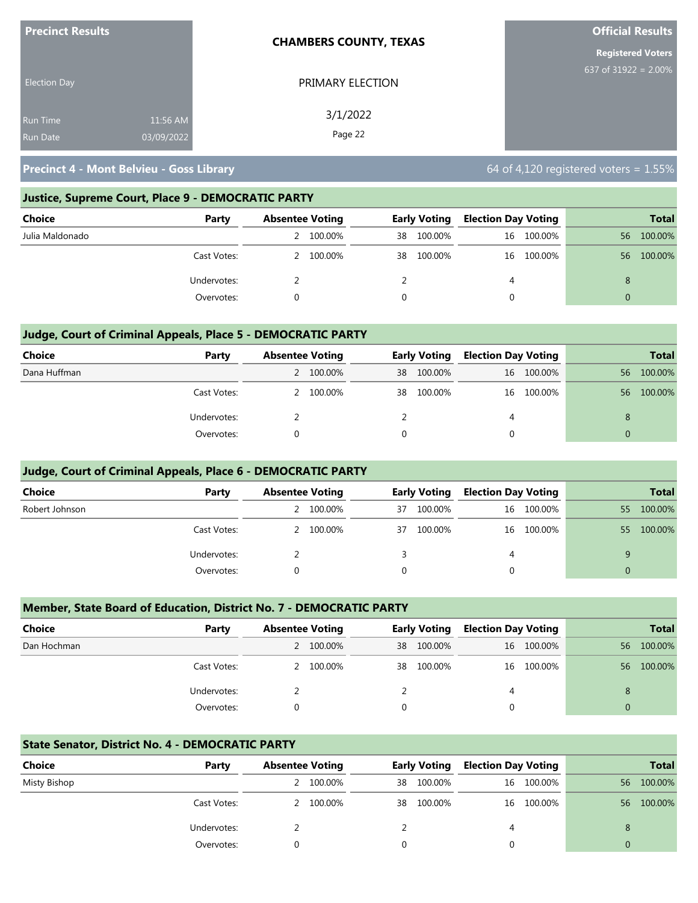**Precinct Results**

Election Day

Run Time 11:56 AM

Run Date 03/09/2022

**CHAMBERS COUNTY, TEXAS**

PRIMARY ELECTION

3/1/2022

**Official Results**

**Registered Voters**

637 of 31922 = 2.00%

## Precinct 4 - Mont Belvieu - Goss Library

64 of 4,120 registered voters = 1.55%

### Justice, Supreme Court, Place 9 - DEMOCRATIC PARTY

| Choice | Party | Absentee Voting | | Early Voting | | Election Day Voting | | Total | |
|---|---|---|---|---|---|---|---|---|---|
| Julia Maldonado | | 2 | 100.00% | 38 | 100.00% | 16 | 100.00% | 56 | 100.00% |
| | Cast Votes: | 2 | 100.00% | 38 | 100.00% | 16 | 100.00% | 56 | 100.00% |
| | Undervotes: | 2 | | 2 | | 4 | | 8 | |
| | Overvotes: | 0 | | 0 | | 0 | | 0 | |

### Judge, Court of Criminal Appeals, Place 5 - DEMOCRATIC PARTY

| Choice | Party | Absentee Voting | | Early Voting | | Election Day Voting | | Total | |
|---|---|---|---|---|---|---|---|---|---|
| Dana Huffman | | 2 | 100.00% | 38 | 100.00% | 16 | 100.00% | 56 | 100.00% |
| | Cast Votes: | 2 | 100.00% | 38 | 100.00% | 16 | 100.00% | 56 | 100.00% |
| | Undervotes: | 2 | | 2 | | 4 | | 8 | |
| | Overvotes: | 0 | | 0 | | 0 | | 0 | |

### Judge, Court of Criminal Appeals, Place 6 - DEMOCRATIC PARTY

| Choice | Party | Absentee Voting | | Early Voting | | Election Day Voting | | Total | |
|---|---|---|---|---|---|---|---|---|---|
| Robert Johnson | | 2 | 100.00% | 37 | 100.00% | 16 | 100.00% | 55 | 100.00% |
| | Cast Votes: | 2 | 100.00% | 37 | 100.00% | 16 | 100.00% | 55 | 100.00% |
| | Undervotes: | 2 | | 3 | | 4 | | 9 | |
| | Overvotes: | 0 | | 0 | | 0 | | 0 | |

### Member, State Board of Education, District No. 7 - DEMOCRATIC PARTY

| Choice | Party | Absentee Voting | | Early Voting | | Election Day Voting | | Total | |
|---|---|---|---|---|---|---|---|---|---|
| Dan Hochman | | 2 | 100.00% | 38 | 100.00% | 16 | 100.00% | 56 | 100.00% |
| | Cast Votes: | 2 | 100.00% | 38 | 100.00% | 16 | 100.00% | 56 | 100.00% |
| | Undervotes: | 2 | | 2 | | 4 | | 8 | |
| | Overvotes: | 0 | | 0 | | 0 | | 0 | |

### State Senator, District No. 4 - DEMOCRATIC PARTY

| Choice | Party | Absentee Voting | | Early Voting | | Election Day Voting | | Total | |
|---|---|---|---|---|---|---|---|---|---|
| Misty Bishop | | 2 | 100.00% | 38 | 100.00% | 16 | 100.00% | 56 | 100.00% |
| | Cast Votes: | 2 | 100.00% | 38 | 100.00% | 16 | 100.00% | 56 | 100.00% |
| | Undervotes: | 2 | | 2 | | 4 | | 8 | |
| | Overvotes: | 0 | | 0 | | 0 | | 0 | |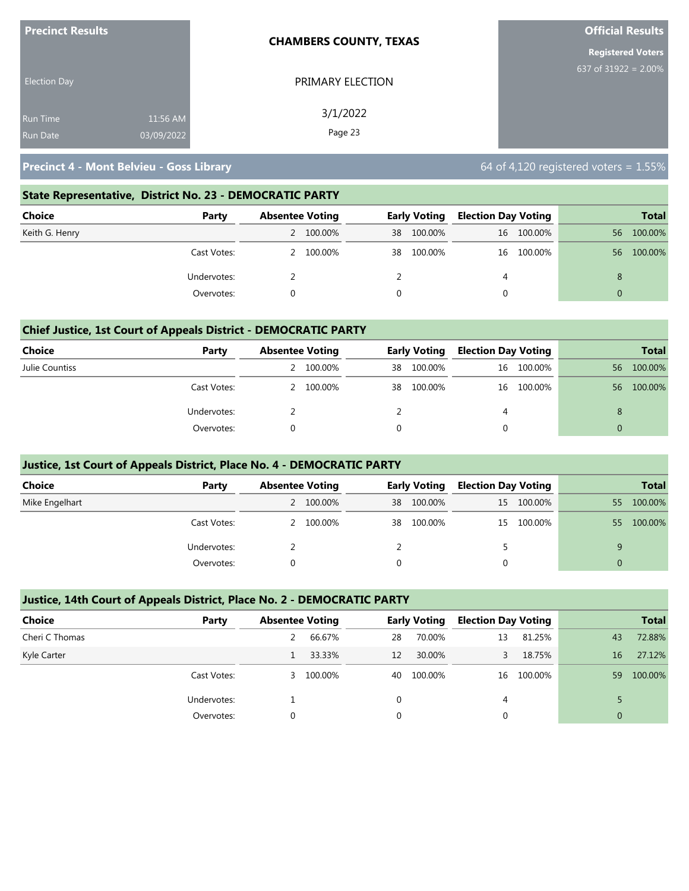**Precinct Results**

Election Day

Run Time 11:56 AM
Run Date 03/09/2022

**CHAMBERS COUNTY, TEXAS**

PRIMARY ELECTION

3/1/2022

**Official Results**

**Registered Voters**
637 of 31922 = 2.00%

## Precinct 4 - Mont Belvieu - Goss Library

64 of 4,120 registered voters = 1.55%

### State Representative, District No. 23 - DEMOCRATIC PARTY

| Choice | Party | Absentee Voting | | Early Voting | | Election Day Voting | | Total | |
|---|---|---|---|---|---|---|---|---|---|
| Keith G. Henry | | 2 | 100.00% | 38 | 100.00% | 16 | 100.00% | 56 | 100.00% |
| | Cast Votes: | 2 | 100.00% | 38 | 100.00% | 16 | 100.00% | 56 | 100.00% |
| | Undervotes: | 2 | | 2 | | 4 | | 8 | |
| | Overvotes: | 0 | | 0 | | 0 | | 0 | |

### Chief Justice, 1st Court of Appeals District - DEMOCRATIC PARTY

| Choice | Party | Absentee Voting | | Early Voting | | Election Day Voting | | Total | |
|---|---|---|---|---|---|---|---|---|---|
| Julie Countiss | | 2 | 100.00% | 38 | 100.00% | 16 | 100.00% | 56 | 100.00% |
| | Cast Votes: | 2 | 100.00% | 38 | 100.00% | 16 | 100.00% | 56 | 100.00% |
| | Undervotes: | 2 | | 2 | | 4 | | 8 | |
| | Overvotes: | 0 | | 0 | | 0 | | 0 | |

### Justice, 1st Court of Appeals District, Place No. 4 - DEMOCRATIC PARTY

| Choice | Party | Absentee Voting | | Early Voting | | Election Day Voting | | Total | |
|---|---|---|---|---|---|---|---|---|---|
| Mike Engelhart | | 2 | 100.00% | 38 | 100.00% | 15 | 100.00% | 55 | 100.00% |
| | Cast Votes: | 2 | 100.00% | 38 | 100.00% | 15 | 100.00% | 55 | 100.00% |
| | Undervotes: | 2 | | 2 | | 5 | | 9 | |
| | Overvotes: | 0 | | 0 | | 0 | | 0 | |

### Justice, 14th Court of Appeals District, Place No. 2 - DEMOCRATIC PARTY

| Choice | Party | Absentee Voting | | Early Voting | | Election Day Voting | | Total | |
|---|---|---|---|---|---|---|---|---|---|
| Cheri C Thomas | | 2 | 66.67% | 28 | 70.00% | 13 | 81.25% | 43 | 72.88% |
| Kyle Carter | | 1 | 33.33% | 12 | 30.00% | 3 | 18.75% | 16 | 27.12% |
| | Cast Votes: | 3 | 100.00% | 40 | 100.00% | 16 | 100.00% | 59 | 100.00% |
| | Undervotes: | 1 | | 0 | | 4 | | 5 | |
| | Overvotes: | 0 | | 0 | | 0 | | 0 | |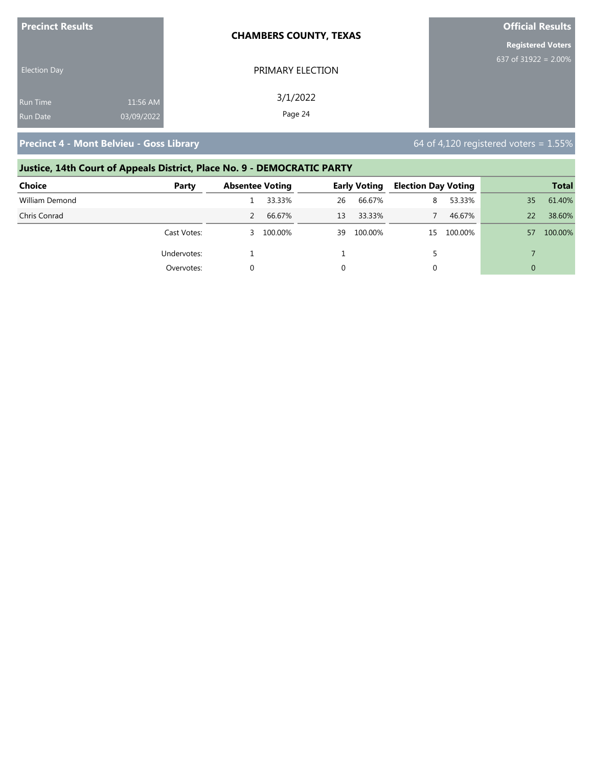**Precinct Results**

Election Day

Run Time 11:56 AM
Run Date 03/09/2022

**CHAMBERS COUNTY, TEXAS**

PRIMARY ELECTION

3/1/2022

**Official Results**

**Registered Voters**
637 of 31922 = 2.00%

## Precinct 4 - Mont Belvieu - Goss Library

64 of 4,120 registered voters = 1.55%

### Justice, 14th Court of Appeals District, Place No. 9 - DEMOCRATIC PARTY

| Choice | Party | Absentee Voting | | Early Voting | | Election Day Voting | | Total | |
|---|---|---|---|---|---|---|---|---|---|
| William Demond | | 1 | 33.33% | 26 | 66.67% | 8 | 53.33% | 35 | 61.40% |
| Chris Conrad | | 2 | 66.67% | 13 | 33.33% | 7 | 46.67% | 22 | 38.60% |
| | Cast Votes: | 3 | 100.00% | 39 | 100.00% | 15 | 100.00% | 57 | 100.00% |
| | Undervotes: | 1 | | 1 | | 5 | | 7 | |
| | Overvotes: | 0 | | 0 | | 0 | | 0 | |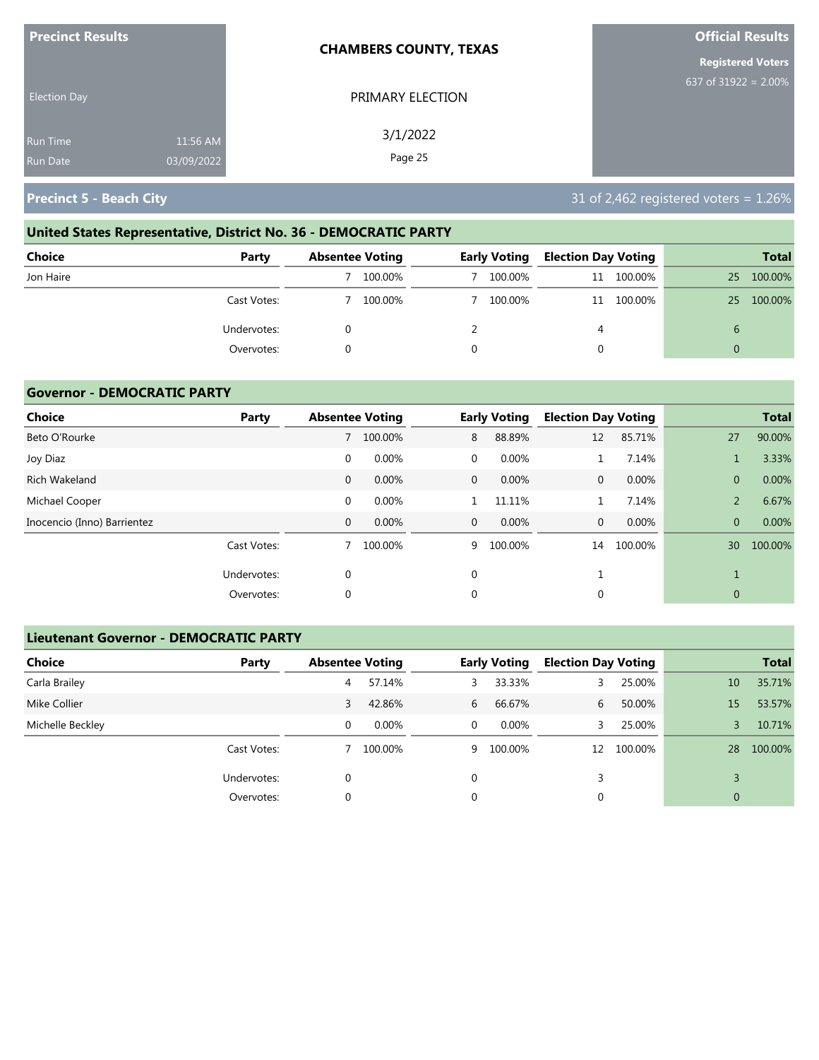**Precinct Results**

Election Day

Run Time 11:56 AM
Run Date 03/09/2022

**CHAMBERS COUNTY, TEXAS**

PRIMARY ELECTION

3/1/2022

**Official Results**

**Registered Voters**
637 of 31922 = 2.00%

## Precinct 5 - Beach City

31 of 2,462 registered voters = 1.26%

### United States Representative, District No. 36 - DEMOCRATIC PARTY

| Choice | Party | Absentee Voting | | Early Voting | | Election Day Voting | | Total | |
|---|---|---|---|---|---|---|---|---|---|
| Jon Haire | | 7 | 100.00% | 7 | 100.00% | 11 | 100.00% | 25 | 100.00% |
| | Cast Votes: | 7 | 100.00% | 7 | 100.00% | 11 | 100.00% | 25 | 100.00% |
| | Undervotes: | 0 | | 2 | | 4 | | 6 | |
| | Overvotes: | 0 | | 0 | | 0 | | 0 | |

### Governor - DEMOCRATIC PARTY

| Choice | Party | Absentee Voting | | Early Voting | | Election Day Voting | | Total | |
|---|---|---|---|---|---|---|---|---|---|
| Beto O'Rourke | | 7 | 100.00% | 8 | 88.89% | 12 | 85.71% | 27 | 90.00% |
| Joy Diaz | | 0 | 0.00% | 0 | 0.00% | 1 | 7.14% | 1 | 3.33% |
| Rich Wakeland | | 0 | 0.00% | 0 | 0.00% | 0 | 0.00% | 0 | 0.00% |
| Michael Cooper | | 0 | 0.00% | 1 | 11.11% | 1 | 7.14% | 2 | 6.67% |
| Inocencio (Inno) Barrientez | | 0 | 0.00% | 0 | 0.00% | 0 | 0.00% | 0 | 0.00% |
| | Cast Votes: | 7 | 100.00% | 9 | 100.00% | 14 | 100.00% | 30 | 100.00% |
| | Undervotes: | 0 | | 0 | | 1 | | 1 | |
| | Overvotes: | 0 | | 0 | | 0 | | 0 | |

### Lieutenant Governor - DEMOCRATIC PARTY

| Choice | Party | Absentee Voting | | Early Voting | | Election Day Voting | | Total | |
|---|---|---|---|---|---|---|---|---|---|
| Carla Brailey | | 4 | 57.14% | 3 | 33.33% | 3 | 25.00% | 10 | 35.71% |
| Mike Collier | | 3 | 42.86% | 6 | 66.67% | 6 | 50.00% | 15 | 53.57% |
| Michelle Beckley | | 0 | 0.00% | 0 | 0.00% | 3 | 25.00% | 3 | 10.71% |
| | Cast Votes: | 7 | 100.00% | 9 | 100.00% | 12 | 100.00% | 28 | 100.00% |
| | Undervotes: | 0 | | 0 | | 3 | | 3 | |
| | Overvotes: | 0 | | 0 | | 0 | | 0 | |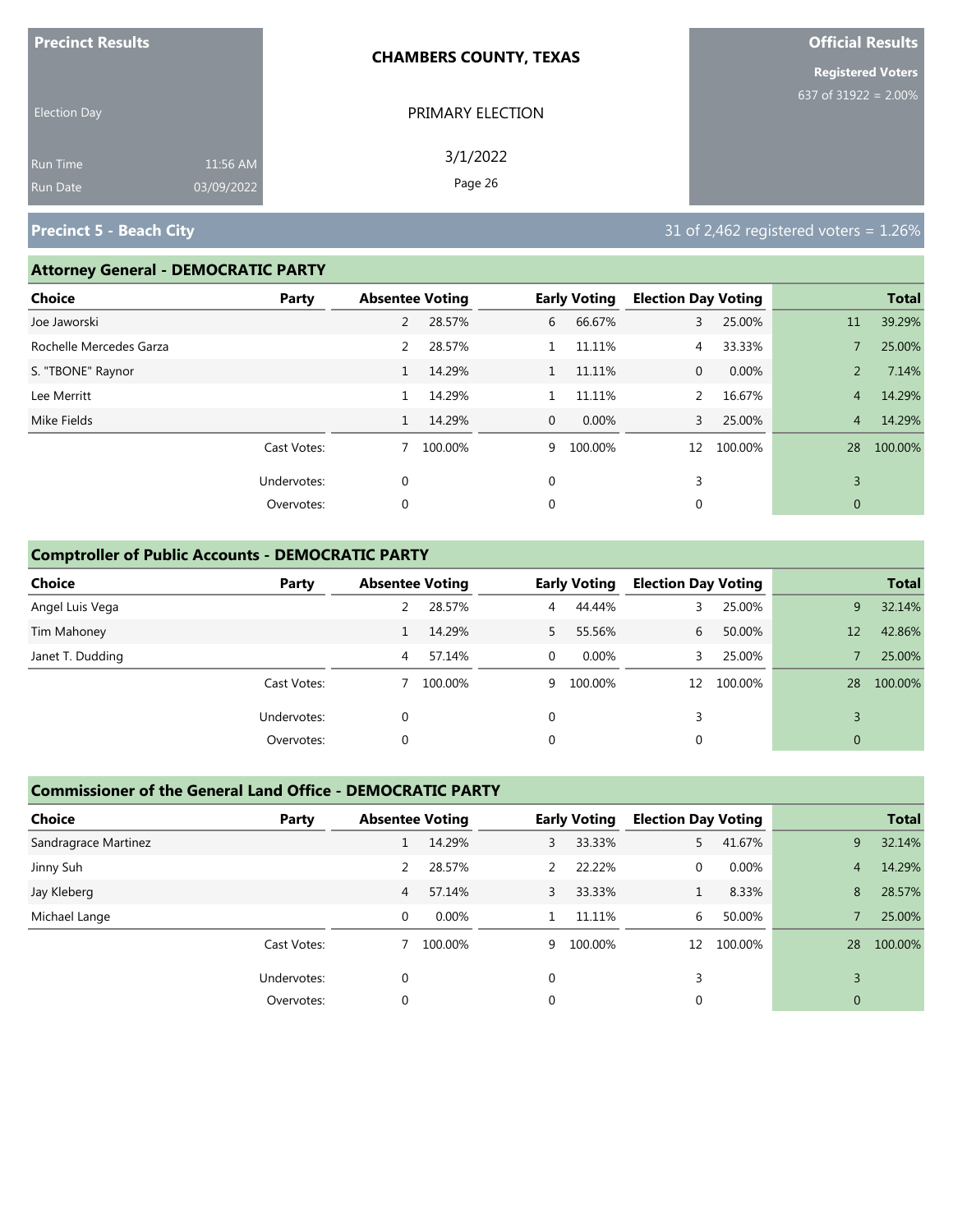**Precinct Results**

Election Day

Run Time 11:56 AM
Run Date 03/09/2022

**CHAMBERS COUNTY, TEXAS**

PRIMARY ELECTION

3/1/2022

**Official Results**

**Registered Voters**
637 of 31922 = 2.00%

## Precinct 5 - Beach City

31 of 2,462 registered voters = 1.26%

### Attorney General - DEMOCRATIC PARTY

| Choice | Party | Absentee Voting | | Early Voting | | Election Day Voting | | Total | |
|---|---|---|---|---|---|---|---|---|---|
| Joe Jaworski | | 2 | 28.57% | 6 | 66.67% | 3 | 25.00% | 11 | 39.29% |
| Rochelle Mercedes Garza | | 2 | 28.57% | 1 | 11.11% | 4 | 33.33% | 7 | 25.00% |
| S. "TBONE" Raynor | | 1 | 14.29% | 1 | 11.11% | 0 | 0.00% | 2 | 7.14% |
| Lee Merritt | | 1 | 14.29% | 1 | 11.11% | 2 | 16.67% | 4 | 14.29% |
| Mike Fields | | 1 | 14.29% | 0 | 0.00% | 3 | 25.00% | 4 | 14.29% |
| | Cast Votes: | 7 | 100.00% | 9 | 100.00% | 12 | 100.00% | 28 | 100.00% |
| | Undervotes: | 0 | | 0 | | 3 | | 3 | |
| | Overvotes: | 0 | | 0 | | 0 | | 0 | |

### Comptroller of Public Accounts - DEMOCRATIC PARTY

| Choice | Party | Absentee Voting | | Early Voting | | Election Day Voting | | Total | |
|---|---|---|---|---|---|---|---|---|---|
| Angel Luis Vega | | 2 | 28.57% | 4 | 44.44% | 3 | 25.00% | 9 | 32.14% |
| Tim Mahoney | | 1 | 14.29% | 5 | 55.56% | 6 | 50.00% | 12 | 42.86% |
| Janet T. Dudding | | 4 | 57.14% | 0 | 0.00% | 3 | 25.00% | 7 | 25.00% |
| | Cast Votes: | 7 | 100.00% | 9 | 100.00% | 12 | 100.00% | 28 | 100.00% |
| | Undervotes: | 0 | | 0 | | 3 | | 3 | |
| | Overvotes: | 0 | | 0 | | 0 | | 0 | |

### Commissioner of the General Land Office - DEMOCRATIC PARTY

| Choice | Party | Absentee Voting | | Early Voting | | Election Day Voting | | Total | |
|---|---|---|---|---|---|---|---|---|---|
| Sandragrace Martinez | | 1 | 14.29% | 3 | 33.33% | 5 | 41.67% | 9 | 32.14% |
| Jinny Suh | | 2 | 28.57% | 2 | 22.22% | 0 | 0.00% | 4 | 14.29% |
| Jay Kleberg | | 4 | 57.14% | 3 | 33.33% | 1 | 8.33% | 8 | 28.57% |
| Michael Lange | | 0 | 0.00% | 1 | 11.11% | 6 | 50.00% | 7 | 25.00% |
| | Cast Votes: | 7 | 100.00% | 9 | 100.00% | 12 | 100.00% | 28 | 100.00% |
| | Undervotes: | 0 | | 0 | | 3 | | 3 | |
| | Overvotes: | 0 | | 0 | | 0 | | 0 | |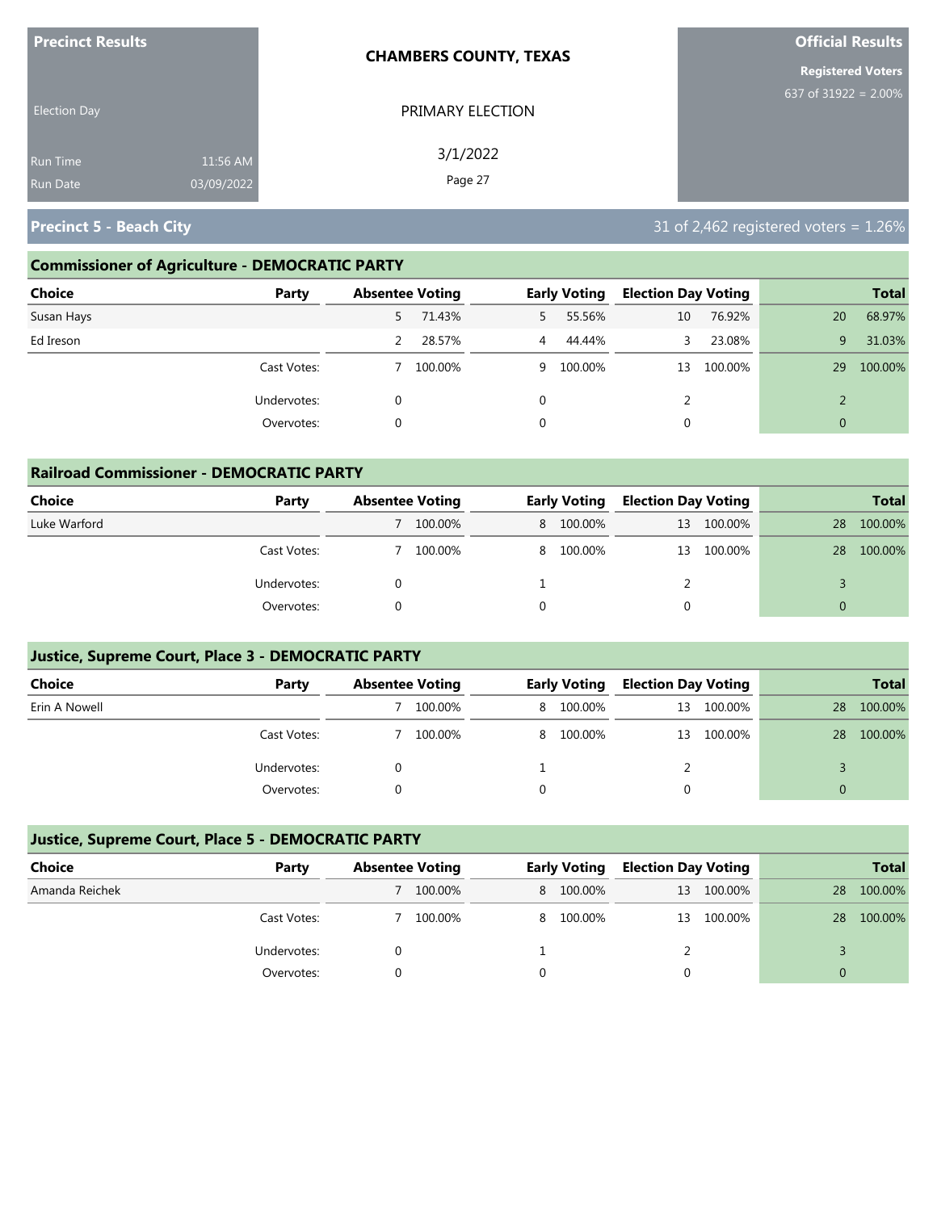| Precinct Results | | CHAMBERS COUNTY, TEXAS | Official Results |
|---|---|---|---|
| Election Day | | PRIMARY ELECTION | Registered Voters 637 of 31922 = 2.00% |
| Run Time | 11:56 AM | 3/1/2022 | |
| Run Date | 03/09/2022 | | |

## Precinct 5 - Beach City

31 of 2,462 registered voters = 1.26%

### Commissioner of Agriculture - DEMOCRATIC PARTY

| Choice | Party | Absentee Voting | | Early Voting | | Election Day Voting | | Total | |
|---|---|---|---|---|---|---|---|---|---|
| Susan Hays | | 5 | 71.43% | 5 | 55.56% | 10 | 76.92% | 20 | 68.97% |
| Ed Ireson | | 2 | 28.57% | 4 | 44.44% | 3 | 23.08% | 9 | 31.03% |
| | Cast Votes: | 7 | 100.00% | 9 | 100.00% | 13 | 100.00% | 29 | 100.00% |
| | Undervotes: | 0 | | 0 | | 2 | | 2 | |
| | Overvotes: | 0 | | 0 | | 0 | | 0 | |

### Railroad Commissioner - DEMOCRATIC PARTY

| Choice | Party | Absentee Voting | | Early Voting | | Election Day Voting | | Total | |
|---|---|---|---|---|---|---|---|---|---|
| Luke Warford | | 7 | 100.00% | 8 | 100.00% | 13 | 100.00% | 28 | 100.00% |
| | Cast Votes: | 7 | 100.00% | 8 | 100.00% | 13 | 100.00% | 28 | 100.00% |
| | Undervotes: | 0 | | 1 | | 2 | | 3 | |
| | Overvotes: | 0 | | 0 | | 0 | | 0 | |

### Justice, Supreme Court, Place 3 - DEMOCRATIC PARTY

| Choice | Party | Absentee Voting | | Early Voting | | Election Day Voting | | Total | |
|---|---|---|---|---|---|---|---|---|---|
| Erin A Nowell | | 7 | 100.00% | 8 | 100.00% | 13 | 100.00% | 28 | 100.00% |
| | Cast Votes: | 7 | 100.00% | 8 | 100.00% | 13 | 100.00% | 28 | 100.00% |
| | Undervotes: | 0 | | 1 | | 2 | | 3 | |
| | Overvotes: | 0 | | 0 | | 0 | | 0 | |

### Justice, Supreme Court, Place 5 - DEMOCRATIC PARTY

| Choice | Party | Absentee Voting | | Early Voting | | Election Day Voting | | Total | |
|---|---|---|---|---|---|---|---|---|---|
| Amanda Reichek | | 7 | 100.00% | 8 | 100.00% | 13 | 100.00% | 28 | 100.00% |
| | Cast Votes: | 7 | 100.00% | 8 | 100.00% | 13 | 100.00% | 28 | 100.00% |
| | Undervotes: | 0 | | 1 | | 2 | | 3 | |
| | Overvotes: | 0 | | 0 | | 0 | | 0 | |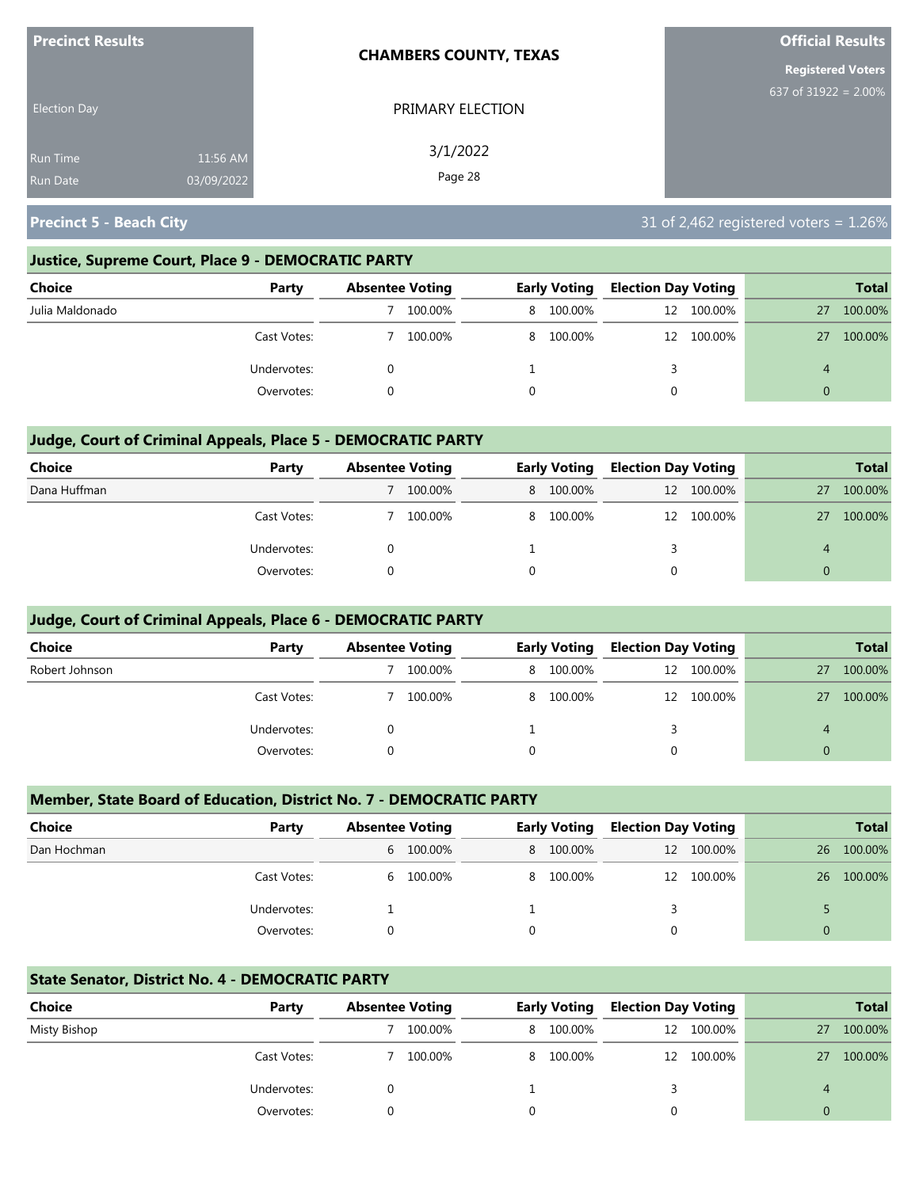**Precinct Results**

Election Day

Run Time 11:56 AM
Run Date 03/09/2022

**CHAMBERS COUNTY, TEXAS**

PRIMARY ELECTION

3/1/2022

**Official Results**

**Registered Voters**
637 of 31922 = 2.00%

## Precinct 5 - Beach City

31 of 2,462 registered voters = 1.26%

### Justice, Supreme Court, Place 9 - DEMOCRATIC PARTY

| Choice | Party | Absentee Voting | | Early Voting | | Election Day Voting | | Total | |
|---|---|---|---|---|---|---|---|---|---|
| Julia Maldonado | | 7 | 100.00% | 8 | 100.00% | 12 | 100.00% | 27 | 100.00% |
| | Cast Votes: | 7 | 100.00% | 8 | 100.00% | 12 | 100.00% | 27 | 100.00% |
| | Undervotes: | 0 | | 1 | | 3 | | 4 | |
| | Overvotes: | 0 | | 0 | | 0 | | 0 | |

### Judge, Court of Criminal Appeals, Place 5 - DEMOCRATIC PARTY

| Choice | Party | Absentee Voting | | Early Voting | | Election Day Voting | | Total | |
|---|---|---|---|---|---|---|---|---|---|
| Dana Huffman | | 7 | 100.00% | 8 | 100.00% | 12 | 100.00% | 27 | 100.00% |
| | Cast Votes: | 7 | 100.00% | 8 | 100.00% | 12 | 100.00% | 27 | 100.00% |
| | Undervotes: | 0 | | 1 | | 3 | | 4 | |
| | Overvotes: | 0 | | 0 | | 0 | | 0 | |

### Judge, Court of Criminal Appeals, Place 6 - DEMOCRATIC PARTY

| Choice | Party | Absentee Voting | | Early Voting | | Election Day Voting | | Total | |
|---|---|---|---|---|---|---|---|---|---|
| Robert Johnson | | 7 | 100.00% | 8 | 100.00% | 12 | 100.00% | 27 | 100.00% |
| | Cast Votes: | 7 | 100.00% | 8 | 100.00% | 12 | 100.00% | 27 | 100.00% |
| | Undervotes: | 0 | | 1 | | 3 | | 4 | |
| | Overvotes: | 0 | | 0 | | 0 | | 0 | |

### Member, State Board of Education, District No. 7 - DEMOCRATIC PARTY

| Choice | Party | Absentee Voting | | Early Voting | | Election Day Voting | | Total | |
|---|---|---|---|---|---|---|---|---|---|
| Dan Hochman | | 6 | 100.00% | 8 | 100.00% | 12 | 100.00% | 26 | 100.00% |
| | Cast Votes: | 6 | 100.00% | 8 | 100.00% | 12 | 100.00% | 26 | 100.00% |
| | Undervotes: | 1 | | 1 | | 3 | | 5 | |
| | Overvotes: | 0 | | 0 | | 0 | | 0 | |

### State Senator, District No. 4 - DEMOCRATIC PARTY

| Choice | Party | Absentee Voting | | Early Voting | | Election Day Voting | | Total | |
|---|---|---|---|---|---|---|---|---|---|
| Misty Bishop | | 7 | 100.00% | 8 | 100.00% | 12 | 100.00% | 27 | 100.00% |
| | Cast Votes: | 7 | 100.00% | 8 | 100.00% | 12 | 100.00% | 27 | 100.00% |
| | Undervotes: | 0 | | 1 | | 3 | | 4 | |
| | Overvotes: | 0 | | 0 | | 0 | | 0 | |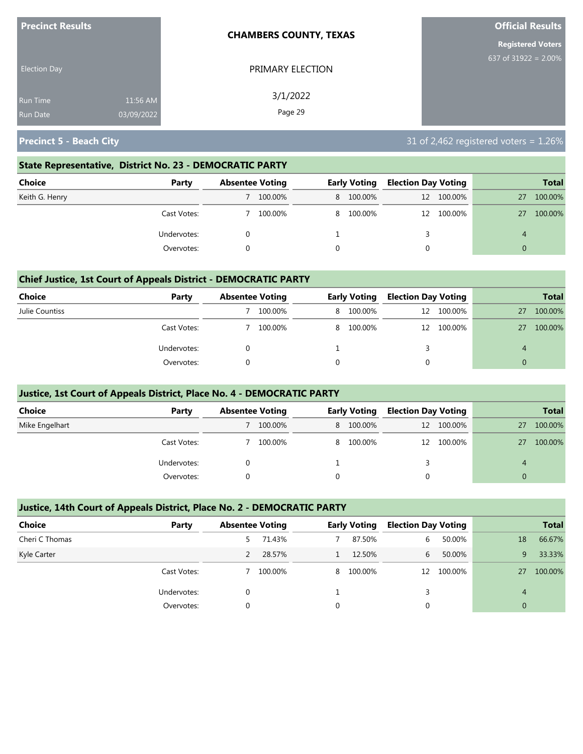**Precinct Results**

Election Day

Run Time 11:56 AM
Run Date 03/09/2022

**CHAMBERS COUNTY, TEXAS**

PRIMARY ELECTION

3/1/2022

**Official Results**

**Registered Voters**
637 of 31922 = 2.00%

## Precinct 5 - Beach City

31 of 2,462 registered voters = 1.26%

### State Representative, District No. 23 - DEMOCRATIC PARTY

| Choice | Party | Absentee Voting | | Early Voting | | Election Day Voting | | Total | |
|---|---|---|---|---|---|---|---|---|---|
| Keith G. Henry | | 7 | 100.00% | 8 | 100.00% | 12 | 100.00% | 27 | 100.00% |
| | Cast Votes: | 7 | 100.00% | 8 | 100.00% | 12 | 100.00% | 27 | 100.00% |
| | Undervotes: | 0 | | 1 | | 3 | | 4 | |
| | Overvotes: | 0 | | 0 | | 0 | | 0 | |

### Chief Justice, 1st Court of Appeals District - DEMOCRATIC PARTY

| Choice | Party | Absentee Voting | | Early Voting | | Election Day Voting | | Total | |
|---|---|---|---|---|---|---|---|---|---|
| Julie Countiss | | 7 | 100.00% | 8 | 100.00% | 12 | 100.00% | 27 | 100.00% |
| | Cast Votes: | 7 | 100.00% | 8 | 100.00% | 12 | 100.00% | 27 | 100.00% |
| | Undervotes: | 0 | | 1 | | 3 | | 4 | |
| | Overvotes: | 0 | | 0 | | 0 | | 0 | |

### Justice, 1st Court of Appeals District, Place No. 4 - DEMOCRATIC PARTY

| Choice | Party | Absentee Voting | | Early Voting | | Election Day Voting | | Total | |
|---|---|---|---|---|---|---|---|---|---|
| Mike Engelhart | | 7 | 100.00% | 8 | 100.00% | 12 | 100.00% | 27 | 100.00% |
| | Cast Votes: | 7 | 100.00% | 8 | 100.00% | 12 | 100.00% | 27 | 100.00% |
| | Undervotes: | 0 | | 1 | | 3 | | 4 | |
| | Overvotes: | 0 | | 0 | | 0 | | 0 | |

### Justice, 14th Court of Appeals District, Place No. 2 - DEMOCRATIC PARTY

| Choice | Party | Absentee Voting | | Early Voting | | Election Day Voting | | Total | |
|---|---|---|---|---|---|---|---|---|---|
| Cheri C Thomas | | 5 | 71.43% | 7 | 87.50% | 6 | 50.00% | 18 | 66.67% |
| Kyle Carter | | 2 | 28.57% | 1 | 12.50% | 6 | 50.00% | 9 | 33.33% |
| | Cast Votes: | 7 | 100.00% | 8 | 100.00% | 12 | 100.00% | 27 | 100.00% |
| | Undervotes: | 0 | | 1 | | 3 | | 4 | |
| | Overvotes: | 0 | | 0 | | 0 | | 0 | |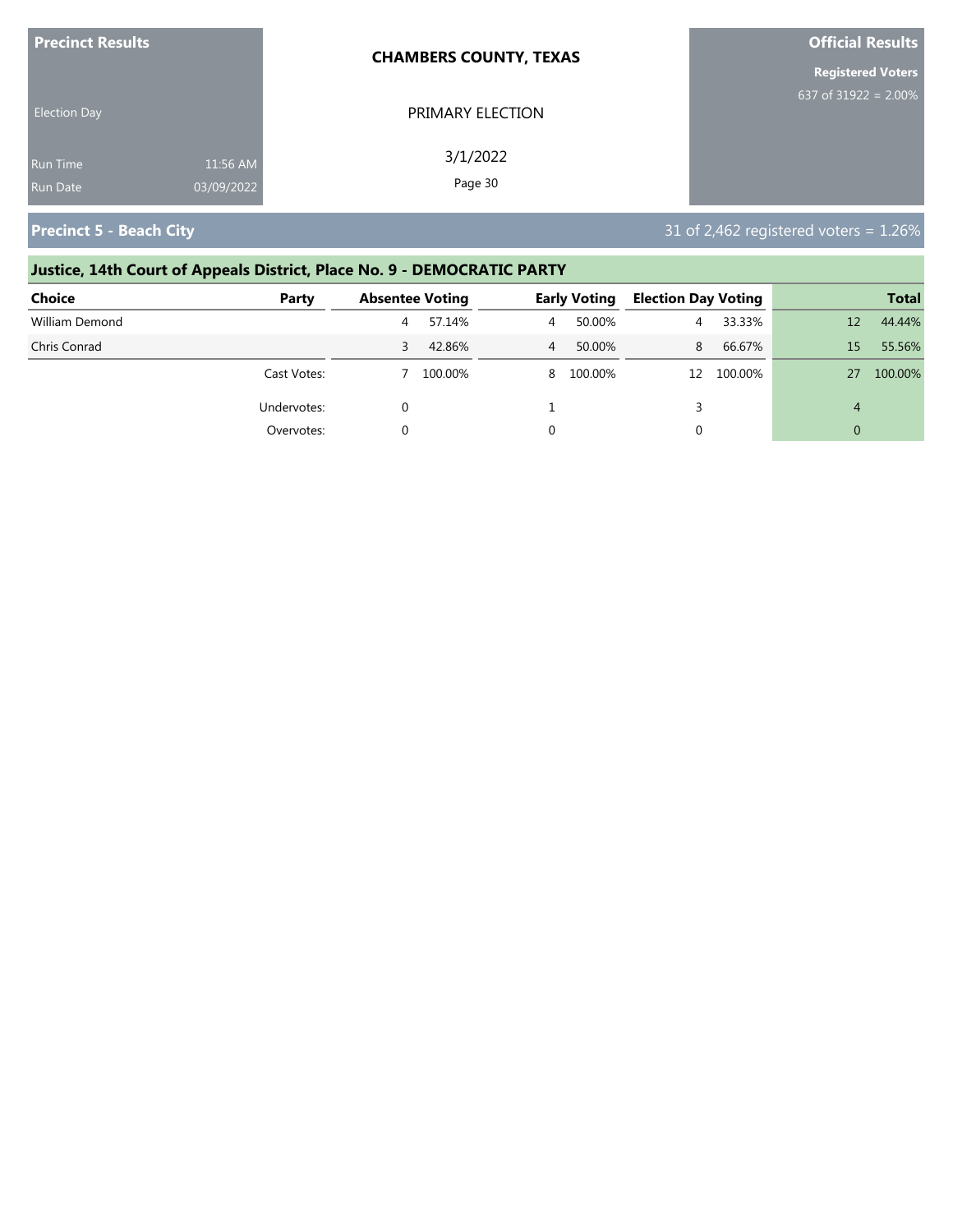**Precinct Results**

Election Day

Run Time 11:56 AM
Run Date 03/09/2022

**CHAMBERS COUNTY, TEXAS**

PRIMARY ELECTION

3/1/2022

**Official Results**

**Registered Voters**
637 of 31922 = 2.00%

## Precinct 5 - Beach City

31 of 2,462 registered voters = 1.26%

### Justice, 14th Court of Appeals District, Place No. 9 - DEMOCRATIC PARTY

| Choice | Party | Absentee Voting | | Early Voting | | Election Day Voting | | Total | |
|---|---|---|---|---|---|---|---|---|---|
| William Demond | | 4 | 57.14% | 4 | 50.00% | 4 | 33.33% | 12 | 44.44% |
| Chris Conrad | | 3 | 42.86% | 4 | 50.00% | 8 | 66.67% | 15 | 55.56% |
| | Cast Votes: | 7 | 100.00% | 8 | 100.00% | 12 | 100.00% | 27 | 100.00% |
| | Undervotes: | 0 | | 1 | | 3 | | 4 | |
| | Overvotes: | 0 | | 0 | | 0 | | 0 | |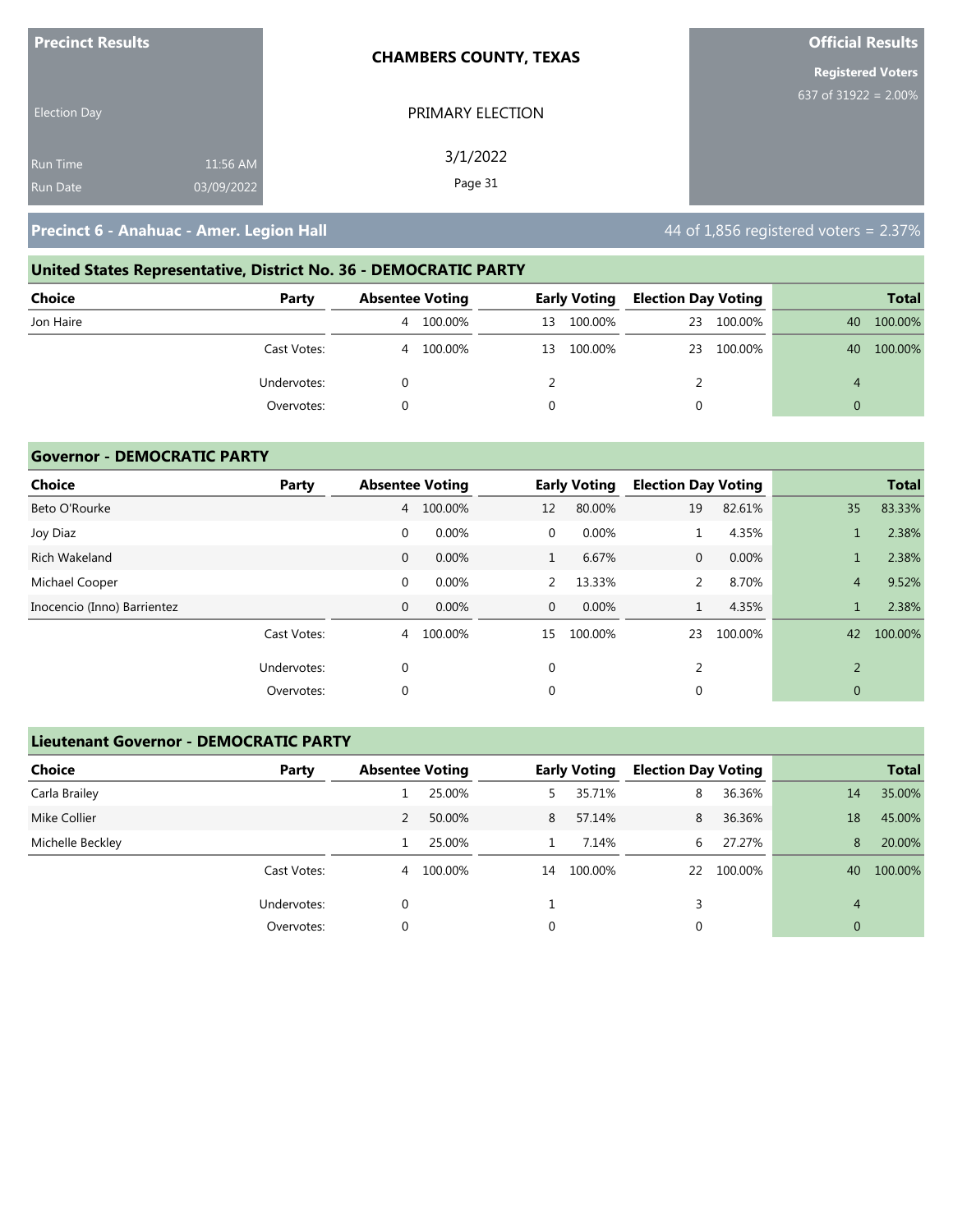Precinct Results

Election Day

Run Time 11:56 AM
Run Date 03/09/2022

**CHAMBERS COUNTY, TEXAS**

PRIMARY ELECTION

3/1/2022

**Official Results**

**Registered Voters**
637 of 31922 = 2.00%

## Precinct 6 - Anahuac - Amer. Legion Hall

44 of 1,856 registered voters = 2.37%

### United States Representative, District No. 36 - DEMOCRATIC PARTY

| Choice | Party | Absentee Voting | | Early Voting | | Election Day Voting | | Total | |
|---|---|---|---|---|---|---|---|---|---|
| Jon Haire | | 4 | 100.00% | 13 | 100.00% | 23 | 100.00% | 40 | 100.00% |
| | Cast Votes: | 4 | 100.00% | 13 | 100.00% | 23 | 100.00% | 40 | 100.00% |
| | Undervotes: | 0 | | 2 | | 2 | | 4 | |
| | Overvotes: | 0 | | 0 | | 0 | | 0 | |

### Governor - DEMOCRATIC PARTY

| Choice | Party | Absentee Voting | | Early Voting | | Election Day Voting | | Total | |
|---|---|---|---|---|---|---|---|---|---|
| Beto O'Rourke | | 4 | 100.00% | 12 | 80.00% | 19 | 82.61% | 35 | 83.33% |
| Joy Diaz | | 0 | 0.00% | 0 | 0.00% | 1 | 4.35% | 1 | 2.38% |
| Rich Wakeland | | 0 | 0.00% | 1 | 6.67% | 0 | 0.00% | 1 | 2.38% |
| Michael Cooper | | 0 | 0.00% | 2 | 13.33% | 2 | 8.70% | 4 | 9.52% |
| Inocencio (Inno) Barrientez | | 0 | 0.00% | 0 | 0.00% | 1 | 4.35% | 1 | 2.38% |
| | Cast Votes: | 4 | 100.00% | 15 | 100.00% | 23 | 100.00% | 42 | 100.00% |
| | Undervotes: | 0 | | 0 | | 2 | | 2 | |
| | Overvotes: | 0 | | 0 | | 0 | | 0 | |

### Lieutenant Governor - DEMOCRATIC PARTY

| Choice | Party | Absentee Voting | | Early Voting | | Election Day Voting | | Total | |
|---|---|---|---|---|---|---|---|---|---|
| Carla Brailey | | 1 | 25.00% | 5 | 35.71% | 8 | 36.36% | 14 | 35.00% |
| Mike Collier | | 2 | 50.00% | 8 | 57.14% | 8 | 36.36% | 18 | 45.00% |
| Michelle Beckley | | 1 | 25.00% | 1 | 7.14% | 6 | 27.27% | 8 | 20.00% |
| | Cast Votes: | 4 | 100.00% | 14 | 100.00% | 22 | 100.00% | 40 | 100.00% |
| | Undervotes: | 0 | | 1 | | 3 | | 4 | |
| | Overvotes: | 0 | | 0 | | 0 | | 0 | |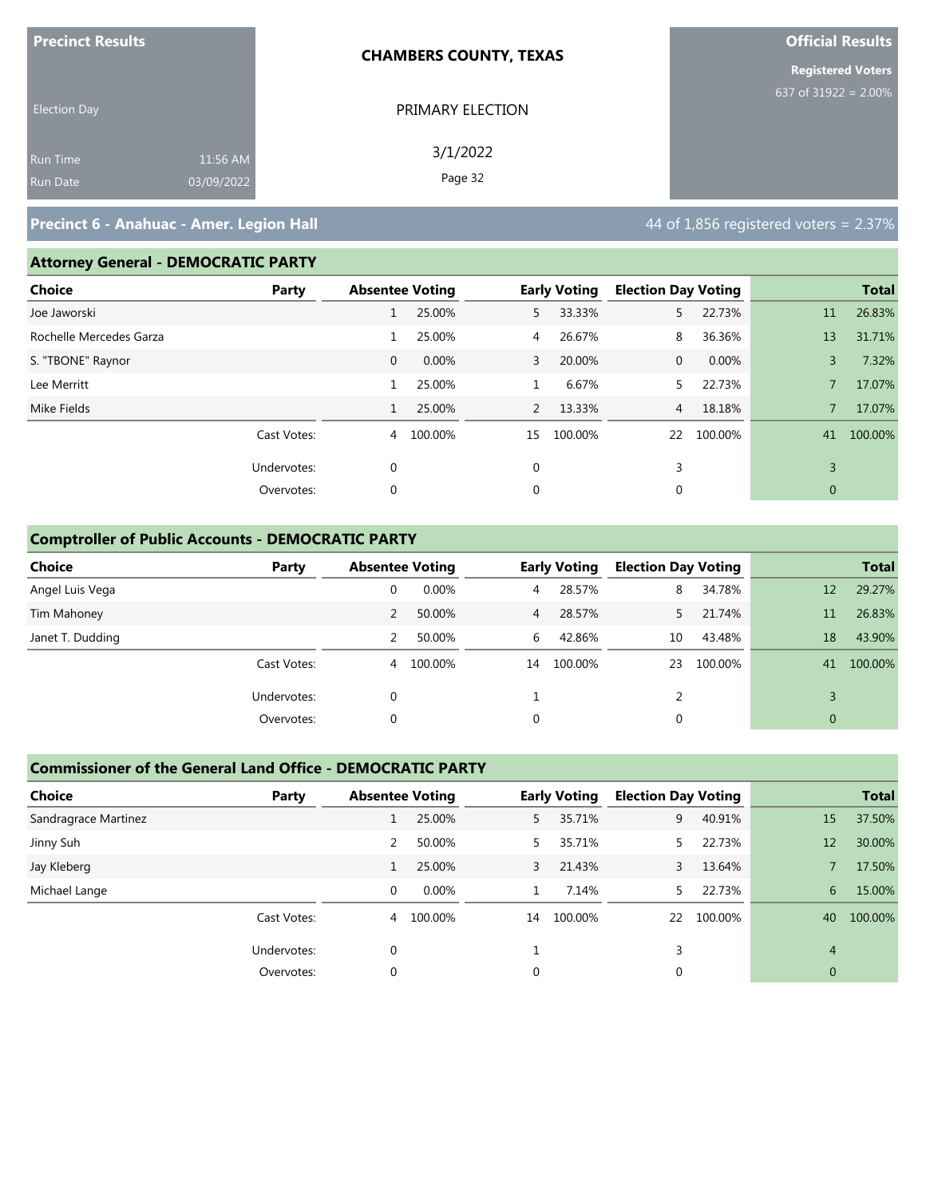**Precinct Results**

Election Day

Run Time 11:56 AM
Run Date 03/09/2022

**CHAMBERS COUNTY, TEXAS**

PRIMARY ELECTION

3/1/2022

**Official Results**

**Registered Voters**
637 of 31922 = 2.00%

## Precinct 6 - Anahuac - Amer. Legion Hall

44 of 1,856 registered voters = 2.37%

### Attorney General - DEMOCRATIC PARTY

| Choice | Party | Absentee Voting | | Early Voting | | Election Day Voting | | Total | |
|---|---|---|---|---|---|---|---|---|---|
| Joe Jaworski | | 1 | 25.00% | 5 | 33.33% | 5 | 22.73% | 11 | 26.83% |
| Rochelle Mercedes Garza | | 1 | 25.00% | 4 | 26.67% | 8 | 36.36% | 13 | 31.71% |
| S. "TBONE" Raynor | | 0 | 0.00% | 3 | 20.00% | 0 | 0.00% | 3 | 7.32% |
| Lee Merritt | | 1 | 25.00% | 1 | 6.67% | 5 | 22.73% | 7 | 17.07% |
| Mike Fields | | 1 | 25.00% | 2 | 13.33% | 4 | 18.18% | 7 | 17.07% |
| | Cast Votes: | 4 | 100.00% | 15 | 100.00% | 22 | 100.00% | 41 | 100.00% |
| | Undervotes: | 0 | | 0 | | 3 | | 3 | |
| | Overvotes: | 0 | | 0 | | 0 | | 0 | |

### Comptroller of Public Accounts - DEMOCRATIC PARTY

| Choice | Party | Absentee Voting | | Early Voting | | Election Day Voting | | Total | |
|---|---|---|---|---|---|---|---|---|---|
| Angel Luis Vega | | 0 | 0.00% | 4 | 28.57% | 8 | 34.78% | 12 | 29.27% |
| Tim Mahoney | | 2 | 50.00% | 4 | 28.57% | 5 | 21.74% | 11 | 26.83% |
| Janet T. Dudding | | 2 | 50.00% | 6 | 42.86% | 10 | 43.48% | 18 | 43.90% |
| | Cast Votes: | 4 | 100.00% | 14 | 100.00% | 23 | 100.00% | 41 | 100.00% |
| | Undervotes: | 0 | | 1 | | 2 | | 3 | |
| | Overvotes: | 0 | | 0 | | 0 | | 0 | |

### Commissioner of the General Land Office - DEMOCRATIC PARTY

| Choice | Party | Absentee Voting | | Early Voting | | Election Day Voting | | Total | |
|---|---|---|---|---|---|---|---|---|---|
| Sandragrace Martinez | | 1 | 25.00% | 5 | 35.71% | 9 | 40.91% | 15 | 37.50% |
| Jinny Suh | | 2 | 50.00% | 5 | 35.71% | 5 | 22.73% | 12 | 30.00% |
| Jay Kleberg | | 1 | 25.00% | 3 | 21.43% | 3 | 13.64% | 7 | 17.50% |
| Michael Lange | | 0 | 0.00% | 1 | 7.14% | 5 | 22.73% | 6 | 15.00% |
| | Cast Votes: | 4 | 100.00% | 14 | 100.00% | 22 | 100.00% | 40 | 100.00% |
| | Undervotes: | 0 | | 1 | | 3 | | 4 | |
| | Overvotes: | 0 | | 0 | | 0 | | 0 | |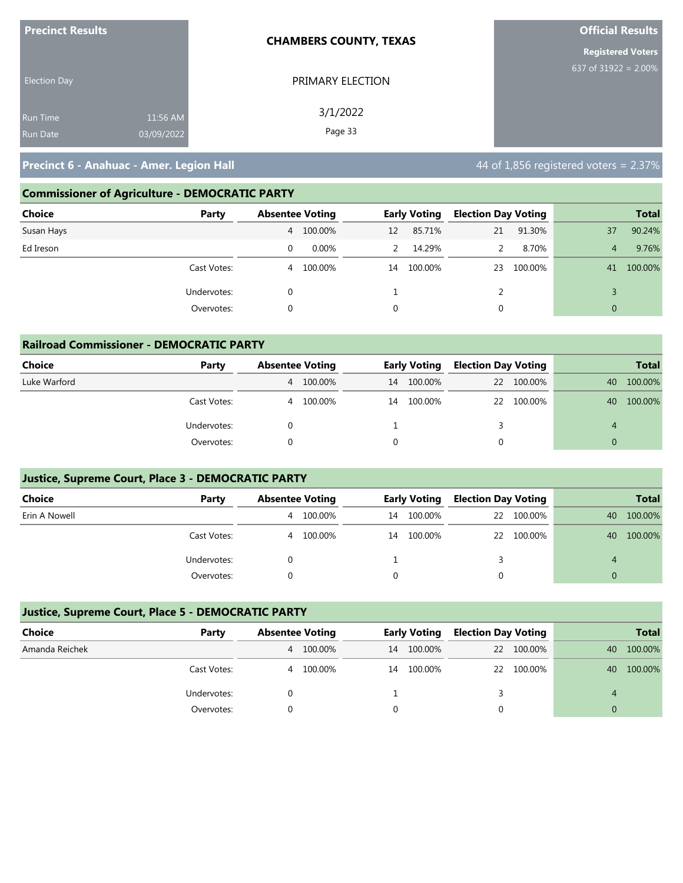**Precinct Results**

Election Day

Run Time 11:56 AM
Run Date 03/09/2022

**CHAMBERS COUNTY, TEXAS**

PRIMARY ELECTION

3/1/2022

**Official Results**

**Registered Voters**
637 of 31922 = 2.00%

## Precinct 6 - Anahuac - Amer. Legion Hall

44 of 1,856 registered voters = 2.37%

### Commissioner of Agriculture - DEMOCRATIC PARTY

| Choice | Party | Absentee Voting | | Early Voting | | Election Day Voting | | Total | |
|---|---|---|---|---|---|---|---|---|---|
| Susan Hays | | 4 | 100.00% | 12 | 85.71% | 21 | 91.30% | 37 | 90.24% |
| Ed Ireson | | 0 | 0.00% | 2 | 14.29% | 2 | 8.70% | 4 | 9.76% |
| | Cast Votes: | 4 | 100.00% | 14 | 100.00% | 23 | 100.00% | 41 | 100.00% |
| | Undervotes: | 0 | | 1 | | 2 | | 3 | |
| | Overvotes: | 0 | | 0 | | 0 | | 0 | |

### Railroad Commissioner - DEMOCRATIC PARTY

| Choice | Party | Absentee Voting | | Early Voting | | Election Day Voting | | Total | |
|---|---|---|---|---|---|---|---|---|---|
| Luke Warford | | 4 | 100.00% | 14 | 100.00% | 22 | 100.00% | 40 | 100.00% |
| | Cast Votes: | 4 | 100.00% | 14 | 100.00% | 22 | 100.00% | 40 | 100.00% |
| | Undervotes: | 0 | | 1 | | 3 | | 4 | |
| | Overvotes: | 0 | | 0 | | 0 | | 0 | |

### Justice, Supreme Court, Place 3 - DEMOCRATIC PARTY

| Choice | Party | Absentee Voting | | Early Voting | | Election Day Voting | | Total | |
|---|---|---|---|---|---|---|---|---|---|
| Erin A Nowell | | 4 | 100.00% | 14 | 100.00% | 22 | 100.00% | 40 | 100.00% |
| | Cast Votes: | 4 | 100.00% | 14 | 100.00% | 22 | 100.00% | 40 | 100.00% |
| | Undervotes: | 0 | | 1 | | 3 | | 4 | |
| | Overvotes: | 0 | | 0 | | 0 | | 0 | |

### Justice, Supreme Court, Place 5 - DEMOCRATIC PARTY

| Choice | Party | Absentee Voting | | Early Voting | | Election Day Voting | | Total | |
|---|---|---|---|---|---|---|---|---|---|
| Amanda Reichek | | 4 | 100.00% | 14 | 100.00% | 22 | 100.00% | 40 | 100.00% |
| | Cast Votes: | 4 | 100.00% | 14 | 100.00% | 22 | 100.00% | 40 | 100.00% |
| | Undervotes: | 0 | | 1 | | 3 | | 4 | |
| | Overvotes: | 0 | | 0 | | 0 | | 0 | |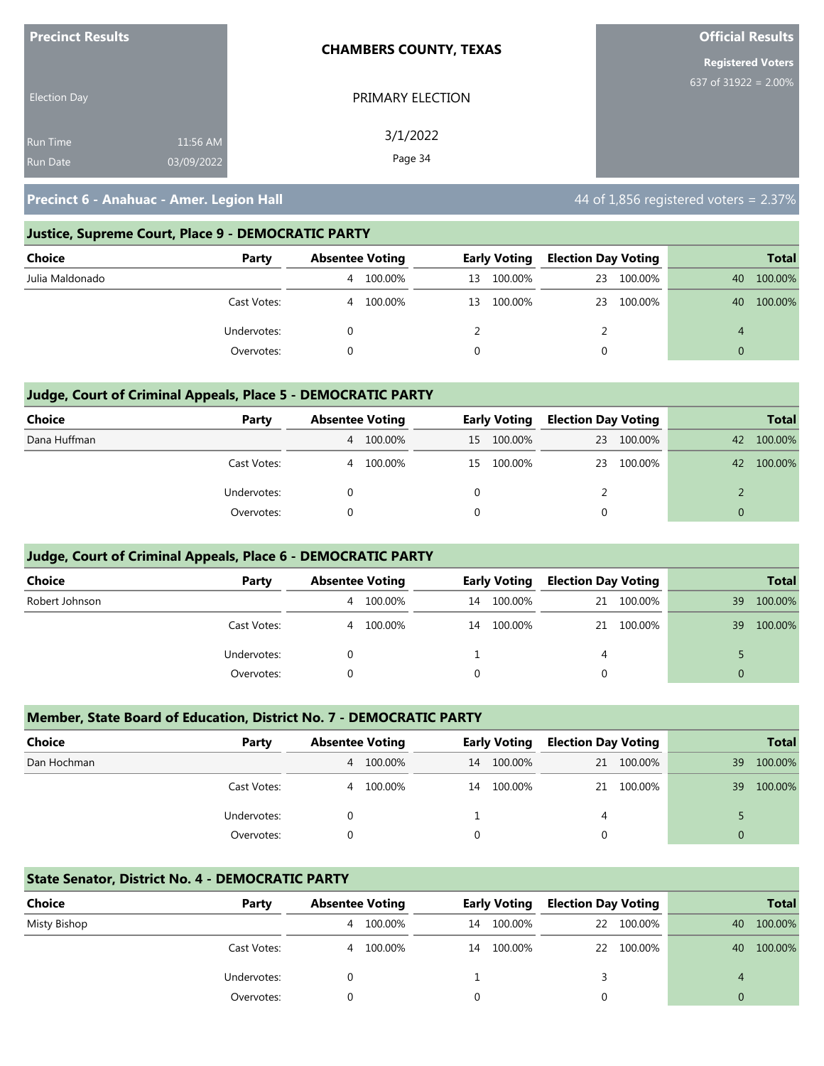**Precinct Results**

Election Day

Run Time 11:56 AM
Run Date 03/09/2022

**CHAMBERS COUNTY, TEXAS**

PRIMARY ELECTION

3/1/2022

**Official Results**

**Registered Voters**
637 of 31922 = 2.00%

## Precinct 6 - Anahuac - Amer. Legion Hall

44 of 1,856 registered voters = 2.37%

### Justice, Supreme Court, Place 9 - DEMOCRATIC PARTY

| Choice | Party | Absentee Voting | | Early Voting | | Election Day Voting | | Total | |
|---|---|---|---|---|---|---|---|---|---|
| Julia Maldonado | | 4 | 100.00% | 13 | 100.00% | 23 | 100.00% | 40 | 100.00% |
| | Cast Votes: | 4 | 100.00% | 13 | 100.00% | 23 | 100.00% | 40 | 100.00% |
| | Undervotes: | 0 | | 2 | | 2 | | 4 | |
| | Overvotes: | 0 | | 0 | | 0 | | 0 | |

### Judge, Court of Criminal Appeals, Place 5 - DEMOCRATIC PARTY

| Choice | Party | Absentee Voting | | Early Voting | | Election Day Voting | | Total | |
|---|---|---|---|---|---|---|---|---|---|
| Dana Huffman | | 4 | 100.00% | 15 | 100.00% | 23 | 100.00% | 42 | 100.00% |
| | Cast Votes: | 4 | 100.00% | 15 | 100.00% | 23 | 100.00% | 42 | 100.00% |
| | Undervotes: | 0 | | 0 | | 2 | | 2 | |
| | Overvotes: | 0 | | 0 | | 0 | | 0 | |

### Judge, Court of Criminal Appeals, Place 6 - DEMOCRATIC PARTY

| Choice | Party | Absentee Voting | | Early Voting | | Election Day Voting | | Total | |
|---|---|---|---|---|---|---|---|---|---|
| Robert Johnson | | 4 | 100.00% | 14 | 100.00% | 21 | 100.00% | 39 | 100.00% |
| | Cast Votes: | 4 | 100.00% | 14 | 100.00% | 21 | 100.00% | 39 | 100.00% |
| | Undervotes: | 0 | | 1 | | 4 | | 5 | |
| | Overvotes: | 0 | | 0 | | 0 | | 0 | |

### Member, State Board of Education, District No. 7 - DEMOCRATIC PARTY

| Choice | Party | Absentee Voting | | Early Voting | | Election Day Voting | | Total | |
|---|---|---|---|---|---|---|---|---|---|
| Dan Hochman | | 4 | 100.00% | 14 | 100.00% | 21 | 100.00% | 39 | 100.00% |
| | Cast Votes: | 4 | 100.00% | 14 | 100.00% | 21 | 100.00% | 39 | 100.00% |
| | Undervotes: | 0 | | 1 | | 4 | | 5 | |
| | Overvotes: | 0 | | 0 | | 0 | | 0 | |

### State Senator, District No. 4 - DEMOCRATIC PARTY

| Choice | Party | Absentee Voting | | Early Voting | | Election Day Voting | | Total | |
|---|---|---|---|---|---|---|---|---|---|
| Misty Bishop | | 4 | 100.00% | 14 | 100.00% | 22 | 100.00% | 40 | 100.00% |
| | Cast Votes: | 4 | 100.00% | 14 | 100.00% | 22 | 100.00% | 40 | 100.00% |
| | Undervotes: | 0 | | 1 | | 3 | | 4 | |
| | Overvotes: | 0 | | 0 | | 0 | | 0 | |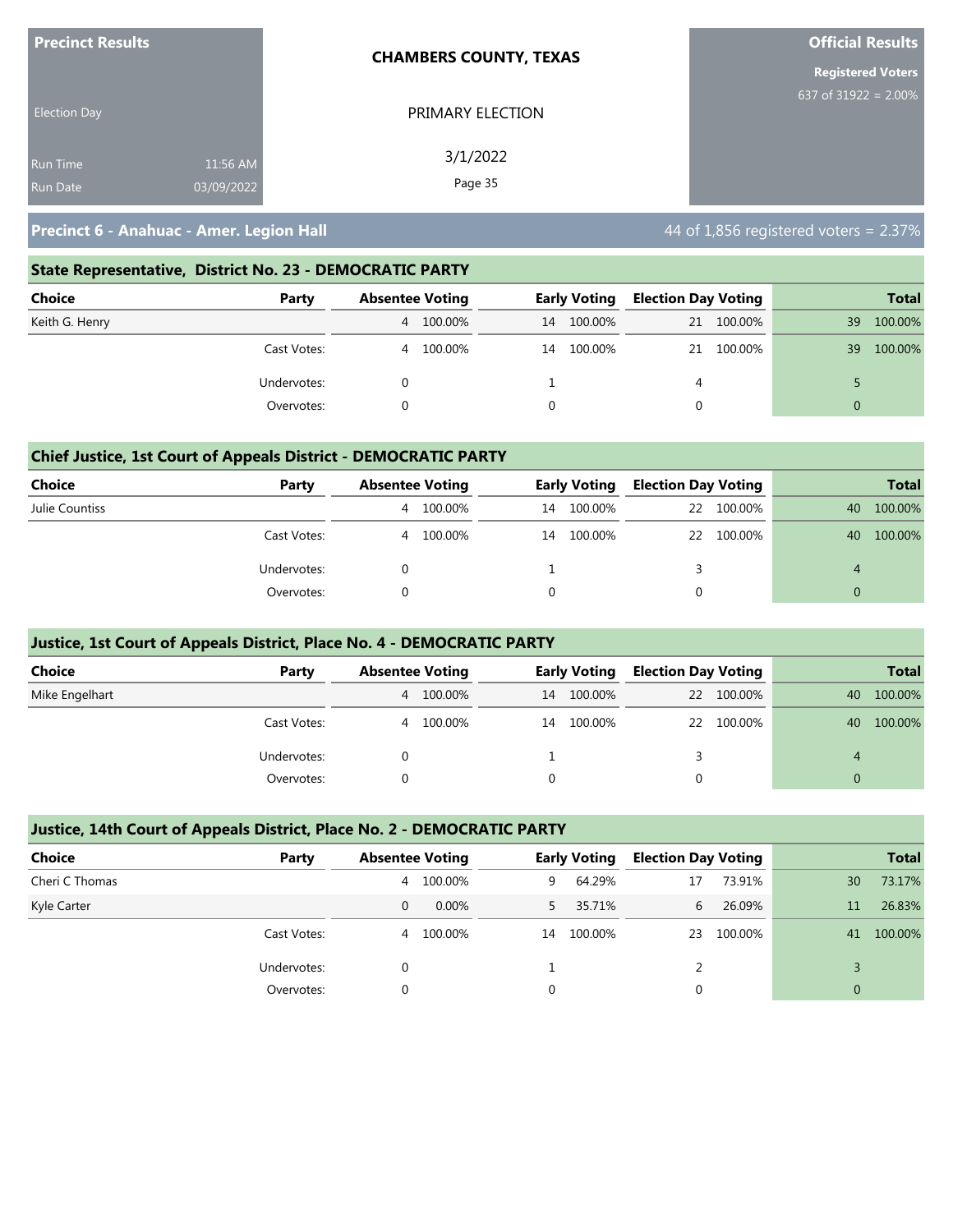**Precinct Results** | **CHAMBERS COUNTY, TEXAS** | **Official Results**

Election Day

PRIMARY ELECTION

3/1/2022

Run Time 11:56 AM
Run Date 03/09/2022

Registered Voters
637 of 31922 = 2.00%

## Precinct 6 - Anahuac - Amer. Legion Hall

44 of 1,856 registered voters = 2.37%

### State Representative, District No. 23 - DEMOCRATIC PARTY

| Choice | Party | Absentee Voting | | Early Voting | | Election Day Voting | | Total | |
|---|---|---|---|---|---|---|---|---|---|
| Keith G. Henry | | 4 | 100.00% | 14 | 100.00% | 21 | 100.00% | 39 | 100.00% |
| | Cast Votes: | 4 | 100.00% | 14 | 100.00% | 21 | 100.00% | 39 | 100.00% |
| | Undervotes: | 0 | | 1 | | 4 | | 5 | |
| | Overvotes: | 0 | | 0 | | 0 | | 0 | |

### Chief Justice, 1st Court of Appeals District - DEMOCRATIC PARTY

| Choice | Party | Absentee Voting | | Early Voting | | Election Day Voting | | Total | |
|---|---|---|---|---|---|---|---|---|---|
| Julie Countiss | | 4 | 100.00% | 14 | 100.00% | 22 | 100.00% | 40 | 100.00% |
| | Cast Votes: | 4 | 100.00% | 14 | 100.00% | 22 | 100.00% | 40 | 100.00% |
| | Undervotes: | 0 | | 1 | | 3 | | 4 | |
| | Overvotes: | 0 | | 0 | | 0 | | 0 | |

### Justice, 1st Court of Appeals District, Place No. 4 - DEMOCRATIC PARTY

| Choice | Party | Absentee Voting | | Early Voting | | Election Day Voting | | Total | |
|---|---|---|---|---|---|---|---|---|---|
| Mike Engelhart | | 4 | 100.00% | 14 | 100.00% | 22 | 100.00% | 40 | 100.00% |
| | Cast Votes: | 4 | 100.00% | 14 | 100.00% | 22 | 100.00% | 40 | 100.00% |
| | Undervotes: | 0 | | 1 | | 3 | | 4 | |
| | Overvotes: | 0 | | 0 | | 0 | | 0 | |

### Justice, 14th Court of Appeals District, Place No. 2 - DEMOCRATIC PARTY

| Choice | Party | Absentee Voting | | Early Voting | | Election Day Voting | | Total | |
|---|---|---|---|---|---|---|---|---|---|
| Cheri C Thomas | | 4 | 100.00% | 9 | 64.29% | 17 | 73.91% | 30 | 73.17% |
| Kyle Carter | | 0 | 0.00% | 5 | 35.71% | 6 | 26.09% | 11 | 26.83% |
| | Cast Votes: | 4 | 100.00% | 14 | 100.00% | 23 | 100.00% | 41 | 100.00% |
| | Undervotes: | 0 | | 1 | | 2 | | 3 | |
| | Overvotes: | 0 | | 0 | | 0 | | 0 | |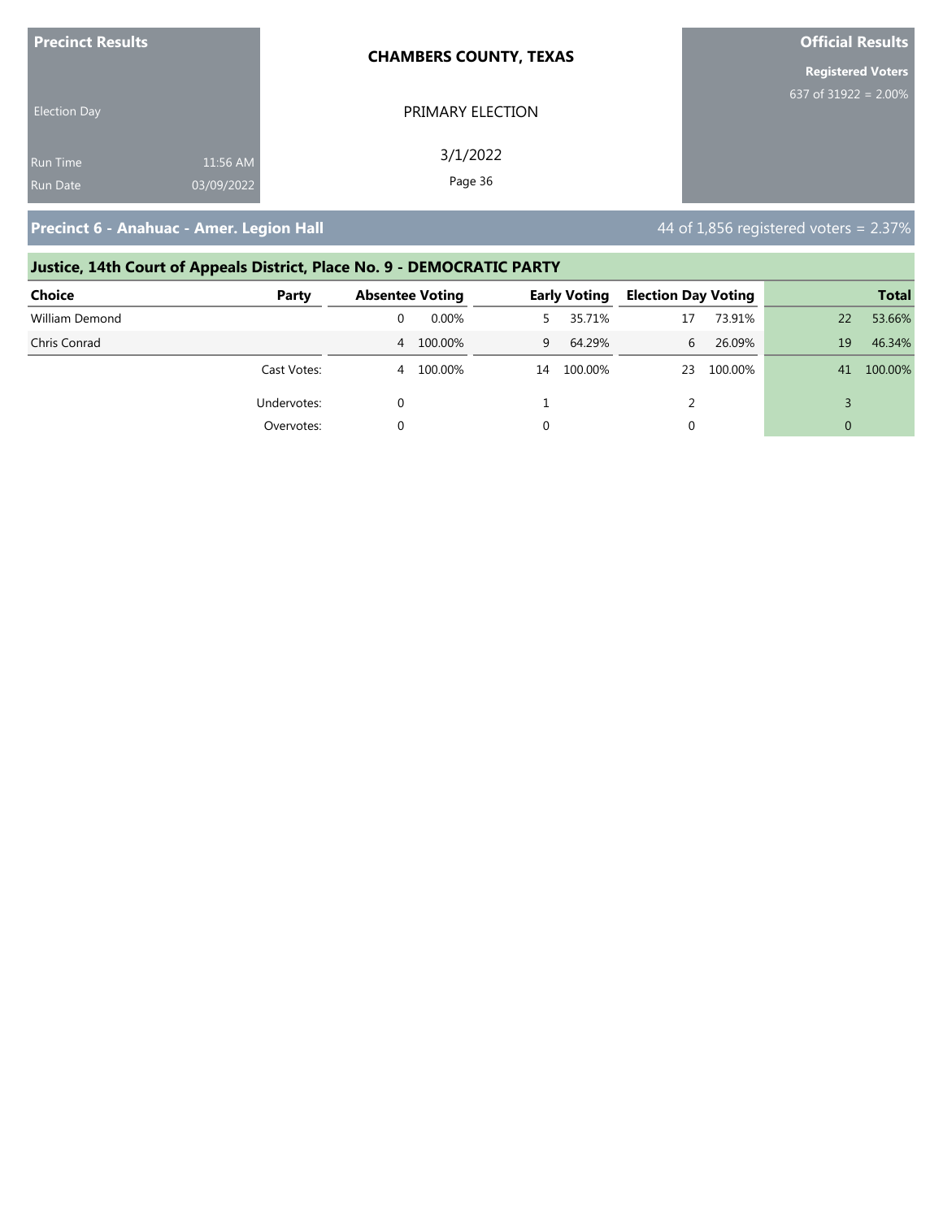**Precinct Results**

Election Day

Run Time 11:56 AM
Run Date 03/09/2022

**CHAMBERS COUNTY, TEXAS**

PRIMARY ELECTION

3/1/2022

**Official Results**

**Registered Voters**
637 of 31922 = 2.00%

## Precinct 6 - Anahuac - Amer. Legion Hall

44 of 1,856 registered voters = 2.37%

### Justice, 14th Court of Appeals District, Place No. 9 - DEMOCRATIC PARTY

| Choice | Party | Absentee Voting | | Early Voting | | Election Day Voting | | Total | |
|---|---|---|---|---|---|---|---|---|---|
| William Demond | | 0 | 0.00% | 5 | 35.71% | 17 | 73.91% | 22 | 53.66% |
| Chris Conrad | | 4 | 100.00% | 9 | 64.29% | 6 | 26.09% | 19 | 46.34% |
| | Cast Votes: | 4 | 100.00% | 14 | 100.00% | 23 | 100.00% | 41 | 100.00% |
| | Undervotes: | 0 | | 1 | | 2 | | 3 | |
| | Overvotes: | 0 | | 0 | | 0 | | 0 | |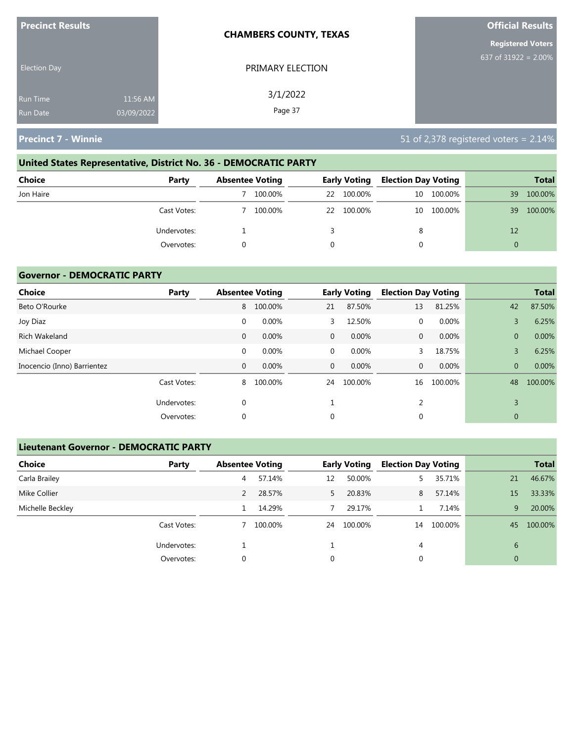**Precinct Results**

Election Day

Run Time 11:56 AM
Run Date 03/09/2022

**CHAMBERS COUNTY, TEXAS**

PRIMARY ELECTION

3/1/2022

**Official Results**

**Registered Voters**
637 of 31922 = 2.00%

## Precinct 7 - Winnie

51 of 2,378 registered voters = 2.14%

### United States Representative, District No. 36 - DEMOCRATIC PARTY

| Choice | Party | Absentee Voting | | Early Voting | | Election Day Voting | | Total | |
|---|---|---|---|---|---|---|---|---|---|
| Jon Haire | | 7 | 100.00% | 22 | 100.00% | 10 | 100.00% | 39 | 100.00% |
| | Cast Votes: | 7 | 100.00% | 22 | 100.00% | 10 | 100.00% | 39 | 100.00% |
| | Undervotes: | 1 | | 3 | | 8 | | 12 | |
| | Overvotes: | 0 | | 0 | | 0 | | 0 | |

### Governor - DEMOCRATIC PARTY

| Choice | Party | Absentee Voting | | Early Voting | | Election Day Voting | | Total | |
|---|---|---|---|---|---|---|---|---|---|
| Beto O'Rourke | | 8 | 100.00% | 21 | 87.50% | 13 | 81.25% | 42 | 87.50% |
| Joy Diaz | | 0 | 0.00% | 3 | 12.50% | 0 | 0.00% | 3 | 6.25% |
| Rich Wakeland | | 0 | 0.00% | 0 | 0.00% | 0 | 0.00% | 0 | 0.00% |
| Michael Cooper | | 0 | 0.00% | 0 | 0.00% | 3 | 18.75% | 3 | 6.25% |
| Inocencio (Inno) Barrientez | | 0 | 0.00% | 0 | 0.00% | 0 | 0.00% | 0 | 0.00% |
| | Cast Votes: | 8 | 100.00% | 24 | 100.00% | 16 | 100.00% | 48 | 100.00% |
| | Undervotes: | 0 | | 1 | | 2 | | 3 | |
| | Overvotes: | 0 | | 0 | | 0 | | 0 | |

### Lieutenant Governor - DEMOCRATIC PARTY

| Choice | Party | Absentee Voting | | Early Voting | | Election Day Voting | | Total | |
|---|---|---|---|---|---|---|---|---|---|
| Carla Brailey | | 4 | 57.14% | 12 | 50.00% | 5 | 35.71% | 21 | 46.67% |
| Mike Collier | | 2 | 28.57% | 5 | 20.83% | 8 | 57.14% | 15 | 33.33% |
| Michelle Beckley | | 1 | 14.29% | 7 | 29.17% | 1 | 7.14% | 9 | 20.00% |
| | Cast Votes: | 7 | 100.00% | 24 | 100.00% | 14 | 100.00% | 45 | 100.00% |
| | Undervotes: | 1 | | 1 | | 4 | | 6 | |
| | Overvotes: | 0 | | 0 | | 0 | | 0 | |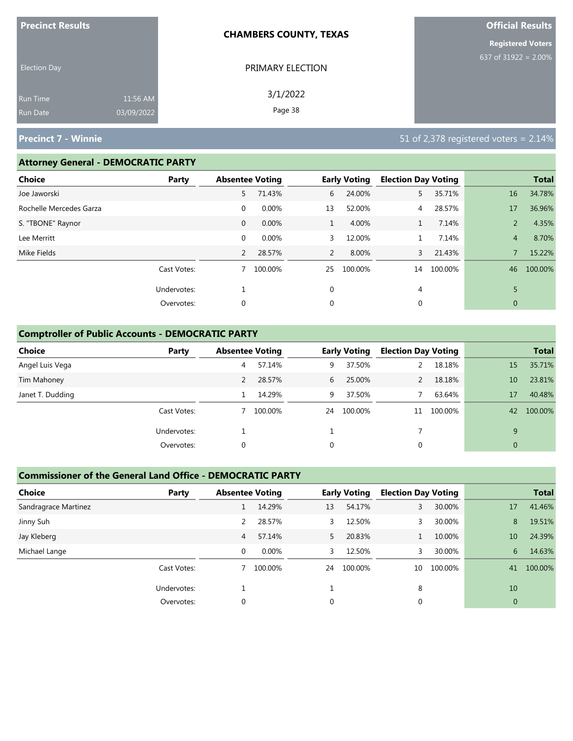**Precinct Results**

Election Day

Run Time 11:56 AM
Run Date 03/09/2022

**CHAMBERS COUNTY, TEXAS**

PRIMARY ELECTION

3/1/2022

**Official Results**

**Registered Voters**
637 of 31922 = 2.00%

## Precinct 7 - Winnie

51 of 2,378 registered voters = 2.14%

### Attorney General - DEMOCRATIC PARTY

| Choice | Party | Absentee Voting | | Early Voting | | Election Day Voting | | Total | |
|---|---|---|---|---|---|---|---|---|---|
| Joe Jaworski | | 5 | 71.43% | 6 | 24.00% | 5 | 35.71% | 16 | 34.78% |
| Rochelle Mercedes Garza | | 0 | 0.00% | 13 | 52.00% | 4 | 28.57% | 17 | 36.96% |
| S. "TBONE" Raynor | | 0 | 0.00% | 1 | 4.00% | 1 | 7.14% | 2 | 4.35% |
| Lee Merritt | | 0 | 0.00% | 3 | 12.00% | 1 | 7.14% | 4 | 8.70% |
| Mike Fields | | 2 | 28.57% | 2 | 8.00% | 3 | 21.43% | 7 | 15.22% |
| | Cast Votes: | 7 | 100.00% | 25 | 100.00% | 14 | 100.00% | 46 | 100.00% |
| | Undervotes: | 1 | | 0 | | 4 | | 5 | |
| | Overvotes: | 0 | | 0 | | 0 | | 0 | |

### Comptroller of Public Accounts - DEMOCRATIC PARTY

| Choice | Party | Absentee Voting | | Early Voting | | Election Day Voting | | Total | |
|---|---|---|---|---|---|---|---|---|---|
| Angel Luis Vega | | 4 | 57.14% | 9 | 37.50% | 2 | 18.18% | 15 | 35.71% |
| Tim Mahoney | | 2 | 28.57% | 6 | 25.00% | 2 | 18.18% | 10 | 23.81% |
| Janet T. Dudding | | 1 | 14.29% | 9 | 37.50% | 7 | 63.64% | 17 | 40.48% |
| | Cast Votes: | 7 | 100.00% | 24 | 100.00% | 11 | 100.00% | 42 | 100.00% |
| | Undervotes: | 1 | | 1 | | 7 | | 9 | |
| | Overvotes: | 0 | | 0 | | 0 | | 0 | |

### Commissioner of the General Land Office - DEMOCRATIC PARTY

| Choice | Party | Absentee Voting | | Early Voting | | Election Day Voting | | Total | |
|---|---|---|---|---|---|---|---|---|---|
| Sandragrace Martinez | | 1 | 14.29% | 13 | 54.17% | 3 | 30.00% | 17 | 41.46% |
| Jinny Suh | | 2 | 28.57% | 3 | 12.50% | 3 | 30.00% | 8 | 19.51% |
| Jay Kleberg | | 4 | 57.14% | 5 | 20.83% | 1 | 10.00% | 10 | 24.39% |
| Michael Lange | | 0 | 0.00% | 3 | 12.50% | 3 | 30.00% | 6 | 14.63% |
| | Cast Votes: | 7 | 100.00% | 24 | 100.00% | 10 | 100.00% | 41 | 100.00% |
| | Undervotes: | 1 | | 1 | | 8 | | 10 | |
| | Overvotes: | 0 | | 0 | | 0 | | 0 | |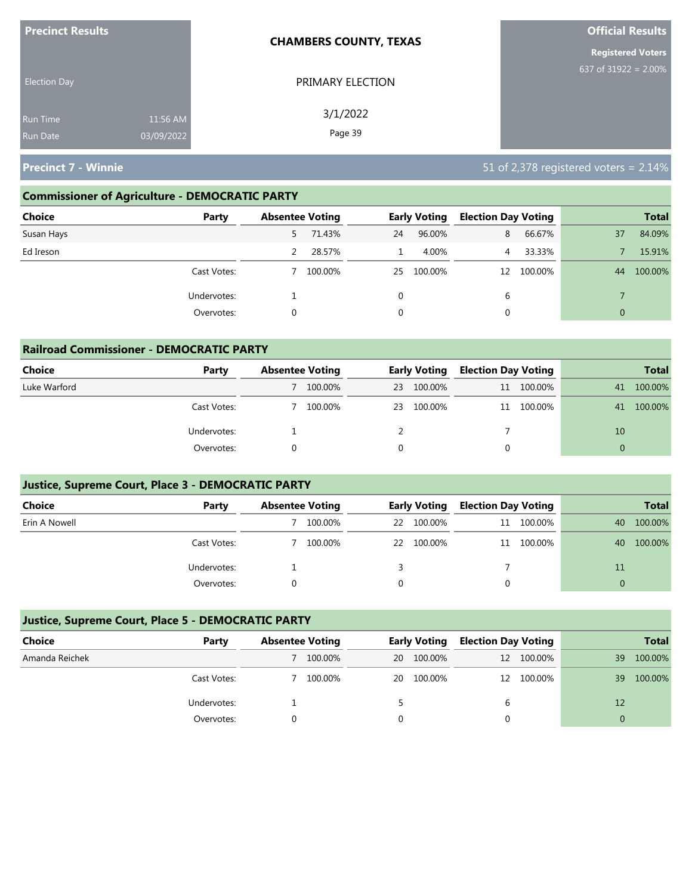**Precinct Results**

Election Day

Run Time 11:56 AM
Run Date 03/09/2022

**CHAMBERS COUNTY, TEXAS**

PRIMARY ELECTION

3/1/2022

**Official Results**

**Registered Voters**
637 of 31922 = 2.00%

## Precinct 7 - Winnie

51 of 2,378 registered voters = 2.14%

### Commissioner of Agriculture - DEMOCRATIC PARTY

| Choice | Party | Absentee Voting | | Early Voting | | Election Day Voting | | Total | |
|---|---|---|---|---|---|---|---|---|---|
| Susan Hays | | 5 | 71.43% | 24 | 96.00% | 8 | 66.67% | 37 | 84.09% |
| Ed Ireson | | 2 | 28.57% | 1 | 4.00% | 4 | 33.33% | 7 | 15.91% |
| | Cast Votes: | 7 | 100.00% | 25 | 100.00% | 12 | 100.00% | 44 | 100.00% |
| | Undervotes: | 1 | | 0 | | 6 | | 7 | |
| | Overvotes: | 0 | | 0 | | 0 | | 0 | |

### Railroad Commissioner - DEMOCRATIC PARTY

| Choice | Party | Absentee Voting | | Early Voting | | Election Day Voting | | Total | |
|---|---|---|---|---|---|---|---|---|---|
| Luke Warford | | 7 | 100.00% | 23 | 100.00% | 11 | 100.00% | 41 | 100.00% |
| | Cast Votes: | 7 | 100.00% | 23 | 100.00% | 11 | 100.00% | 41 | 100.00% |
| | Undervotes: | 1 | | 2 | | 7 | | 10 | |
| | Overvotes: | 0 | | 0 | | 0 | | 0 | |

### Justice, Supreme Court, Place 3 - DEMOCRATIC PARTY

| Choice | Party | Absentee Voting | | Early Voting | | Election Day Voting | | Total | |
|---|---|---|---|---|---|---|---|---|---|
| Erin A Nowell | | 7 | 100.00% | 22 | 100.00% | 11 | 100.00% | 40 | 100.00% |
| | Cast Votes: | 7 | 100.00% | 22 | 100.00% | 11 | 100.00% | 40 | 100.00% |
| | Undervotes: | 1 | | 3 | | 7 | | 11 | |
| | Overvotes: | 0 | | 0 | | 0 | | 0 | |

### Justice, Supreme Court, Place 5 - DEMOCRATIC PARTY

| Choice | Party | Absentee Voting | | Early Voting | | Election Day Voting | | Total | |
|---|---|---|---|---|---|---|---|---|---|
| Amanda Reichek | | 7 | 100.00% | 20 | 100.00% | 12 | 100.00% | 39 | 100.00% |
| | Cast Votes: | 7 | 100.00% | 20 | 100.00% | 12 | 100.00% | 39 | 100.00% |
| | Undervotes: | 1 | | 5 | | 6 | | 12 | |
| | Overvotes: | 0 | | 0 | | 0 | | 0 | |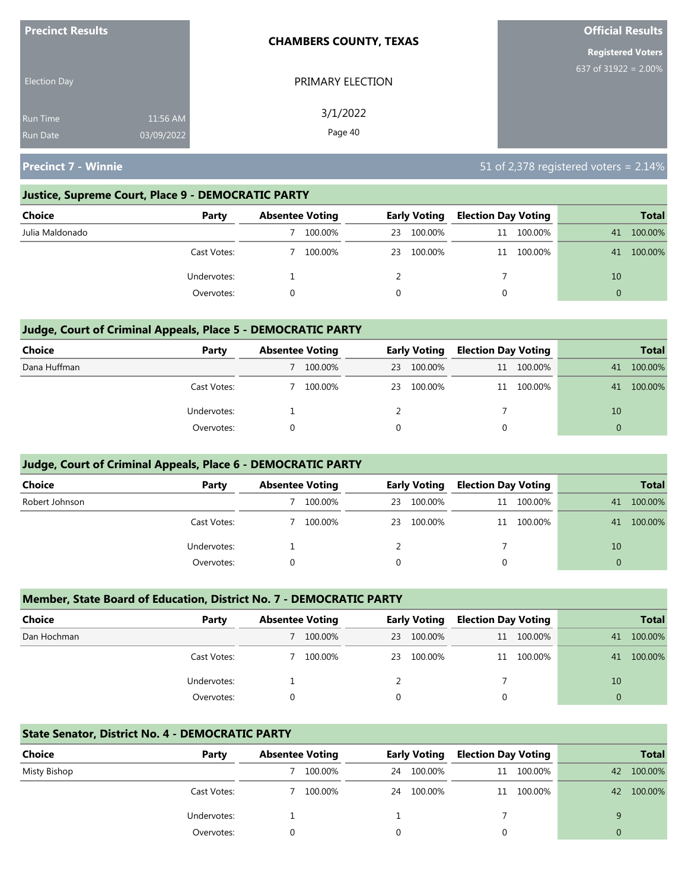**Precinct Results**

Election Day

Run Time 11:56 AM
Run Date 03/09/2022

**CHAMBERS COUNTY, TEXAS**

PRIMARY ELECTION

3/1/2022

**Official Results**

**Registered Voters**
637 of 31922 = 2.00%

## Precinct 7 - Winnie

51 of 2,378 registered voters = 2.14%

### Justice, Supreme Court, Place 9 - DEMOCRATIC PARTY

| Choice | Party | Absentee Voting | | Early Voting | | Election Day Voting | | Total | |
|---|---|---|---|---|---|---|---|---|---|
| Julia Maldonado | | 7 | 100.00% | 23 | 100.00% | 11 | 100.00% | 41 | 100.00% |
| | Cast Votes: | 7 | 100.00% | 23 | 100.00% | 11 | 100.00% | 41 | 100.00% |
| | Undervotes: | 1 | | 2 | | 7 | | 10 | |
| | Overvotes: | 0 | | 0 | | 0 | | 0 | |

### Judge, Court of Criminal Appeals, Place 5 - DEMOCRATIC PARTY

| Choice | Party | Absentee Voting | | Early Voting | | Election Day Voting | | Total | |
|---|---|---|---|---|---|---|---|---|---|
| Dana Huffman | | 7 | 100.00% | 23 | 100.00% | 11 | 100.00% | 41 | 100.00% |
| | Cast Votes: | 7 | 100.00% | 23 | 100.00% | 11 | 100.00% | 41 | 100.00% |
| | Undervotes: | 1 | | 2 | | 7 | | 10 | |
| | Overvotes: | 0 | | 0 | | 0 | | 0 | |

### Judge, Court of Criminal Appeals, Place 6 - DEMOCRATIC PARTY

| Choice | Party | Absentee Voting | | Early Voting | | Election Day Voting | | Total | |
|---|---|---|---|---|---|---|---|---|---|
| Robert Johnson | | 7 | 100.00% | 23 | 100.00% | 11 | 100.00% | 41 | 100.00% |
| | Cast Votes: | 7 | 100.00% | 23 | 100.00% | 11 | 100.00% | 41 | 100.00% |
| | Undervotes: | 1 | | 2 | | 7 | | 10 | |
| | Overvotes: | 0 | | 0 | | 0 | | 0 | |

### Member, State Board of Education, District No. 7 - DEMOCRATIC PARTY

| Choice | Party | Absentee Voting | | Early Voting | | Election Day Voting | | Total | |
|---|---|---|---|---|---|---|---|---|---|
| Dan Hochman | | 7 | 100.00% | 23 | 100.00% | 11 | 100.00% | 41 | 100.00% |
| | Cast Votes: | 7 | 100.00% | 23 | 100.00% | 11 | 100.00% | 41 | 100.00% |
| | Undervotes: | 1 | | 2 | | 7 | | 10 | |
| | Overvotes: | 0 | | 0 | | 0 | | 0 | |

### State Senator, District No. 4 - DEMOCRATIC PARTY

| Choice | Party | Absentee Voting | | Early Voting | | Election Day Voting | | Total | |
|---|---|---|---|---|---|---|---|---|---|
| Misty Bishop | | 7 | 100.00% | 24 | 100.00% | 11 | 100.00% | 42 | 100.00% |
| | Cast Votes: | 7 | 100.00% | 24 | 100.00% | 11 | 100.00% | 42 | 100.00% |
| | Undervotes: | 1 | | 1 | | 7 | | 9 | |
| | Overvotes: | 0 | | 0 | | 0 | | 0 | |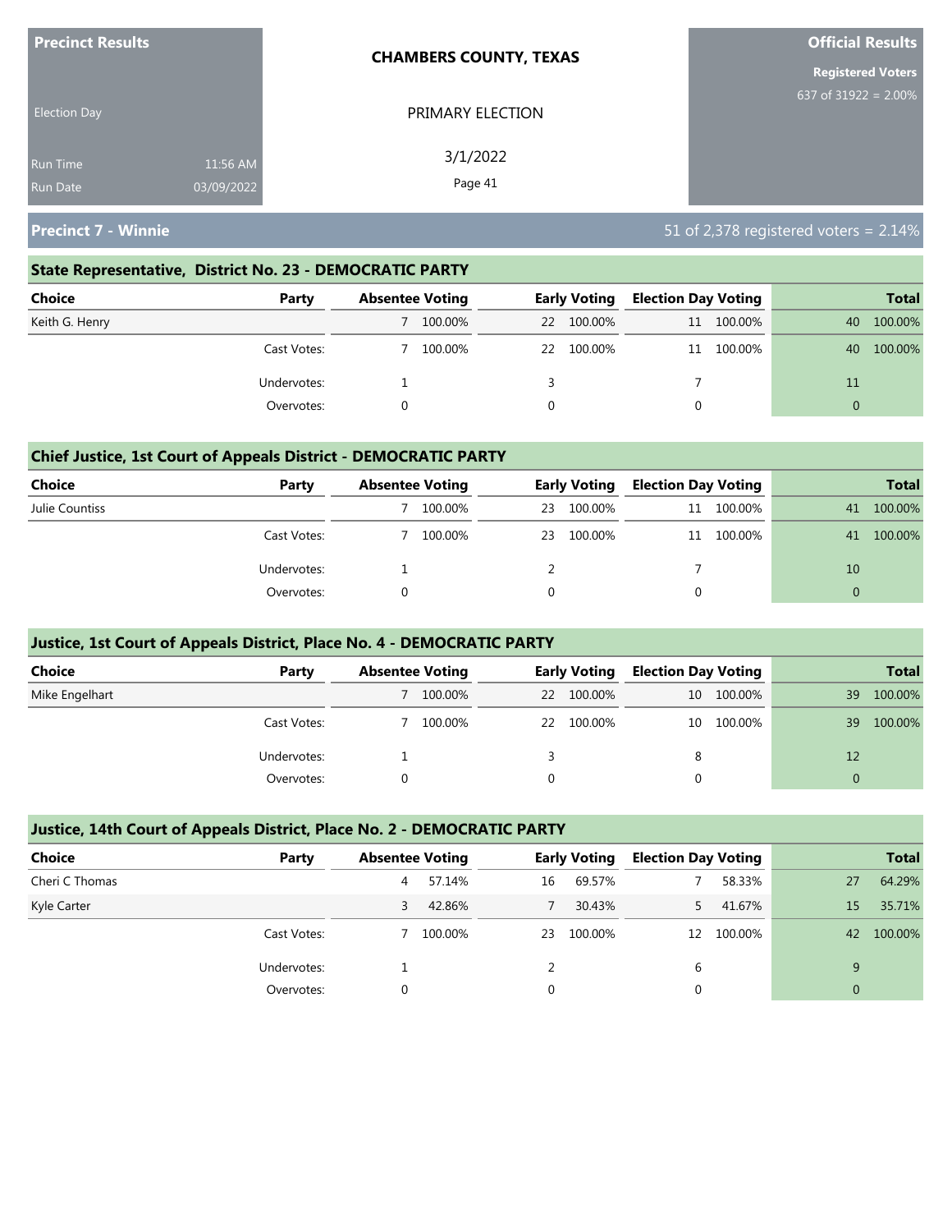**Precinct Results**

Election Day

Run Time 11:56 AM
Run Date 03/09/2022

**CHAMBERS COUNTY, TEXAS**

PRIMARY ELECTION

3/1/2022

**Official Results**

**Registered Voters**
637 of 31922 = 2.00%

## Precinct 7 - Winnie

51 of 2,378 registered voters = 2.14%

### State Representative, District No. 23 - DEMOCRATIC PARTY

| Choice | Party | Absentee Voting | | Early Voting | | Election Day Voting | | Total | |
|---|---|---|---|---|---|---|---|---|---|
| Keith G. Henry | | 7 | 100.00% | 22 | 100.00% | 11 | 100.00% | 40 | 100.00% |
| | Cast Votes: | 7 | 100.00% | 22 | 100.00% | 11 | 100.00% | 40 | 100.00% |
| | Undervotes: | 1 | | 3 | | 7 | | 11 | |
| | Overvotes: | 0 | | 0 | | 0 | | 0 | |

### Chief Justice, 1st Court of Appeals District - DEMOCRATIC PARTY

| Choice | Party | Absentee Voting | | Early Voting | | Election Day Voting | | Total | |
|---|---|---|---|---|---|---|---|---|---|
| Julie Countiss | | 7 | 100.00% | 23 | 100.00% | 11 | 100.00% | 41 | 100.00% |
| | Cast Votes: | 7 | 100.00% | 23 | 100.00% | 11 | 100.00% | 41 | 100.00% |
| | Undervotes: | 1 | | 2 | | 7 | | 10 | |
| | Overvotes: | 0 | | 0 | | 0 | | 0 | |

### Justice, 1st Court of Appeals District, Place No. 4 - DEMOCRATIC PARTY

| Choice | Party | Absentee Voting | | Early Voting | | Election Day Voting | | Total | |
|---|---|---|---|---|---|---|---|---|---|
| Mike Engelhart | | 7 | 100.00% | 22 | 100.00% | 10 | 100.00% | 39 | 100.00% |
| | Cast Votes: | 7 | 100.00% | 22 | 100.00% | 10 | 100.00% | 39 | 100.00% |
| | Undervotes: | 1 | | 3 | | 8 | | 12 | |
| | Overvotes: | 0 | | 0 | | 0 | | 0 | |

### Justice, 14th Court of Appeals District, Place No. 2 - DEMOCRATIC PARTY

| Choice | Party | Absentee Voting | | Early Voting | | Election Day Voting | | Total | |
|---|---|---|---|---|---|---|---|---|---|
| Cheri C Thomas | | 4 | 57.14% | 16 | 69.57% | 7 | 58.33% | 27 | 64.29% |
| Kyle Carter | | 3 | 42.86% | 7 | 30.43% | 5 | 41.67% | 15 | 35.71% |
| | Cast Votes: | 7 | 100.00% | 23 | 100.00% | 12 | 100.00% | 42 | 100.00% |
| | Undervotes: | 1 | | 2 | | 6 | | 9 | |
| | Overvotes: | 0 | | 0 | | 0 | | 0 | |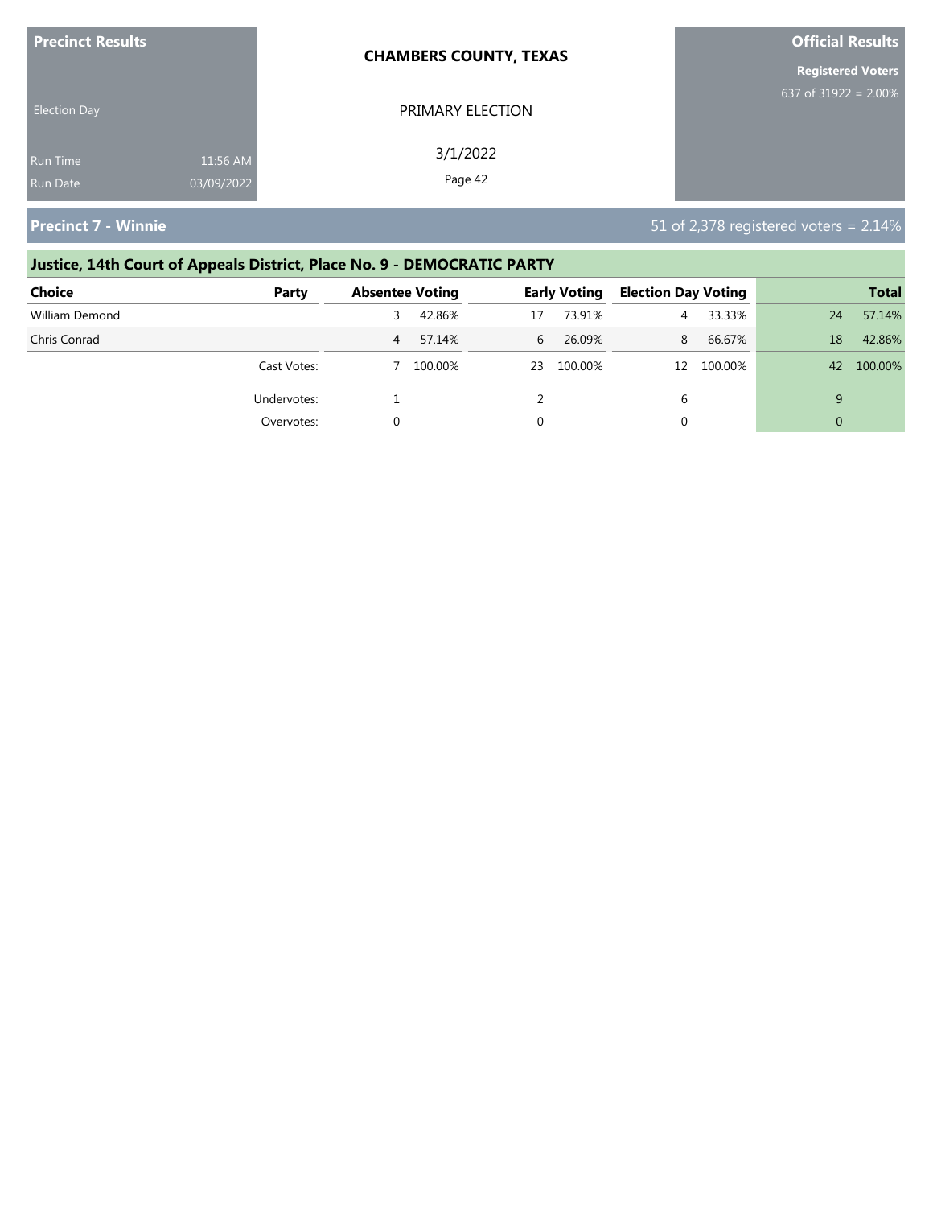**Precinct Results**

Election Day

Run Time 11:56 AM
Run Date 03/09/2022

**CHAMBERS COUNTY, TEXAS**

PRIMARY ELECTION

3/1/2022

**Official Results**

**Registered Voters**
637 of 31922 = 2.00%

## Precinct 7 - Winnie

51 of 2,378 registered voters = 2.14%

### Justice, 14th Court of Appeals District, Place No. 9 - DEMOCRATIC PARTY

| Choice | Party | Absentee Voting | | Early Voting | | Election Day Voting | | Total | |
|---|---|---|---|---|---|---|---|---|---|
| William Demond | | 3 | 42.86% | 17 | 73.91% | 4 | 33.33% | 24 | 57.14% |
| Chris Conrad | | 4 | 57.14% | 6 | 26.09% | 8 | 66.67% | 18 | 42.86% |
| | Cast Votes: | 7 | 100.00% | 23 | 100.00% | 12 | 100.00% | 42 | 100.00% |
| | Undervotes: | 1 | | 2 | | 6 | | 9 | |
| | Overvotes: | 0 | | 0 | | 0 | | 0 | |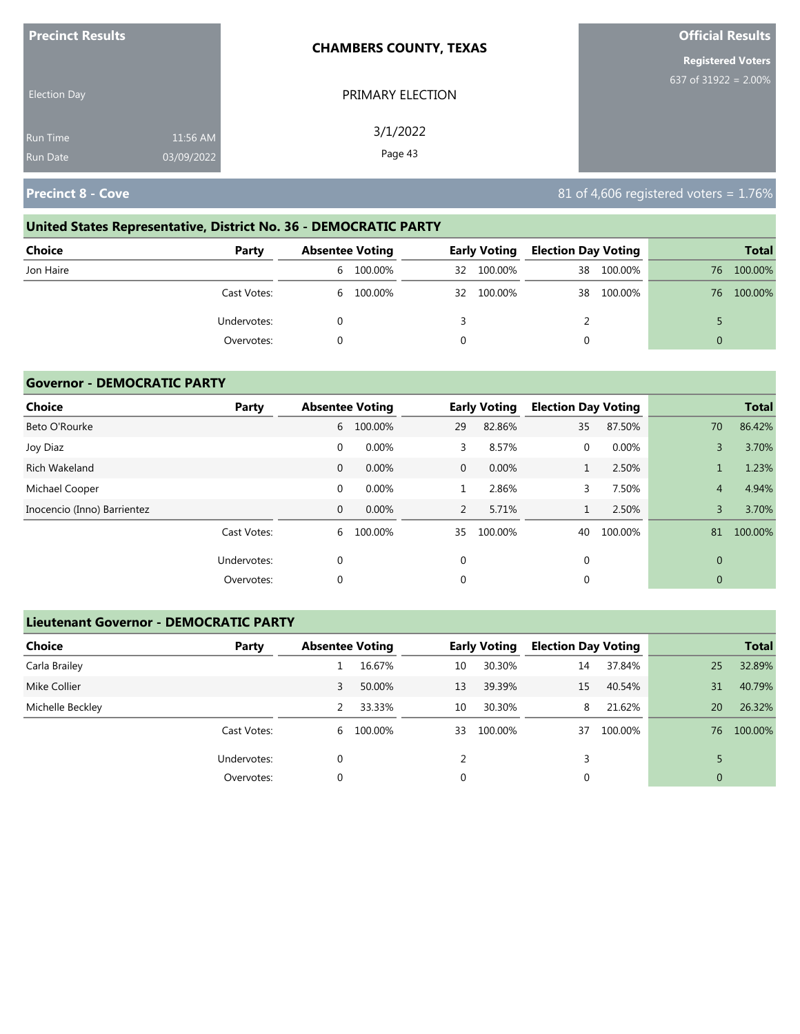Precinct Results

Election Day

Run Time 11:56 AM
Run Date 03/09/2022

**CHAMBERS COUNTY, TEXAS**

PRIMARY ELECTION

3/1/2022

**Official Results**

**Registered Voters**
637 of 31922 = 2.00%

## Precinct 8 - Cove

81 of 4,606 registered voters = 1.76%

### United States Representative, District No. 36 - DEMOCRATIC PARTY

| Choice | Party | Absentee Voting | | Early Voting | | Election Day Voting | | Total | |
|---|---|---|---|---|---|---|---|---|---|
| Jon Haire | | 6 | 100.00% | 32 | 100.00% | 38 | 100.00% | 76 | 100.00% |
| | Cast Votes: | 6 | 100.00% | 32 | 100.00% | 38 | 100.00% | 76 | 100.00% |
| | Undervotes: | 0 | | 3 | | 2 | | 5 | |
| | Overvotes: | 0 | | 0 | | 0 | | 0 | |

### Governor - DEMOCRATIC PARTY

| Choice | Party | Absentee Voting | | Early Voting | | Election Day Voting | | Total | |
|---|---|---|---|---|---|---|---|---|---|
| Beto O'Rourke | | 6 | 100.00% | 29 | 82.86% | 35 | 87.50% | 70 | 86.42% |
| Joy Diaz | | 0 | 0.00% | 3 | 8.57% | 0 | 0.00% | 3 | 3.70% |
| Rich Wakeland | | 0 | 0.00% | 0 | 0.00% | 1 | 2.50% | 1 | 1.23% |
| Michael Cooper | | 0 | 0.00% | 1 | 2.86% | 3 | 7.50% | 4 | 4.94% |
| Inocencio (Inno) Barrientez | | 0 | 0.00% | 2 | 5.71% | 1 | 2.50% | 3 | 3.70% |
| | Cast Votes: | 6 | 100.00% | 35 | 100.00% | 40 | 100.00% | 81 | 100.00% |
| | Undervotes: | 0 | | 0 | | 0 | | 0 | |
| | Overvotes: | 0 | | 0 | | 0 | | 0 | |

### Lieutenant Governor - DEMOCRATIC PARTY

| Choice | Party | Absentee Voting | | Early Voting | | Election Day Voting | | Total | |
|---|---|---|---|---|---|---|---|---|---|
| Carla Brailey | | 1 | 16.67% | 10 | 30.30% | 14 | 37.84% | 25 | 32.89% |
| Mike Collier | | 3 | 50.00% | 13 | 39.39% | 15 | 40.54% | 31 | 40.79% |
| Michelle Beckley | | 2 | 33.33% | 10 | 30.30% | 8 | 21.62% | 20 | 26.32% |
| | Cast Votes: | 6 | 100.00% | 33 | 100.00% | 37 | 100.00% | 76 | 100.00% |
| | Undervotes: | 0 | | 2 | | 3 | | 5 | |
| | Overvotes: | 0 | | 0 | | 0 | | 0 | |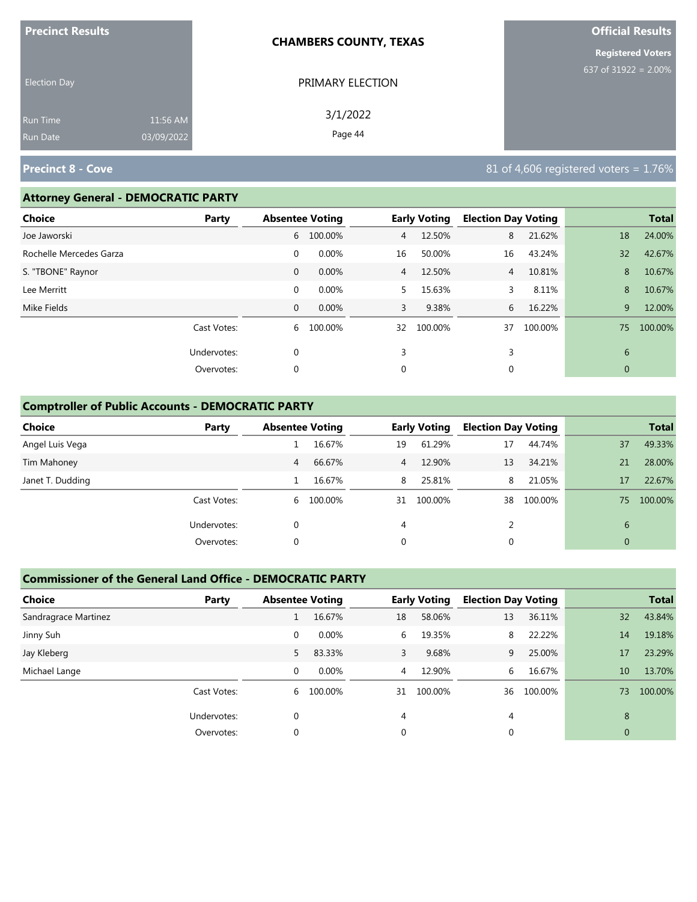**Precinct Results**

Election Day

Run Time 11:56 AM
Run Date 03/09/2022

**CHAMBERS COUNTY, TEXAS**

PRIMARY ELECTION

3/1/2022

**Official Results**

**Registered Voters**
637 of 31922 = 2.00%

## Precinct 8 - Cove

81 of 4,606 registered voters = 1.76%

### Attorney General - DEMOCRATIC PARTY

| Choice | Party | Absentee Voting | | Early Voting | | Election Day Voting | | Total | |
|---|---|---|---|---|---|---|---|---|---|
| Joe Jaworski | | 6 | 100.00% | 4 | 12.50% | 8 | 21.62% | 18 | 24.00% |
| Rochelle Mercedes Garza | | 0 | 0.00% | 16 | 50.00% | 16 | 43.24% | 32 | 42.67% |
| S. "TBONE" Raynor | | 0 | 0.00% | 4 | 12.50% | 4 | 10.81% | 8 | 10.67% |
| Lee Merritt | | 0 | 0.00% | 5 | 15.63% | 3 | 8.11% | 8 | 10.67% |
| Mike Fields | | 0 | 0.00% | 3 | 9.38% | 6 | 16.22% | 9 | 12.00% |
| | Cast Votes: | 6 | 100.00% | 32 | 100.00% | 37 | 100.00% | 75 | 100.00% |
| | Undervotes: | 0 | | 3 | | 3 | | 6 | |
| | Overvotes: | 0 | | 0 | | 0 | | 0 | |

### Comptroller of Public Accounts - DEMOCRATIC PARTY

| Choice | Party | Absentee Voting | | Early Voting | | Election Day Voting | | Total | |
|---|---|---|---|---|---|---|---|---|---|
| Angel Luis Vega | | 1 | 16.67% | 19 | 61.29% | 17 | 44.74% | 37 | 49.33% |
| Tim Mahoney | | 4 | 66.67% | 4 | 12.90% | 13 | 34.21% | 21 | 28.00% |
| Janet T. Dudding | | 1 | 16.67% | 8 | 25.81% | 8 | 21.05% | 17 | 22.67% |
| | Cast Votes: | 6 | 100.00% | 31 | 100.00% | 38 | 100.00% | 75 | 100.00% |
| | Undervotes: | 0 | | 4 | | 2 | | 6 | |
| | Overvotes: | 0 | | 0 | | 0 | | 0 | |

### Commissioner of the General Land Office - DEMOCRATIC PARTY

| Choice | Party | Absentee Voting | | Early Voting | | Election Day Voting | | Total | |
|---|---|---|---|---|---|---|---|---|---|
| Sandragrace Martinez | | 1 | 16.67% | 18 | 58.06% | 13 | 36.11% | 32 | 43.84% |
| Jinny Suh | | 0 | 0.00% | 6 | 19.35% | 8 | 22.22% | 14 | 19.18% |
| Jay Kleberg | | 5 | 83.33% | 3 | 9.68% | 9 | 25.00% | 17 | 23.29% |
| Michael Lange | | 0 | 0.00% | 4 | 12.90% | 6 | 16.67% | 10 | 13.70% |
| | Cast Votes: | 6 | 100.00% | 31 | 100.00% | 36 | 100.00% | 73 | 100.00% |
| | Undervotes: | 0 | | 4 | | 4 | | 8 | |
| | Overvotes: | 0 | | 0 | | 0 | | 0 | |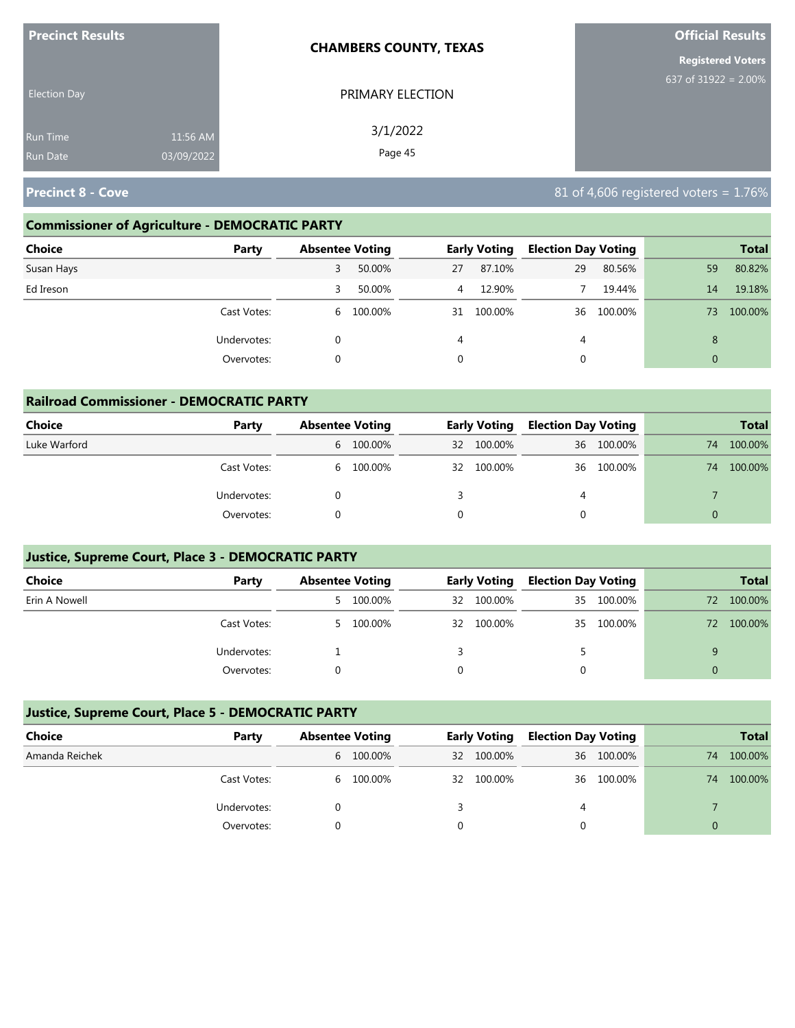**Precinct Results**

Election Day

Run Time 11:56 AM
Run Date 03/09/2022

**CHAMBERS COUNTY, TEXAS**

PRIMARY ELECTION

3/1/2022

**Official Results**

**Registered Voters**
637 of 31922 = 2.00%

## Precinct 8 - Cove

81 of 4,606 registered voters = 1.76%

### Commissioner of Agriculture - DEMOCRATIC PARTY

| Choice | Party | Absentee Voting | | Early Voting | | Election Day Voting | | Total | |
|---|---|---|---|---|---|---|---|---|---|
| Susan Hays | | 3 | 50.00% | 27 | 87.10% | 29 | 80.56% | 59 | 80.82% |
| Ed Ireson | | 3 | 50.00% | 4 | 12.90% | 7 | 19.44% | 14 | 19.18% |
| | Cast Votes: | 6 | 100.00% | 31 | 100.00% | 36 | 100.00% | 73 | 100.00% |
| | Undervotes: | 0 | | 4 | | 4 | | 8 | |
| | Overvotes: | 0 | | 0 | | 0 | | 0 | |

### Railroad Commissioner - DEMOCRATIC PARTY

| Choice | Party | Absentee Voting | | Early Voting | | Election Day Voting | | Total | |
|---|---|---|---|---|---|---|---|---|---|
| Luke Warford | | 6 | 100.00% | 32 | 100.00% | 36 | 100.00% | 74 | 100.00% |
| | Cast Votes: | 6 | 100.00% | 32 | 100.00% | 36 | 100.00% | 74 | 100.00% |
| | Undervotes: | 0 | | 3 | | 4 | | 7 | |
| | Overvotes: | 0 | | 0 | | 0 | | 0 | |

### Justice, Supreme Court, Place 3 - DEMOCRATIC PARTY

| Choice | Party | Absentee Voting | | Early Voting | | Election Day Voting | | Total | |
|---|---|---|---|---|---|---|---|---|---|
| Erin A Nowell | | 5 | 100.00% | 32 | 100.00% | 35 | 100.00% | 72 | 100.00% |
| | Cast Votes: | 5 | 100.00% | 32 | 100.00% | 35 | 100.00% | 72 | 100.00% |
| | Undervotes: | 1 | | 3 | | 5 | | 9 | |
| | Overvotes: | 0 | | 0 | | 0 | | 0 | |

### Justice, Supreme Court, Place 5 - DEMOCRATIC PARTY

| Choice | Party | Absentee Voting | | Early Voting | | Election Day Voting | | Total | |
|---|---|---|---|---|---|---|---|---|---|
| Amanda Reichek | | 6 | 100.00% | 32 | 100.00% | 36 | 100.00% | 74 | 100.00% |
| | Cast Votes: | 6 | 100.00% | 32 | 100.00% | 36 | 100.00% | 74 | 100.00% |
| | Undervotes: | 0 | | 3 | | 4 | | 7 | |
| | Overvotes: | 0 | | 0 | | 0 | | 0 | |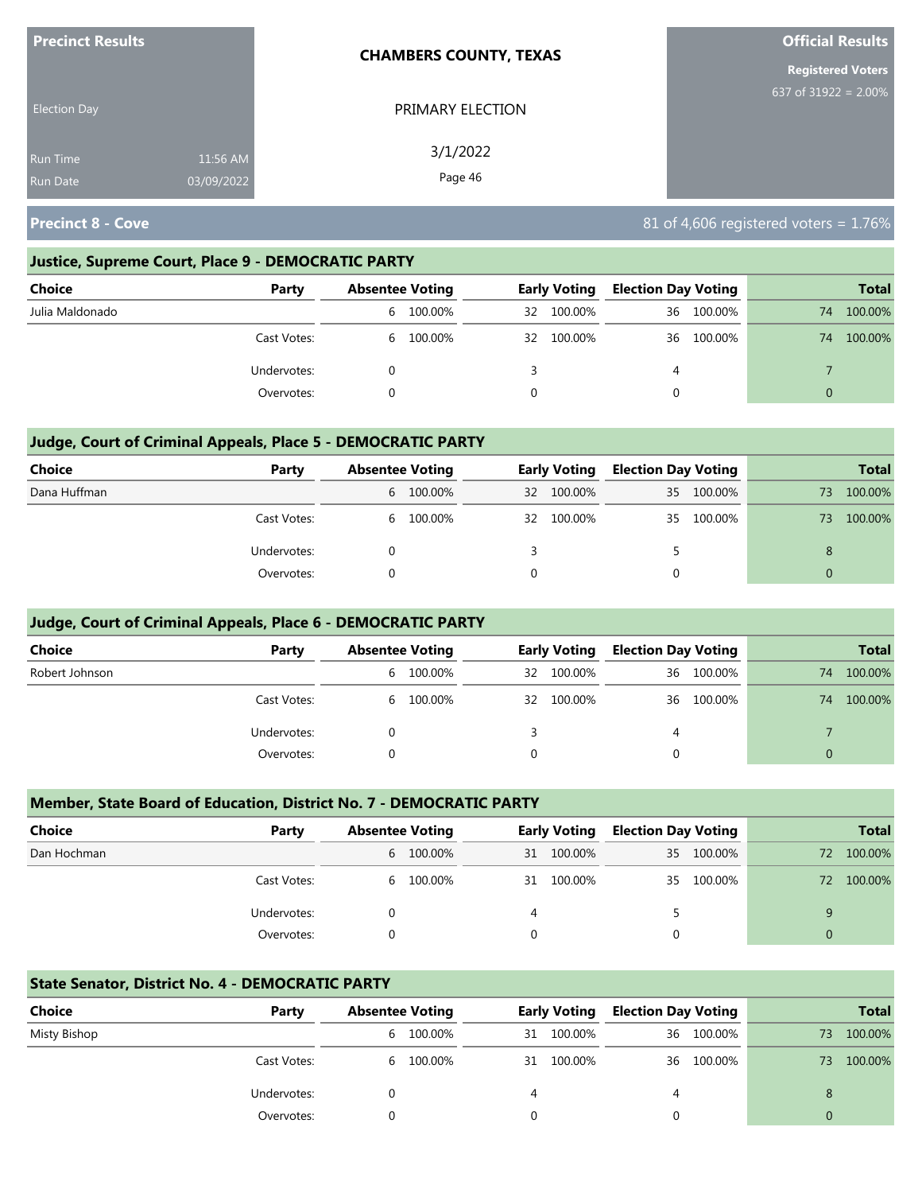**Precinct Results**

Election Day

Run Time 11:56 AM

Run Date 03/09/2022

**CHAMBERS COUNTY, TEXAS**

PRIMARY ELECTION

3/1/2022

**Official Results**

**Registered Voters**

637 of 31922 = 2.00%

## Precinct 8 - Cove

81 of 4,606 registered voters = 1.76%

### Justice, Supreme Court, Place 9 - DEMOCRATIC PARTY

| Choice | Party | Absentee Voting | | Early Voting | | Election Day Voting | | Total | |
|---|---|---|---|---|---|---|---|---|---|
| Julia Maldonado | | 6 | 100.00% | 32 | 100.00% | 36 | 100.00% | 74 | 100.00% |
| | Cast Votes: | 6 | 100.00% | 32 | 100.00% | 36 | 100.00% | 74 | 100.00% |
| | Undervotes: | 0 | | 3 | | 4 | | 7 | |
| | Overvotes: | 0 | | 0 | | 0 | | 0 | |

### Judge, Court of Criminal Appeals, Place 5 - DEMOCRATIC PARTY

| Choice | Party | Absentee Voting | | Early Voting | | Election Day Voting | | Total | |
|---|---|---|---|---|---|---|---|---|---|
| Dana Huffman | | 6 | 100.00% | 32 | 100.00% | 35 | 100.00% | 73 | 100.00% |
| | Cast Votes: | 6 | 100.00% | 32 | 100.00% | 35 | 100.00% | 73 | 100.00% |
| | Undervotes: | 0 | | 3 | | 5 | | 8 | |
| | Overvotes: | 0 | | 0 | | 0 | | 0 | |

### Judge, Court of Criminal Appeals, Place 6 - DEMOCRATIC PARTY

| Choice | Party | Absentee Voting | | Early Voting | | Election Day Voting | | Total | |
|---|---|---|---|---|---|---|---|---|---|
| Robert Johnson | | 6 | 100.00% | 32 | 100.00% | 36 | 100.00% | 74 | 100.00% |
| | Cast Votes: | 6 | 100.00% | 32 | 100.00% | 36 | 100.00% | 74 | 100.00% |
| | Undervotes: | 0 | | 3 | | 4 | | 7 | |
| | Overvotes: | 0 | | 0 | | 0 | | 0 | |

### Member, State Board of Education, District No. 7 - DEMOCRATIC PARTY

| Choice | Party | Absentee Voting | | Early Voting | | Election Day Voting | | Total | |
|---|---|---|---|---|---|---|---|---|---|
| Dan Hochman | | 6 | 100.00% | 31 | 100.00% | 35 | 100.00% | 72 | 100.00% |
| | Cast Votes: | 6 | 100.00% | 31 | 100.00% | 35 | 100.00% | 72 | 100.00% |
| | Undervotes: | 0 | | 4 | | 5 | | 9 | |
| | Overvotes: | 0 | | 0 | | 0 | | 0 | |

### State Senator, District No. 4 - DEMOCRATIC PARTY

| Choice | Party | Absentee Voting | | Early Voting | | Election Day Voting | | Total | |
|---|---|---|---|---|---|---|---|---|---|
| Misty Bishop | | 6 | 100.00% | 31 | 100.00% | 36 | 100.00% | 73 | 100.00% |
| | Cast Votes: | 6 | 100.00% | 31 | 100.00% | 36 | 100.00% | 73 | 100.00% |
| | Undervotes: | 0 | | 4 | | 4 | | 8 | |
| | Overvotes: | 0 | | 0 | | 0 | | 0 | |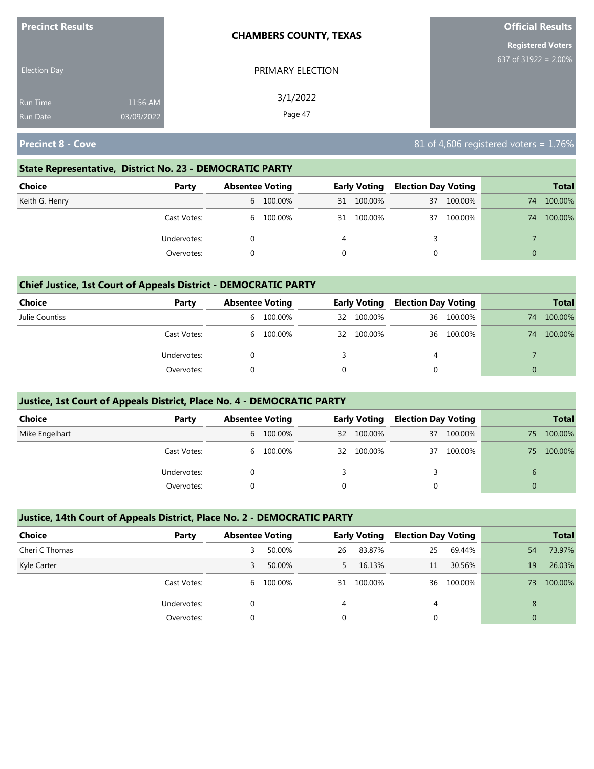**Precinct Results** | **CHAMBERS COUNTY, TEXAS** | **Official Results**

Election Day

PRIMARY ELECTION

3/1/2022

Registered Voters
637 of 31922 = 2.00%

Run Time 11:56 AM
Run Date 03/09/2022

## Precinct 8 - Cove

81 of 4,606 registered voters = 1.76%

### State Representative, District No. 23 - DEMOCRATIC PARTY

| Choice | Party | Absentee Voting | | Early Voting | | Election Day Voting | | Total | |
|---|---|---|---|---|---|---|---|---|---|
| Keith G. Henry | | 6 | 100.00% | 31 | 100.00% | 37 | 100.00% | 74 | 100.00% |
| | Cast Votes: | 6 | 100.00% | 31 | 100.00% | 37 | 100.00% | 74 | 100.00% |
| | Undervotes: | 0 | | 4 | | 3 | | 7 | |
| | Overvotes: | 0 | | 0 | | 0 | | 0 | |

### Chief Justice, 1st Court of Appeals District - DEMOCRATIC PARTY

| Choice | Party | Absentee Voting | | Early Voting | | Election Day Voting | | Total | |
|---|---|---|---|---|---|---|---|---|---|
| Julie Countiss | | 6 | 100.00% | 32 | 100.00% | 36 | 100.00% | 74 | 100.00% |
| | Cast Votes: | 6 | 100.00% | 32 | 100.00% | 36 | 100.00% | 74 | 100.00% |
| | Undervotes: | 0 | | 3 | | 4 | | 7 | |
| | Overvotes: | 0 | | 0 | | 0 | | 0 | |

### Justice, 1st Court of Appeals District, Place No. 4 - DEMOCRATIC PARTY

| Choice | Party | Absentee Voting | | Early Voting | | Election Day Voting | | Total | |
|---|---|---|---|---|---|---|---|---|---|
| Mike Engelhart | | 6 | 100.00% | 32 | 100.00% | 37 | 100.00% | 75 | 100.00% |
| | Cast Votes: | 6 | 100.00% | 32 | 100.00% | 37 | 100.00% | 75 | 100.00% |
| | Undervotes: | 0 | | 3 | | 3 | | 6 | |
| | Overvotes: | 0 | | 0 | | 0 | | 0 | |

### Justice, 14th Court of Appeals District, Place No. 2 - DEMOCRATIC PARTY

| Choice | Party | Absentee Voting | | Early Voting | | Election Day Voting | | Total | |
|---|---|---|---|---|---|---|---|---|---|
| Cheri C Thomas | | 3 | 50.00% | 26 | 83.87% | 25 | 69.44% | 54 | 73.97% |
| Kyle Carter | | 3 | 50.00% | 5 | 16.13% | 11 | 30.56% | 19 | 26.03% |
| | Cast Votes: | 6 | 100.00% | 31 | 100.00% | 36 | 100.00% | 73 | 100.00% |
| | Undervotes: | 0 | | 4 | | 4 | | 8 | |
| | Overvotes: | 0 | | 0 | | 0 | | 0 | |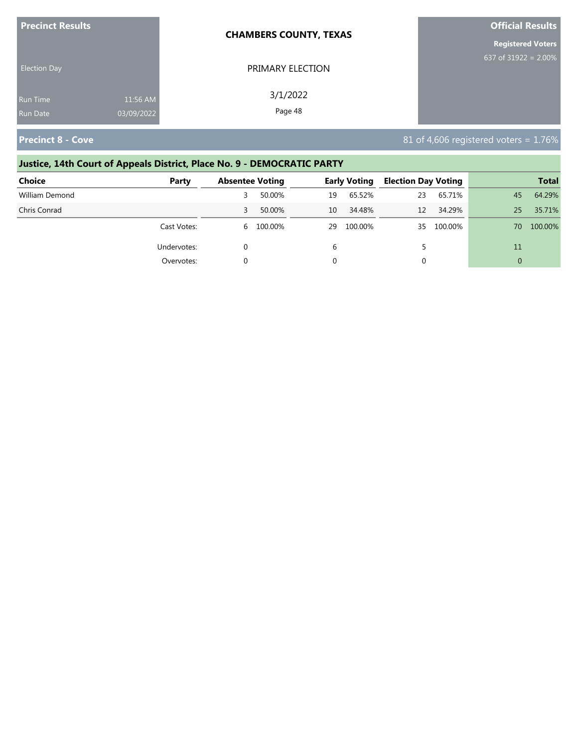**Precinct Results**

Election Day

Run Time 11:56 AM
Run Date 03/09/2022

**CHAMBERS COUNTY, TEXAS**

PRIMARY ELECTION

3/1/2022

**Official Results**

**Registered Voters**
637 of 31922 = 2.00%

## Precinct 8 - Cove

81 of 4,606 registered voters = 1.76%

### Justice, 14th Court of Appeals District, Place No. 9 - DEMOCRATIC PARTY

| Choice | Party | Absentee Voting | | Early Voting | | Election Day Voting | | Total | |
|---|---|---|---|---|---|---|---|---|---|
| William Demond | | 3 | 50.00% | 19 | 65.52% | 23 | 65.71% | 45 | 64.29% |
| Chris Conrad | | 3 | 50.00% | 10 | 34.48% | 12 | 34.29% | 25 | 35.71% |
| | Cast Votes: | 6 | 100.00% | 29 | 100.00% | 35 | 100.00% | 70 | 100.00% |
| | Undervotes: | 0 | | 6 | | 5 | | 11 | |
| | Overvotes: | 0 | | 0 | | 0 | | 0 | |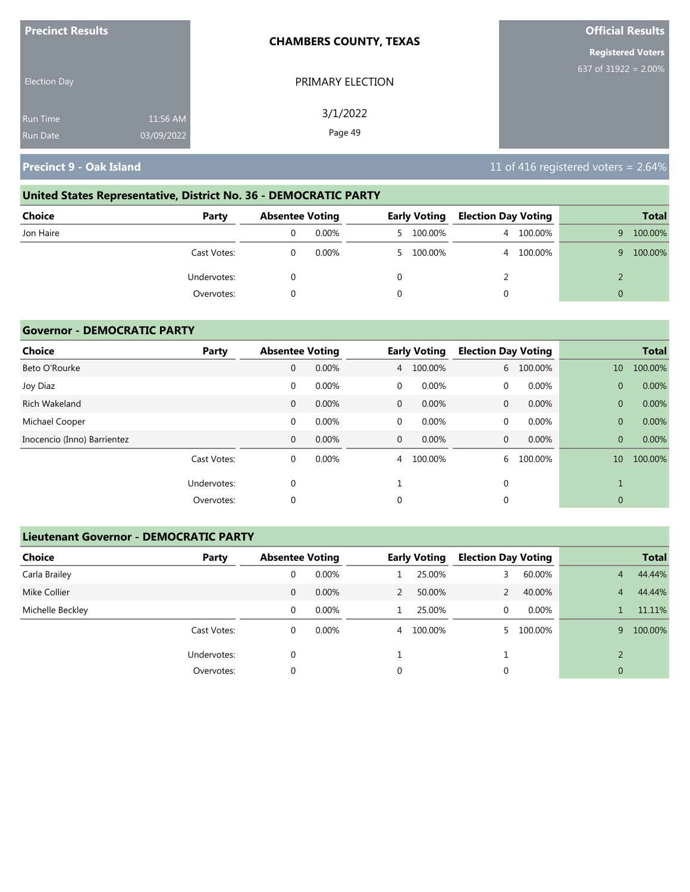**Precinct Results**

Election Day

Run Time 11:56 AM
Run Date 03/09/2022

**CHAMBERS COUNTY, TEXAS**

PRIMARY ELECTION

3/1/2022

**Official Results**

**Registered Voters**
637 of 31922 = 2.00%

## Precinct 9 - Oak Island

11 of 416 registered voters = 2.64%

### United States Representative, District No. 36 - DEMOCRATIC PARTY

| Choice | Party | Absentee Voting | | Early Voting | | Election Day Voting | | Total | |
|---|---|---|---|---|---|---|---|---|---|
| Jon Haire | | 0 | 0.00% | 5 | 100.00% | 4 | 100.00% | 9 | 100.00% |
| | Cast Votes: | 0 | 0.00% | 5 | 100.00% | 4 | 100.00% | 9 | 100.00% |
| | Undervotes: | 0 | | 0 | | 2 | | 2 | |
| | Overvotes: | 0 | | 0 | | 0 | | 0 | |

### Governor - DEMOCRATIC PARTY

| Choice | Party | Absentee Voting | | Early Voting | | Election Day Voting | | Total | |
|---|---|---|---|---|---|---|---|---|---|
| Beto O'Rourke | | 0 | 0.00% | 4 | 100.00% | 6 | 100.00% | 10 | 100.00% |
| Joy Diaz | | 0 | 0.00% | 0 | 0.00% | 0 | 0.00% | 0 | 0.00% |
| Rich Wakeland | | 0 | 0.00% | 0 | 0.00% | 0 | 0.00% | 0 | 0.00% |
| Michael Cooper | | 0 | 0.00% | 0 | 0.00% | 0 | 0.00% | 0 | 0.00% |
| Inocencio (Inno) Barrientez | | 0 | 0.00% | 0 | 0.00% | 0 | 0.00% | 0 | 0.00% |
| | Cast Votes: | 0 | 0.00% | 4 | 100.00% | 6 | 100.00% | 10 | 100.00% |
| | Undervotes: | 0 | | 1 | | 0 | | 1 | |
| | Overvotes: | 0 | | 0 | | 0 | | 0 | |

### Lieutenant Governor - DEMOCRATIC PARTY

| Choice | Party | Absentee Voting | | Early Voting | | Election Day Voting | | Total | |
|---|---|---|---|---|---|---|---|---|---|
| Carla Brailey | | 0 | 0.00% | 1 | 25.00% | 3 | 60.00% | 4 | 44.44% |
| Mike Collier | | 0 | 0.00% | 2 | 50.00% | 2 | 40.00% | 4 | 44.44% |
| Michelle Beckley | | 0 | 0.00% | 1 | 25.00% | 0 | 0.00% | 1 | 11.11% |
| | Cast Votes: | 0 | 0.00% | 4 | 100.00% | 5 | 100.00% | 9 | 100.00% |
| | Undervotes: | 0 | | 1 | | 1 | | 2 | |
| | Overvotes: | 0 | | 0 | | 0 | | 0 | |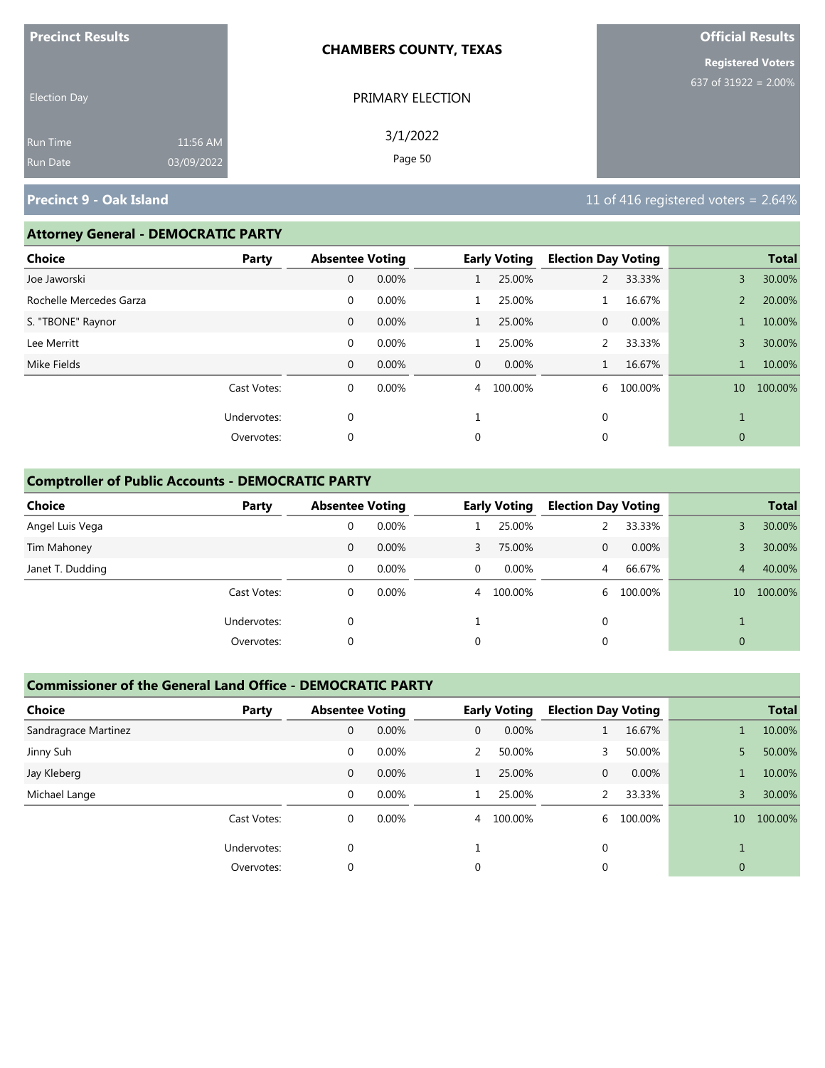**Precinct Results**

Election Day

Run Time 11:56 AM
Run Date 03/09/2022

**CHAMBERS COUNTY, TEXAS**

PRIMARY ELECTION

3/1/2022

**Official Results**

**Registered Voters**
637 of 31922 = 2.00%

## Precinct 9 - Oak Island

11 of 416 registered voters = 2.64%

### Attorney General - DEMOCRATIC PARTY

| Choice | Party | Absentee Voting | | Early Voting | | Election Day Voting | | Total | |
|---|---|---|---|---|---|---|---|---|---|
| Joe Jaworski | | 0 | 0.00% | 1 | 25.00% | 2 | 33.33% | 3 | 30.00% |
| Rochelle Mercedes Garza | | 0 | 0.00% | 1 | 25.00% | 1 | 16.67% | 2 | 20.00% |
| S. "TBONE" Raynor | | 0 | 0.00% | 1 | 25.00% | 0 | 0.00% | 1 | 10.00% |
| Lee Merritt | | 0 | 0.00% | 1 | 25.00% | 2 | 33.33% | 3 | 30.00% |
| Mike Fields | | 0 | 0.00% | 0 | 0.00% | 1 | 16.67% | 1 | 10.00% |
| | Cast Votes: | 0 | 0.00% | 4 | 100.00% | 6 | 100.00% | 10 | 100.00% |
| | Undervotes: | 0 | | 1 | | 0 | | 1 | |
| | Overvotes: | 0 | | 0 | | 0 | | 0 | |

### Comptroller of Public Accounts - DEMOCRATIC PARTY

| Choice | Party | Absentee Voting | | Early Voting | | Election Day Voting | | Total | |
|---|---|---|---|---|---|---|---|---|---|
| Angel Luis Vega | | 0 | 0.00% | 1 | 25.00% | 2 | 33.33% | 3 | 30.00% |
| Tim Mahoney | | 0 | 0.00% | 3 | 75.00% | 0 | 0.00% | 3 | 30.00% |
| Janet T. Dudding | | 0 | 0.00% | 0 | 0.00% | 4 | 66.67% | 4 | 40.00% |
| | Cast Votes: | 0 | 0.00% | 4 | 100.00% | 6 | 100.00% | 10 | 100.00% |
| | Undervotes: | 0 | | 1 | | 0 | | 1 | |
| | Overvotes: | 0 | | 0 | | 0 | | 0 | |

### Commissioner of the General Land Office - DEMOCRATIC PARTY

| Choice | Party | Absentee Voting | | Early Voting | | Election Day Voting | | Total | |
|---|---|---|---|---|---|---|---|---|---|
| Sandragrace Martinez | | 0 | 0.00% | 0 | 0.00% | 1 | 16.67% | 1 | 10.00% |
| Jinny Suh | | 0 | 0.00% | 2 | 50.00% | 3 | 50.00% | 5 | 50.00% |
| Jay Kleberg | | 0 | 0.00% | 1 | 25.00% | 0 | 0.00% | 1 | 10.00% |
| Michael Lange | | 0 | 0.00% | 1 | 25.00% | 2 | 33.33% | 3 | 30.00% |
| | Cast Votes: | 0 | 0.00% | 4 | 100.00% | 6 | 100.00% | 10 | 100.00% |
| | Undervotes: | 0 | | 1 | | 0 | | 1 | |
| | Overvotes: | 0 | | 0 | | 0 | | 0 | |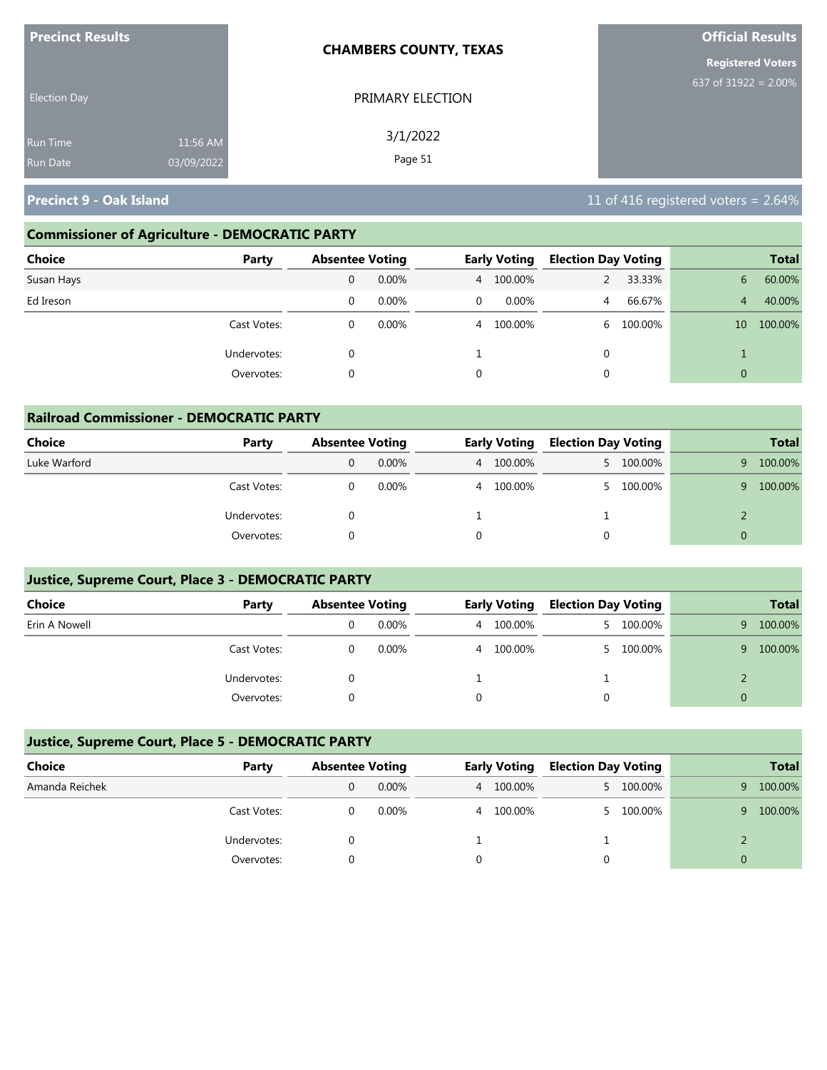| Precinct Results | | CHAMBERS COUNTY, TEXAS | Official Results |
|---|---|---|---|
| Election Day | | PRIMARY ELECTION | Registered Voters 637 of 31922 = 2.00% |
| Run Time | 11:56 AM | 3/1/2022 | |
| Run Date | 03/09/2022 | | |

## Precinct 9 - Oak Island

11 of 416 registered voters = 2.64%

### Commissioner of Agriculture - DEMOCRATIC PARTY

| Choice | Party | Absentee Voting | | Early Voting | | Election Day Voting | | Total | |
|---|---|---|---|---|---|---|---|---|---|
| Susan Hays | | 0 | 0.00% | 4 | 100.00% | 2 | 33.33% | 6 | 60.00% |
| Ed Ireson | | 0 | 0.00% | 0 | 0.00% | 4 | 66.67% | 4 | 40.00% |
| | Cast Votes: | 0 | 0.00% | 4 | 100.00% | 6 | 100.00% | 10 | 100.00% |
| | Undervotes: | 0 | | 1 | | 0 | | 1 | |
| | Overvotes: | 0 | | 0 | | 0 | | 0 | |

### Railroad Commissioner - DEMOCRATIC PARTY

| Choice | Party | Absentee Voting | | Early Voting | | Election Day Voting | | Total | |
|---|---|---|---|---|---|---|---|---|---|
| Luke Warford | | 0 | 0.00% | 4 | 100.00% | 5 | 100.00% | 9 | 100.00% |
| | Cast Votes: | 0 | 0.00% | 4 | 100.00% | 5 | 100.00% | 9 | 100.00% |
| | Undervotes: | 0 | | 1 | | 1 | | 2 | |
| | Overvotes: | 0 | | 0 | | 0 | | 0 | |

### Justice, Supreme Court, Place 3 - DEMOCRATIC PARTY

| Choice | Party | Absentee Voting | | Early Voting | | Election Day Voting | | Total | |
|---|---|---|---|---|---|---|---|---|---|
| Erin A Nowell | | 0 | 0.00% | 4 | 100.00% | 5 | 100.00% | 9 | 100.00% |
| | Cast Votes: | 0 | 0.00% | 4 | 100.00% | 5 | 100.00% | 9 | 100.00% |
| | Undervotes: | 0 | | 1 | | 1 | | 2 | |
| | Overvotes: | 0 | | 0 | | 0 | | 0 | |

### Justice, Supreme Court, Place 5 - DEMOCRATIC PARTY

| Choice | Party | Absentee Voting | | Early Voting | | Election Day Voting | | Total | |
|---|---|---|---|---|---|---|---|---|---|
| Amanda Reichek | | 0 | 0.00% | 4 | 100.00% | 5 | 100.00% | 9 | 100.00% |
| | Cast Votes: | 0 | 0.00% | 4 | 100.00% | 5 | 100.00% | 9 | 100.00% |
| | Undervotes: | 0 | | 1 | | 1 | | 2 | |
| | Overvotes: | 0 | | 0 | | 0 | | 0 | |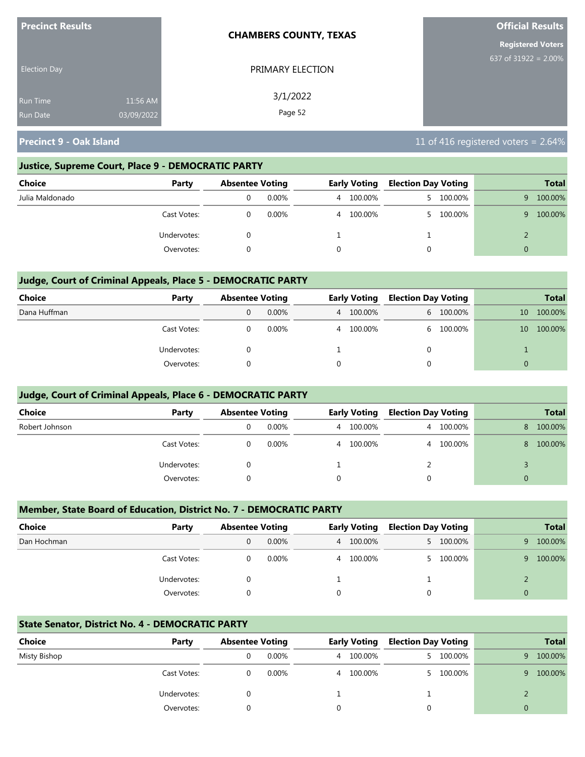Precinct Results

Election Day

Run Time 11:56 AM
Run Date 03/09/2022

**CHAMBERS COUNTY, TEXAS**

PRIMARY ELECTION

3/1/2022

**Official Results**

**Registered Voters**
637 of 31922 = 2.00%

## Precinct 9 - Oak Island

11 of 416 registered voters = 2.64%

### Justice, Supreme Court, Place 9 - DEMOCRATIC PARTY

| Choice | Party | Absentee Voting | | Early Voting | | Election Day Voting | | Total | |
|---|---|---|---|---|---|---|---|---|---|
| Julia Maldonado | | 0 | 0.00% | 4 | 100.00% | 5 | 100.00% | 9 | 100.00% |
| | Cast Votes: | 0 | 0.00% | 4 | 100.00% | 5 | 100.00% | 9 | 100.00% |
| | Undervotes: | 0 | | 1 | | 1 | | 2 | |
| | Overvotes: | 0 | | 0 | | 0 | | 0 | |

### Judge, Court of Criminal Appeals, Place 5 - DEMOCRATIC PARTY

| Choice | Party | Absentee Voting | | Early Voting | | Election Day Voting | | Total | |
|---|---|---|---|---|---|---|---|---|---|
| Dana Huffman | | 0 | 0.00% | 4 | 100.00% | 6 | 100.00% | 10 | 100.00% |
| | Cast Votes: | 0 | 0.00% | 4 | 100.00% | 6 | 100.00% | 10 | 100.00% |
| | Undervotes: | 0 | | 1 | | 0 | | 1 | |
| | Overvotes: | 0 | | 0 | | 0 | | 0 | |

### Judge, Court of Criminal Appeals, Place 6 - DEMOCRATIC PARTY

| Choice | Party | Absentee Voting | | Early Voting | | Election Day Voting | | Total | |
|---|---|---|---|---|---|---|---|---|---|
| Robert Johnson | | 0 | 0.00% | 4 | 100.00% | 4 | 100.00% | 8 | 100.00% |
| | Cast Votes: | 0 | 0.00% | 4 | 100.00% | 4 | 100.00% | 8 | 100.00% |
| | Undervotes: | 0 | | 1 | | 2 | | 3 | |
| | Overvotes: | 0 | | 0 | | 0 | | 0 | |

### Member, State Board of Education, District No. 7 - DEMOCRATIC PARTY

| Choice | Party | Absentee Voting | | Early Voting | | Election Day Voting | | Total | |
|---|---|---|---|---|---|---|---|---|---|
| Dan Hochman | | 0 | 0.00% | 4 | 100.00% | 5 | 100.00% | 9 | 100.00% |
| | Cast Votes: | 0 | 0.00% | 4 | 100.00% | 5 | 100.00% | 9 | 100.00% |
| | Undervotes: | 0 | | 1 | | 1 | | 2 | |
| | Overvotes: | 0 | | 0 | | 0 | | 0 | |

### State Senator, District No. 4 - DEMOCRATIC PARTY

| Choice | Party | Absentee Voting | | Early Voting | | Election Day Voting | | Total | |
|---|---|---|---|---|---|---|---|---|---|
| Misty Bishop | | 0 | 0.00% | 4 | 100.00% | 5 | 100.00% | 9 | 100.00% |
| | Cast Votes: | 0 | 0.00% | 4 | 100.00% | 5 | 100.00% | 9 | 100.00% |
| | Undervotes: | 0 | | 1 | | 1 | | 2 | |
| | Overvotes: | 0 | | 0 | | 0 | | 0 | |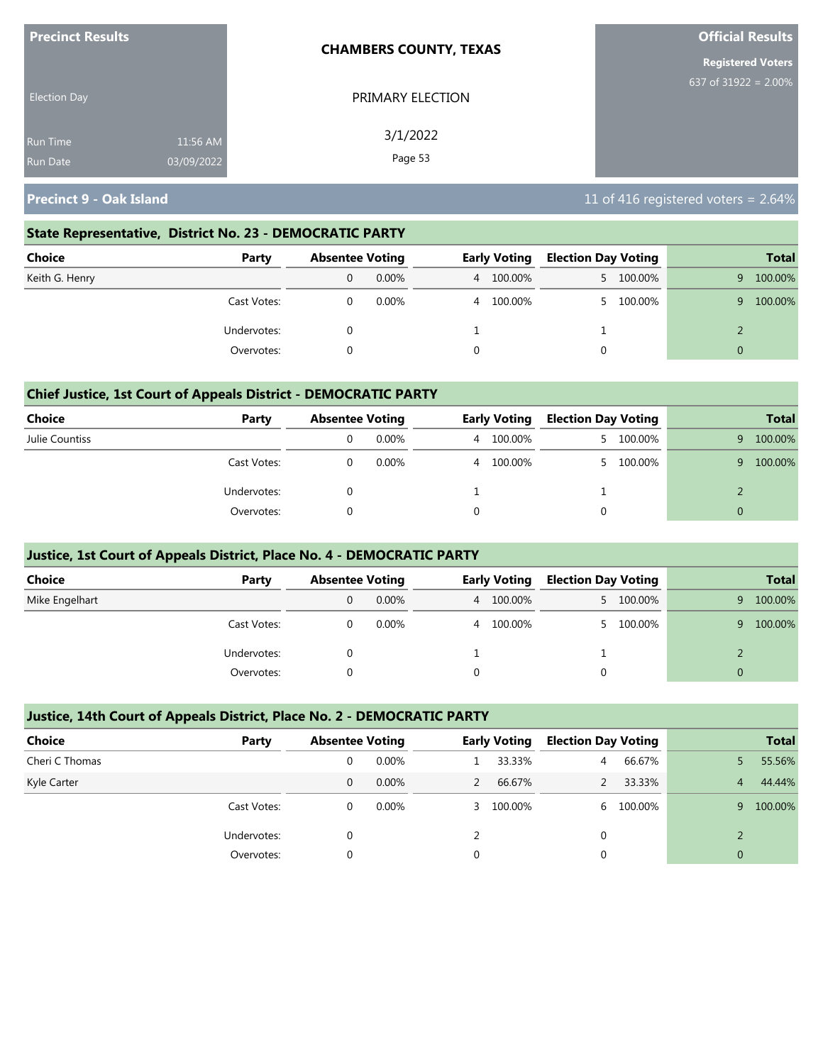**Precinct Results**

Election Day

Run Time 11:56 AM

Run Date 03/09/2022

**CHAMBERS COUNTY, TEXAS**

PRIMARY ELECTION

3/1/2022

**Official Results**

**Registered Voters**

637 of 31922 = 2.00%

## Precinct 9 - Oak Island

11 of 416 registered voters = 2.64%

### State Representative, District No. 23 - DEMOCRATIC PARTY

| Choice | Party | Absentee Voting | | Early Voting | | Election Day Voting | | Total | |
|---|---|---|---|---|---|---|---|---|---|
| Keith G. Henry | | 0 | 0.00% | 4 | 100.00% | 5 | 100.00% | 9 | 100.00% |
| | Cast Votes: | 0 | 0.00% | 4 | 100.00% | 5 | 100.00% | 9 | 100.00% |
| | Undervotes: | 0 | | 1 | | 1 | | 2 | |
| | Overvotes: | 0 | | 0 | | 0 | | 0 | |

### Chief Justice, 1st Court of Appeals District - DEMOCRATIC PARTY

| Choice | Party | Absentee Voting | | Early Voting | | Election Day Voting | | Total | |
|---|---|---|---|---|---|---|---|---|---|
| Julie Countiss | | 0 | 0.00% | 4 | 100.00% | 5 | 100.00% | 9 | 100.00% |
| | Cast Votes: | 0 | 0.00% | 4 | 100.00% | 5 | 100.00% | 9 | 100.00% |
| | Undervotes: | 0 | | 1 | | 1 | | 2 | |
| | Overvotes: | 0 | | 0 | | 0 | | 0 | |

### Justice, 1st Court of Appeals District, Place No. 4 - DEMOCRATIC PARTY

| Choice | Party | Absentee Voting | | Early Voting | | Election Day Voting | | Total | |
|---|---|---|---|---|---|---|---|---|---|
| Mike Engelhart | | 0 | 0.00% | 4 | 100.00% | 5 | 100.00% | 9 | 100.00% |
| | Cast Votes: | 0 | 0.00% | 4 | 100.00% | 5 | 100.00% | 9 | 100.00% |
| | Undervotes: | 0 | | 1 | | 1 | | 2 | |
| | Overvotes: | 0 | | 0 | | 0 | | 0 | |

### Justice, 14th Court of Appeals District, Place No. 2 - DEMOCRATIC PARTY

| Choice | Party | Absentee Voting | | Early Voting | | Election Day Voting | | Total | |
|---|---|---|---|---|---|---|---|---|---|
| Cheri C Thomas | | 0 | 0.00% | 1 | 33.33% | 4 | 66.67% | 5 | 55.56% |
| Kyle Carter | | 0 | 0.00% | 2 | 66.67% | 2 | 33.33% | 4 | 44.44% |
| | Cast Votes: | 0 | 0.00% | 3 | 100.00% | 6 | 100.00% | 9 | 100.00% |
| | Undervotes: | 0 | | 2 | | 0 | | 2 | |
| | Overvotes: | 0 | | 0 | | 0 | | 0 | |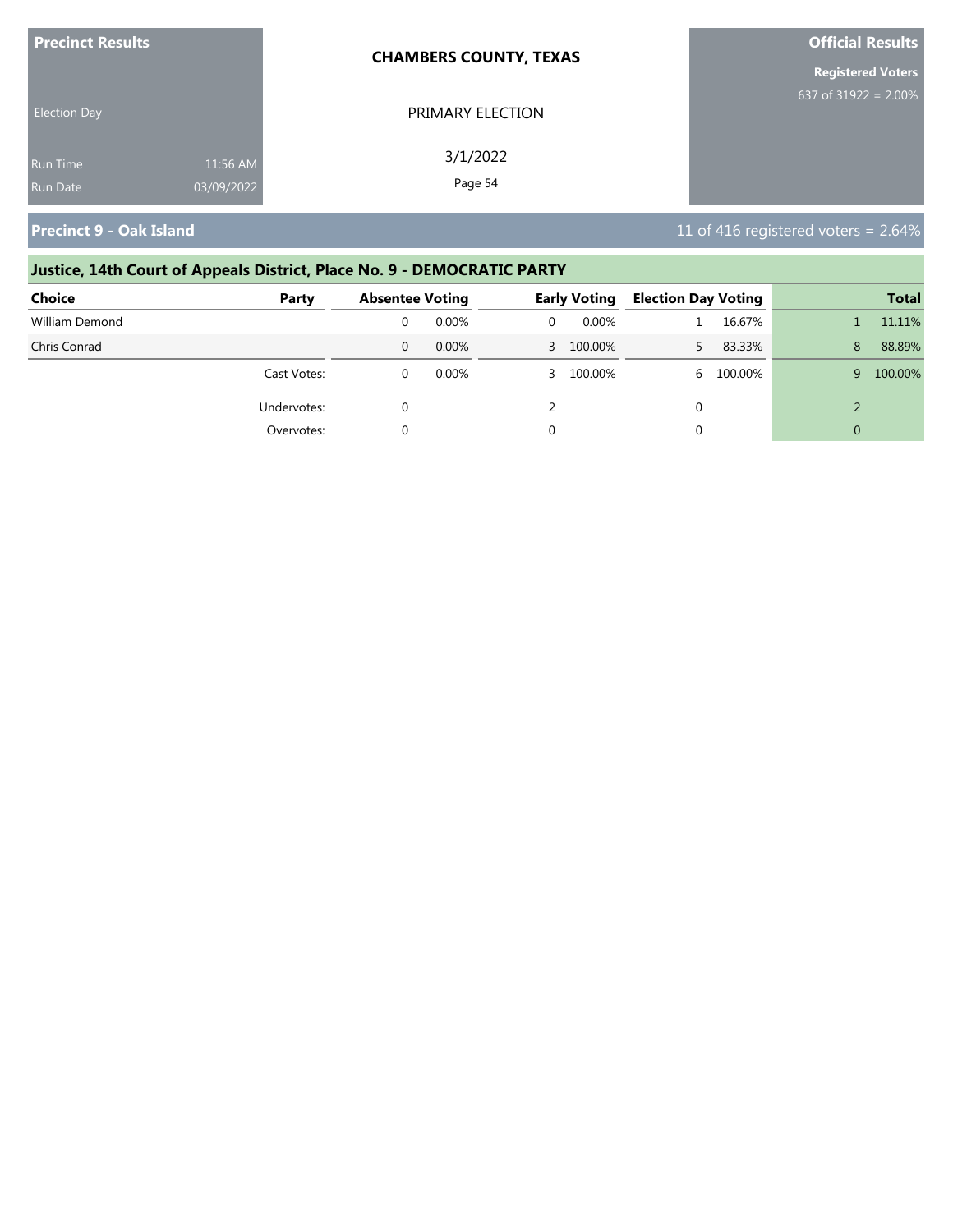**Precinct Results**

Election Day

Run Time 11:56 AM
Run Date 03/09/2022

**CHAMBERS COUNTY, TEXAS**

PRIMARY ELECTION

3/1/2022

**Official Results**

**Registered Voters**
637 of 31922 = 2.00%

## Precinct 9 - Oak Island

11 of 416 registered voters = 2.64%

### Justice, 14th Court of Appeals District, Place No. 9 - DEMOCRATIC PARTY

| Choice | Party | Absentee Voting | | Early Voting | | Election Day Voting | | Total | |
|---|---|---|---|---|---|---|---|---|---|
| William Demond | | 0 | 0.00% | 0 | 0.00% | 1 | 16.67% | 1 | 11.11% |
| Chris Conrad | | 0 | 0.00% | 3 | 100.00% | 5 | 83.33% | 8 | 88.89% |
| | Cast Votes: | 0 | 0.00% | 3 | 100.00% | 6 | 100.00% | 9 | 100.00% |
| | Undervotes: | 0 | | 2 | | 0 | | 2 | |
| | Overvotes: | 0 | | 0 | | 0 | | 0 | |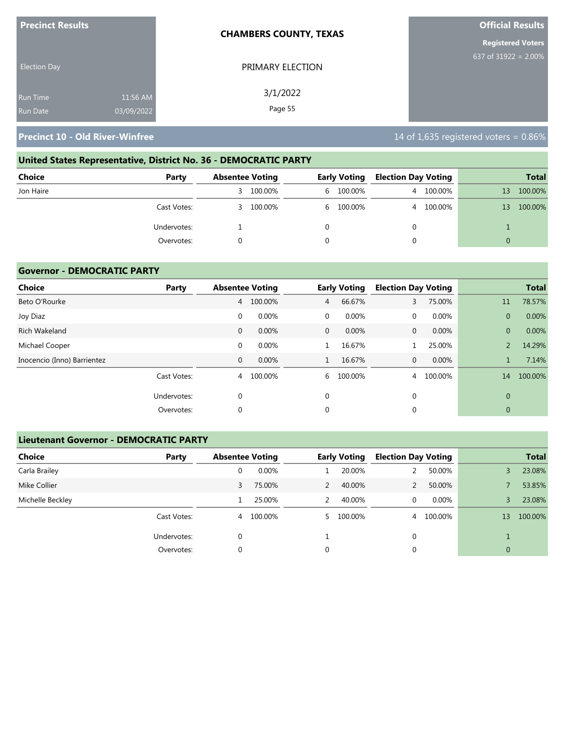**Precinct Results**

Election Day

Run Time 11:56 AM
Run Date 03/09/2022

**CHAMBERS COUNTY, TEXAS**

PRIMARY ELECTION

3/1/2022

**Official Results**

**Registered Voters**
637 of 31922 = 2.00%

## Precinct 10 - Old River-Winfree

14 of 1,635 registered voters = 0.86%

### United States Representative, District No. 36 - DEMOCRATIC PARTY

| Choice | Party | Absentee Voting | | Early Voting | | Election Day Voting | | Total | |
|---|---|---|---|---|---|---|---|---|---|
| Jon Haire | | 3 | 100.00% | 6 | 100.00% | 4 | 100.00% | 13 | 100.00% |
| | Cast Votes: | 3 | 100.00% | 6 | 100.00% | 4 | 100.00% | 13 | 100.00% |
| | Undervotes: | 1 | | 0 | | 0 | | 1 | |
| | Overvotes: | 0 | | 0 | | 0 | | 0 | |

### Governor - DEMOCRATIC PARTY

| Choice | Party | Absentee Voting | | Early Voting | | Election Day Voting | | Total | |
|---|---|---|---|---|---|---|---|---|---|
| Beto O'Rourke | | 4 | 100.00% | 4 | 66.67% | 3 | 75.00% | 11 | 78.57% |
| Joy Diaz | | 0 | 0.00% | 0 | 0.00% | 0 | 0.00% | 0 | 0.00% |
| Rich Wakeland | | 0 | 0.00% | 0 | 0.00% | 0 | 0.00% | 0 | 0.00% |
| Michael Cooper | | 0 | 0.00% | 1 | 16.67% | 1 | 25.00% | 2 | 14.29% |
| Inocencio (Inno) Barrientez | | 0 | 0.00% | 1 | 16.67% | 0 | 0.00% | 1 | 7.14% |
| | Cast Votes: | 4 | 100.00% | 6 | 100.00% | 4 | 100.00% | 14 | 100.00% |
| | Undervotes: | 0 | | 0 | | 0 | | 0 | |
| | Overvotes: | 0 | | 0 | | 0 | | 0 | |

### Lieutenant Governor - DEMOCRATIC PARTY

| Choice | Party | Absentee Voting | | Early Voting | | Election Day Voting | | Total | |
|---|---|---|---|---|---|---|---|---|---|
| Carla Brailey | | 0 | 0.00% | 1 | 20.00% | 2 | 50.00% | 3 | 23.08% |
| Mike Collier | | 3 | 75.00% | 2 | 40.00% | 2 | 50.00% | 7 | 53.85% |
| Michelle Beckley | | 1 | 25.00% | 2 | 40.00% | 0 | 0.00% | 3 | 23.08% |
| | Cast Votes: | 4 | 100.00% | 5 | 100.00% | 4 | 100.00% | 13 | 100.00% |
| | Undervotes: | 0 | | 1 | | 0 | | 1 | |
| | Overvotes: | 0 | | 0 | | 0 | | 0 | |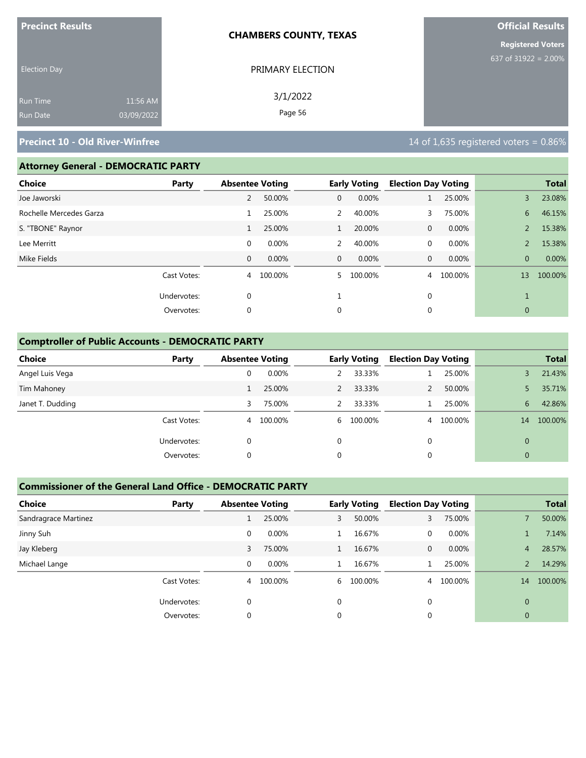**Precinct Results**

Election Day

Run Time 11:56 AM
Run Date 03/09/2022

**CHAMBERS COUNTY, TEXAS**

PRIMARY ELECTION

3/1/2022

**Official Results**

**Registered Voters**
637 of 31922 = 2.00%

## Precinct 10 - Old River-Winfree

14 of 1,635 registered voters = 0.86%

### Attorney General - DEMOCRATIC PARTY

| Choice | Party | Absentee Voting | | Early Voting | | Election Day Voting | | Total | |
|---|---|---|---|---|---|---|---|---|---|
| Joe Jaworski | | 2 | 50.00% | 0 | 0.00% | 1 | 25.00% | 3 | 23.08% |
| Rochelle Mercedes Garza | | 1 | 25.00% | 2 | 40.00% | 3 | 75.00% | 6 | 46.15% |
| S. "TBONE" Raynor | | 1 | 25.00% | 1 | 20.00% | 0 | 0.00% | 2 | 15.38% |
| Lee Merritt | | 0 | 0.00% | 2 | 40.00% | 0 | 0.00% | 2 | 15.38% |
| Mike Fields | | 0 | 0.00% | 0 | 0.00% | 0 | 0.00% | 0 | 0.00% |
| | Cast Votes: | 4 | 100.00% | 5 | 100.00% | 4 | 100.00% | 13 | 100.00% |
| | Undervotes: | 0 | | 1 | | 0 | | 1 | |
| | Overvotes: | 0 | | 0 | | 0 | | 0 | |

### Comptroller of Public Accounts - DEMOCRATIC PARTY

| Choice | Party | Absentee Voting | | Early Voting | | Election Day Voting | | Total | |
|---|---|---|---|---|---|---|---|---|---|
| Angel Luis Vega | | 0 | 0.00% | 2 | 33.33% | 1 | 25.00% | 3 | 21.43% |
| Tim Mahoney | | 1 | 25.00% | 2 | 33.33% | 2 | 50.00% | 5 | 35.71% |
| Janet T. Dudding | | 3 | 75.00% | 2 | 33.33% | 1 | 25.00% | 6 | 42.86% |
| | Cast Votes: | 4 | 100.00% | 6 | 100.00% | 4 | 100.00% | 14 | 100.00% |
| | Undervotes: | 0 | | 0 | | 0 | | 0 | |
| | Overvotes: | 0 | | 0 | | 0 | | 0 | |

### Commissioner of the General Land Office - DEMOCRATIC PARTY

| Choice | Party | Absentee Voting | | Early Voting | | Election Day Voting | | Total | |
|---|---|---|---|---|---|---|---|---|---|
| Sandragrace Martinez | | 1 | 25.00% | 3 | 50.00% | 3 | 75.00% | 7 | 50.00% |
| Jinny Suh | | 0 | 0.00% | 1 | 16.67% | 0 | 0.00% | 1 | 7.14% |
| Jay Kleberg | | 3 | 75.00% | 1 | 16.67% | 0 | 0.00% | 4 | 28.57% |
| Michael Lange | | 0 | 0.00% | 1 | 16.67% | 1 | 25.00% | 2 | 14.29% |
| | Cast Votes: | 4 | 100.00% | 6 | 100.00% | 4 | 100.00% | 14 | 100.00% |
| | Undervotes: | 0 | | 0 | | 0 | | 0 | |
| | Overvotes: | 0 | | 0 | | 0 | | 0 | |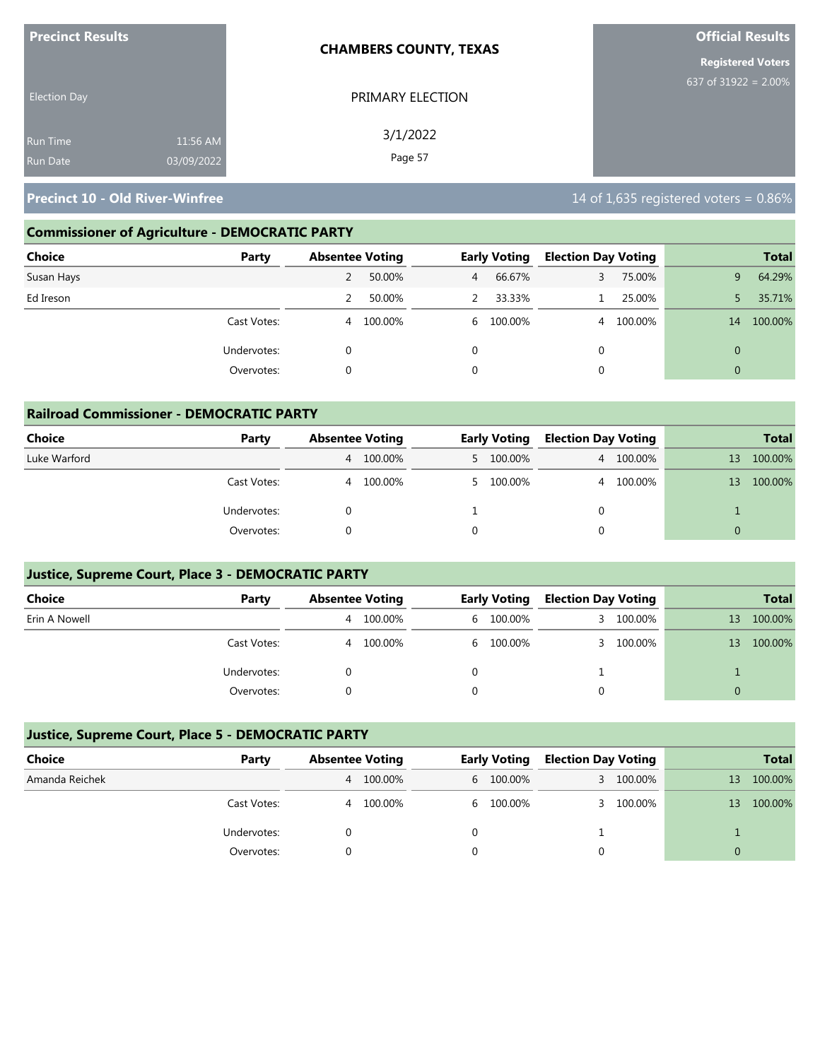**Precinct Results**

Election Day

Run Time 11:56 AM
Run Date 03/09/2022

**CHAMBERS COUNTY, TEXAS**

PRIMARY ELECTION

3/1/2022

**Official Results**

**Registered Voters**
637 of 31922 = 2.00%

## Precinct 10 - Old River-Winfree

14 of 1,635 registered voters = 0.86%

### Commissioner of Agriculture - DEMOCRATIC PARTY

| Choice | Party | Absentee Voting | | Early Voting | | Election Day Voting | | Total | |
|---|---|---|---|---|---|---|---|---|---|
| Susan Hays | | 2 | 50.00% | 4 | 66.67% | 3 | 75.00% | 9 | 64.29% |
| Ed Ireson | | 2 | 50.00% | 2 | 33.33% | 1 | 25.00% | 5 | 35.71% |
| | Cast Votes: | 4 | 100.00% | 6 | 100.00% | 4 | 100.00% | 14 | 100.00% |
| | Undervotes: | 0 | | 0 | | 0 | | 0 | |
| | Overvotes: | 0 | | 0 | | 0 | | 0 | |

### Railroad Commissioner - DEMOCRATIC PARTY

| Choice | Party | Absentee Voting | | Early Voting | | Election Day Voting | | Total | |
|---|---|---|---|---|---|---|---|---|---|
| Luke Warford | | 4 | 100.00% | 5 | 100.00% | 4 | 100.00% | 13 | 100.00% |
| | Cast Votes: | 4 | 100.00% | 5 | 100.00% | 4 | 100.00% | 13 | 100.00% |
| | Undervotes: | 0 | | 1 | | 0 | | 1 | |
| | Overvotes: | 0 | | 0 | | 0 | | 0 | |

### Justice, Supreme Court, Place 3 - DEMOCRATIC PARTY

| Choice | Party | Absentee Voting | | Early Voting | | Election Day Voting | | Total | |
|---|---|---|---|---|---|---|---|---|---|
| Erin A Nowell | | 4 | 100.00% | 6 | 100.00% | 3 | 100.00% | 13 | 100.00% |
| | Cast Votes: | 4 | 100.00% | 6 | 100.00% | 3 | 100.00% | 13 | 100.00% |
| | Undervotes: | 0 | | 0 | | 1 | | 1 | |
| | Overvotes: | 0 | | 0 | | 0 | | 0 | |

### Justice, Supreme Court, Place 5 - DEMOCRATIC PARTY

| Choice | Party | Absentee Voting | | Early Voting | | Election Day Voting | | Total | |
|---|---|---|---|---|---|---|---|---|---|
| Amanda Reichek | | 4 | 100.00% | 6 | 100.00% | 3 | 100.00% | 13 | 100.00% |
| | Cast Votes: | 4 | 100.00% | 6 | 100.00% | 3 | 100.00% | 13 | 100.00% |
| | Undervotes: | 0 | | 0 | | 1 | | 1 | |
| | Overvotes: | 0 | | 0 | | 0 | | 0 | |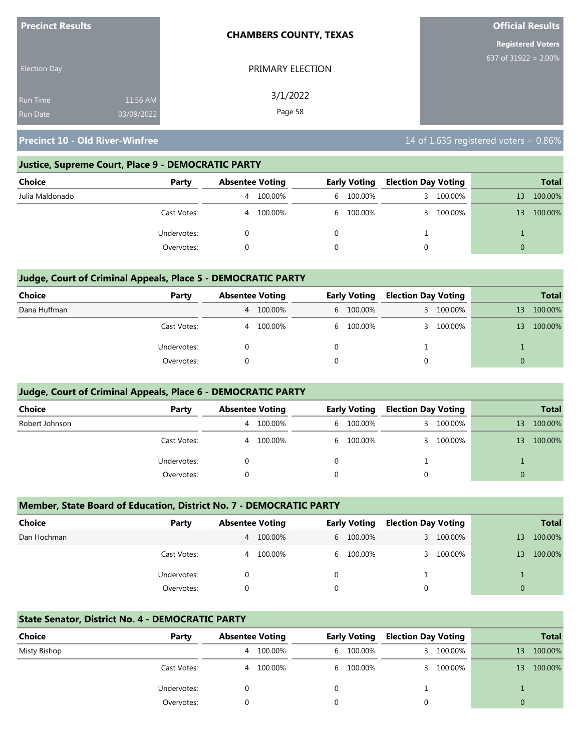**Precinct Results**

Election Day

Run Time 11:56 AM
Run Date 03/09/2022

**CHAMBERS COUNTY, TEXAS**

PRIMARY ELECTION

3/1/2022

**Official Results**

**Registered Voters**
637 of 31922 = 2.00%

## Precinct 10 - Old River-Winfree

14 of 1,635 registered voters = 0.86%

### Justice, Supreme Court, Place 9 - DEMOCRATIC PARTY

| Choice | Party | Absentee Voting | | Early Voting | | Election Day Voting | | Total | |
|---|---|---|---|---|---|---|---|---|---|
| Julia Maldonado | | 4 | 100.00% | 6 | 100.00% | 3 | 100.00% | 13 | 100.00% |
| | Cast Votes: | 4 | 100.00% | 6 | 100.00% | 3 | 100.00% | 13 | 100.00% |
| | Undervotes: | 0 | | 0 | | 1 | | 1 | |
| | Overvotes: | 0 | | 0 | | 0 | | 0 | |

### Judge, Court of Criminal Appeals, Place 5 - DEMOCRATIC PARTY

| Choice | Party | Absentee Voting | | Early Voting | | Election Day Voting | | Total | |
|---|---|---|---|---|---|---|---|---|---|
| Dana Huffman | | 4 | 100.00% | 6 | 100.00% | 3 | 100.00% | 13 | 100.00% |
| | Cast Votes: | 4 | 100.00% | 6 | 100.00% | 3 | 100.00% | 13 | 100.00% |
| | Undervotes: | 0 | | 0 | | 1 | | 1 | |
| | Overvotes: | 0 | | 0 | | 0 | | 0 | |

### Judge, Court of Criminal Appeals, Place 6 - DEMOCRATIC PARTY

| Choice | Party | Absentee Voting | | Early Voting | | Election Day Voting | | Total | |
|---|---|---|---|---|---|---|---|---|---|
| Robert Johnson | | 4 | 100.00% | 6 | 100.00% | 3 | 100.00% | 13 | 100.00% |
| | Cast Votes: | 4 | 100.00% | 6 | 100.00% | 3 | 100.00% | 13 | 100.00% |
| | Undervotes: | 0 | | 0 | | 1 | | 1 | |
| | Overvotes: | 0 | | 0 | | 0 | | 0 | |

### Member, State Board of Education, District No. 7 - DEMOCRATIC PARTY

| Choice | Party | Absentee Voting | | Early Voting | | Election Day Voting | | Total | |
|---|---|---|---|---|---|---|---|---|---|
| Dan Hochman | | 4 | 100.00% | 6 | 100.00% | 3 | 100.00% | 13 | 100.00% |
| | Cast Votes: | 4 | 100.00% | 6 | 100.00% | 3 | 100.00% | 13 | 100.00% |
| | Undervotes: | 0 | | 0 | | 1 | | 1 | |
| | Overvotes: | 0 | | 0 | | 0 | | 0 | |

### State Senator, District No. 4 - DEMOCRATIC PARTY

| Choice | Party | Absentee Voting | | Early Voting | | Election Day Voting | | Total | |
|---|---|---|---|---|---|---|---|---|---|
| Misty Bishop | | 4 | 100.00% | 6 | 100.00% | 3 | 100.00% | 13 | 100.00% |
| | Cast Votes: | 4 | 100.00% | 6 | 100.00% | 3 | 100.00% | 13 | 100.00% |
| | Undervotes: | 0 | | 0 | | 1 | | 1 | |
| | Overvotes: | 0 | | 0 | | 0 | | 0 | |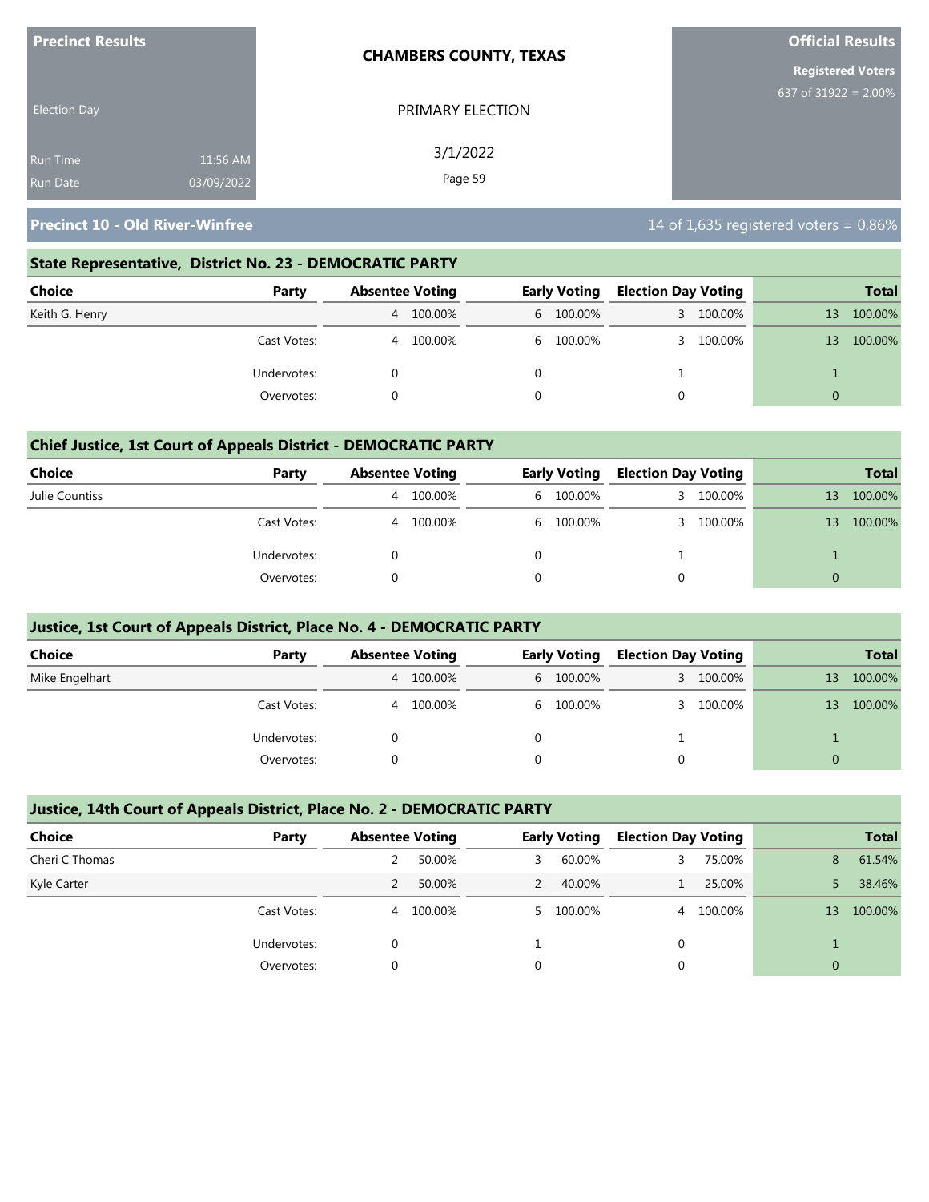**Precinct Results**

Election Day

Run Time 11:56 AM
Run Date 03/09/2022

**CHAMBERS COUNTY, TEXAS**

PRIMARY ELECTION

3/1/2022

**Official Results**

**Registered Voters**
637 of 31922 = 2.00%

## Precinct 10 - Old River-Winfree

14 of 1,635 registered voters = 0.86%

### State Representative, District No. 23 - DEMOCRATIC PARTY

| Choice | Party | Absentee Voting | | Early Voting | | Election Day Voting | | Total | |
|---|---|---|---|---|---|---|---|---|---|
| Keith G. Henry | | 4 | 100.00% | 6 | 100.00% | 3 | 100.00% | 13 | 100.00% |
| | Cast Votes: | 4 | 100.00% | 6 | 100.00% | 3 | 100.00% | 13 | 100.00% |
| | Undervotes: | 0 | | 0 | | 1 | | 1 | |
| | Overvotes: | 0 | | 0 | | 0 | | 0 | |

### Chief Justice, 1st Court of Appeals District - DEMOCRATIC PARTY

| Choice | Party | Absentee Voting | | Early Voting | | Election Day Voting | | Total | |
|---|---|---|---|---|---|---|---|---|---|
| Julie Countiss | | 4 | 100.00% | 6 | 100.00% | 3 | 100.00% | 13 | 100.00% |
| | Cast Votes: | 4 | 100.00% | 6 | 100.00% | 3 | 100.00% | 13 | 100.00% |
| | Undervotes: | 0 | | 0 | | 1 | | 1 | |
| | Overvotes: | 0 | | 0 | | 0 | | 0 | |

### Justice, 1st Court of Appeals District, Place No. 4 - DEMOCRATIC PARTY

| Choice | Party | Absentee Voting | | Early Voting | | Election Day Voting | | Total | |
|---|---|---|---|---|---|---|---|---|---|
| Mike Engelhart | | 4 | 100.00% | 6 | 100.00% | 3 | 100.00% | 13 | 100.00% |
| | Cast Votes: | 4 | 100.00% | 6 | 100.00% | 3 | 100.00% | 13 | 100.00% |
| | Undervotes: | 0 | | 0 | | 1 | | 1 | |
| | Overvotes: | 0 | | 0 | | 0 | | 0 | |

### Justice, 14th Court of Appeals District, Place No. 2 - DEMOCRATIC PARTY

| Choice | Party | Absentee Voting | | Early Voting | | Election Day Voting | | Total | |
|---|---|---|---|---|---|---|---|---|---|
| Cheri C Thomas | | 2 | 50.00% | 3 | 60.00% | 3 | 75.00% | 8 | 61.54% |
| Kyle Carter | | 2 | 50.00% | 2 | 40.00% | 1 | 25.00% | 5 | 38.46% |
| | Cast Votes: | 4 | 100.00% | 5 | 100.00% | 4 | 100.00% | 13 | 100.00% |
| | Undervotes: | 0 | | 1 | | 0 | | 1 | |
| | Overvotes: | 0 | | 0 | | 0 | | 0 | |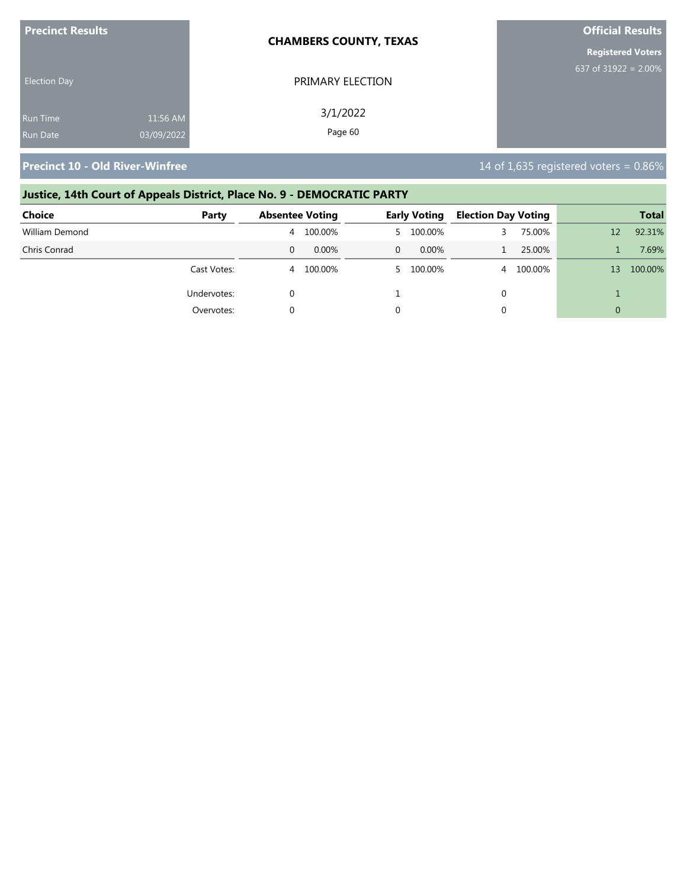**Precinct Results**

Election Day

Run Time 11:56 AM
Run Date 03/09/2022

**CHAMBERS COUNTY, TEXAS**

PRIMARY ELECTION

3/1/2022

**Official Results**

**Registered Voters**
637 of 31922 = 2.00%

## Precinct 10 - Old River-Winfree

14 of 1,635 registered voters = 0.86%

### Justice, 14th Court of Appeals District, Place No. 9 - DEMOCRATIC PARTY

| Choice | Party | Absentee Voting | | Early Voting | | Election Day Voting | | Total | |
|---|---|---|---|---|---|---|---|---|---|
| William Demond | | 4 | 100.00% | 5 | 100.00% | 3 | 75.00% | 12 | 92.31% |
| Chris Conrad | | 0 | 0.00% | 0 | 0.00% | 1 | 25.00% | 1 | 7.69% |
| | Cast Votes: | 4 | 100.00% | 5 | 100.00% | 4 | 100.00% | 13 | 100.00% |
| | Undervotes: | 0 | | 1 | | 0 | | 1 | |
| | Overvotes: | 0 | | 0 | | 0 | | 0 | |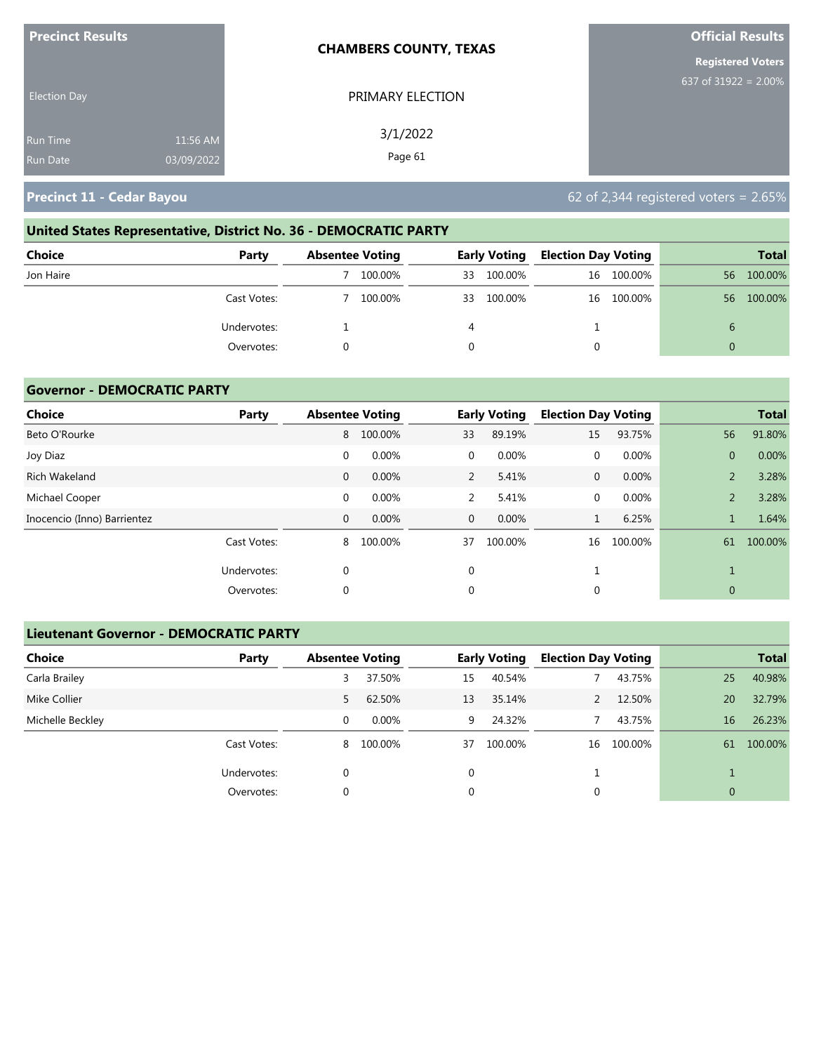**Precinct Results**

Election Day

Run Time 11:56 AM
Run Date 03/09/2022

**CHAMBERS COUNTY, TEXAS**

PRIMARY ELECTION

3/1/2022

**Official Results**

**Registered Voters**
637 of 31922 = 2.00%

## Precinct 11 - Cedar Bayou

62 of 2,344 registered voters = 2.65%

### United States Representative, District No. 36 - DEMOCRATIC PARTY

| Choice | Party | Absentee Voting | | Early Voting | | Election Day Voting | | Total | |
|---|---|---|---|---|---|---|---|---|---|
| Jon Haire | | 7 | 100.00% | 33 | 100.00% | 16 | 100.00% | 56 | 100.00% |
| | Cast Votes: | 7 | 100.00% | 33 | 100.00% | 16 | 100.00% | 56 | 100.00% |
| | Undervotes: | 1 | | 4 | | 1 | | 6 | |
| | Overvotes: | 0 | | 0 | | 0 | | 0 | |

### Governor - DEMOCRATIC PARTY

| Choice | Party | Absentee Voting | | Early Voting | | Election Day Voting | | Total | |
|---|---|---|---|---|---|---|---|---|---|
| Beto O'Rourke | | 8 | 100.00% | 33 | 89.19% | 15 | 93.75% | 56 | 91.80% |
| Joy Diaz | | 0 | 0.00% | 0 | 0.00% | 0 | 0.00% | 0 | 0.00% |
| Rich Wakeland | | 0 | 0.00% | 2 | 5.41% | 0 | 0.00% | 2 | 3.28% |
| Michael Cooper | | 0 | 0.00% | 2 | 5.41% | 0 | 0.00% | 2 | 3.28% |
| Inocencio (Inno) Barrientez | | 0 | 0.00% | 0 | 0.00% | 1 | 6.25% | 1 | 1.64% |
| | Cast Votes: | 8 | 100.00% | 37 | 100.00% | 16 | 100.00% | 61 | 100.00% |
| | Undervotes: | 0 | | 0 | | 1 | | 1 | |
| | Overvotes: | 0 | | 0 | | 0 | | 0 | |

### Lieutenant Governor - DEMOCRATIC PARTY

| Choice | Party | Absentee Voting | | Early Voting | | Election Day Voting | | Total | |
|---|---|---|---|---|---|---|---|---|---|
| Carla Brailey | | 3 | 37.50% | 15 | 40.54% | 7 | 43.75% | 25 | 40.98% |
| Mike Collier | | 5 | 62.50% | 13 | 35.14% | 2 | 12.50% | 20 | 32.79% |
| Michelle Beckley | | 0 | 0.00% | 9 | 24.32% | 7 | 43.75% | 16 | 26.23% |
| | Cast Votes: | 8 | 100.00% | 37 | 100.00% | 16 | 100.00% | 61 | 100.00% |
| | Undervotes: | 0 | | 0 | | 1 | | 1 | |
| | Overvotes: | 0 | | 0 | | 0 | | 0 | |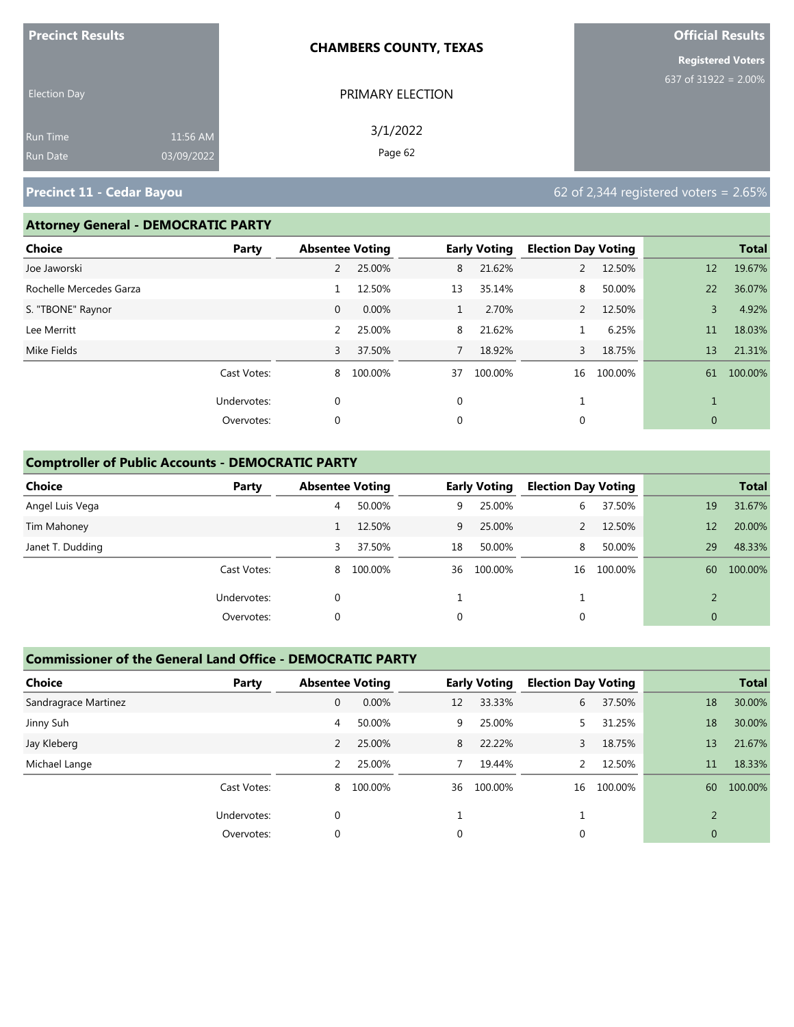**Precinct Results**

Election Day

Run Time 11:56 AM
Run Date 03/09/2022

**CHAMBERS COUNTY, TEXAS**

PRIMARY ELECTION

3/1/2022

**Official Results**

**Registered Voters**
637 of 31922 = 2.00%

## Precinct 11 - Cedar Bayou

62 of 2,344 registered voters = 2.65%

### Attorney General - DEMOCRATIC PARTY

| Choice | Party | Absentee Voting | | Early Voting | | Election Day Voting | | Total | |
|---|---|---|---|---|---|---|---|---|---|
| Joe Jaworski | | 2 | 25.00% | 8 | 21.62% | 2 | 12.50% | 12 | 19.67% |
| Rochelle Mercedes Garza | | 1 | 12.50% | 13 | 35.14% | 8 | 50.00% | 22 | 36.07% |
| S. "TBONE" Raynor | | 0 | 0.00% | 1 | 2.70% | 2 | 12.50% | 3 | 4.92% |
| Lee Merritt | | 2 | 25.00% | 8 | 21.62% | 1 | 6.25% | 11 | 18.03% |
| Mike Fields | | 3 | 37.50% | 7 | 18.92% | 3 | 18.75% | 13 | 21.31% |
| | Cast Votes: | 8 | 100.00% | 37 | 100.00% | 16 | 100.00% | 61 | 100.00% |
| | Undervotes: | 0 | | 0 | | 1 | | 1 | |
| | Overvotes: | 0 | | 0 | | 0 | | 0 | |

### Comptroller of Public Accounts - DEMOCRATIC PARTY

| Choice | Party | Absentee Voting | | Early Voting | | Election Day Voting | | Total | |
|---|---|---|---|---|---|---|---|---|---|
| Angel Luis Vega | | 4 | 50.00% | 9 | 25.00% | 6 | 37.50% | 19 | 31.67% |
| Tim Mahoney | | 1 | 12.50% | 9 | 25.00% | 2 | 12.50% | 12 | 20.00% |
| Janet T. Dudding | | 3 | 37.50% | 18 | 50.00% | 8 | 50.00% | 29 | 48.33% |
| | Cast Votes: | 8 | 100.00% | 36 | 100.00% | 16 | 100.00% | 60 | 100.00% |
| | Undervotes: | 0 | | 1 | | 1 | | 2 | |
| | Overvotes: | 0 | | 0 | | 0 | | 0 | |

### Commissioner of the General Land Office - DEMOCRATIC PARTY

| Choice | Party | Absentee Voting | | Early Voting | | Election Day Voting | | Total | |
|---|---|---|---|---|---|---|---|---|---|
| Sandragrace Martinez | | 0 | 0.00% | 12 | 33.33% | 6 | 37.50% | 18 | 30.00% |
| Jinny Suh | | 4 | 50.00% | 9 | 25.00% | 5 | 31.25% | 18 | 30.00% |
| Jay Kleberg | | 2 | 25.00% | 8 | 22.22% | 3 | 18.75% | 13 | 21.67% |
| Michael Lange | | 2 | 25.00% | 7 | 19.44% | 2 | 12.50% | 11 | 18.33% |
| | Cast Votes: | 8 | 100.00% | 36 | 100.00% | 16 | 100.00% | 60 | 100.00% |
| | Undervotes: | 0 | | 1 | | 1 | | 2 | |
| | Overvotes: | 0 | | 0 | | 0 | | 0 | |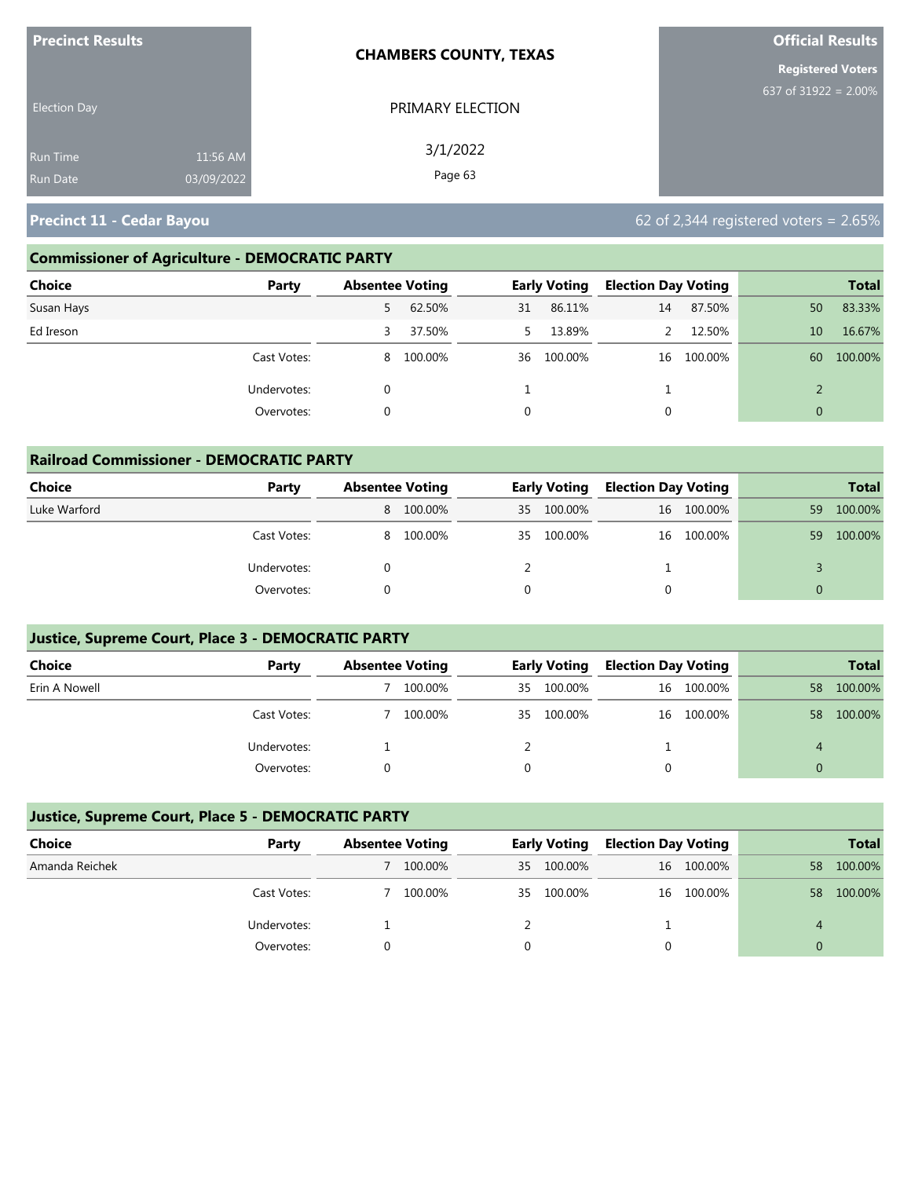**Precinct Results**

Election Day

Run Time 11:56 AM
Run Date 03/09/2022

**CHAMBERS COUNTY, TEXAS**

PRIMARY ELECTION

3/1/2022

**Official Results**

**Registered Voters**
637 of 31922 = 2.00%

## Precinct 11 - Cedar Bayou

62 of 2,344 registered voters = 2.65%

### Commissioner of Agriculture - DEMOCRATIC PARTY

| Choice | Party | Absentee Voting | | Early Voting | | Election Day Voting | | Total | |
|---|---|---|---|---|---|---|---|---|---|
| Susan Hays | | 5 | 62.50% | 31 | 86.11% | 14 | 87.50% | 50 | 83.33% |
| Ed Ireson | | 3 | 37.50% | 5 | 13.89% | 2 | 12.50% | 10 | 16.67% |
| | Cast Votes: | 8 | 100.00% | 36 | 100.00% | 16 | 100.00% | 60 | 100.00% |
| | Undervotes: | 0 | | 1 | | 1 | | 2 | |
| | Overvotes: | 0 | | 0 | | 0 | | 0 | |

### Railroad Commissioner - DEMOCRATIC PARTY

| Choice | Party | Absentee Voting | | Early Voting | | Election Day Voting | | Total | |
|---|---|---|---|---|---|---|---|---|---|
| Luke Warford | | 8 | 100.00% | 35 | 100.00% | 16 | 100.00% | 59 | 100.00% |
| | Cast Votes: | 8 | 100.00% | 35 | 100.00% | 16 | 100.00% | 59 | 100.00% |
| | Undervotes: | 0 | | 2 | | 1 | | 3 | |
| | Overvotes: | 0 | | 0 | | 0 | | 0 | |

### Justice, Supreme Court, Place 3 - DEMOCRATIC PARTY

| Choice | Party | Absentee Voting | | Early Voting | | Election Day Voting | | Total | |
|---|---|---|---|---|---|---|---|---|---|
| Erin A Nowell | | 7 | 100.00% | 35 | 100.00% | 16 | 100.00% | 58 | 100.00% |
| | Cast Votes: | 7 | 100.00% | 35 | 100.00% | 16 | 100.00% | 58 | 100.00% |
| | Undervotes: | 1 | | 2 | | 1 | | 4 | |
| | Overvotes: | 0 | | 0 | | 0 | | 0 | |

### Justice, Supreme Court, Place 5 - DEMOCRATIC PARTY

| Choice | Party | Absentee Voting | | Early Voting | | Election Day Voting | | Total | |
|---|---|---|---|---|---|---|---|---|---|
| Amanda Reichek | | 7 | 100.00% | 35 | 100.00% | 16 | 100.00% | 58 | 100.00% |
| | Cast Votes: | 7 | 100.00% | 35 | 100.00% | 16 | 100.00% | 58 | 100.00% |
| | Undervotes: | 1 | | 2 | | 1 | | 4 | |
| | Overvotes: | 0 | | 0 | | 0 | | 0 | |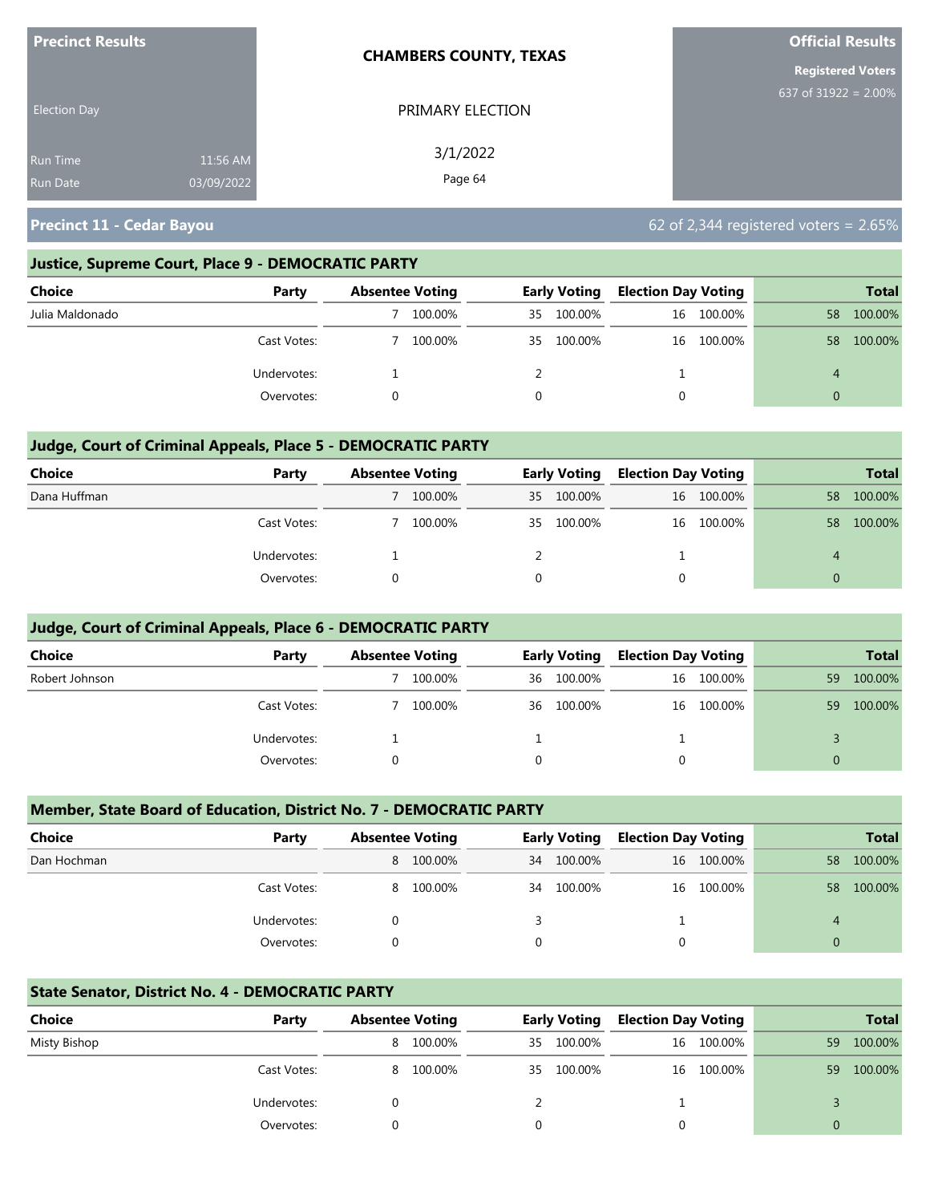**Precinct Results**

Election Day

Run Time 11:56 AM
Run Date 03/09/2022

**CHAMBERS COUNTY, TEXAS**

PRIMARY ELECTION

3/1/2022

**Official Results**

**Registered Voters**
637 of 31922 = 2.00%

## Precinct 11 - Cedar Bayou

62 of 2,344 registered voters = 2.65%

### Justice, Supreme Court, Place 9 - DEMOCRATIC PARTY

| Choice | Party | Absentee Voting | | Early Voting | | Election Day Voting | | Total | |
|---|---|---|---|---|---|---|---|---|---|
| Julia Maldonado | | 7 | 100.00% | 35 | 100.00% | 16 | 100.00% | 58 | 100.00% |
| | Cast Votes: | 7 | 100.00% | 35 | 100.00% | 16 | 100.00% | 58 | 100.00% |
| | Undervotes: | 1 | | 2 | | 1 | | 4 | |
| | Overvotes: | 0 | | 0 | | 0 | | 0 | |

### Judge, Court of Criminal Appeals, Place 5 - DEMOCRATIC PARTY

| Choice | Party | Absentee Voting | | Early Voting | | Election Day Voting | | Total | |
|---|---|---|---|---|---|---|---|---|---|
| Dana Huffman | | 7 | 100.00% | 35 | 100.00% | 16 | 100.00% | 58 | 100.00% |
| | Cast Votes: | 7 | 100.00% | 35 | 100.00% | 16 | 100.00% | 58 | 100.00% |
| | Undervotes: | 1 | | 2 | | 1 | | 4 | |
| | Overvotes: | 0 | | 0 | | 0 | | 0 | |

### Judge, Court of Criminal Appeals, Place 6 - DEMOCRATIC PARTY

| Choice | Party | Absentee Voting | | Early Voting | | Election Day Voting | | Total | |
|---|---|---|---|---|---|---|---|---|---|
| Robert Johnson | | 7 | 100.00% | 36 | 100.00% | 16 | 100.00% | 59 | 100.00% |
| | Cast Votes: | 7 | 100.00% | 36 | 100.00% | 16 | 100.00% | 59 | 100.00% |
| | Undervotes: | 1 | | 1 | | 1 | | 3 | |
| | Overvotes: | 0 | | 0 | | 0 | | 0 | |

### Member, State Board of Education, District No. 7 - DEMOCRATIC PARTY

| Choice | Party | Absentee Voting | | Early Voting | | Election Day Voting | | Total | |
|---|---|---|---|---|---|---|---|---|---|
| Dan Hochman | | 8 | 100.00% | 34 | 100.00% | 16 | 100.00% | 58 | 100.00% |
| | Cast Votes: | 8 | 100.00% | 34 | 100.00% | 16 | 100.00% | 58 | 100.00% |
| | Undervotes: | 0 | | 3 | | 1 | | 4 | |
| | Overvotes: | 0 | | 0 | | 0 | | 0 | |

### State Senator, District No. 4 - DEMOCRATIC PARTY

| Choice | Party | Absentee Voting | | Early Voting | | Election Day Voting | | Total | |
|---|---|---|---|---|---|---|---|---|---|
| Misty Bishop | | 8 | 100.00% | 35 | 100.00% | 16 | 100.00% | 59 | 100.00% |
| | Cast Votes: | 8 | 100.00% | 35 | 100.00% | 16 | 100.00% | 59 | 100.00% |
| | Undervotes: | 0 | | 2 | | 1 | | 3 | |
| | Overvotes: | 0 | | 0 | | 0 | | 0 | |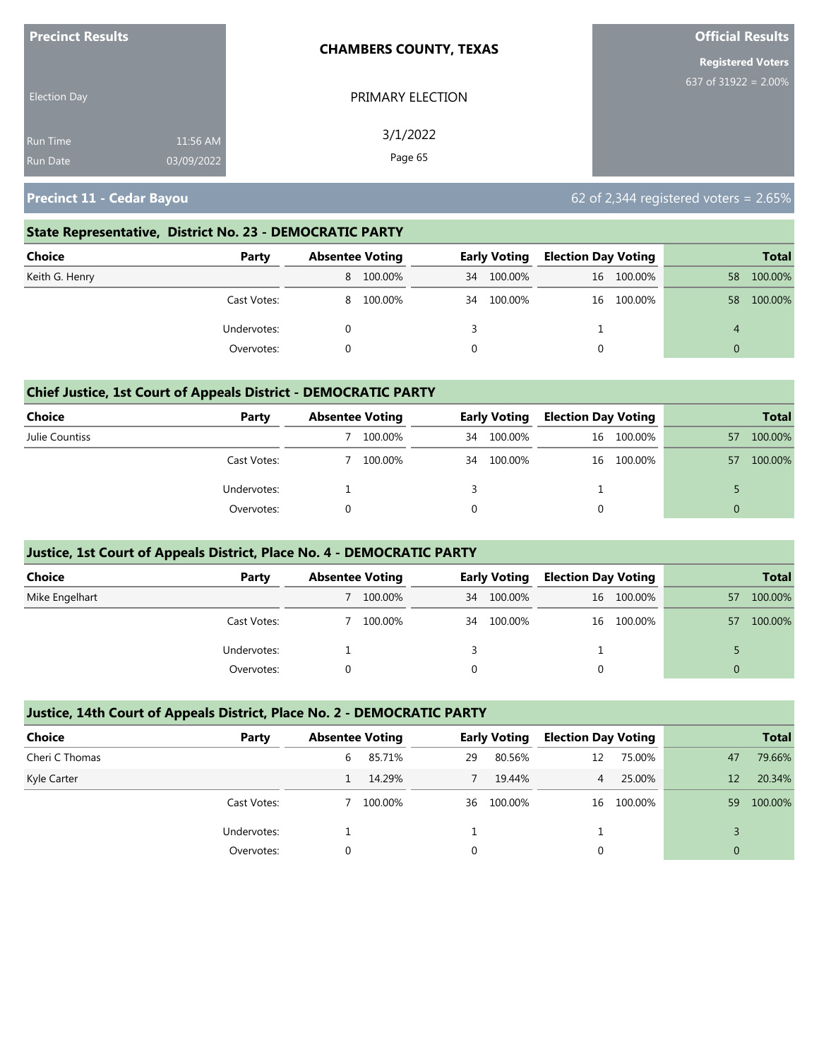Precinct Results

Election Day

Run Time 11:56 AM
Run Date 03/09/2022

**CHAMBERS COUNTY, TEXAS**

PRIMARY ELECTION

3/1/2022

**Official Results**

**Registered Voters**
637 of 31922 = 2.00%

## Precinct 11 - Cedar Bayou

62 of 2,344 registered voters = 2.65%

### State Representative, District No. 23 - DEMOCRATIC PARTY

| Choice | Party | Absentee Voting | | Early Voting | | Election Day Voting | | Total | |
|---|---|---|---|---|---|---|---|---|---|
| Keith G. Henry | | 8 | 100.00% | 34 | 100.00% | 16 | 100.00% | 58 | 100.00% |
| | Cast Votes: | 8 | 100.00% | 34 | 100.00% | 16 | 100.00% | 58 | 100.00% |
| | Undervotes: | 0 | | 3 | | 1 | | 4 | |
| | Overvotes: | 0 | | 0 | | 0 | | 0 | |

### Chief Justice, 1st Court of Appeals District - DEMOCRATIC PARTY

| Choice | Party | Absentee Voting | | Early Voting | | Election Day Voting | | Total | |
|---|---|---|---|---|---|---|---|---|---|
| Julie Countiss | | 7 | 100.00% | 34 | 100.00% | 16 | 100.00% | 57 | 100.00% |
| | Cast Votes: | 7 | 100.00% | 34 | 100.00% | 16 | 100.00% | 57 | 100.00% |
| | Undervotes: | 1 | | 3 | | 1 | | 5 | |
| | Overvotes: | 0 | | 0 | | 0 | | 0 | |

### Justice, 1st Court of Appeals District, Place No. 4 - DEMOCRATIC PARTY

| Choice | Party | Absentee Voting | | Early Voting | | Election Day Voting | | Total | |
|---|---|---|---|---|---|---|---|---|---|
| Mike Engelhart | | 7 | 100.00% | 34 | 100.00% | 16 | 100.00% | 57 | 100.00% |
| | Cast Votes: | 7 | 100.00% | 34 | 100.00% | 16 | 100.00% | 57 | 100.00% |
| | Undervotes: | 1 | | 3 | | 1 | | 5 | |
| | Overvotes: | 0 | | 0 | | 0 | | 0 | |

### Justice, 14th Court of Appeals District, Place No. 2 - DEMOCRATIC PARTY

| Choice | Party | Absentee Voting | | Early Voting | | Election Day Voting | | Total | |
|---|---|---|---|---|---|---|---|---|---|
| Cheri C Thomas | | 6 | 85.71% | 29 | 80.56% | 12 | 75.00% | 47 | 79.66% |
| Kyle Carter | | 1 | 14.29% | 7 | 19.44% | 4 | 25.00% | 12 | 20.34% |
| | Cast Votes: | 7 | 100.00% | 36 | 100.00% | 16 | 100.00% | 59 | 100.00% |
| | Undervotes: | 1 | | 1 | | 1 | | 3 | |
| | Overvotes: | 0 | | 0 | | 0 | | 0 | |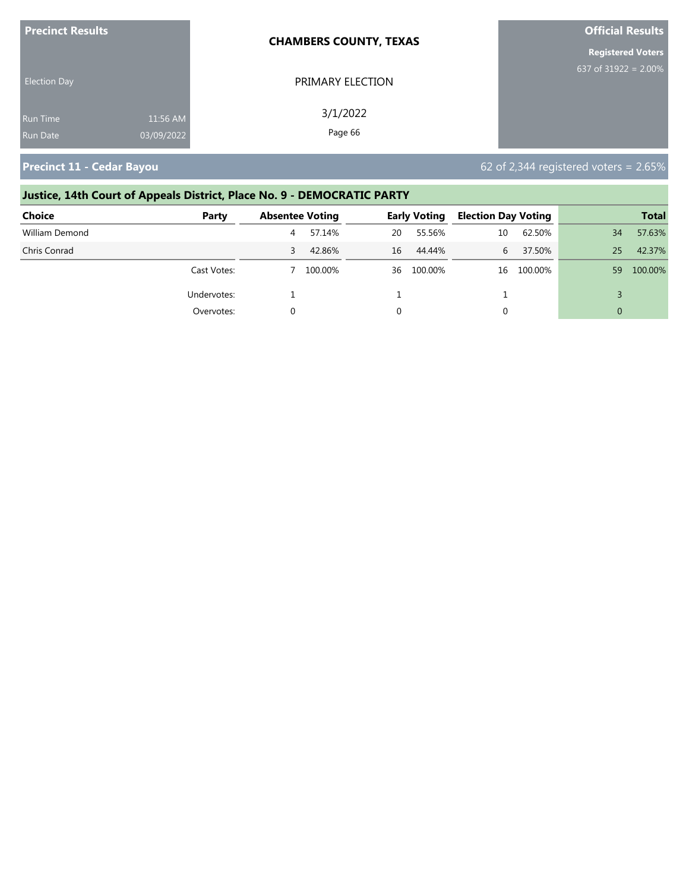**Precinct Results**

Election Day

Run Time 11:56 AM
Run Date 03/09/2022

**CHAMBERS COUNTY, TEXAS**

PRIMARY ELECTION

3/1/2022

**Official Results**

**Registered Voters**
637 of 31922 = 2.00%

## Precinct 11 - Cedar Bayou

62 of 2,344 registered voters = 2.65%

### Justice, 14th Court of Appeals District, Place No. 9 - DEMOCRATIC PARTY

| Choice | Party | Absentee Voting | | Early Voting | | Election Day Voting | | Total | |
|---|---|---|---|---|---|---|---|---|---|
| William Demond | | 4 | 57.14% | 20 | 55.56% | 10 | 62.50% | 34 | 57.63% |
| Chris Conrad | | 3 | 42.86% | 16 | 44.44% | 6 | 37.50% | 25 | 42.37% |
| | Cast Votes: | 7 | 100.00% | 36 | 100.00% | 16 | 100.00% | 59 | 100.00% |
| | Undervotes: | 1 | | 1 | | 1 | | 3 | |
| | Overvotes: | 0 | | 0 | | 0 | | 0 | |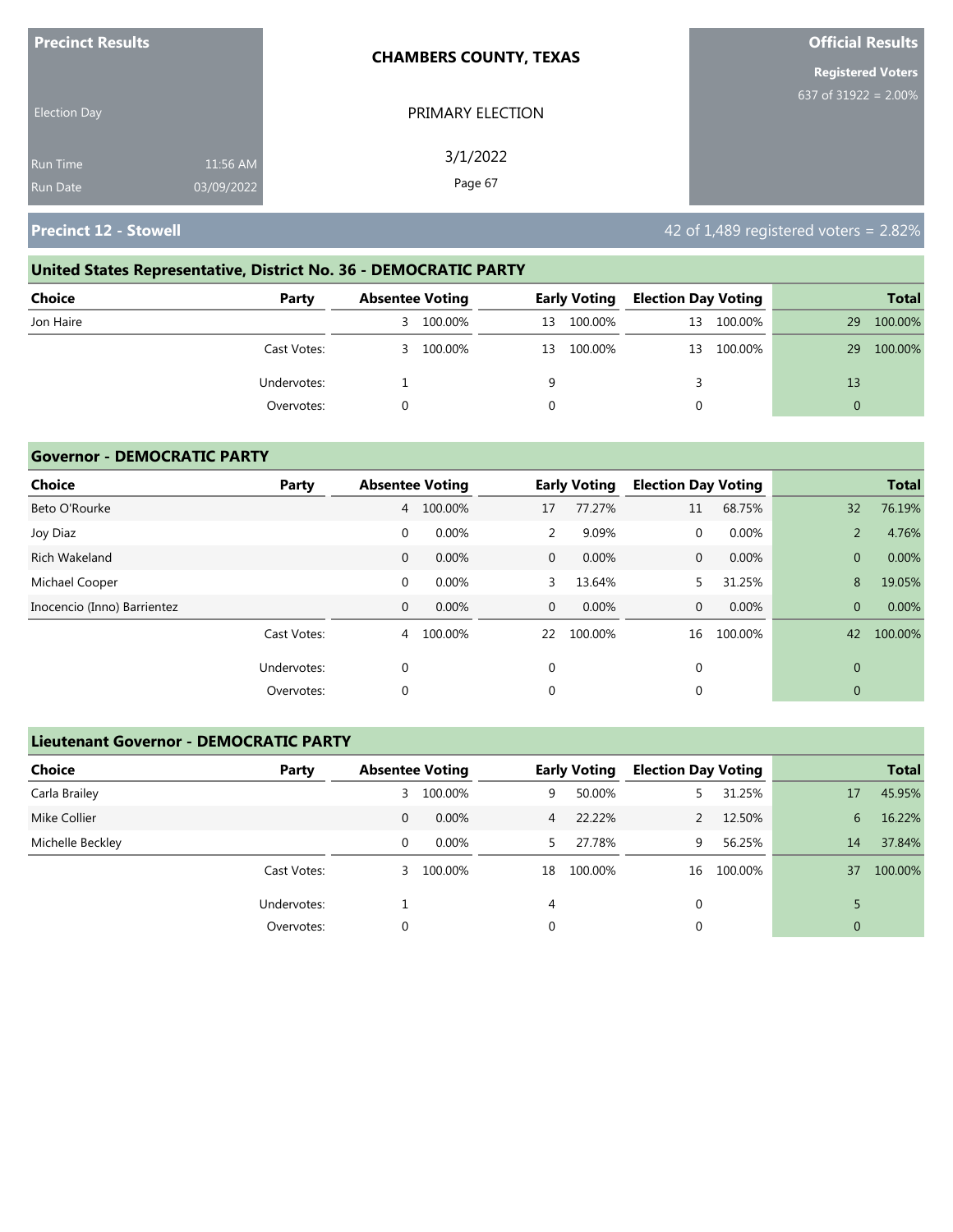**Precinct Results**

Election Day

Run Time 11:56 AM
Run Date 03/09/2022

**CHAMBERS COUNTY, TEXAS**

PRIMARY ELECTION

3/1/2022

**Official Results**

**Registered Voters**
637 of 31922 = 2.00%

## Precinct 12 - Stowell

42 of 1,489 registered voters = 2.82%

### United States Representative, District No. 36 - DEMOCRATIC PARTY

| Choice | Party | Absentee Voting | | Early Voting | | Election Day Voting | | Total | |
|---|---|---|---|---|---|---|---|---|---|
| Jon Haire | | 3 | 100.00% | 13 | 100.00% | 13 | 100.00% | 29 | 100.00% |
| | Cast Votes: | 3 | 100.00% | 13 | 100.00% | 13 | 100.00% | 29 | 100.00% |
| | Undervotes: | 1 | | 9 | | 3 | | 13 | |
| | Overvotes: | 0 | | 0 | | 0 | | 0 | |

### Governor - DEMOCRATIC PARTY

| Choice | Party | Absentee Voting | | Early Voting | | Election Day Voting | | Total | |
|---|---|---|---|---|---|---|---|---|---|
| Beto O'Rourke | | 4 | 100.00% | 17 | 77.27% | 11 | 68.75% | 32 | 76.19% |
| Joy Diaz | | 0 | 0.00% | 2 | 9.09% | 0 | 0.00% | 2 | 4.76% |
| Rich Wakeland | | 0 | 0.00% | 0 | 0.00% | 0 | 0.00% | 0 | 0.00% |
| Michael Cooper | | 0 | 0.00% | 3 | 13.64% | 5 | 31.25% | 8 | 19.05% |
| Inocencio (Inno) Barrientez | | 0 | 0.00% | 0 | 0.00% | 0 | 0.00% | 0 | 0.00% |
| | Cast Votes: | 4 | 100.00% | 22 | 100.00% | 16 | 100.00% | 42 | 100.00% |
| | Undervotes: | 0 | | 0 | | 0 | | 0 | |
| | Overvotes: | 0 | | 0 | | 0 | | 0 | |

### Lieutenant Governor - DEMOCRATIC PARTY

| Choice | Party | Absentee Voting | | Early Voting | | Election Day Voting | | Total | |
|---|---|---|---|---|---|---|---|---|---|
| Carla Brailey | | 3 | 100.00% | 9 | 50.00% | 5 | 31.25% | 17 | 45.95% |
| Mike Collier | | 0 | 0.00% | 4 | 22.22% | 2 | 12.50% | 6 | 16.22% |
| Michelle Beckley | | 0 | 0.00% | 5 | 27.78% | 9 | 56.25% | 14 | 37.84% |
| | Cast Votes: | 3 | 100.00% | 18 | 100.00% | 16 | 100.00% | 37 | 100.00% |
| | Undervotes: | 1 | | 4 | | 0 | | 5 | |
| | Overvotes: | 0 | | 0 | | 0 | | 0 | |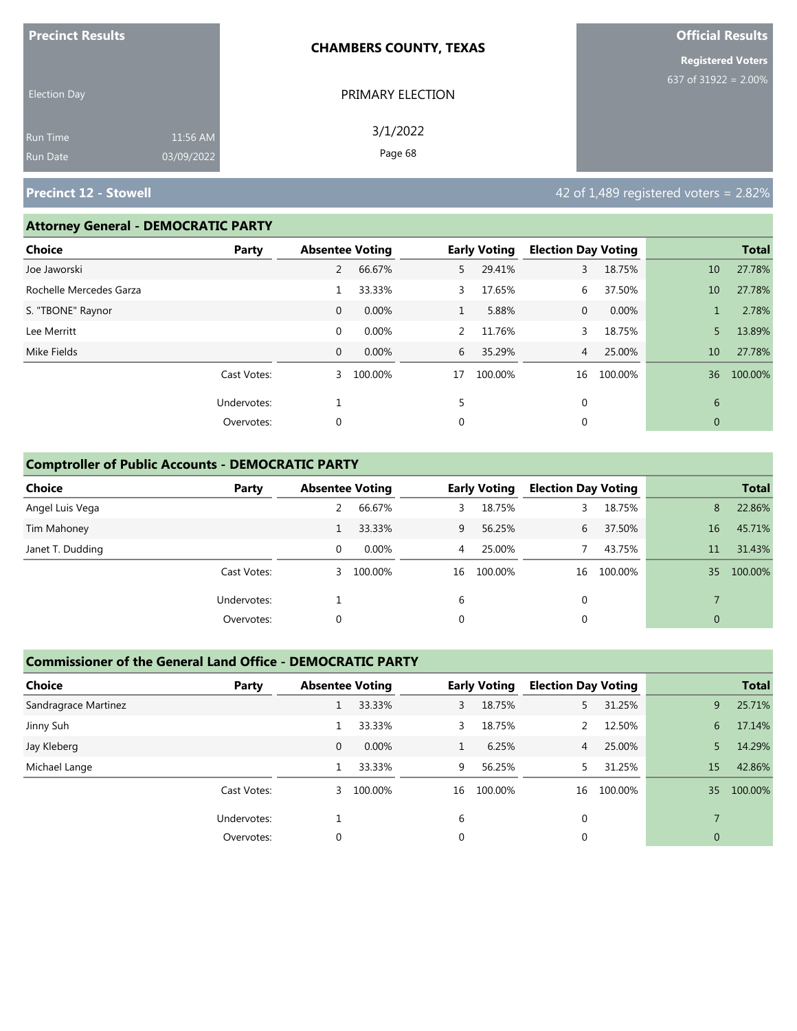**Precinct Results**

Election Day

Run Time 11:56 AM
Run Date 03/09/2022

**CHAMBERS COUNTY, TEXAS**

PRIMARY ELECTION

3/1/2022

**Official Results**

**Registered Voters**
637 of 31922 = 2.00%

## Precinct 12 - Stowell

42 of 1,489 registered voters = 2.82%

### Attorney General - DEMOCRATIC PARTY

| Choice | Party | Absentee Voting | | Early Voting | | Election Day Voting | | Total | |
|---|---|---|---|---|---|---|---|---|---|
| Joe Jaworski | | 2 | 66.67% | 5 | 29.41% | 3 | 18.75% | 10 | 27.78% |
| Rochelle Mercedes Garza | | 1 | 33.33% | 3 | 17.65% | 6 | 37.50% | 10 | 27.78% |
| S. "TBONE" Raynor | | 0 | 0.00% | 1 | 5.88% | 0 | 0.00% | 1 | 2.78% |
| Lee Merritt | | 0 | 0.00% | 2 | 11.76% | 3 | 18.75% | 5 | 13.89% |
| Mike Fields | | 0 | 0.00% | 6 | 35.29% | 4 | 25.00% | 10 | 27.78% |
| | Cast Votes: | 3 | 100.00% | 17 | 100.00% | 16 | 100.00% | 36 | 100.00% |
| | Undervotes: | 1 | | 5 | | 0 | | 6 | |
| | Overvotes: | 0 | | 0 | | 0 | | 0 | |

### Comptroller of Public Accounts - DEMOCRATIC PARTY

| Choice | Party | Absentee Voting | | Early Voting | | Election Day Voting | | Total | |
|---|---|---|---|---|---|---|---|---|---|
| Angel Luis Vega | | 2 | 66.67% | 3 | 18.75% | 3 | 18.75% | 8 | 22.86% |
| Tim Mahoney | | 1 | 33.33% | 9 | 56.25% | 6 | 37.50% | 16 | 45.71% |
| Janet T. Dudding | | 0 | 0.00% | 4 | 25.00% | 7 | 43.75% | 11 | 31.43% |
| | Cast Votes: | 3 | 100.00% | 16 | 100.00% | 16 | 100.00% | 35 | 100.00% |
| | Undervotes: | 1 | | 6 | | 0 | | 7 | |
| | Overvotes: | 0 | | 0 | | 0 | | 0 | |

### Commissioner of the General Land Office - DEMOCRATIC PARTY

| Choice | Party | Absentee Voting | | Early Voting | | Election Day Voting | | Total | |
|---|---|---|---|---|---|---|---|---|---|
| Sandragrace Martinez | | 1 | 33.33% | 3 | 18.75% | 5 | 31.25% | 9 | 25.71% |
| Jinny Suh | | 1 | 33.33% | 3 | 18.75% | 2 | 12.50% | 6 | 17.14% |
| Jay Kleberg | | 0 | 0.00% | 1 | 6.25% | 4 | 25.00% | 5 | 14.29% |
| Michael Lange | | 1 | 33.33% | 9 | 56.25% | 5 | 31.25% | 15 | 42.86% |
| | Cast Votes: | 3 | 100.00% | 16 | 100.00% | 16 | 100.00% | 35 | 100.00% |
| | Undervotes: | 1 | | 6 | | 0 | | 7 | |
| | Overvotes: | 0 | | 0 | | 0 | | 0 | |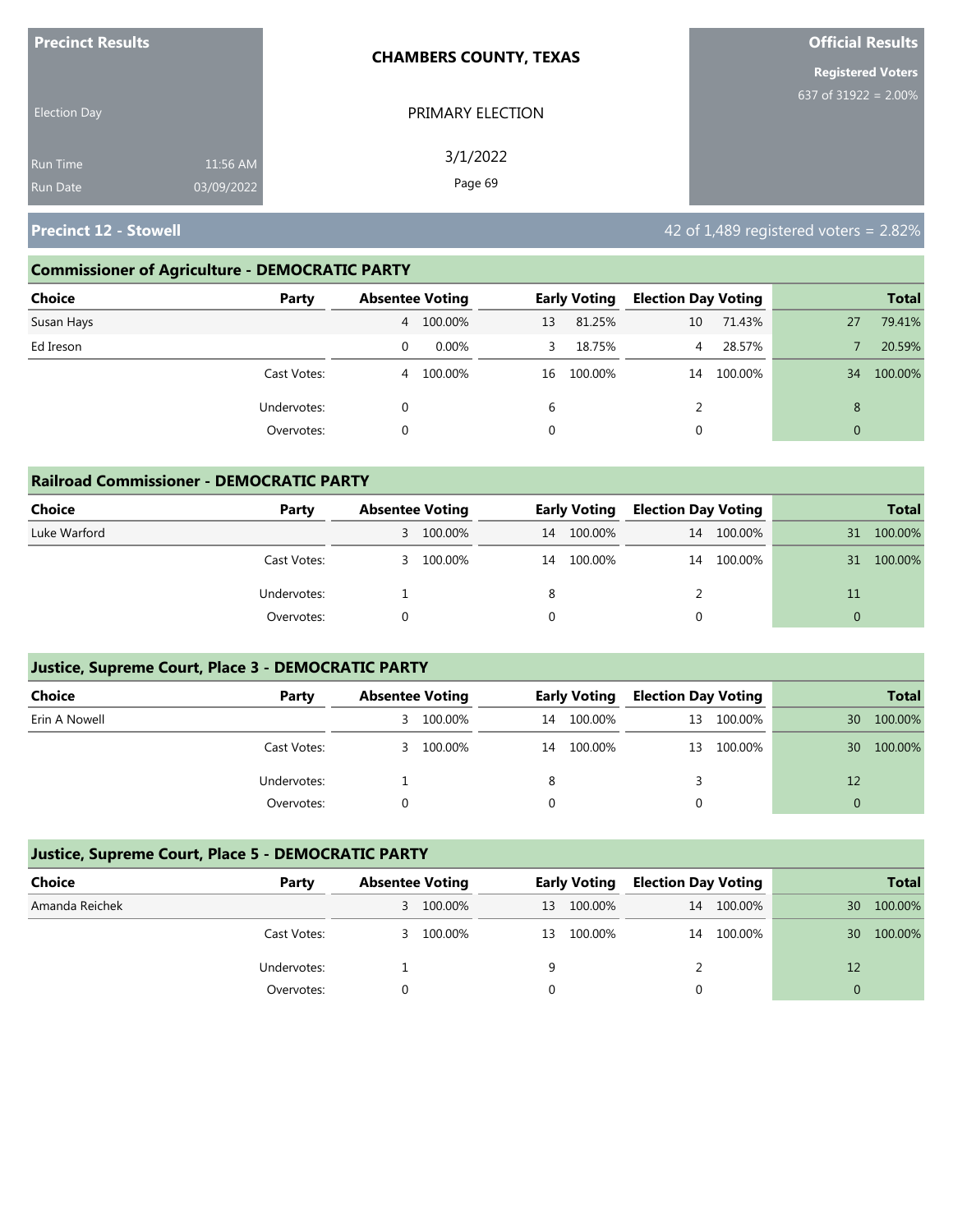**Precinct Results**

Election Day

Run Time 11:56 AM
Run Date 03/09/2022

**CHAMBERS COUNTY, TEXAS**

PRIMARY ELECTION

3/1/2022

**Official Results**

**Registered Voters**
637 of 31922 = 2.00%

## Precinct 12 - Stowell

42 of 1,489 registered voters = 2.82%

### Commissioner of Agriculture - DEMOCRATIC PARTY

| Choice | Party | Absentee Voting | | Early Voting | | Election Day Voting | | Total | |
|---|---|---|---|---|---|---|---|---|---|
| Susan Hays | | 4 | 100.00% | 13 | 81.25% | 10 | 71.43% | 27 | 79.41% |
| Ed Ireson | | 0 | 0.00% | 3 | 18.75% | 4 | 28.57% | 7 | 20.59% |
| | Cast Votes: | 4 | 100.00% | 16 | 100.00% | 14 | 100.00% | 34 | 100.00% |
| | Undervotes: | 0 | | 6 | | 2 | | 8 | |
| | Overvotes: | 0 | | 0 | | 0 | | 0 | |

### Railroad Commissioner - DEMOCRATIC PARTY

| Choice | Party | Absentee Voting | | Early Voting | | Election Day Voting | | Total | |
|---|---|---|---|---|---|---|---|---|---|
| Luke Warford | | 3 | 100.00% | 14 | 100.00% | 14 | 100.00% | 31 | 100.00% |
| | Cast Votes: | 3 | 100.00% | 14 | 100.00% | 14 | 100.00% | 31 | 100.00% |
| | Undervotes: | 1 | | 8 | | 2 | | 11 | |
| | Overvotes: | 0 | | 0 | | 0 | | 0 | |

### Justice, Supreme Court, Place 3 - DEMOCRATIC PARTY

| Choice | Party | Absentee Voting | | Early Voting | | Election Day Voting | | Total | |
|---|---|---|---|---|---|---|---|---|---|
| Erin A Nowell | | 3 | 100.00% | 14 | 100.00% | 13 | 100.00% | 30 | 100.00% |
| | Cast Votes: | 3 | 100.00% | 14 | 100.00% | 13 | 100.00% | 30 | 100.00% |
| | Undervotes: | 1 | | 8 | | 3 | | 12 | |
| | Overvotes: | 0 | | 0 | | 0 | | 0 | |

### Justice, Supreme Court, Place 5 - DEMOCRATIC PARTY

| Choice | Party | Absentee Voting | | Early Voting | | Election Day Voting | | Total | |
|---|---|---|---|---|---|---|---|---|---|
| Amanda Reichek | | 3 | 100.00% | 13 | 100.00% | 14 | 100.00% | 30 | 100.00% |
| | Cast Votes: | 3 | 100.00% | 13 | 100.00% | 14 | 100.00% | 30 | 100.00% |
| | Undervotes: | 1 | | 9 | | 2 | | 12 | |
| | Overvotes: | 0 | | 0 | | 0 | | 0 | |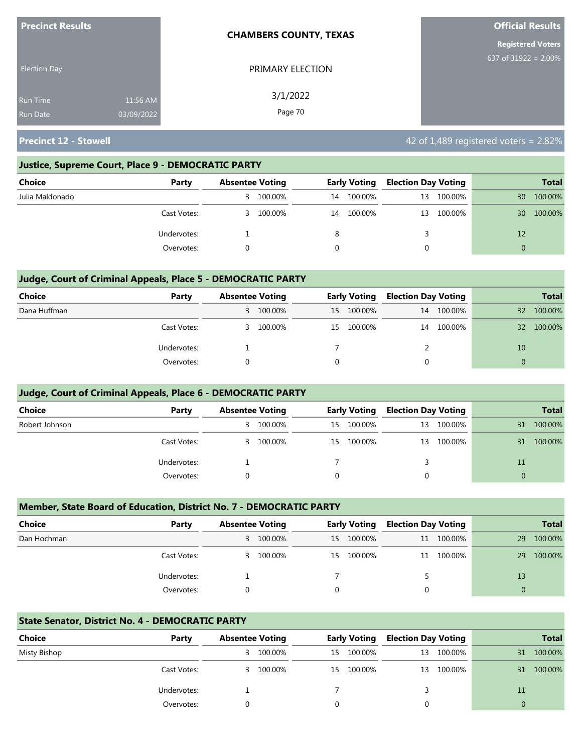**Precinct Results**

Election Day

Run Time 11:56 AM
Run Date 03/09/2022

**CHAMBERS COUNTY, TEXAS**

PRIMARY ELECTION

3/1/2022

**Official Results**

**Registered Voters**
637 of 31922 = 2.00%

## Precinct 12 - Stowell

42 of 1,489 registered voters = 2.82%

### Justice, Supreme Court, Place 9 - DEMOCRATIC PARTY

| Choice | Party | Absentee Voting | | Early Voting | | Election Day Voting | | Total | |
|---|---|---|---|---|---|---|---|---|---|
| Julia Maldonado | | 3 | 100.00% | 14 | 100.00% | 13 | 100.00% | 30 | 100.00% |
| | Cast Votes: | 3 | 100.00% | 14 | 100.00% | 13 | 100.00% | 30 | 100.00% |
| | Undervotes: | 1 | | 8 | | 3 | | 12 | |
| | Overvotes: | 0 | | 0 | | 0 | | 0 | |

### Judge, Court of Criminal Appeals, Place 5 - DEMOCRATIC PARTY

| Choice | Party | Absentee Voting | | Early Voting | | Election Day Voting | | Total | |
|---|---|---|---|---|---|---|---|---|---|
| Dana Huffman | | 3 | 100.00% | 15 | 100.00% | 14 | 100.00% | 32 | 100.00% |
| | Cast Votes: | 3 | 100.00% | 15 | 100.00% | 14 | 100.00% | 32 | 100.00% |
| | Undervotes: | 1 | | 7 | | 2 | | 10 | |
| | Overvotes: | 0 | | 0 | | 0 | | 0 | |

### Judge, Court of Criminal Appeals, Place 6 - DEMOCRATIC PARTY

| Choice | Party | Absentee Voting | | Early Voting | | Election Day Voting | | Total | |
|---|---|---|---|---|---|---|---|---|---|
| Robert Johnson | | 3 | 100.00% | 15 | 100.00% | 13 | 100.00% | 31 | 100.00% |
| | Cast Votes: | 3 | 100.00% | 15 | 100.00% | 13 | 100.00% | 31 | 100.00% |
| | Undervotes: | 1 | | 7 | | 3 | | 11 | |
| | Overvotes: | 0 | | 0 | | 0 | | 0 | |

### Member, State Board of Education, District No. 7 - DEMOCRATIC PARTY

| Choice | Party | Absentee Voting | | Early Voting | | Election Day Voting | | Total | |
|---|---|---|---|---|---|---|---|---|---|
| Dan Hochman | | 3 | 100.00% | 15 | 100.00% | 11 | 100.00% | 29 | 100.00% |
| | Cast Votes: | 3 | 100.00% | 15 | 100.00% | 11 | 100.00% | 29 | 100.00% |
| | Undervotes: | 1 | | 7 | | 5 | | 13 | |
| | Overvotes: | 0 | | 0 | | 0 | | 0 | |

### State Senator, District No. 4 - DEMOCRATIC PARTY

| Choice | Party | Absentee Voting | | Early Voting | | Election Day Voting | | Total | |
|---|---|---|---|---|---|---|---|---|---|
| Misty Bishop | | 3 | 100.00% | 15 | 100.00% | 13 | 100.00% | 31 | 100.00% |
| | Cast Votes: | 3 | 100.00% | 15 | 100.00% | 13 | 100.00% | 31 | 100.00% |
| | Undervotes: | 1 | | 7 | | 3 | | 11 | |
| | Overvotes: | 0 | | 0 | | 0 | | 0 | |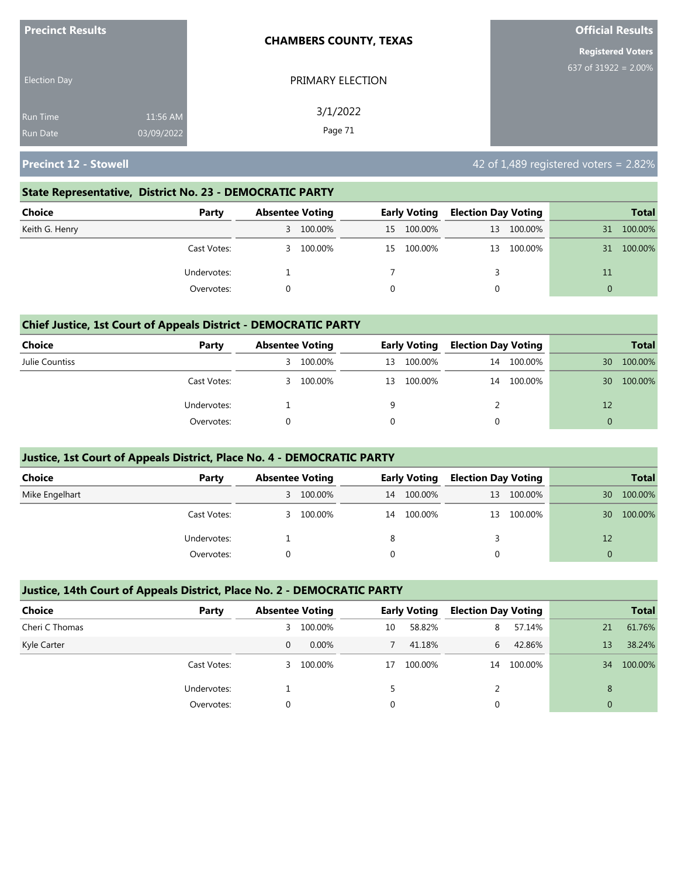**Precinct Results**

Election Day

Run Time 11:56 AM
Run Date 03/09/2022

**CHAMBERS COUNTY, TEXAS**

PRIMARY ELECTION

3/1/2022

**Official Results**

**Registered Voters**
637 of 31922 = 2.00%

## Precinct 12 - Stowell

42 of 1,489 registered voters = 2.82%

### State Representative, District No. 23 - DEMOCRATIC PARTY

| Choice | Party | Absentee Voting | | Early Voting | | Election Day Voting | | Total | |
|---|---|---|---|---|---|---|---|---|---|
| Keith G. Henry | | 3 | 100.00% | 15 | 100.00% | 13 | 100.00% | 31 | 100.00% |
| | Cast Votes: | 3 | 100.00% | 15 | 100.00% | 13 | 100.00% | 31 | 100.00% |
| | Undervotes: | 1 | | 7 | | 3 | | 11 | |
| | Overvotes: | 0 | | 0 | | 0 | | 0 | |

### Chief Justice, 1st Court of Appeals District - DEMOCRATIC PARTY

| Choice | Party | Absentee Voting | | Early Voting | | Election Day Voting | | Total | |
|---|---|---|---|---|---|---|---|---|---|
| Julie Countiss | | 3 | 100.00% | 13 | 100.00% | 14 | 100.00% | 30 | 100.00% |
| | Cast Votes: | 3 | 100.00% | 13 | 100.00% | 14 | 100.00% | 30 | 100.00% |
| | Undervotes: | 1 | | 9 | | 2 | | 12 | |
| | Overvotes: | 0 | | 0 | | 0 | | 0 | |

### Justice, 1st Court of Appeals District, Place No. 4 - DEMOCRATIC PARTY

| Choice | Party | Absentee Voting | | Early Voting | | Election Day Voting | | Total | |
|---|---|---|---|---|---|---|---|---|---|
| Mike Engelhart | | 3 | 100.00% | 14 | 100.00% | 13 | 100.00% | 30 | 100.00% |
| | Cast Votes: | 3 | 100.00% | 14 | 100.00% | 13 | 100.00% | 30 | 100.00% |
| | Undervotes: | 1 | | 8 | | 3 | | 12 | |
| | Overvotes: | 0 | | 0 | | 0 | | 0 | |

### Justice, 14th Court of Appeals District, Place No. 2 - DEMOCRATIC PARTY

| Choice | Party | Absentee Voting | | Early Voting | | Election Day Voting | | Total | |
|---|---|---|---|---|---|---|---|---|---|
| Cheri C Thomas | | 3 | 100.00% | 10 | 58.82% | 8 | 57.14% | 21 | 61.76% |
| Kyle Carter | | 0 | 0.00% | 7 | 41.18% | 6 | 42.86% | 13 | 38.24% |
| | Cast Votes: | 3 | 100.00% | 17 | 100.00% | 14 | 100.00% | 34 | 100.00% |
| | Undervotes: | 1 | | 5 | | 2 | | 8 | |
| | Overvotes: | 0 | | 0 | | 0 | | 0 | |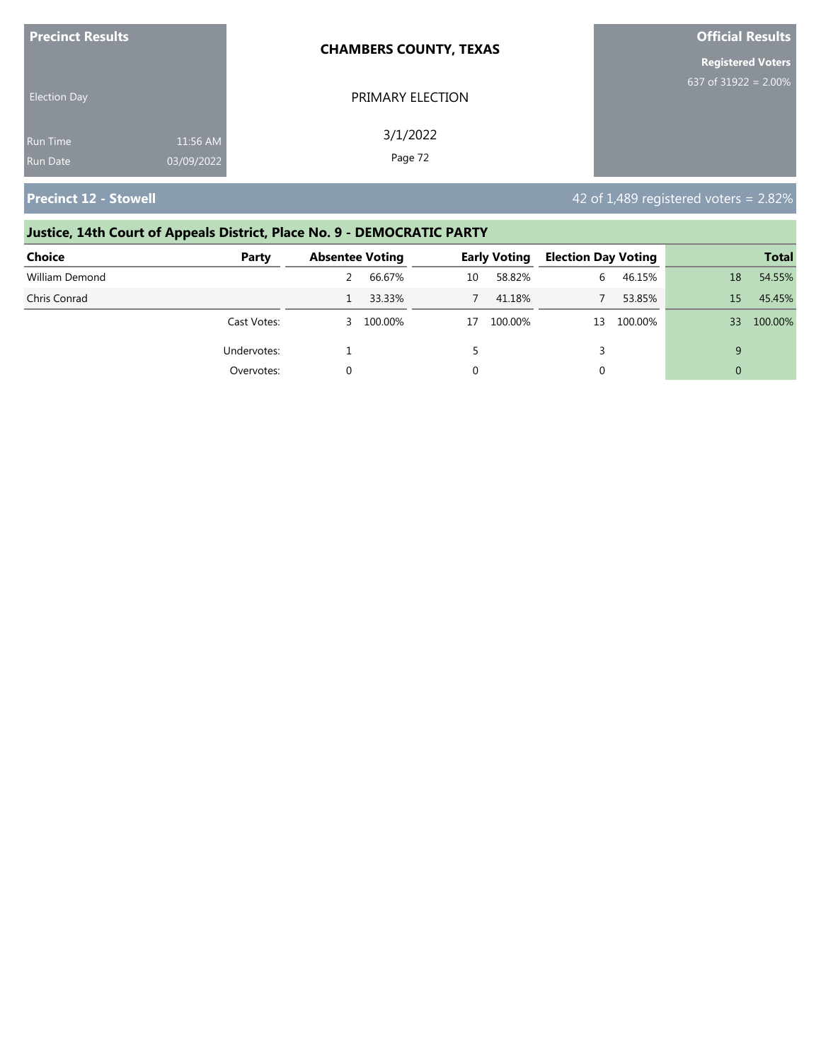| Precinct Results | CHAMBERS COUNTY, TEXAS | Official Results |
|---|---|---|
| Election Day | PRIMARY ELECTION | Registered Voters 637 of 31922 = 2.00% |
| Run Time 11:56 AM | 3/1/2022 | |
| Run Date 03/09/2022 | | |

## Precinct 12 - Stowell

42 of 1,489 registered voters = 2.82%

### Justice, 14th Court of Appeals District, Place No. 9 - DEMOCRATIC PARTY

| Choice | Party | Absentee Voting | | Early Voting | | Election Day Voting | | Total | |
|---|---|---|---|---|---|---|---|---|---|
| William Demond | | 2 | 66.67% | 10 | 58.82% | 6 | 46.15% | 18 | 54.55% |
| Chris Conrad | | 1 | 33.33% | 7 | 41.18% | 7 | 53.85% | 15 | 45.45% |
| | Cast Votes: | 3 | 100.00% | 17 | 100.00% | 13 | 100.00% | 33 | 100.00% |
| | Undervotes: | 1 | | 5 | | 3 | | 9 | |
| | Overvotes: | 0 | | 0 | | 0 | | 0 | |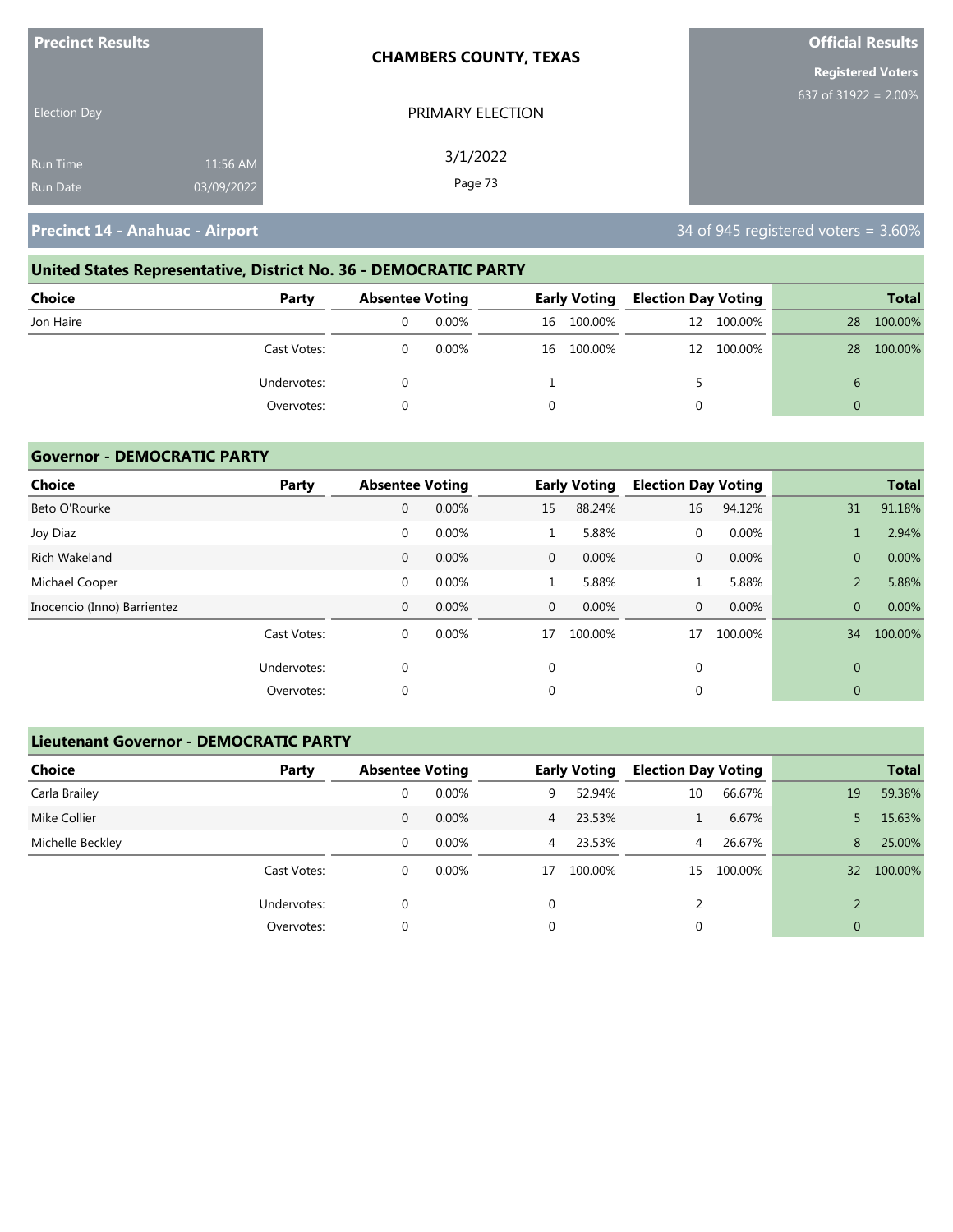**Precinct Results**

Election Day

Run Time 11:56 AM
Run Date 03/09/2022

**CHAMBERS COUNTY, TEXAS**

PRIMARY ELECTION

3/1/2022

**Official Results**

**Registered Voters**
637 of 31922 = 2.00%

## Precinct 14 - Anahuac - Airport

34 of 945 registered voters = 3.60%

### United States Representative, District No. 36 - DEMOCRATIC PARTY

| Choice | Party | Absentee Voting | | Early Voting | | Election Day Voting | | Total | |
|---|---|---|---|---|---|---|---|---|---|
| Jon Haire | | 0 | 0.00% | 16 | 100.00% | 12 | 100.00% | 28 | 100.00% |
| | Cast Votes: | 0 | 0.00% | 16 | 100.00% | 12 | 100.00% | 28 | 100.00% |
| | Undervotes: | 0 | | 1 | | 5 | | 6 | |
| | Overvotes: | 0 | | 0 | | 0 | | 0 | |

### Governor - DEMOCRATIC PARTY

| Choice | Party | Absentee Voting | | Early Voting | | Election Day Voting | | Total | |
|---|---|---|---|---|---|---|---|---|---|
| Beto O'Rourke | | 0 | 0.00% | 15 | 88.24% | 16 | 94.12% | 31 | 91.18% |
| Joy Diaz | | 0 | 0.00% | 1 | 5.88% | 0 | 0.00% | 1 | 2.94% |
| Rich Wakeland | | 0 | 0.00% | 0 | 0.00% | 0 | 0.00% | 0 | 0.00% |
| Michael Cooper | | 0 | 0.00% | 1 | 5.88% | 1 | 5.88% | 2 | 5.88% |
| Inocencio (Inno) Barrientez | | 0 | 0.00% | 0 | 0.00% | 0 | 0.00% | 0 | 0.00% |
| | Cast Votes: | 0 | 0.00% | 17 | 100.00% | 17 | 100.00% | 34 | 100.00% |
| | Undervotes: | 0 | | 0 | | 0 | | 0 | |
| | Overvotes: | 0 | | 0 | | 0 | | 0 | |

### Lieutenant Governor - DEMOCRATIC PARTY

| Choice | Party | Absentee Voting | | Early Voting | | Election Day Voting | | Total | |
|---|---|---|---|---|---|---|---|---|---|
| Carla Brailey | | 0 | 0.00% | 9 | 52.94% | 10 | 66.67% | 19 | 59.38% |
| Mike Collier | | 0 | 0.00% | 4 | 23.53% | 1 | 6.67% | 5 | 15.63% |
| Michelle Beckley | | 0 | 0.00% | 4 | 23.53% | 4 | 26.67% | 8 | 25.00% |
| | Cast Votes: | 0 | 0.00% | 17 | 100.00% | 15 | 100.00% | 32 | 100.00% |
| | Undervotes: | 0 | | 0 | | 2 | | 2 | |
| | Overvotes: | 0 | | 0 | | 0 | | 0 | |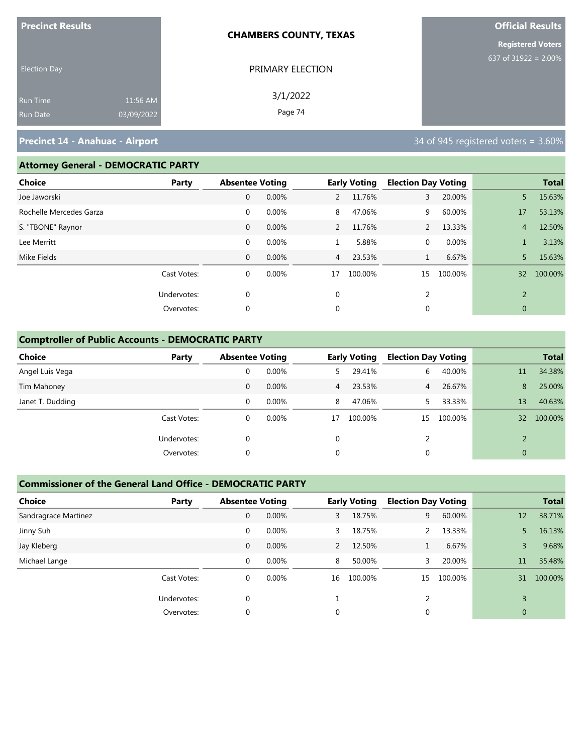**Precinct Results**

Election Day

Run Time 11:56 AM
Run Date 03/09/2022

**CHAMBERS COUNTY, TEXAS**

PRIMARY ELECTION

3/1/2022

**Official Results**

**Registered Voters**
637 of 31922 = 2.00%

## Precinct 14 - Anahuac - Airport

34 of 945 registered voters = 3.60%

### Attorney General - DEMOCRATIC PARTY

| Choice | Party | Absentee Voting | | Early Voting | | Election Day Voting | | Total | |
|---|---|---|---|---|---|---|---|---|---|
| Joe Jaworski | | 0 | 0.00% | 2 | 11.76% | 3 | 20.00% | 5 | 15.63% |
| Rochelle Mercedes Garza | | 0 | 0.00% | 8 | 47.06% | 9 | 60.00% | 17 | 53.13% |
| S. "TBONE" Raynor | | 0 | 0.00% | 2 | 11.76% | 2 | 13.33% | 4 | 12.50% |
| Lee Merritt | | 0 | 0.00% | 1 | 5.88% | 0 | 0.00% | 1 | 3.13% |
| Mike Fields | | 0 | 0.00% | 4 | 23.53% | 1 | 6.67% | 5 | 15.63% |
| | Cast Votes: | 0 | 0.00% | 17 | 100.00% | 15 | 100.00% | 32 | 100.00% |
| | Undervotes: | 0 | | 0 | | 2 | | 2 | |
| | Overvotes: | 0 | | 0 | | 0 | | 0 | |

### Comptroller of Public Accounts - DEMOCRATIC PARTY

| Choice | Party | Absentee Voting | | Early Voting | | Election Day Voting | | Total | |
|---|---|---|---|---|---|---|---|---|---|
| Angel Luis Vega | | 0 | 0.00% | 5 | 29.41% | 6 | 40.00% | 11 | 34.38% |
| Tim Mahoney | | 0 | 0.00% | 4 | 23.53% | 4 | 26.67% | 8 | 25.00% |
| Janet T. Dudding | | 0 | 0.00% | 8 | 47.06% | 5 | 33.33% | 13 | 40.63% |
| | Cast Votes: | 0 | 0.00% | 17 | 100.00% | 15 | 100.00% | 32 | 100.00% |
| | Undervotes: | 0 | | 0 | | 2 | | 2 | |
| | Overvotes: | 0 | | 0 | | 0 | | 0 | |

### Commissioner of the General Land Office - DEMOCRATIC PARTY

| Choice | Party | Absentee Voting | | Early Voting | | Election Day Voting | | Total | |
|---|---|---|---|---|---|---|---|---|---|
| Sandragrace Martinez | | 0 | 0.00% | 3 | 18.75% | 9 | 60.00% | 12 | 38.71% |
| Jinny Suh | | 0 | 0.00% | 3 | 18.75% | 2 | 13.33% | 5 | 16.13% |
| Jay Kleberg | | 0 | 0.00% | 2 | 12.50% | 1 | 6.67% | 3 | 9.68% |
| Michael Lange | | 0 | 0.00% | 8 | 50.00% | 3 | 20.00% | 11 | 35.48% |
| | Cast Votes: | 0 | 0.00% | 16 | 100.00% | 15 | 100.00% | 31 | 100.00% |
| | Undervotes: | 0 | | 1 | | 2 | | 3 | |
| | Overvotes: | 0 | | 0 | | 0 | | 0 | |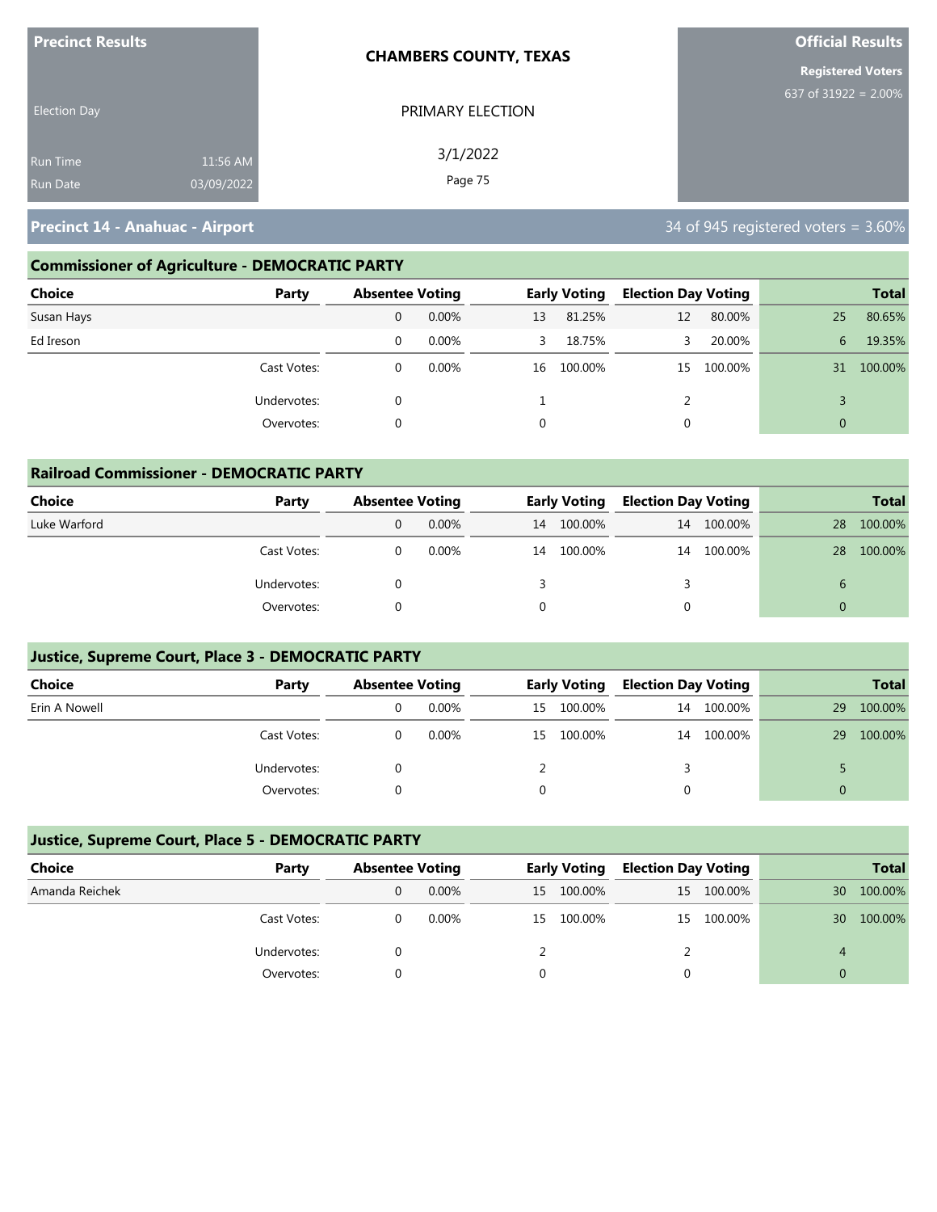**Precinct Results**

Election Day

Run Time 11:56 AM
Run Date 03/09/2022

**CHAMBERS COUNTY, TEXAS**

PRIMARY ELECTION

3/1/2022

**Official Results**

**Registered Voters**
637 of 31922 = 2.00%

## Precinct 14 - Anahuac - Airport

34 of 945 registered voters = 3.60%

### Commissioner of Agriculture - DEMOCRATIC PARTY

| Choice | Party | Absentee Voting | | Early Voting | | Election Day Voting | | Total | |
|---|---|---|---|---|---|---|---|---|---|
| Susan Hays | | 0 | 0.00% | 13 | 81.25% | 12 | 80.00% | 25 | 80.65% |
| Ed Ireson | | 0 | 0.00% | 3 | 18.75% | 3 | 20.00% | 6 | 19.35% |
| | Cast Votes: | 0 | 0.00% | 16 | 100.00% | 15 | 100.00% | 31 | 100.00% |
| | Undervotes: | 0 | | 1 | | 2 | | 3 | |
| | Overvotes: | 0 | | 0 | | 0 | | 0 | |

### Railroad Commissioner - DEMOCRATIC PARTY

| Choice | Party | Absentee Voting | | Early Voting | | Election Day Voting | | Total | |
|---|---|---|---|---|---|---|---|---|---|
| Luke Warford | | 0 | 0.00% | 14 | 100.00% | 14 | 100.00% | 28 | 100.00% |
| | Cast Votes: | 0 | 0.00% | 14 | 100.00% | 14 | 100.00% | 28 | 100.00% |
| | Undervotes: | 0 | | 3 | | 3 | | 6 | |
| | Overvotes: | 0 | | 0 | | 0 | | 0 | |

### Justice, Supreme Court, Place 3 - DEMOCRATIC PARTY

| Choice | Party | Absentee Voting | | Early Voting | | Election Day Voting | | Total | |
|---|---|---|---|---|---|---|---|---|---|
| Erin A Nowell | | 0 | 0.00% | 15 | 100.00% | 14 | 100.00% | 29 | 100.00% |
| | Cast Votes: | 0 | 0.00% | 15 | 100.00% | 14 | 100.00% | 29 | 100.00% |
| | Undervotes: | 0 | | 2 | | 3 | | 5 | |
| | Overvotes: | 0 | | 0 | | 0 | | 0 | |

### Justice, Supreme Court, Place 5 - DEMOCRATIC PARTY

| Choice | Party | Absentee Voting | | Early Voting | | Election Day Voting | | Total | |
|---|---|---|---|---|---|---|---|---|---|
| Amanda Reichek | | 0 | 0.00% | 15 | 100.00% | 15 | 100.00% | 30 | 100.00% |
| | Cast Votes: | 0 | 0.00% | 15 | 100.00% | 15 | 100.00% | 30 | 100.00% |
| | Undervotes: | 0 | | 2 | | 2 | | 4 | |
| | Overvotes: | 0 | | 0 | | 0 | | 0 | |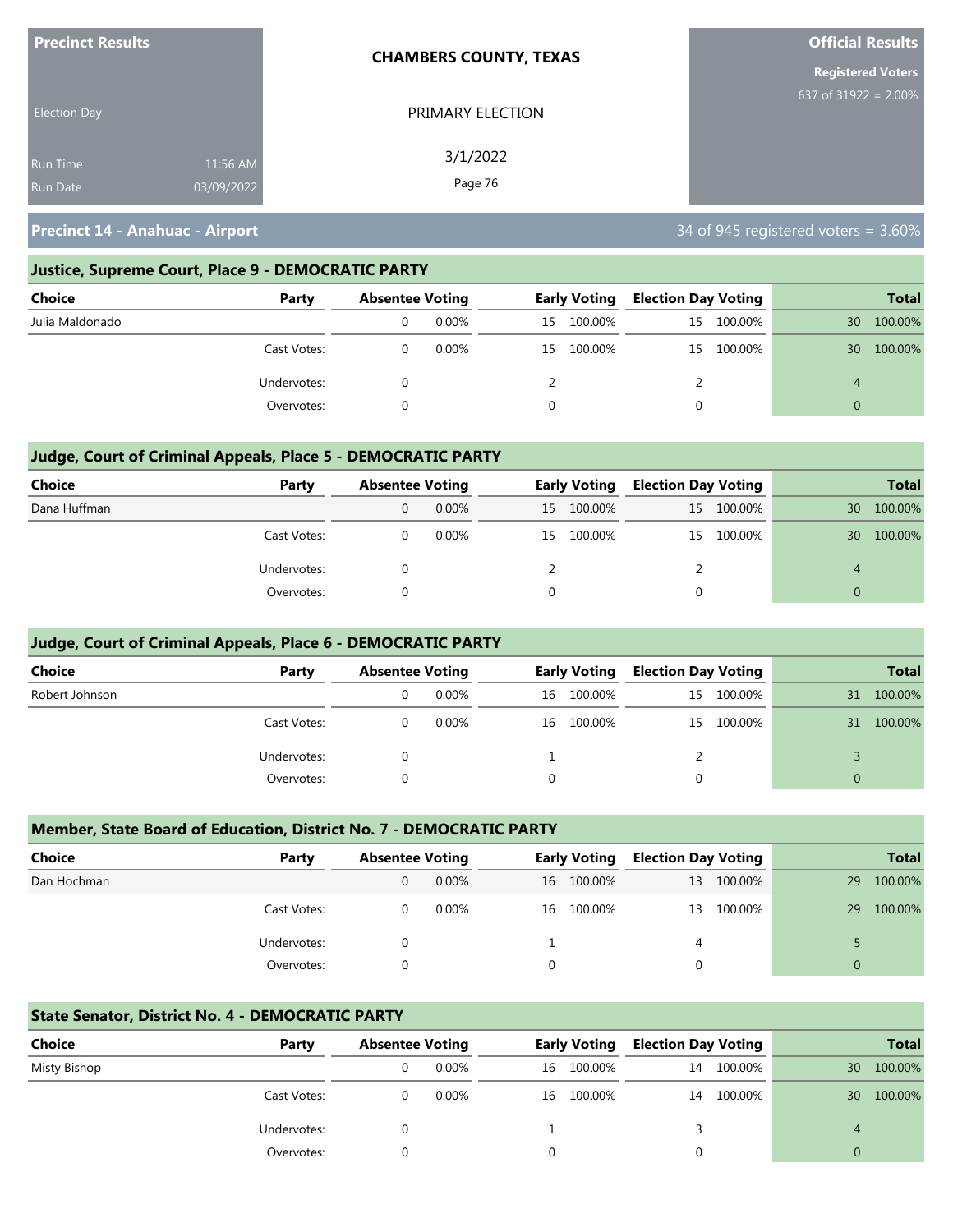**Precinct Results**

Election Day

Run Time 11:56 AM
Run Date 03/09/2022

**CHAMBERS COUNTY, TEXAS**

PRIMARY ELECTION

3/1/2022

**Official Results**

**Registered Voters**
637 of 31922 = 2.00%

## Precinct 14 - Anahuac - Airport

34 of 945 registered voters = 3.60%

### Justice, Supreme Court, Place 9 - DEMOCRATIC PARTY

| Choice | Party | Absentee Voting | | Early Voting | | Election Day Voting | | Total | |
|---|---|---|---|---|---|---|---|---|---|
| Julia Maldonado | | 0 | 0.00% | 15 | 100.00% | 15 | 100.00% | 30 | 100.00% |
| | Cast Votes: | 0 | 0.00% | 15 | 100.00% | 15 | 100.00% | 30 | 100.00% |
| | Undervotes: | 0 | | 2 | | 2 | | 4 | |
| | Overvotes: | 0 | | 0 | | 0 | | 0 | |

### Judge, Court of Criminal Appeals, Place 5 - DEMOCRATIC PARTY

| Choice | Party | Absentee Voting | | Early Voting | | Election Day Voting | | Total | |
|---|---|---|---|---|---|---|---|---|---|
| Dana Huffman | | 0 | 0.00% | 15 | 100.00% | 15 | 100.00% | 30 | 100.00% |
| | Cast Votes: | 0 | 0.00% | 15 | 100.00% | 15 | 100.00% | 30 | 100.00% |
| | Undervotes: | 0 | | 2 | | 2 | | 4 | |
| | Overvotes: | 0 | | 0 | | 0 | | 0 | |

### Judge, Court of Criminal Appeals, Place 6 - DEMOCRATIC PARTY

| Choice | Party | Absentee Voting | | Early Voting | | Election Day Voting | | Total | |
|---|---|---|---|---|---|---|---|---|---|
| Robert Johnson | | 0 | 0.00% | 16 | 100.00% | 15 | 100.00% | 31 | 100.00% |
| | Cast Votes: | 0 | 0.00% | 16 | 100.00% | 15 | 100.00% | 31 | 100.00% |
| | Undervotes: | 0 | | 1 | | 2 | | 3 | |
| | Overvotes: | 0 | | 0 | | 0 | | 0 | |

### Member, State Board of Education, District No. 7 - DEMOCRATIC PARTY

| Choice | Party | Absentee Voting | | Early Voting | | Election Day Voting | | Total | |
|---|---|---|---|---|---|---|---|---|---|
| Dan Hochman | | 0 | 0.00% | 16 | 100.00% | 13 | 100.00% | 29 | 100.00% |
| | Cast Votes: | 0 | 0.00% | 16 | 100.00% | 13 | 100.00% | 29 | 100.00% |
| | Undervotes: | 0 | | 1 | | 4 | | 5 | |
| | Overvotes: | 0 | | 0 | | 0 | | 0 | |

### State Senator, District No. 4 - DEMOCRATIC PARTY

| Choice | Party | Absentee Voting | | Early Voting | | Election Day Voting | | Total | |
|---|---|---|---|---|---|---|---|---|---|
| Misty Bishop | | 0 | 0.00% | 16 | 100.00% | 14 | 100.00% | 30 | 100.00% |
| | Cast Votes: | 0 | 0.00% | 16 | 100.00% | 14 | 100.00% | 30 | 100.00% |
| | Undervotes: | 0 | | 1 | | 3 | | 4 | |
| | Overvotes: | 0 | | 0 | | 0 | | 0 | |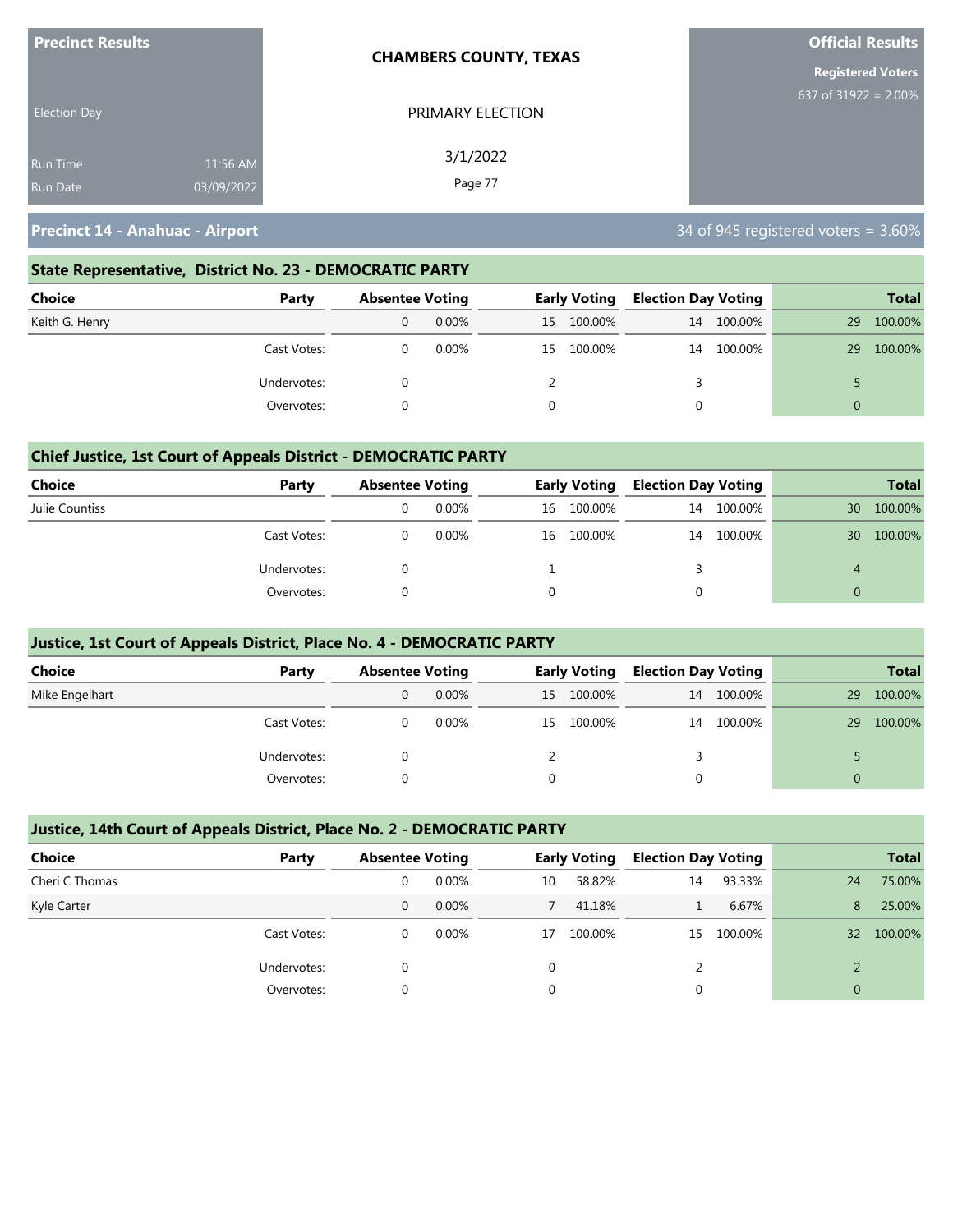**Precinct Results**

Election Day

Run Time 11:56 AM
Run Date 03/09/2022

**CHAMBERS COUNTY, TEXAS**

PRIMARY ELECTION

3/1/2022

**Official Results**

**Registered Voters**
637 of 31922 = 2.00%

## Precinct 14 - Anahuac - Airport

34 of 945 registered voters = 3.60%

### State Representative, District No. 23 - DEMOCRATIC PARTY

| Choice | Party | Absentee Voting | | Early Voting | | Election Day Voting | | Total | |
|---|---|---|---|---|---|---|---|---|---|
| Keith G. Henry | | 0 | 0.00% | 15 | 100.00% | 14 | 100.00% | 29 | 100.00% |
| | Cast Votes: | 0 | 0.00% | 15 | 100.00% | 14 | 100.00% | 29 | 100.00% |
| | Undervotes: | 0 | | 2 | | 3 | | 5 | |
| | Overvotes: | 0 | | 0 | | 0 | | 0 | |

### Chief Justice, 1st Court of Appeals District - DEMOCRATIC PARTY

| Choice | Party | Absentee Voting | | Early Voting | | Election Day Voting | | Total | |
|---|---|---|---|---|---|---|---|---|---|
| Julie Countiss | | 0 | 0.00% | 16 | 100.00% | 14 | 100.00% | 30 | 100.00% |
| | Cast Votes: | 0 | 0.00% | 16 | 100.00% | 14 | 100.00% | 30 | 100.00% |
| | Undervotes: | 0 | | 1 | | 3 | | 4 | |
| | Overvotes: | 0 | | 0 | | 0 | | 0 | |

### Justice, 1st Court of Appeals District, Place No. 4 - DEMOCRATIC PARTY

| Choice | Party | Absentee Voting | | Early Voting | | Election Day Voting | | Total | |
|---|---|---|---|---|---|---|---|---|---|
| Mike Engelhart | | 0 | 0.00% | 15 | 100.00% | 14 | 100.00% | 29 | 100.00% |
| | Cast Votes: | 0 | 0.00% | 15 | 100.00% | 14 | 100.00% | 29 | 100.00% |
| | Undervotes: | 0 | | 2 | | 3 | | 5 | |
| | Overvotes: | 0 | | 0 | | 0 | | 0 | |

### Justice, 14th Court of Appeals District, Place No. 2 - DEMOCRATIC PARTY

| Choice | Party | Absentee Voting | | Early Voting | | Election Day Voting | | Total | |
|---|---|---|---|---|---|---|---|---|---|
| Cheri C Thomas | | 0 | 0.00% | 10 | 58.82% | 14 | 93.33% | 24 | 75.00% |
| Kyle Carter | | 0 | 0.00% | 7 | 41.18% | 1 | 6.67% | 8 | 25.00% |
| | Cast Votes: | 0 | 0.00% | 17 | 100.00% | 15 | 100.00% | 32 | 100.00% |
| | Undervotes: | 0 | | 0 | | 2 | | 2 | |
| | Overvotes: | 0 | | 0 | | 0 | | 0 | |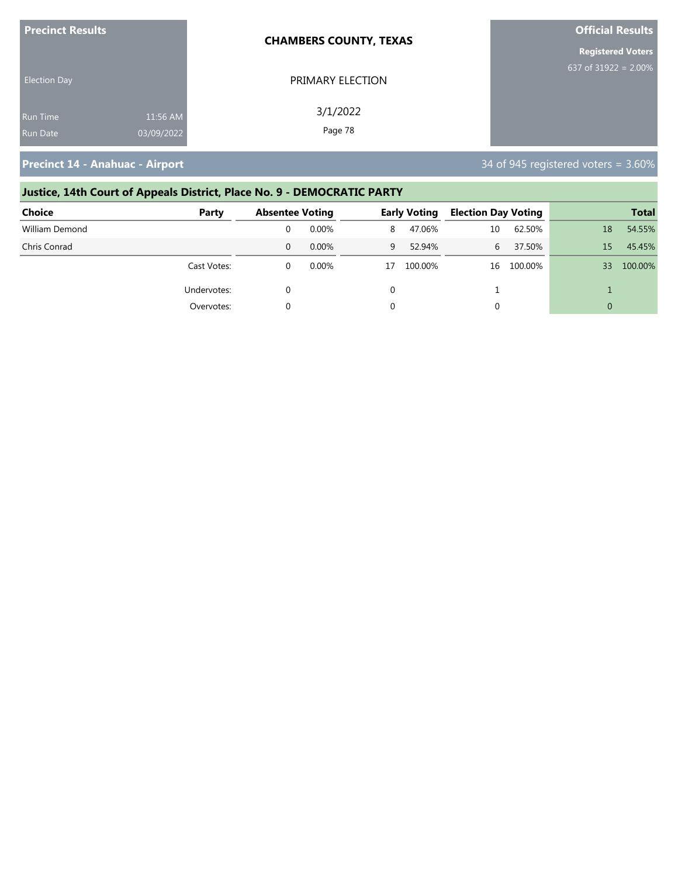**Precinct Results**

Election Day

Run Time 11:56 AM
Run Date 03/09/2022

**CHAMBERS COUNTY, TEXAS**

PRIMARY ELECTION

3/1/2022

**Official Results**

**Registered Voters**
637 of 31922 = 2.00%

## Precinct 14 - Anahuac - Airport

34 of 945 registered voters = 3.60%

### Justice, 14th Court of Appeals District, Place No. 9 - DEMOCRATIC PARTY

| Choice | Party | Absentee Voting | | Early Voting | | Election Day Voting | | Total | |
|---|---|---|---|---|---|---|---|---|---|
| William Demond | | 0 | 0.00% | 8 | 47.06% | 10 | 62.50% | 18 | 54.55% |
| Chris Conrad | | 0 | 0.00% | 9 | 52.94% | 6 | 37.50% | 15 | 45.45% |
| | Cast Votes: | 0 | 0.00% | 17 | 100.00% | 16 | 100.00% | 33 | 100.00% |
| | Undervotes: | 0 | | 0 | | 1 | | 1 | |
| | Overvotes: | 0 | | 0 | | 0 | | 0 | |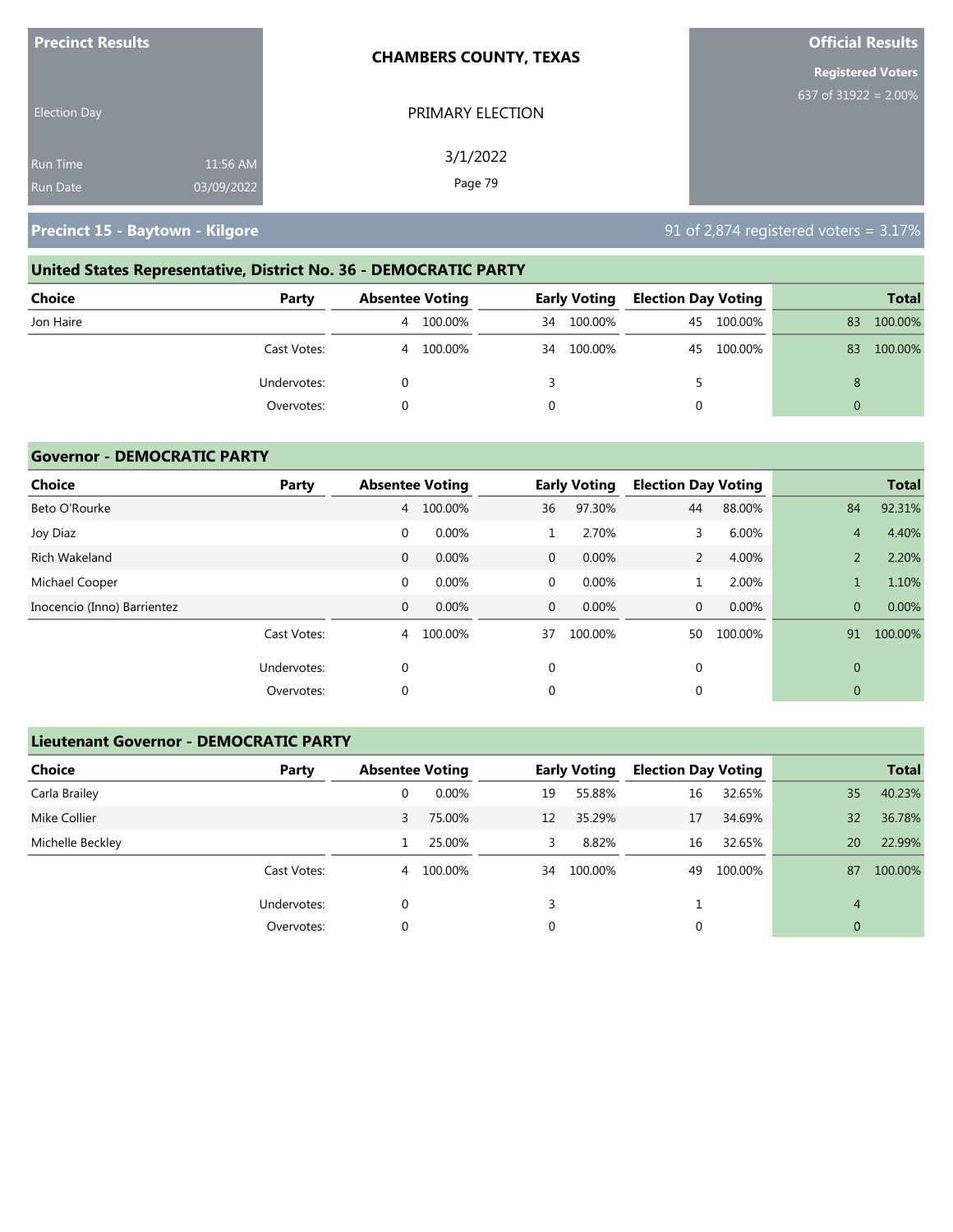**Precinct Results**

Election Day

Run Time 11:56 AM
Run Date 03/09/2022

**CHAMBERS COUNTY, TEXAS**

PRIMARY ELECTION

3/1/2022

**Official Results**

**Registered Voters**
637 of 31922 = 2.00%

## Precinct 15 - Baytown - Kilgore

91 of 2,874 registered voters = 3.17%

### United States Representative, District No. 36 - DEMOCRATIC PARTY

| Choice | Party | Absentee Voting | | Early Voting | | Election Day Voting | | Total | |
|---|---|---|---|---|---|---|---|---|---|
| Jon Haire | | 4 | 100.00% | 34 | 100.00% | 45 | 100.00% | 83 | 100.00% |
| | Cast Votes: | 4 | 100.00% | 34 | 100.00% | 45 | 100.00% | 83 | 100.00% |
| | Undervotes: | 0 | | 3 | | 5 | | 8 | |
| | Overvotes: | 0 | | 0 | | 0 | | 0 | |

### Governor - DEMOCRATIC PARTY

| Choice | Party | Absentee Voting | | Early Voting | | Election Day Voting | | Total | |
|---|---|---|---|---|---|---|---|---|---|
| Beto O'Rourke | | 4 | 100.00% | 36 | 97.30% | 44 | 88.00% | 84 | 92.31% |
| Joy Diaz | | 0 | 0.00% | 1 | 2.70% | 3 | 6.00% | 4 | 4.40% |
| Rich Wakeland | | 0 | 0.00% | 0 | 0.00% | 2 | 4.00% | 2 | 2.20% |
| Michael Cooper | | 0 | 0.00% | 0 | 0.00% | 1 | 2.00% | 1 | 1.10% |
| Inocencio (Inno) Barrientez | | 0 | 0.00% | 0 | 0.00% | 0 | 0.00% | 0 | 0.00% |
| | Cast Votes: | 4 | 100.00% | 37 | 100.00% | 50 | 100.00% | 91 | 100.00% |
| | Undervotes: | 0 | | 0 | | 0 | | 0 | |
| | Overvotes: | 0 | | 0 | | 0 | | 0 | |

### Lieutenant Governor - DEMOCRATIC PARTY

| Choice | Party | Absentee Voting | | Early Voting | | Election Day Voting | | Total | |
|---|---|---|---|---|---|---|---|---|---|
| Carla Brailey | | 0 | 0.00% | 19 | 55.88% | 16 | 32.65% | 35 | 40.23% |
| Mike Collier | | 3 | 75.00% | 12 | 35.29% | 17 | 34.69% | 32 | 36.78% |
| Michelle Beckley | | 1 | 25.00% | 3 | 8.82% | 16 | 32.65% | 20 | 22.99% |
| | Cast Votes: | 4 | 100.00% | 34 | 100.00% | 49 | 100.00% | 87 | 100.00% |
| | Undervotes: | 0 | | 3 | | 1 | | 4 | |
| | Overvotes: | 0 | | 0 | | 0 | | 0 | |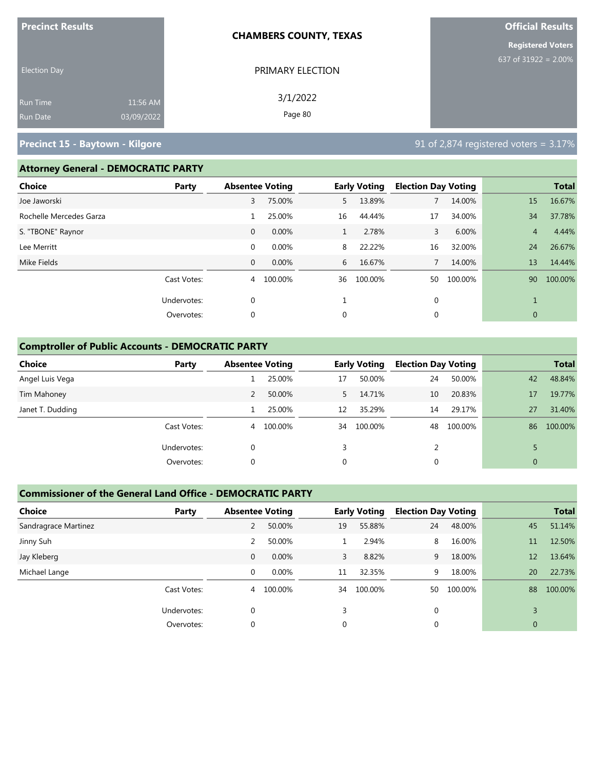**Precinct Results**

Election Day

Run Time 11:56 AM
Run Date 03/09/2022

**CHAMBERS COUNTY, TEXAS**

PRIMARY ELECTION

3/1/2022

**Official Results**

**Registered Voters**
637 of 31922 = 2.00%

## Precinct 15 - Baytown - Kilgore

91 of 2,874 registered voters = 3.17%

### Attorney General - DEMOCRATIC PARTY

| Choice | Party | Absentee Voting | | Early Voting | | Election Day Voting | | Total | |
|---|---|---|---|---|---|---|---|---|---|
| Joe Jaworski | | 3 | 75.00% | 5 | 13.89% | 7 | 14.00% | 15 | 16.67% |
| Rochelle Mercedes Garza | | 1 | 25.00% | 16 | 44.44% | 17 | 34.00% | 34 | 37.78% |
| S. "TBONE" Raynor | | 0 | 0.00% | 1 | 2.78% | 3 | 6.00% | 4 | 4.44% |
| Lee Merritt | | 0 | 0.00% | 8 | 22.22% | 16 | 32.00% | 24 | 26.67% |
| Mike Fields | | 0 | 0.00% | 6 | 16.67% | 7 | 14.00% | 13 | 14.44% |
| | Cast Votes: | 4 | 100.00% | 36 | 100.00% | 50 | 100.00% | 90 | 100.00% |
| | Undervotes: | 0 | | 1 | | 0 | | 1 | |
| | Overvotes: | 0 | | 0 | | 0 | | 0 | |

### Comptroller of Public Accounts - DEMOCRATIC PARTY

| Choice | Party | Absentee Voting | | Early Voting | | Election Day Voting | | Total | |
|---|---|---|---|---|---|---|---|---|---|
| Angel Luis Vega | | 1 | 25.00% | 17 | 50.00% | 24 | 50.00% | 42 | 48.84% |
| Tim Mahoney | | 2 | 50.00% | 5 | 14.71% | 10 | 20.83% | 17 | 19.77% |
| Janet T. Dudding | | 1 | 25.00% | 12 | 35.29% | 14 | 29.17% | 27 | 31.40% |
| | Cast Votes: | 4 | 100.00% | 34 | 100.00% | 48 | 100.00% | 86 | 100.00% |
| | Undervotes: | 0 | | 3 | | 2 | | 5 | |
| | Overvotes: | 0 | | 0 | | 0 | | 0 | |

### Commissioner of the General Land Office - DEMOCRATIC PARTY

| Choice | Party | Absentee Voting | | Early Voting | | Election Day Voting | | Total | |
|---|---|---|---|---|---|---|---|---|---|
| Sandragrace Martinez | | 2 | 50.00% | 19 | 55.88% | 24 | 48.00% | 45 | 51.14% |
| Jinny Suh | | 2 | 50.00% | 1 | 2.94% | 8 | 16.00% | 11 | 12.50% |
| Jay Kleberg | | 0 | 0.00% | 3 | 8.82% | 9 | 18.00% | 12 | 13.64% |
| Michael Lange | | 0 | 0.00% | 11 | 32.35% | 9 | 18.00% | 20 | 22.73% |
| | Cast Votes: | 4 | 100.00% | 34 | 100.00% | 50 | 100.00% | 88 | 100.00% |
| | Undervotes: | 0 | | 3 | | 0 | | 3 | |
| | Overvotes: | 0 | | 0 | | 0 | | 0 | |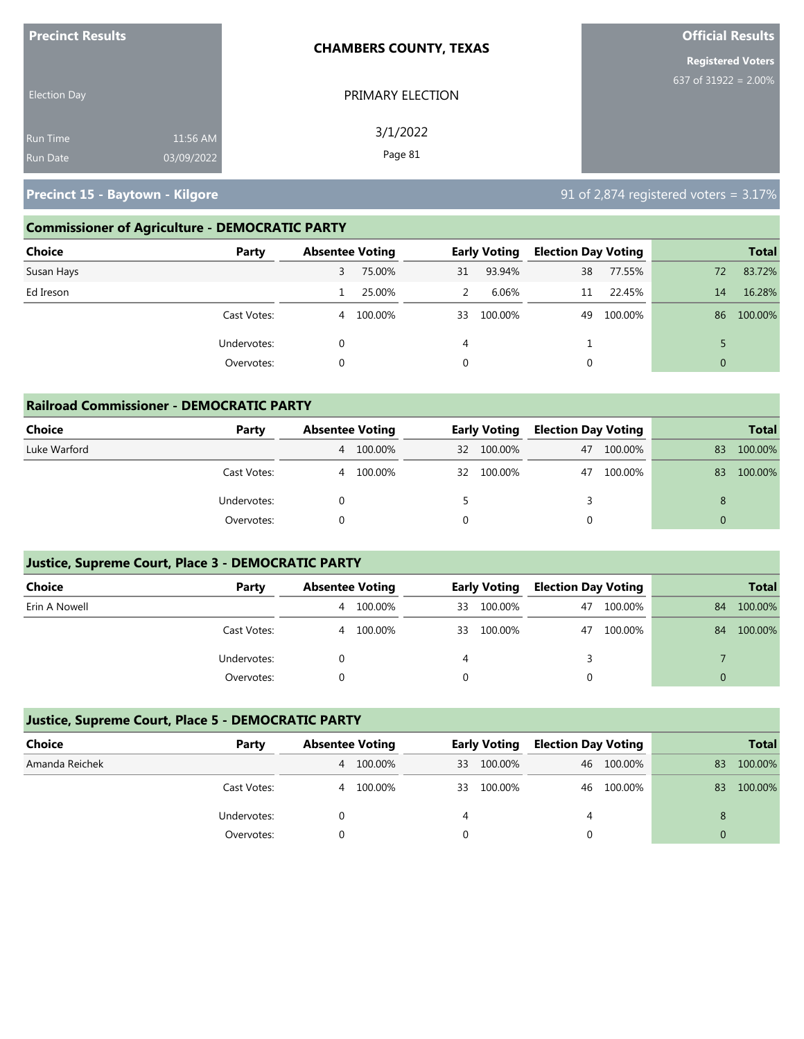**Precinct Results**

Election Day

Run Time 11:56 AM
Run Date 03/09/2022

**CHAMBERS COUNTY, TEXAS**

PRIMARY ELECTION

3/1/2022

**Official Results**

**Registered Voters**
637 of 31922 = 2.00%

## Precinct 15 - Baytown - Kilgore

91 of 2,874 registered voters = 3.17%

### Commissioner of Agriculture - DEMOCRATIC PARTY

| Choice | Party | Absentee Voting | | Early Voting | | Election Day Voting | | Total | |
|---|---|---|---|---|---|---|---|---|---|
| Susan Hays | | 3 | 75.00% | 31 | 93.94% | 38 | 77.55% | 72 | 83.72% |
| Ed Ireson | | 1 | 25.00% | 2 | 6.06% | 11 | 22.45% | 14 | 16.28% |
| | Cast Votes: | 4 | 100.00% | 33 | 100.00% | 49 | 100.00% | 86 | 100.00% |
| | Undervotes: | 0 | | 4 | | 1 | | 5 | |
| | Overvotes: | 0 | | 0 | | 0 | | 0 | |

### Railroad Commissioner - DEMOCRATIC PARTY

| Choice | Party | Absentee Voting | | Early Voting | | Election Day Voting | | Total | |
|---|---|---|---|---|---|---|---|---|---|
| Luke Warford | | 4 | 100.00% | 32 | 100.00% | 47 | 100.00% | 83 | 100.00% |
| | Cast Votes: | 4 | 100.00% | 32 | 100.00% | 47 | 100.00% | 83 | 100.00% |
| | Undervotes: | 0 | | 5 | | 3 | | 8 | |
| | Overvotes: | 0 | | 0 | | 0 | | 0 | |

### Justice, Supreme Court, Place 3 - DEMOCRATIC PARTY

| Choice | Party | Absentee Voting | | Early Voting | | Election Day Voting | | Total | |
|---|---|---|---|---|---|---|---|---|---|
| Erin A Nowell | | 4 | 100.00% | 33 | 100.00% | 47 | 100.00% | 84 | 100.00% |
| | Cast Votes: | 4 | 100.00% | 33 | 100.00% | 47 | 100.00% | 84 | 100.00% |
| | Undervotes: | 0 | | 4 | | 3 | | 7 | |
| | Overvotes: | 0 | | 0 | | 0 | | 0 | |

### Justice, Supreme Court, Place 5 - DEMOCRATIC PARTY

| Choice | Party | Absentee Voting | | Early Voting | | Election Day Voting | | Total | |
|---|---|---|---|---|---|---|---|---|---|
| Amanda Reichek | | 4 | 100.00% | 33 | 100.00% | 46 | 100.00% | 83 | 100.00% |
| | Cast Votes: | 4 | 100.00% | 33 | 100.00% | 46 | 100.00% | 83 | 100.00% |
| | Undervotes: | 0 | | 4 | | 4 | | 8 | |
| | Overvotes: | 0 | | 0 | | 0 | | 0 | |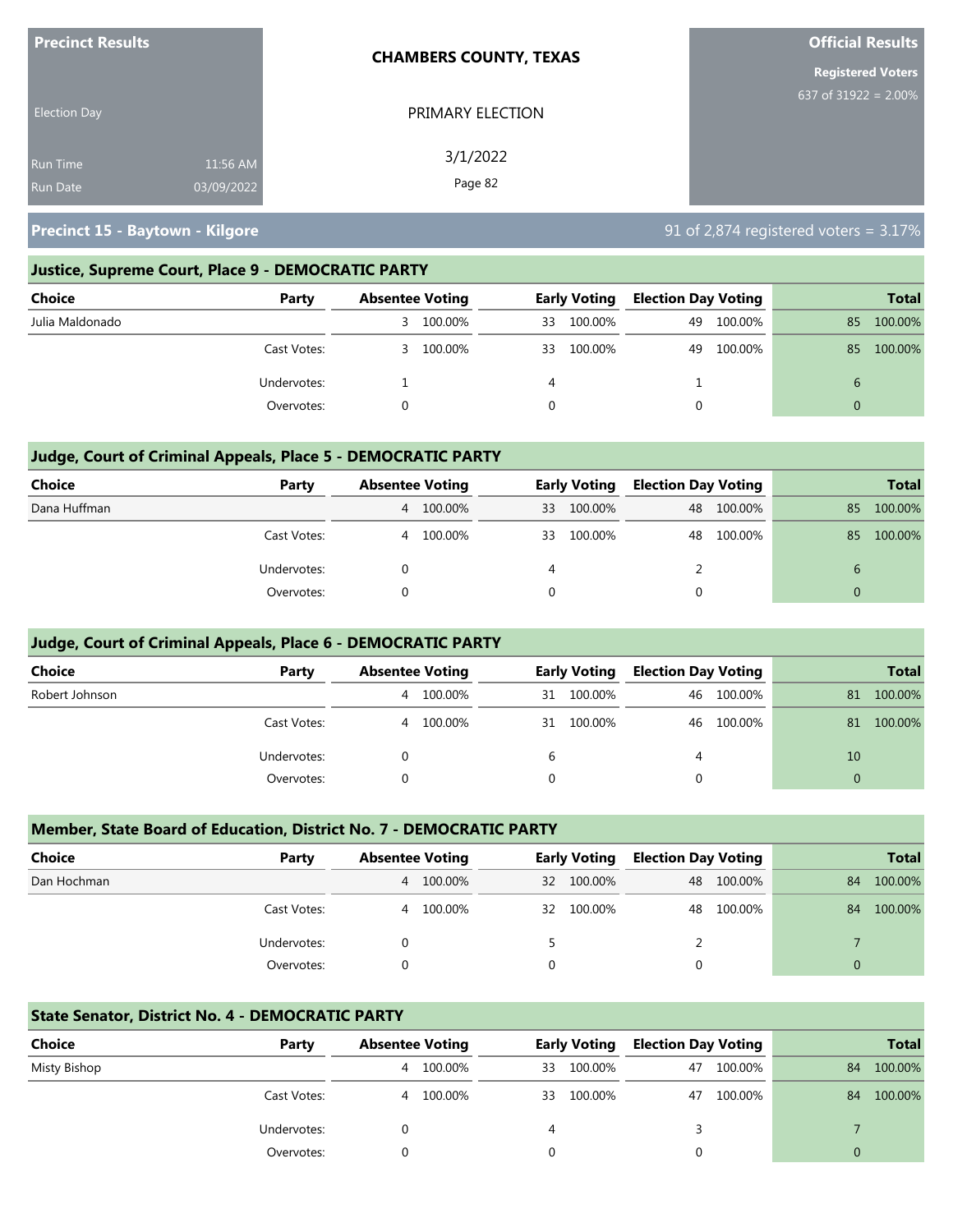**Precinct Results**

Election Day

Run Time 11:56 AM
Run Date 03/09/2022

**CHAMBERS COUNTY, TEXAS**

PRIMARY ELECTION

3/1/2022

**Official Results**

**Registered Voters**
637 of 31922 = 2.00%

## Precinct 15 - Baytown - Kilgore

91 of 2,874 registered voters = 3.17%

### Justice, Supreme Court, Place 9 - DEMOCRATIC PARTY

| Choice | Party | Absentee Voting | | Early Voting | | Election Day Voting | | Total | |
|---|---|---|---|---|---|---|---|---|---|
| Julia Maldonado | | 3 | 100.00% | 33 | 100.00% | 49 | 100.00% | 85 | 100.00% |
| | Cast Votes: | 3 | 100.00% | 33 | 100.00% | 49 | 100.00% | 85 | 100.00% |
| | Undervotes: | 1 | | 4 | | 1 | | 6 | |
| | Overvotes: | 0 | | 0 | | 0 | | 0 | |

### Judge, Court of Criminal Appeals, Place 5 - DEMOCRATIC PARTY

| Choice | Party | Absentee Voting | | Early Voting | | Election Day Voting | | Total | |
|---|---|---|---|---|---|---|---|---|---|
| Dana Huffman | | 4 | 100.00% | 33 | 100.00% | 48 | 100.00% | 85 | 100.00% |
| | Cast Votes: | 4 | 100.00% | 33 | 100.00% | 48 | 100.00% | 85 | 100.00% |
| | Undervotes: | 0 | | 4 | | 2 | | 6 | |
| | Overvotes: | 0 | | 0 | | 0 | | 0 | |

### Judge, Court of Criminal Appeals, Place 6 - DEMOCRATIC PARTY

| Choice | Party | Absentee Voting | | Early Voting | | Election Day Voting | | Total | |
|---|---|---|---|---|---|---|---|---|---|
| Robert Johnson | | 4 | 100.00% | 31 | 100.00% | 46 | 100.00% | 81 | 100.00% |
| | Cast Votes: | 4 | 100.00% | 31 | 100.00% | 46 | 100.00% | 81 | 100.00% |
| | Undervotes: | 0 | | 6 | | 4 | | 10 | |
| | Overvotes: | 0 | | 0 | | 0 | | 0 | |

### Member, State Board of Education, District No. 7 - DEMOCRATIC PARTY

| Choice | Party | Absentee Voting | | Early Voting | | Election Day Voting | | Total | |
|---|---|---|---|---|---|---|---|---|---|
| Dan Hochman | | 4 | 100.00% | 32 | 100.00% | 48 | 100.00% | 84 | 100.00% |
| | Cast Votes: | 4 | 100.00% | 32 | 100.00% | 48 | 100.00% | 84 | 100.00% |
| | Undervotes: | 0 | | 5 | | 2 | | 7 | |
| | Overvotes: | 0 | | 0 | | 0 | | 0 | |

### State Senator, District No. 4 - DEMOCRATIC PARTY

| Choice | Party | Absentee Voting | | Early Voting | | Election Day Voting | | Total | |
|---|---|---|---|---|---|---|---|---|---|
| Misty Bishop | | 4 | 100.00% | 33 | 100.00% | 47 | 100.00% | 84 | 100.00% |
| | Cast Votes: | 4 | 100.00% | 33 | 100.00% | 47 | 100.00% | 84 | 100.00% |
| | Undervotes: | 0 | | 4 | | 3 | | 7 | |
| | Overvotes: | 0 | | 0 | | 0 | | 0 | |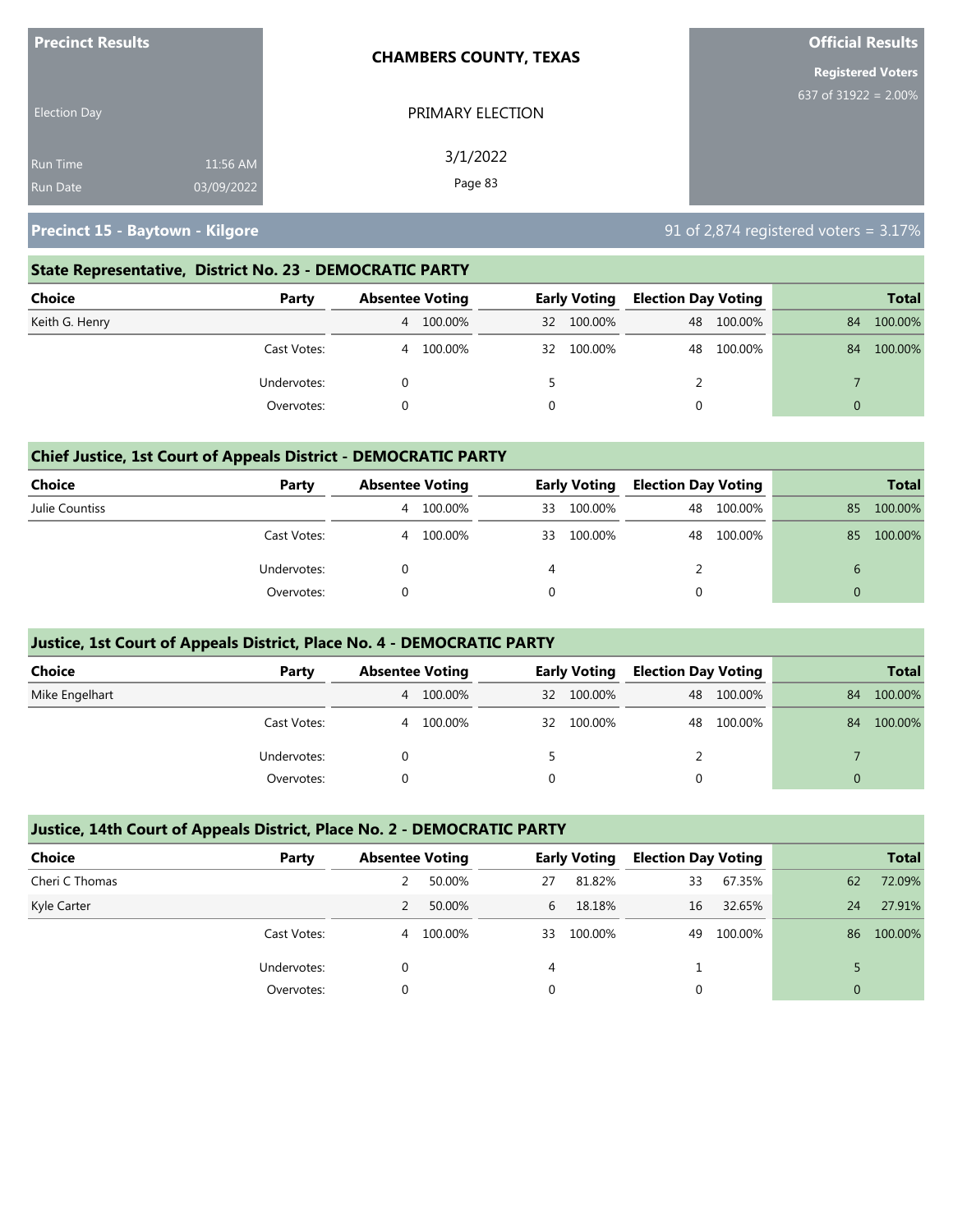**Precinct Results**

Election Day

Run Time 11:56 AM

Run Date 03/09/2022

**CHAMBERS COUNTY, TEXAS**

PRIMARY ELECTION

3/1/2022

**Official Results**

**Registered Voters**

637 of 31922 = 2.00%

## Precinct 15 - Baytown - Kilgore

91 of 2,874 registered voters = 3.17%

### State Representative, District No. 23 - DEMOCRATIC PARTY

| Choice | Party | Absentee Voting | | Early Voting | | Election Day Voting | | Total | |
|---|---|---|---|---|---|---|---|---|---|
| Keith G. Henry | | 4 | 100.00% | 32 | 100.00% | 48 | 100.00% | 84 | 100.00% |
| | Cast Votes: | 4 | 100.00% | 32 | 100.00% | 48 | 100.00% | 84 | 100.00% |
| | Undervotes: | 0 | | 5 | | 2 | | 7 | |
| | Overvotes: | 0 | | 0 | | 0 | | 0 | |

### Chief Justice, 1st Court of Appeals District - DEMOCRATIC PARTY

| Choice | Party | Absentee Voting | | Early Voting | | Election Day Voting | | Total | |
|---|---|---|---|---|---|---|---|---|---|
| Julie Countiss | | 4 | 100.00% | 33 | 100.00% | 48 | 100.00% | 85 | 100.00% |
| | Cast Votes: | 4 | 100.00% | 33 | 100.00% | 48 | 100.00% | 85 | 100.00% |
| | Undervotes: | 0 | | 4 | | 2 | | 6 | |
| | Overvotes: | 0 | | 0 | | 0 | | 0 | |

### Justice, 1st Court of Appeals District, Place No. 4 - DEMOCRATIC PARTY

| Choice | Party | Absentee Voting | | Early Voting | | Election Day Voting | | Total | |
|---|---|---|---|---|---|---|---|---|---|
| Mike Engelhart | | 4 | 100.00% | 32 | 100.00% | 48 | 100.00% | 84 | 100.00% |
| | Cast Votes: | 4 | 100.00% | 32 | 100.00% | 48 | 100.00% | 84 | 100.00% |
| | Undervotes: | 0 | | 5 | | 2 | | 7 | |
| | Overvotes: | 0 | | 0 | | 0 | | 0 | |

### Justice, 14th Court of Appeals District, Place No. 2 - DEMOCRATIC PARTY

| Choice | Party | Absentee Voting | | Early Voting | | Election Day Voting | | Total | |
|---|---|---|---|---|---|---|---|---|---|
| Cheri C Thomas | | 2 | 50.00% | 27 | 81.82% | 33 | 67.35% | 62 | 72.09% |
| Kyle Carter | | 2 | 50.00% | 6 | 18.18% | 16 | 32.65% | 24 | 27.91% |
| | Cast Votes: | 4 | 100.00% | 33 | 100.00% | 49 | 100.00% | 86 | 100.00% |
| | Undervotes: | 0 | | 4 | | 1 | | 5 | |
| | Overvotes: | 0 | | 0 | | 0 | | 0 | |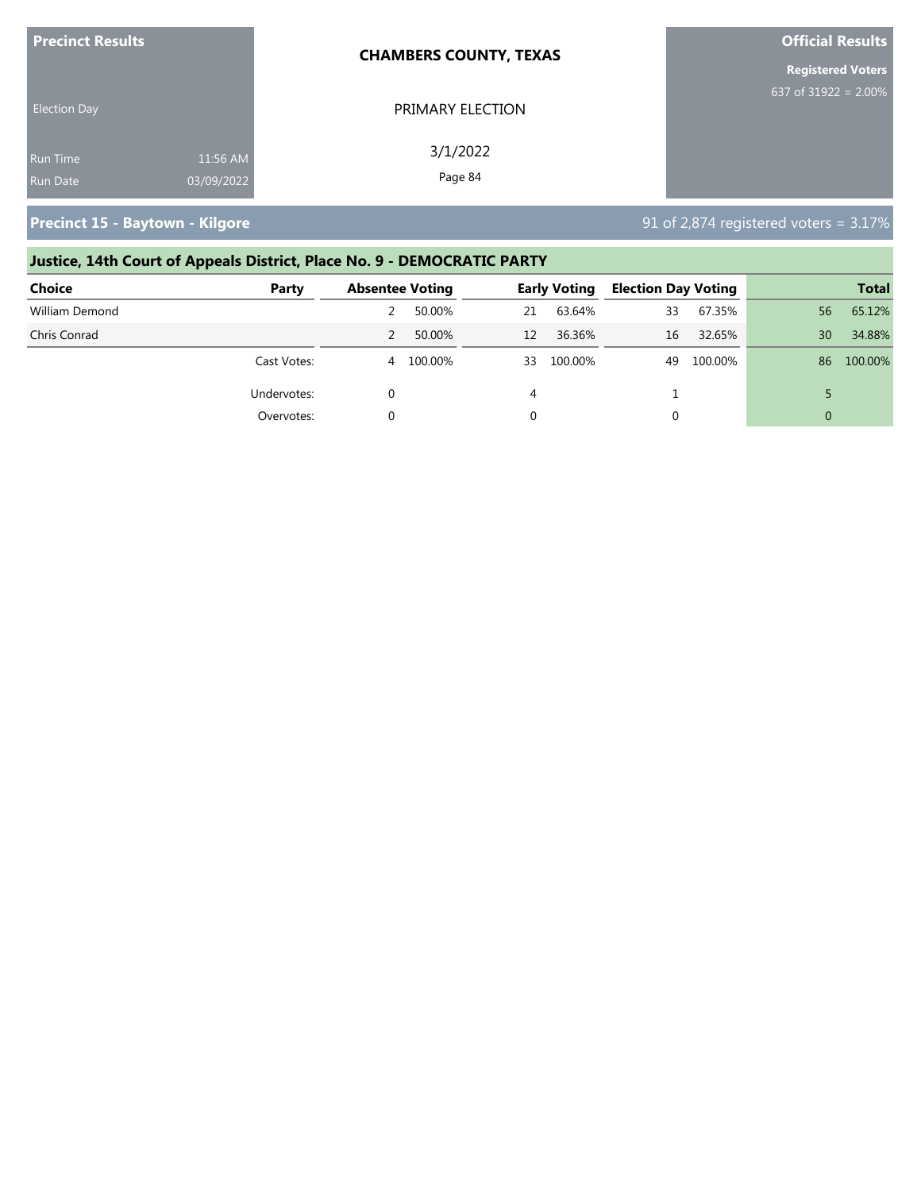**Precinct Results**

Election Day

Run Time 11:56 AM
Run Date 03/09/2022

**CHAMBERS COUNTY, TEXAS**

PRIMARY ELECTION

3/1/2022

**Official Results**

**Registered Voters**
637 of 31922 = 2.00%

## Precinct 15 - Baytown - Kilgore

91 of 2,874 registered voters = 3.17%

### Justice, 14th Court of Appeals District, Place No. 9 - DEMOCRATIC PARTY

| Choice | Party | Absentee Voting | | Early Voting | | Election Day Voting | | Total | |
|---|---|---|---|---|---|---|---|---|---|
| William Demond | | 2 | 50.00% | 21 | 63.64% | 33 | 67.35% | 56 | 65.12% |
| Chris Conrad | | 2 | 50.00% | 12 | 36.36% | 16 | 32.65% | 30 | 34.88% |
| | Cast Votes: | 4 | 100.00% | 33 | 100.00% | 49 | 100.00% | 86 | 100.00% |
| | Undervotes: | 0 | | 4 | | 1 | | 5 | |
| | Overvotes: | 0 | | 0 | | 0 | | 0 | |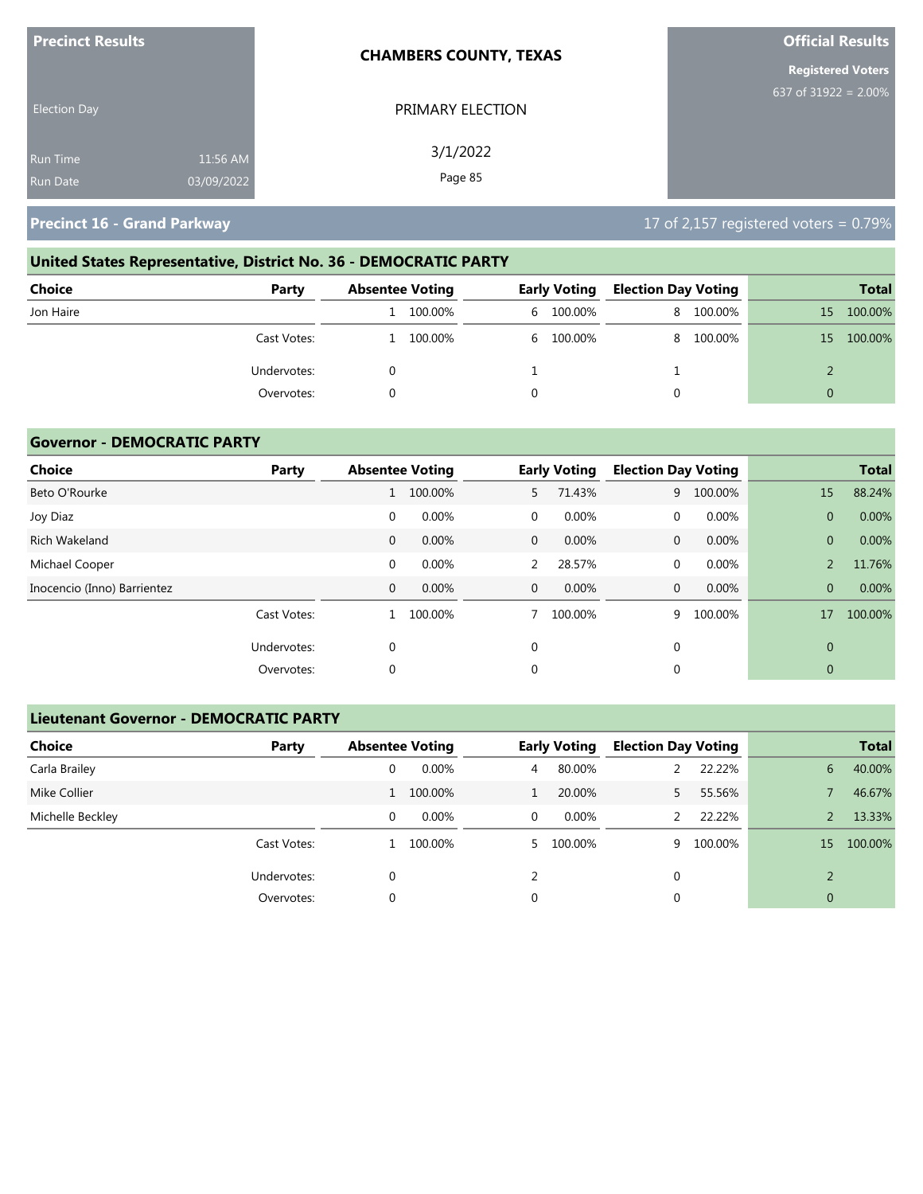**Precinct Results**

Election Day

Run Time 11:56 AM
Run Date 03/09/2022

**CHAMBERS COUNTY, TEXAS**

PRIMARY ELECTION

3/1/2022

**Official Results**

**Registered Voters**
637 of 31922 = 2.00%

## Precinct 16 - Grand Parkway

17 of 2,157 registered voters = 0.79%

### United States Representative, District No. 36 - DEMOCRATIC PARTY

| Choice | Party | Absentee Voting | | Early Voting | | Election Day Voting | | Total | |
|---|---|---|---|---|---|---|---|---|---|
| Jon Haire | | 1 | 100.00% | 6 | 100.00% | 8 | 100.00% | 15 | 100.00% |
| | Cast Votes: | 1 | 100.00% | 6 | 100.00% | 8 | 100.00% | 15 | 100.00% |
| | Undervotes: | 0 | | 1 | | 1 | | 2 | |
| | Overvotes: | 0 | | 0 | | 0 | | 0 | |

### Governor - DEMOCRATIC PARTY

| Choice | Party | Absentee Voting | | Early Voting | | Election Day Voting | | Total | |
|---|---|---|---|---|---|---|---|---|---|
| Beto O'Rourke | | 1 | 100.00% | 5 | 71.43% | 9 | 100.00% | 15 | 88.24% |
| Joy Diaz | | 0 | 0.00% | 0 | 0.00% | 0 | 0.00% | 0 | 0.00% |
| Rich Wakeland | | 0 | 0.00% | 0 | 0.00% | 0 | 0.00% | 0 | 0.00% |
| Michael Cooper | | 0 | 0.00% | 2 | 28.57% | 0 | 0.00% | 2 | 11.76% |
| Inocencio (Inno) Barrientez | | 0 | 0.00% | 0 | 0.00% | 0 | 0.00% | 0 | 0.00% |
| | Cast Votes: | 1 | 100.00% | 7 | 100.00% | 9 | 100.00% | 17 | 100.00% |
| | Undervotes: | 0 | | 0 | | 0 | | 0 | |
| | Overvotes: | 0 | | 0 | | 0 | | 0 | |

### Lieutenant Governor - DEMOCRATIC PARTY

| Choice | Party | Absentee Voting | | Early Voting | | Election Day Voting | | Total | |
|---|---|---|---|---|---|---|---|---|---|
| Carla Brailey | | 0 | 0.00% | 4 | 80.00% | 2 | 22.22% | 6 | 40.00% |
| Mike Collier | | 1 | 100.00% | 1 | 20.00% | 5 | 55.56% | 7 | 46.67% |
| Michelle Beckley | | 0 | 0.00% | 0 | 0.00% | 2 | 22.22% | 2 | 13.33% |
| | Cast Votes: | 1 | 100.00% | 5 | 100.00% | 9 | 100.00% | 15 | 100.00% |
| | Undervotes: | 0 | | 2 | | 0 | | 2 | |
| | Overvotes: | 0 | | 0 | | 0 | | 0 | |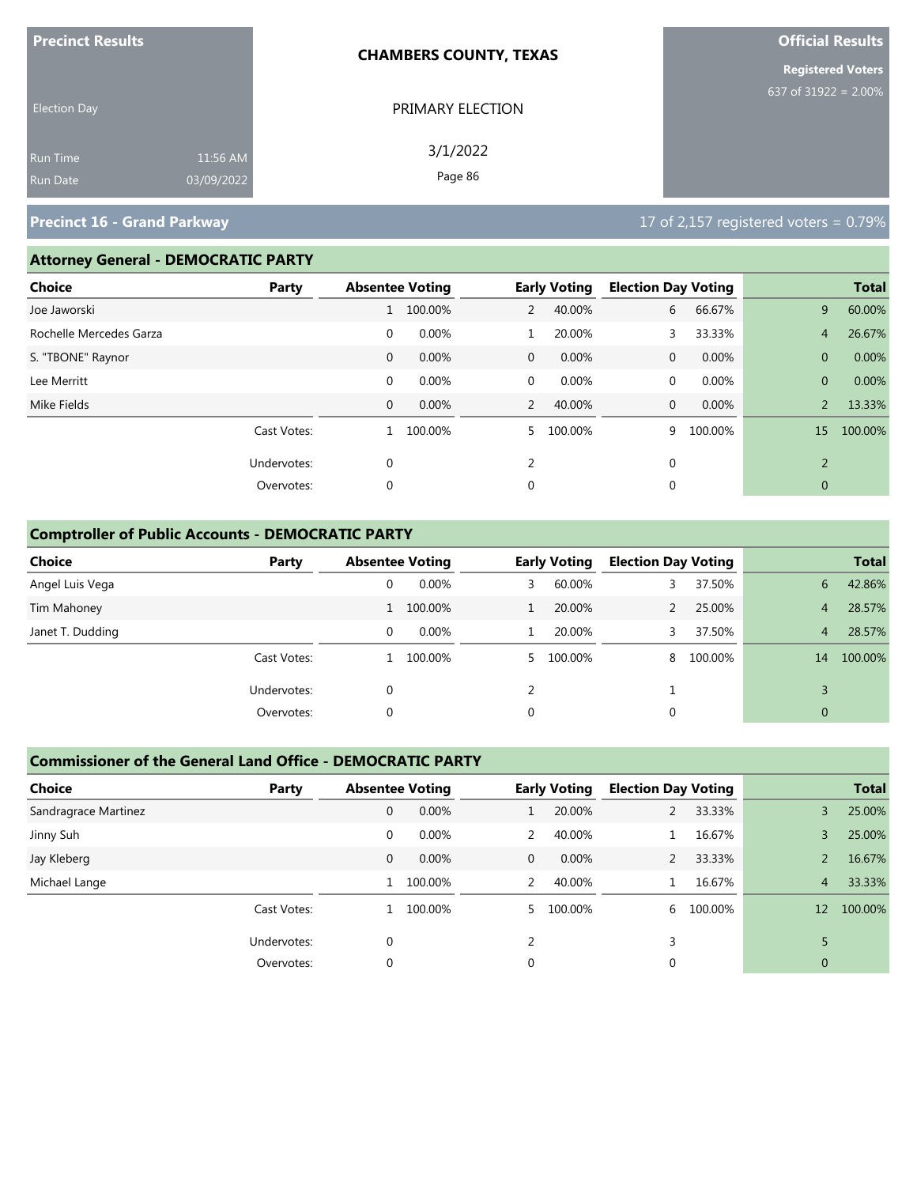**Precinct Results**

Election Day

Run Time 11:56 AM
Run Date 03/09/2022

**CHAMBERS COUNTY, TEXAS**

PRIMARY ELECTION

3/1/2022

**Official Results**

**Registered Voters**
637 of 31922 = 2.00%

## Precinct 16 - Grand Parkway

17 of 2,157 registered voters = 0.79%

### Attorney General - DEMOCRATIC PARTY

| Choice | Party | Absentee Voting | | Early Voting | | Election Day Voting | | Total | |
|---|---|---|---|---|---|---|---|---|---|
| Joe Jaworski | | 1 | 100.00% | 2 | 40.00% | 6 | 66.67% | 9 | 60.00% |
| Rochelle Mercedes Garza | | 0 | 0.00% | 1 | 20.00% | 3 | 33.33% | 4 | 26.67% |
| S. "TBONE" Raynor | | 0 | 0.00% | 0 | 0.00% | 0 | 0.00% | 0 | 0.00% |
| Lee Merritt | | 0 | 0.00% | 0 | 0.00% | 0 | 0.00% | 0 | 0.00% |
| Mike Fields | | 0 | 0.00% | 2 | 40.00% | 0 | 0.00% | 2 | 13.33% |
| | Cast Votes: | 1 | 100.00% | 5 | 100.00% | 9 | 100.00% | 15 | 100.00% |
| | Undervotes: | 0 | | 2 | | 0 | | 2 | |
| | Overvotes: | 0 | | 0 | | 0 | | 0 | |

### Comptroller of Public Accounts - DEMOCRATIC PARTY

| Choice | Party | Absentee Voting | | Early Voting | | Election Day Voting | | Total | |
|---|---|---|---|---|---|---|---|---|---|
| Angel Luis Vega | | 0 | 0.00% | 3 | 60.00% | 3 | 37.50% | 6 | 42.86% |
| Tim Mahoney | | 1 | 100.00% | 1 | 20.00% | 2 | 25.00% | 4 | 28.57% |
| Janet T. Dudding | | 0 | 0.00% | 1 | 20.00% | 3 | 37.50% | 4 | 28.57% |
| | Cast Votes: | 1 | 100.00% | 5 | 100.00% | 8 | 100.00% | 14 | 100.00% |
| | Undervotes: | 0 | | 2 | | 1 | | 3 | |
| | Overvotes: | 0 | | 0 | | 0 | | 0 | |

### Commissioner of the General Land Office - DEMOCRATIC PARTY

| Choice | Party | Absentee Voting | | Early Voting | | Election Day Voting | | Total | |
|---|---|---|---|---|---|---|---|---|---|
| Sandragrace Martinez | | 0 | 0.00% | 1 | 20.00% | 2 | 33.33% | 3 | 25.00% |
| Jinny Suh | | 0 | 0.00% | 2 | 40.00% | 1 | 16.67% | 3 | 25.00% |
| Jay Kleberg | | 0 | 0.00% | 0 | 0.00% | 2 | 33.33% | 2 | 16.67% |
| Michael Lange | | 1 | 100.00% | 2 | 40.00% | 1 | 16.67% | 4 | 33.33% |
| | Cast Votes: | 1 | 100.00% | 5 | 100.00% | 6 | 100.00% | 12 | 100.00% |
| | Undervotes: | 0 | | 2 | | 3 | | 5 | |
| | Overvotes: | 0 | | 0 | | 0 | | 0 | |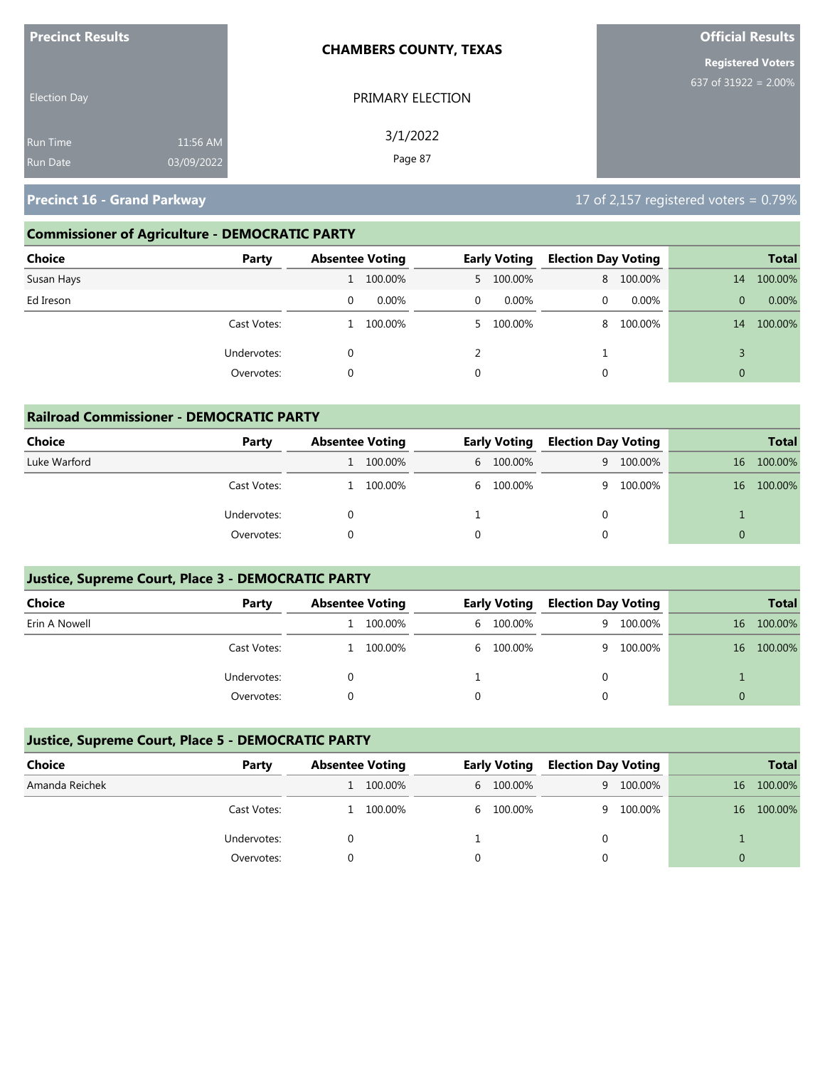**Precinct Results**

Election Day

Run Time 11:56 AM
Run Date 03/09/2022

**CHAMBERS COUNTY, TEXAS**

PRIMARY ELECTION

3/1/2022

**Official Results**

**Registered Voters**
637 of 31922 = 2.00%

## Precinct 16 - Grand Parkway

17 of 2,157 registered voters = 0.79%

### Commissioner of Agriculture - DEMOCRATIC PARTY

| Choice | Party | Absentee Voting | | Early Voting | | Election Day Voting | | Total | |
|---|---|---|---|---|---|---|---|---|---|
| Susan Hays | | 1 | 100.00% | 5 | 100.00% | 8 | 100.00% | 14 | 100.00% |
| Ed Ireson | | 0 | 0.00% | 0 | 0.00% | 0 | 0.00% | 0 | 0.00% |
| | Cast Votes: | 1 | 100.00% | 5 | 100.00% | 8 | 100.00% | 14 | 100.00% |
| | Undervotes: | 0 | | 2 | | 1 | | 3 | |
| | Overvotes: | 0 | | 0 | | 0 | | 0 | |

### Railroad Commissioner - DEMOCRATIC PARTY

| Choice | Party | Absentee Voting | | Early Voting | | Election Day Voting | | Total | |
|---|---|---|---|---|---|---|---|---|---|
| Luke Warford | | 1 | 100.00% | 6 | 100.00% | 9 | 100.00% | 16 | 100.00% |
| | Cast Votes: | 1 | 100.00% | 6 | 100.00% | 9 | 100.00% | 16 | 100.00% |
| | Undervotes: | 0 | | 1 | | 0 | | 1 | |
| | Overvotes: | 0 | | 0 | | 0 | | 0 | |

### Justice, Supreme Court, Place 3 - DEMOCRATIC PARTY

| Choice | Party | Absentee Voting | | Early Voting | | Election Day Voting | | Total | |
|---|---|---|---|---|---|---|---|---|---|
| Erin A Nowell | | 1 | 100.00% | 6 | 100.00% | 9 | 100.00% | 16 | 100.00% |
| | Cast Votes: | 1 | 100.00% | 6 | 100.00% | 9 | 100.00% | 16 | 100.00% |
| | Undervotes: | 0 | | 1 | | 0 | | 1 | |
| | Overvotes: | 0 | | 0 | | 0 | | 0 | |

### Justice, Supreme Court, Place 5 - DEMOCRATIC PARTY

| Choice | Party | Absentee Voting | | Early Voting | | Election Day Voting | | Total | |
|---|---|---|---|---|---|---|---|---|---|
| Amanda Reichek | | 1 | 100.00% | 6 | 100.00% | 9 | 100.00% | 16 | 100.00% |
| | Cast Votes: | 1 | 100.00% | 6 | 100.00% | 9 | 100.00% | 16 | 100.00% |
| | Undervotes: | 0 | | 1 | | 0 | | 1 | |
| | Overvotes: | 0 | | 0 | | 0 | | 0 | |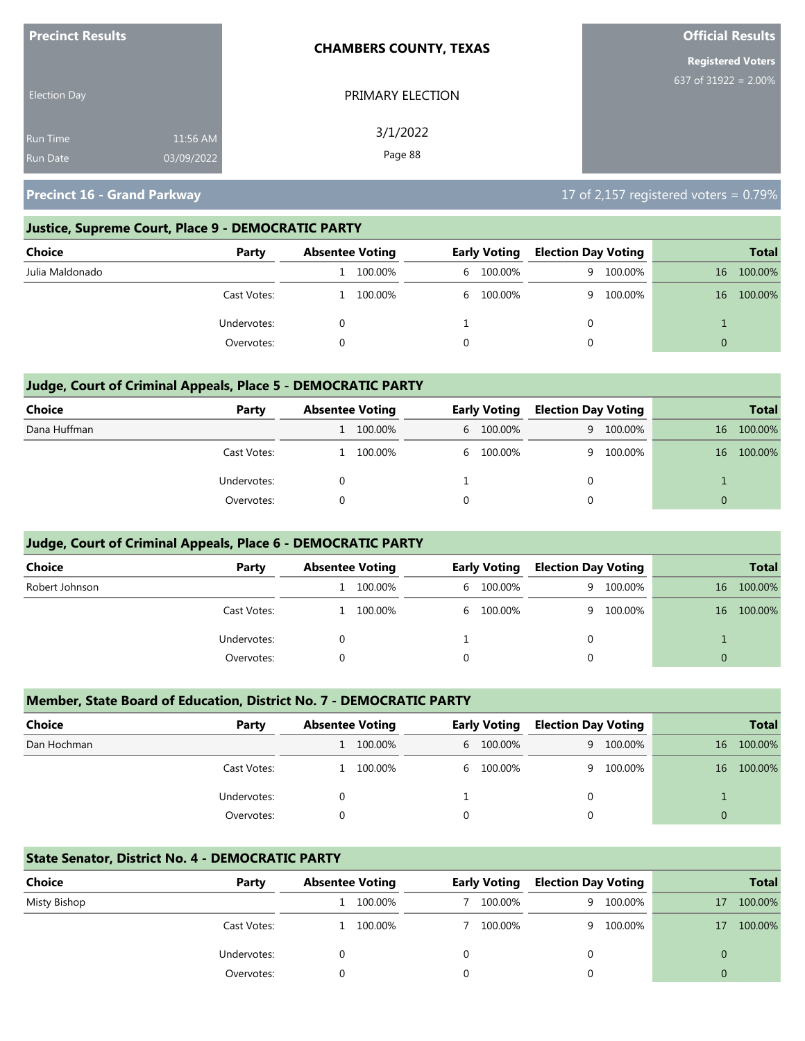Precinct Results

Election Day

Run Time 11:56 AM
Run Date 03/09/2022

**CHAMBERS COUNTY, TEXAS**

PRIMARY ELECTION

3/1/2022

**Official Results**

**Registered Voters**
637 of 31922 = 2.00%

## Precinct 16 - Grand Parkway

17 of 2,157 registered voters = 0.79%

### Justice, Supreme Court, Place 9 - DEMOCRATIC PARTY

| Choice | Party | Absentee Voting | | Early Voting | | Election Day Voting | | Total | |
|---|---|---|---|---|---|---|---|---|---|
| Julia Maldonado | | 1 | 100.00% | 6 | 100.00% | 9 | 100.00% | 16 | 100.00% |
| | Cast Votes: | 1 | 100.00% | 6 | 100.00% | 9 | 100.00% | 16 | 100.00% |
| | Undervotes: | 0 | | 1 | | 0 | | 1 | |
| | Overvotes: | 0 | | 0 | | 0 | | 0 | |

### Judge, Court of Criminal Appeals, Place 5 - DEMOCRATIC PARTY

| Choice | Party | Absentee Voting | | Early Voting | | Election Day Voting | | Total | |
|---|---|---|---|---|---|---|---|---|---|
| Dana Huffman | | 1 | 100.00% | 6 | 100.00% | 9 | 100.00% | 16 | 100.00% |
| | Cast Votes: | 1 | 100.00% | 6 | 100.00% | 9 | 100.00% | 16 | 100.00% |
| | Undervotes: | 0 | | 1 | | 0 | | 1 | |
| | Overvotes: | 0 | | 0 | | 0 | | 0 | |

### Judge, Court of Criminal Appeals, Place 6 - DEMOCRATIC PARTY

| Choice | Party | Absentee Voting | | Early Voting | | Election Day Voting | | Total | |
|---|---|---|---|---|---|---|---|---|---|
| Robert Johnson | | 1 | 100.00% | 6 | 100.00% | 9 | 100.00% | 16 | 100.00% |
| | Cast Votes: | 1 | 100.00% | 6 | 100.00% | 9 | 100.00% | 16 | 100.00% |
| | Undervotes: | 0 | | 1 | | 0 | | 1 | |
| | Overvotes: | 0 | | 0 | | 0 | | 0 | |

### Member, State Board of Education, District No. 7 - DEMOCRATIC PARTY

| Choice | Party | Absentee Voting | | Early Voting | | Election Day Voting | | Total | |
|---|---|---|---|---|---|---|---|---|---|
| Dan Hochman | | 1 | 100.00% | 6 | 100.00% | 9 | 100.00% | 16 | 100.00% |
| | Cast Votes: | 1 | 100.00% | 6 | 100.00% | 9 | 100.00% | 16 | 100.00% |
| | Undervotes: | 0 | | 1 | | 0 | | 1 | |
| | Overvotes: | 0 | | 0 | | 0 | | 0 | |

### State Senator, District No. 4 - DEMOCRATIC PARTY

| Choice | Party | Absentee Voting | | Early Voting | | Election Day Voting | | Total | |
|---|---|---|---|---|---|---|---|---|---|
| Misty Bishop | | 1 | 100.00% | 7 | 100.00% | 9 | 100.00% | 17 | 100.00% |
| | Cast Votes: | 1 | 100.00% | 7 | 100.00% | 9 | 100.00% | 17 | 100.00% |
| | Undervotes: | 0 | | 0 | | 0 | | 0 | |
| | Overvotes: | 0 | | 0 | | 0 | | 0 | |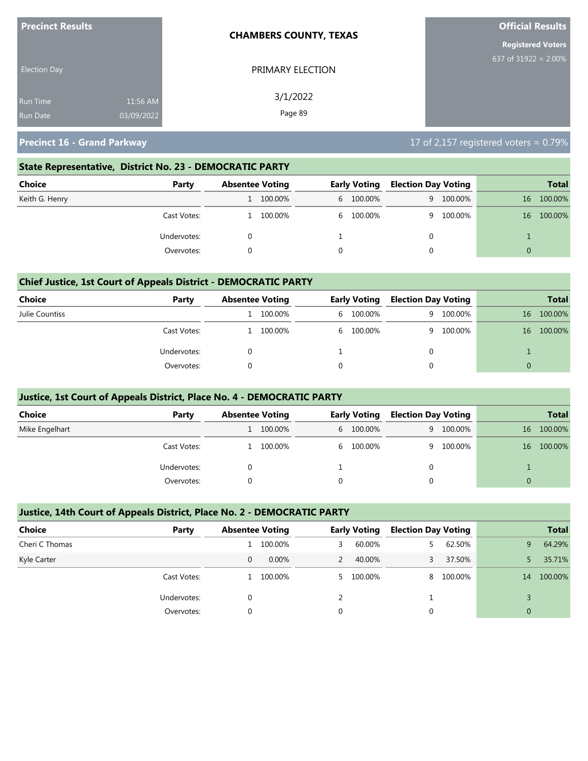**Precinct Results**

Election Day

Run Time 11:56 AM
Run Date 03/09/2022

**CHAMBERS COUNTY, TEXAS**

PRIMARY ELECTION

3/1/2022

**Official Results**

**Registered Voters**
637 of 31922 = 2.00%

## Precinct 16 - Grand Parkway

17 of 2,157 registered voters = 0.79%

### State Representative, District No. 23 - DEMOCRATIC PARTY

| Choice | Party | Absentee Voting | | Early Voting | | Election Day Voting | | Total | |
|---|---|---|---|---|---|---|---|---|---|
| Keith G. Henry | | 1 | 100.00% | 6 | 100.00% | 9 | 100.00% | 16 | 100.00% |
| | Cast Votes: | 1 | 100.00% | 6 | 100.00% | 9 | 100.00% | 16 | 100.00% |
| | Undervotes: | 0 | | 1 | | 0 | | 1 | |
| | Overvotes: | 0 | | 0 | | 0 | | 0 | |

### Chief Justice, 1st Court of Appeals District - DEMOCRATIC PARTY

| Choice | Party | Absentee Voting | | Early Voting | | Election Day Voting | | Total | |
|---|---|---|---|---|---|---|---|---|---|
| Julie Countiss | | 1 | 100.00% | 6 | 100.00% | 9 | 100.00% | 16 | 100.00% |
| | Cast Votes: | 1 | 100.00% | 6 | 100.00% | 9 | 100.00% | 16 | 100.00% |
| | Undervotes: | 0 | | 1 | | 0 | | 1 | |
| | Overvotes: | 0 | | 0 | | 0 | | 0 | |

### Justice, 1st Court of Appeals District, Place No. 4 - DEMOCRATIC PARTY

| Choice | Party | Absentee Voting | | Early Voting | | Election Day Voting | | Total | |
|---|---|---|---|---|---|---|---|---|---|
| Mike Engelhart | | 1 | 100.00% | 6 | 100.00% | 9 | 100.00% | 16 | 100.00% |
| | Cast Votes: | 1 | 100.00% | 6 | 100.00% | 9 | 100.00% | 16 | 100.00% |
| | Undervotes: | 0 | | 1 | | 0 | | 1 | |
| | Overvotes: | 0 | | 0 | | 0 | | 0 | |

### Justice, 14th Court of Appeals District, Place No. 2 - DEMOCRATIC PARTY

| Choice | Party | Absentee Voting | | Early Voting | | Election Day Voting | | Total | |
|---|---|---|---|---|---|---|---|---|---|
| Cheri C Thomas | | 1 | 100.00% | 3 | 60.00% | 5 | 62.50% | 9 | 64.29% |
| Kyle Carter | | 0 | 0.00% | 2 | 40.00% | 3 | 37.50% | 5 | 35.71% |
| | Cast Votes: | 1 | 100.00% | 5 | 100.00% | 8 | 100.00% | 14 | 100.00% |
| | Undervotes: | 0 | | 2 | | 1 | | 3 | |
| | Overvotes: | 0 | | 0 | | 0 | | 0 | |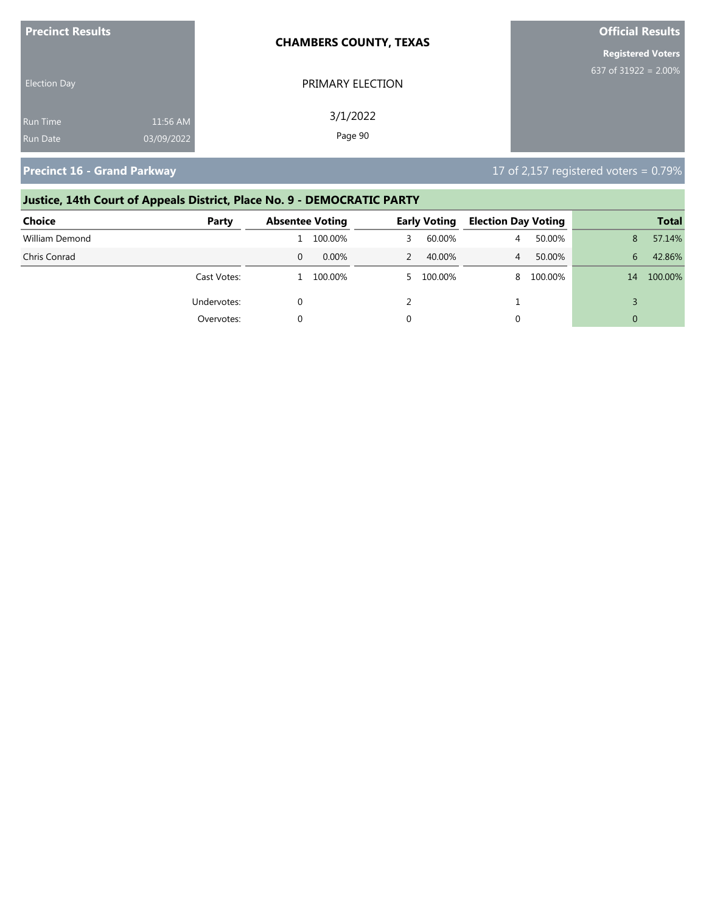**Precinct Results**

Election Day

Run Time 11:56 AM
Run Date 03/09/2022

**CHAMBERS COUNTY, TEXAS**

PRIMARY ELECTION

3/1/2022

**Official Results**

**Registered Voters**
637 of 31922 = 2.00%

## Precinct 16 - Grand Parkway

17 of 2,157 registered voters = 0.79%

### Justice, 14th Court of Appeals District, Place No. 9 - DEMOCRATIC PARTY

| Choice | Party | Absentee Voting | | Early Voting | | Election Day Voting | | Total | |
|---|---|---|---|---|---|---|---|---|---|
| William Demond | | 1 | 100.00% | 3 | 60.00% | 4 | 50.00% | 8 | 57.14% |
| Chris Conrad | | 0 | 0.00% | 2 | 40.00% | 4 | 50.00% | 6 | 42.86% |
| | Cast Votes: | 1 | 100.00% | 5 | 100.00% | 8 | 100.00% | 14 | 100.00% |
| | Undervotes: | 0 | | 2 | | 1 | | 3 | |
| | Overvotes: | 0 | | 0 | | 0 | | 0 | |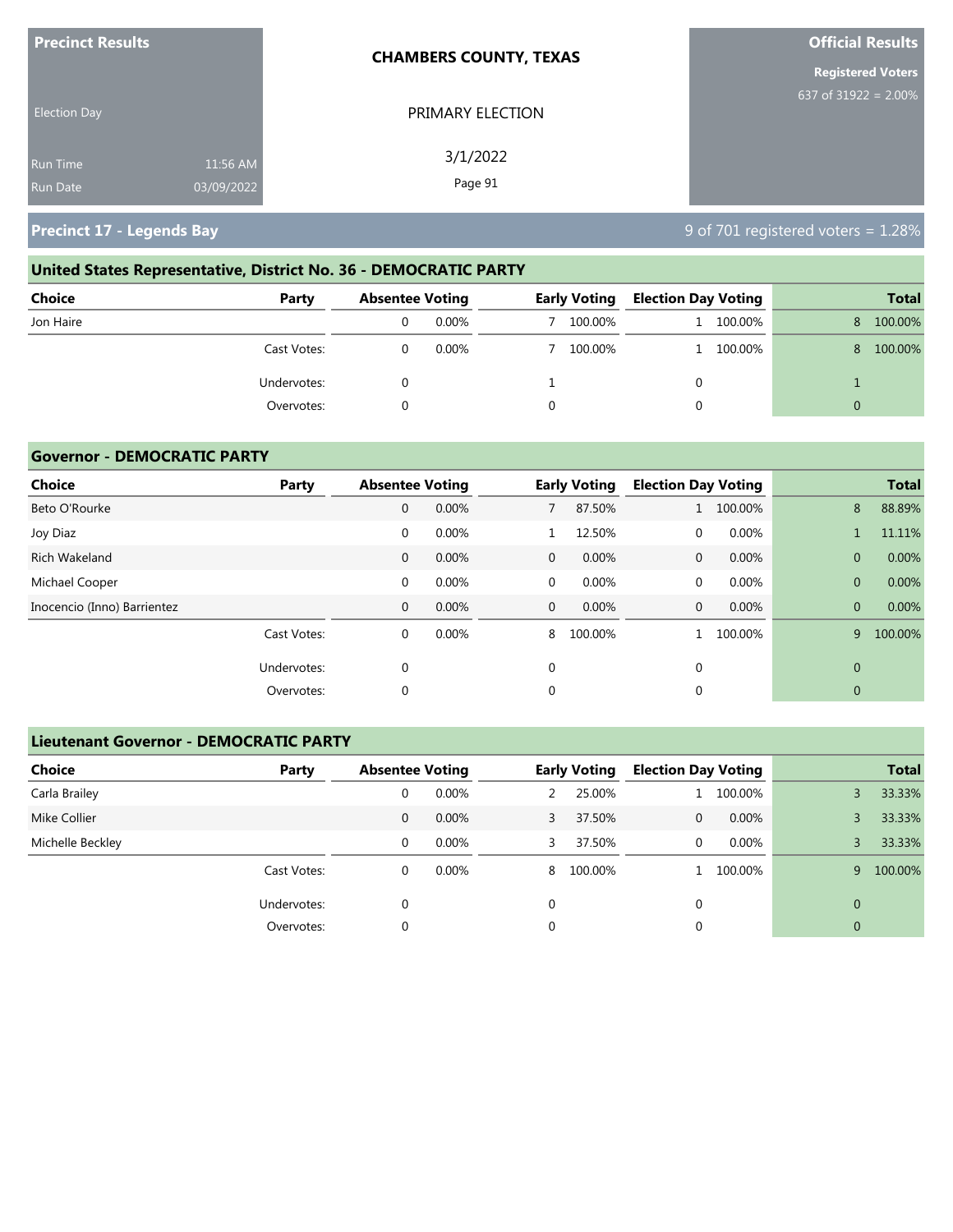**Precinct Results**

Election Day

Run Time 11:56 AM
Run Date 03/09/2022

**CHAMBERS COUNTY, TEXAS**

PRIMARY ELECTION

3/1/2022

**Official Results**

**Registered Voters**
637 of 31922 = 2.00%

## Precinct 17 - Legends Bay

9 of 701 registered voters = 1.28%

### United States Representative, District No. 36 - DEMOCRATIC PARTY

| Choice | Party | Absentee Voting | | Early Voting | | Election Day Voting | | Total | |
|---|---|---|---|---|---|---|---|---|---|
| Jon Haire | | 0 | 0.00% | 7 | 100.00% | 1 | 100.00% | 8 | 100.00% |
| | Cast Votes: | 0 | 0.00% | 7 | 100.00% | 1 | 100.00% | 8 | 100.00% |
| | Undervotes: | 0 | | 1 | | 0 | | 1 | |
| | Overvotes: | 0 | | 0 | | 0 | | 0 | |

### Governor - DEMOCRATIC PARTY

| Choice | Party | Absentee Voting | | Early Voting | | Election Day Voting | | Total | |
|---|---|---|---|---|---|---|---|---|---|
| Beto O'Rourke | | 0 | 0.00% | 7 | 87.50% | 1 | 100.00% | 8 | 88.89% |
| Joy Diaz | | 0 | 0.00% | 1 | 12.50% | 0 | 0.00% | 1 | 11.11% |
| Rich Wakeland | | 0 | 0.00% | 0 | 0.00% | 0 | 0.00% | 0 | 0.00% |
| Michael Cooper | | 0 | 0.00% | 0 | 0.00% | 0 | 0.00% | 0 | 0.00% |
| Inocencio (Inno) Barrientez | | 0 | 0.00% | 0 | 0.00% | 0 | 0.00% | 0 | 0.00% |
| | Cast Votes: | 0 | 0.00% | 8 | 100.00% | 1 | 100.00% | 9 | 100.00% |
| | Undervotes: | 0 | | 0 | | 0 | | 0 | |
| | Overvotes: | 0 | | 0 | | 0 | | 0 | |

### Lieutenant Governor - DEMOCRATIC PARTY

| Choice | Party | Absentee Voting | | Early Voting | | Election Day Voting | | Total | |
|---|---|---|---|---|---|---|---|---|---|
| Carla Brailey | | 0 | 0.00% | 2 | 25.00% | 1 | 100.00% | 3 | 33.33% |
| Mike Collier | | 0 | 0.00% | 3 | 37.50% | 0 | 0.00% | 3 | 33.33% |
| Michelle Beckley | | 0 | 0.00% | 3 | 37.50% | 0 | 0.00% | 3 | 33.33% |
| | Cast Votes: | 0 | 0.00% | 8 | 100.00% | 1 | 100.00% | 9 | 100.00% |
| | Undervotes: | 0 | | 0 | | 0 | | 0 | |
| | Overvotes: | 0 | | 0 | | 0 | | 0 | |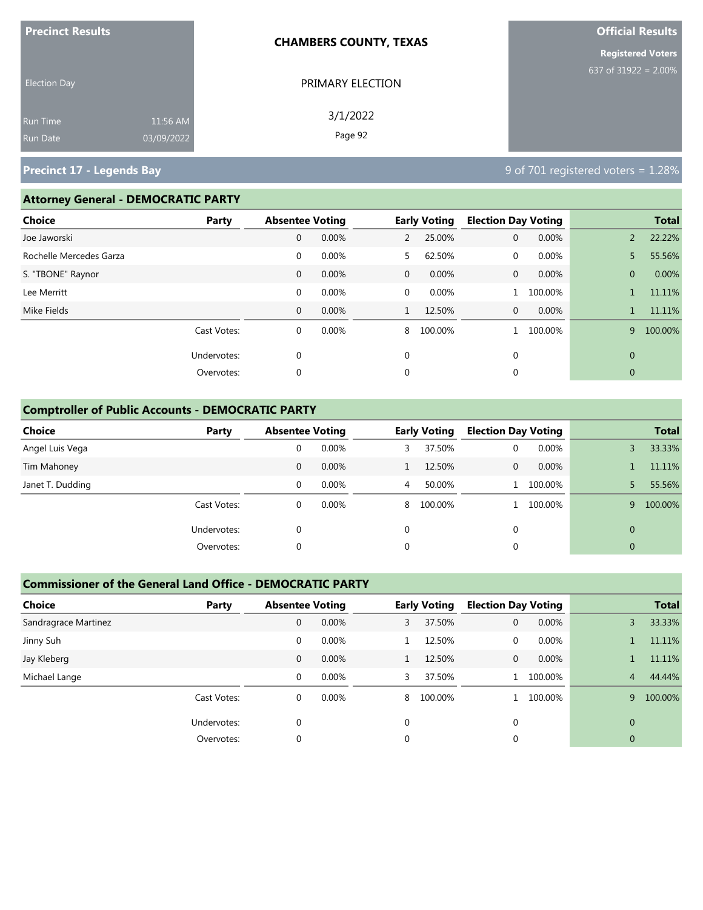**Precinct Results**

Election Day

Run Time 11:56 AM
Run Date 03/09/2022

**CHAMBERS COUNTY, TEXAS**

PRIMARY ELECTION

3/1/2022

**Official Results**

**Registered Voters**
637 of 31922 = 2.00%

## Precinct 17 - Legends Bay

9 of 701 registered voters = 1.28%

### Attorney General - DEMOCRATIC PARTY

| Choice | Party | Absentee Voting | | Early Voting | | Election Day Voting | | Total | |
|---|---|---|---|---|---|---|---|---|---|
| Joe Jaworski | | 0 | 0.00% | 2 | 25.00% | 0 | 0.00% | 2 | 22.22% |
| Rochelle Mercedes Garza | | 0 | 0.00% | 5 | 62.50% | 0 | 0.00% | 5 | 55.56% |
| S. "TBONE" Raynor | | 0 | 0.00% | 0 | 0.00% | 0 | 0.00% | 0 | 0.00% |
| Lee Merritt | | 0 | 0.00% | 0 | 0.00% | 1 | 100.00% | 1 | 11.11% |
| Mike Fields | | 0 | 0.00% | 1 | 12.50% | 0 | 0.00% | 1 | 11.11% |
| | Cast Votes: | 0 | 0.00% | 8 | 100.00% | 1 | 100.00% | 9 | 100.00% |
| | Undervotes: | 0 | | 0 | | 0 | | 0 | |
| | Overvotes: | 0 | | 0 | | 0 | | 0 | |

### Comptroller of Public Accounts - DEMOCRATIC PARTY

| Choice | Party | Absentee Voting | | Early Voting | | Election Day Voting | | Total | |
|---|---|---|---|---|---|---|---|---|---|
| Angel Luis Vega | | 0 | 0.00% | 3 | 37.50% | 0 | 0.00% | 3 | 33.33% |
| Tim Mahoney | | 0 | 0.00% | 1 | 12.50% | 0 | 0.00% | 1 | 11.11% |
| Janet T. Dudding | | 0 | 0.00% | 4 | 50.00% | 1 | 100.00% | 5 | 55.56% |
| | Cast Votes: | 0 | 0.00% | 8 | 100.00% | 1 | 100.00% | 9 | 100.00% |
| | Undervotes: | 0 | | 0 | | 0 | | 0 | |
| | Overvotes: | 0 | | 0 | | 0 | | 0 | |

### Commissioner of the General Land Office - DEMOCRATIC PARTY

| Choice | Party | Absentee Voting | | Early Voting | | Election Day Voting | | Total | |
|---|---|---|---|---|---|---|---|---|---|
| Sandragrace Martinez | | 0 | 0.00% | 3 | 37.50% | 0 | 0.00% | 3 | 33.33% |
| Jinny Suh | | 0 | 0.00% | 1 | 12.50% | 0 | 0.00% | 1 | 11.11% |
| Jay Kleberg | | 0 | 0.00% | 1 | 12.50% | 0 | 0.00% | 1 | 11.11% |
| Michael Lange | | 0 | 0.00% | 3 | 37.50% | 1 | 100.00% | 4 | 44.44% |
| | Cast Votes: | 0 | 0.00% | 8 | 100.00% | 1 | 100.00% | 9 | 100.00% |
| | Undervotes: | 0 | | 0 | | 0 | | 0 | |
| | Overvotes: | 0 | | 0 | | 0 | | 0 | |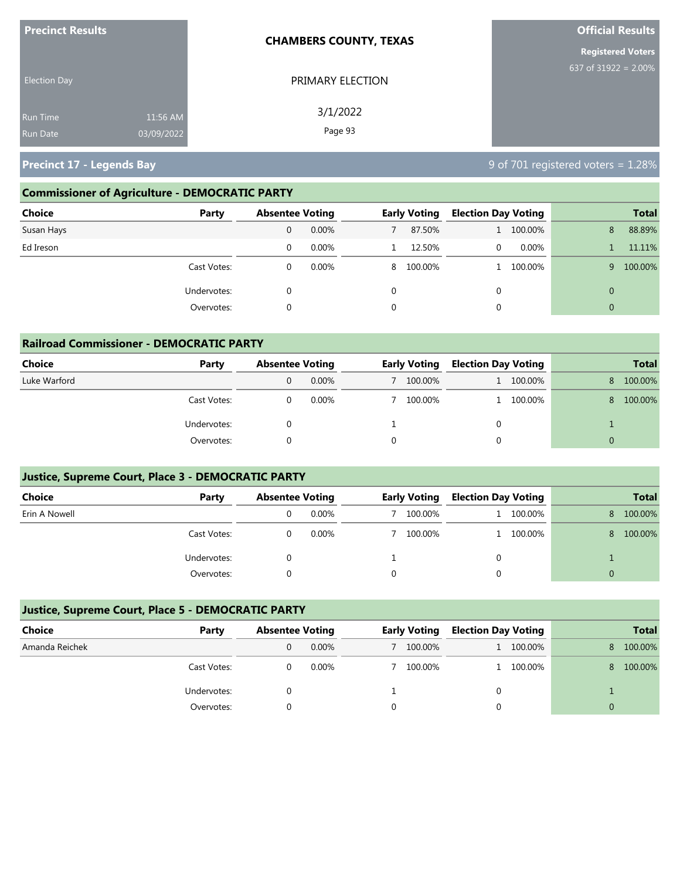**Precinct Results**

Election Day

Run Time 11:56 AM
Run Date 03/09/2022

**CHAMBERS COUNTY, TEXAS**

PRIMARY ELECTION

3/1/2022

**Official Results**

**Registered Voters**
637 of 31922 = 2.00%

## Precinct 17 - Legends Bay

9 of 701 registered voters = 1.28%

### Commissioner of Agriculture - DEMOCRATIC PARTY

| Choice | Party | Absentee Voting | | Early Voting | | Election Day Voting | | Total | |
|---|---|---|---|---|---|---|---|---|---|
| Susan Hays | | 0 | 0.00% | 7 | 87.50% | 1 | 100.00% | 8 | 88.89% |
| Ed Ireson | | 0 | 0.00% | 1 | 12.50% | 0 | 0.00% | 1 | 11.11% |
| | Cast Votes: | 0 | 0.00% | 8 | 100.00% | 1 | 100.00% | 9 | 100.00% |
| | Undervotes: | 0 | | 0 | | 0 | | 0 | |
| | Overvotes: | 0 | | 0 | | 0 | | 0 | |

### Railroad Commissioner - DEMOCRATIC PARTY

| Choice | Party | Absentee Voting | | Early Voting | | Election Day Voting | | Total | |
|---|---|---|---|---|---|---|---|---|---|
| Luke Warford | | 0 | 0.00% | 7 | 100.00% | 1 | 100.00% | 8 | 100.00% |
| | Cast Votes: | 0 | 0.00% | 7 | 100.00% | 1 | 100.00% | 8 | 100.00% |
| | Undervotes: | 0 | | 1 | | 0 | | 1 | |
| | Overvotes: | 0 | | 0 | | 0 | | 0 | |

### Justice, Supreme Court, Place 3 - DEMOCRATIC PARTY

| Choice | Party | Absentee Voting | | Early Voting | | Election Day Voting | | Total | |
|---|---|---|---|---|---|---|---|---|---|
| Erin A Nowell | | 0 | 0.00% | 7 | 100.00% | 1 | 100.00% | 8 | 100.00% |
| | Cast Votes: | 0 | 0.00% | 7 | 100.00% | 1 | 100.00% | 8 | 100.00% |
| | Undervotes: | 0 | | 1 | | 0 | | 1 | |
| | Overvotes: | 0 | | 0 | | 0 | | 0 | |

### Justice, Supreme Court, Place 5 - DEMOCRATIC PARTY

| Choice | Party | Absentee Voting | | Early Voting | | Election Day Voting | | Total | |
|---|---|---|---|---|---|---|---|---|---|
| Amanda Reichek | | 0 | 0.00% | 7 | 100.00% | 1 | 100.00% | 8 | 100.00% |
| | Cast Votes: | 0 | 0.00% | 7 | 100.00% | 1 | 100.00% | 8 | 100.00% |
| | Undervotes: | 0 | | 1 | | 0 | | 1 | |
| | Overvotes: | 0 | | 0 | | 0 | | 0 | |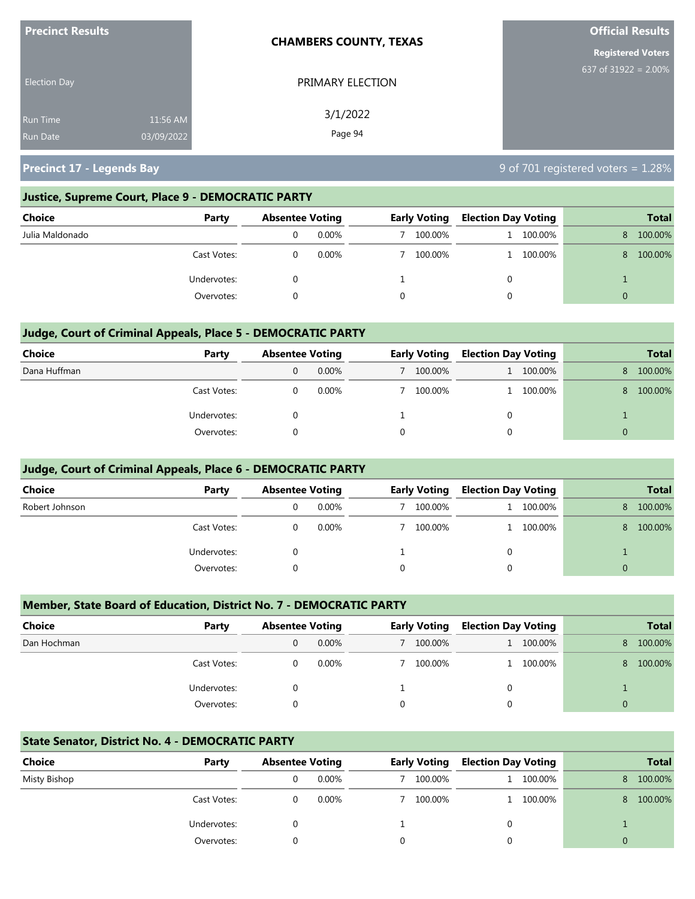**Precinct Results**

Election Day

Run Time 11:56 AM
Run Date 03/09/2022

**CHAMBERS COUNTY, TEXAS**

PRIMARY ELECTION

3/1/2022

**Official Results**

**Registered Voters**
637 of 31922 = 2.00%

## Precinct 17 - Legends Bay

9 of 701 registered voters = 1.28%

### Justice, Supreme Court, Place 9 - DEMOCRATIC PARTY

| Choice | Party | Absentee Voting | | Early Voting | | Election Day Voting | | Total | |
|---|---|---|---|---|---|---|---|---|---|
| Julia Maldonado | | 0 | 0.00% | 7 | 100.00% | 1 | 100.00% | 8 | 100.00% |
| | Cast Votes: | 0 | 0.00% | 7 | 100.00% | 1 | 100.00% | 8 | 100.00% |
| | Undervotes: | 0 | | 1 | | 0 | | 1 | |
| | Overvotes: | 0 | | 0 | | 0 | | 0 | |

### Judge, Court of Criminal Appeals, Place 5 - DEMOCRATIC PARTY

| Choice | Party | Absentee Voting | | Early Voting | | Election Day Voting | | Total | |
|---|---|---|---|---|---|---|---|---|---|
| Dana Huffman | | 0 | 0.00% | 7 | 100.00% | 1 | 100.00% | 8 | 100.00% |
| | Cast Votes: | 0 | 0.00% | 7 | 100.00% | 1 | 100.00% | 8 | 100.00% |
| | Undervotes: | 0 | | 1 | | 0 | | 1 | |
| | Overvotes: | 0 | | 0 | | 0 | | 0 | |

### Judge, Court of Criminal Appeals, Place 6 - DEMOCRATIC PARTY

| Choice | Party | Absentee Voting | | Early Voting | | Election Day Voting | | Total | |
|---|---|---|---|---|---|---|---|---|---|
| Robert Johnson | | 0 | 0.00% | 7 | 100.00% | 1 | 100.00% | 8 | 100.00% |
| | Cast Votes: | 0 | 0.00% | 7 | 100.00% | 1 | 100.00% | 8 | 100.00% |
| | Undervotes: | 0 | | 1 | | 0 | | 1 | |
| | Overvotes: | 0 | | 0 | | 0 | | 0 | |

### Member, State Board of Education, District No. 7 - DEMOCRATIC PARTY

| Choice | Party | Absentee Voting | | Early Voting | | Election Day Voting | | Total | |
|---|---|---|---|---|---|---|---|---|---|
| Dan Hochman | | 0 | 0.00% | 7 | 100.00% | 1 | 100.00% | 8 | 100.00% |
| | Cast Votes: | 0 | 0.00% | 7 | 100.00% | 1 | 100.00% | 8 | 100.00% |
| | Undervotes: | 0 | | 1 | | 0 | | 1 | |
| | Overvotes: | 0 | | 0 | | 0 | | 0 | |

### State Senator, District No. 4 - DEMOCRATIC PARTY

| Choice | Party | Absentee Voting | | Early Voting | | Election Day Voting | | Total | |
|---|---|---|---|---|---|---|---|---|---|
| Misty Bishop | | 0 | 0.00% | 7 | 100.00% | 1 | 100.00% | 8 | 100.00% |
| | Cast Votes: | 0 | 0.00% | 7 | 100.00% | 1 | 100.00% | 8 | 100.00% |
| | Undervotes: | 0 | | 1 | | 0 | | 1 | |
| | Overvotes: | 0 | | 0 | | 0 | | 0 | |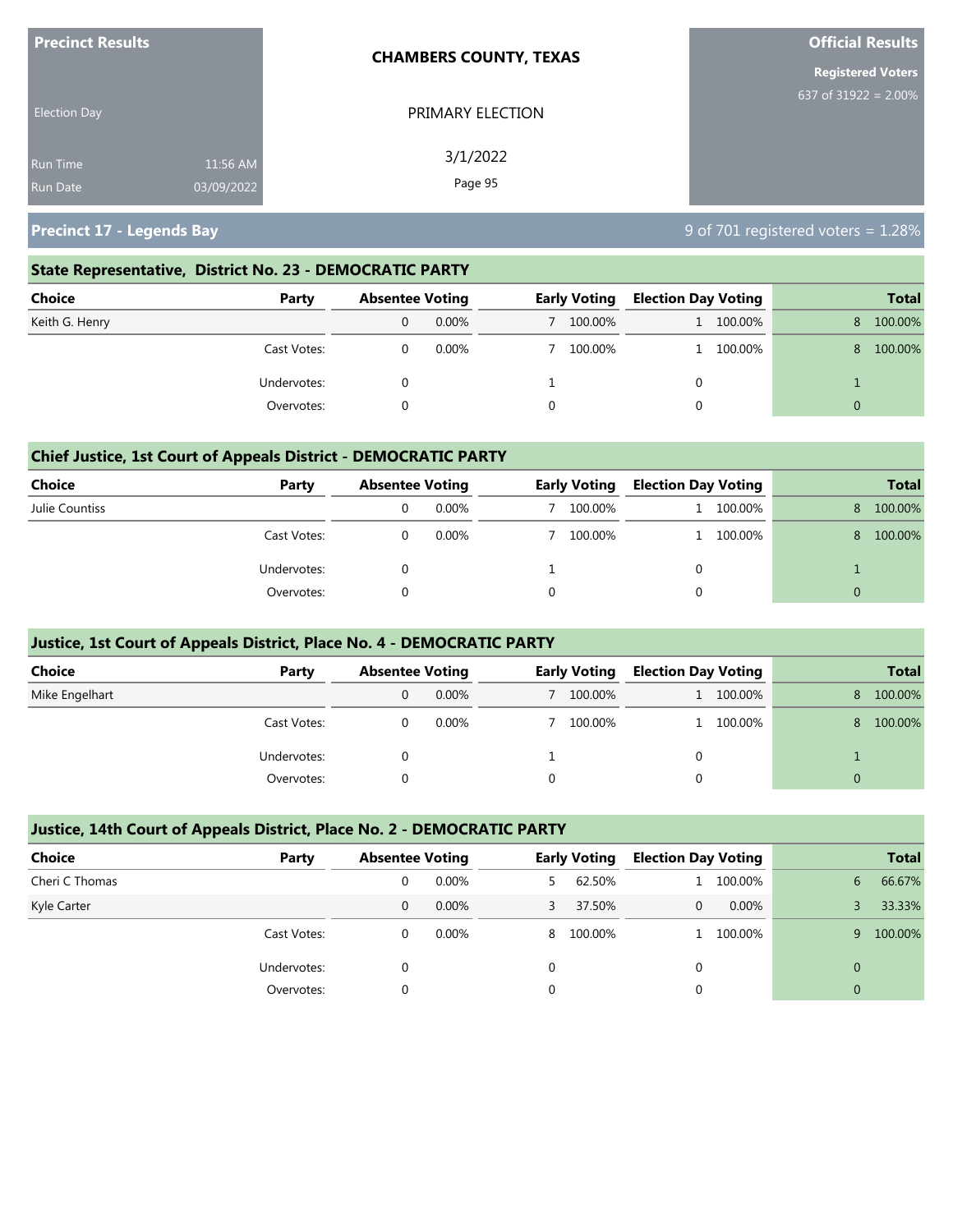**Precinct Results**

Election Day

Run Time 11:56 AM
Run Date 03/09/2022

**CHAMBERS COUNTY, TEXAS**

PRIMARY ELECTION

3/1/2022

**Official Results**

**Registered Voters**
637 of 31922 = 2.00%

## Precinct 17 - Legends Bay

9 of 701 registered voters = 1.28%

### State Representative, District No. 23 - DEMOCRATIC PARTY

| Choice | Party | Absentee Voting | | Early Voting | | Election Day Voting | | Total | |
|---|---|---|---|---|---|---|---|---|---|
| Keith G. Henry | | 0 | 0.00% | 7 | 100.00% | 1 | 100.00% | 8 | 100.00% |
| | Cast Votes: | 0 | 0.00% | 7 | 100.00% | 1 | 100.00% | 8 | 100.00% |
| | Undervotes: | 0 | | 1 | | 0 | | 1 | |
| | Overvotes: | 0 | | 0 | | 0 | | 0 | |

### Chief Justice, 1st Court of Appeals District - DEMOCRATIC PARTY

| Choice | Party | Absentee Voting | | Early Voting | | Election Day Voting | | Total | |
|---|---|---|---|---|---|---|---|---|---|
| Julie Countiss | | 0 | 0.00% | 7 | 100.00% | 1 | 100.00% | 8 | 100.00% |
| | Cast Votes: | 0 | 0.00% | 7 | 100.00% | 1 | 100.00% | 8 | 100.00% |
| | Undervotes: | 0 | | 1 | | 0 | | 1 | |
| | Overvotes: | 0 | | 0 | | 0 | | 0 | |

### Justice, 1st Court of Appeals District, Place No. 4 - DEMOCRATIC PARTY

| Choice | Party | Absentee Voting | | Early Voting | | Election Day Voting | | Total | |
|---|---|---|---|---|---|---|---|---|---|
| Mike Engelhart | | 0 | 0.00% | 7 | 100.00% | 1 | 100.00% | 8 | 100.00% |
| | Cast Votes: | 0 | 0.00% | 7 | 100.00% | 1 | 100.00% | 8 | 100.00% |
| | Undervotes: | 0 | | 1 | | 0 | | 1 | |
| | Overvotes: | 0 | | 0 | | 0 | | 0 | |

### Justice, 14th Court of Appeals District, Place No. 2 - DEMOCRATIC PARTY

| Choice | Party | Absentee Voting | | Early Voting | | Election Day Voting | | Total | |
|---|---|---|---|---|---|---|---|---|---|
| Cheri C Thomas | | 0 | 0.00% | 5 | 62.50% | 1 | 100.00% | 6 | 66.67% |
| Kyle Carter | | 0 | 0.00% | 3 | 37.50% | 0 | 0.00% | 3 | 33.33% |
| | Cast Votes: | 0 | 0.00% | 8 | 100.00% | 1 | 100.00% | 9 | 100.00% |
| | Undervotes: | 0 | | 0 | | 0 | | 0 | |
| | Overvotes: | 0 | | 0 | | 0 | | 0 | |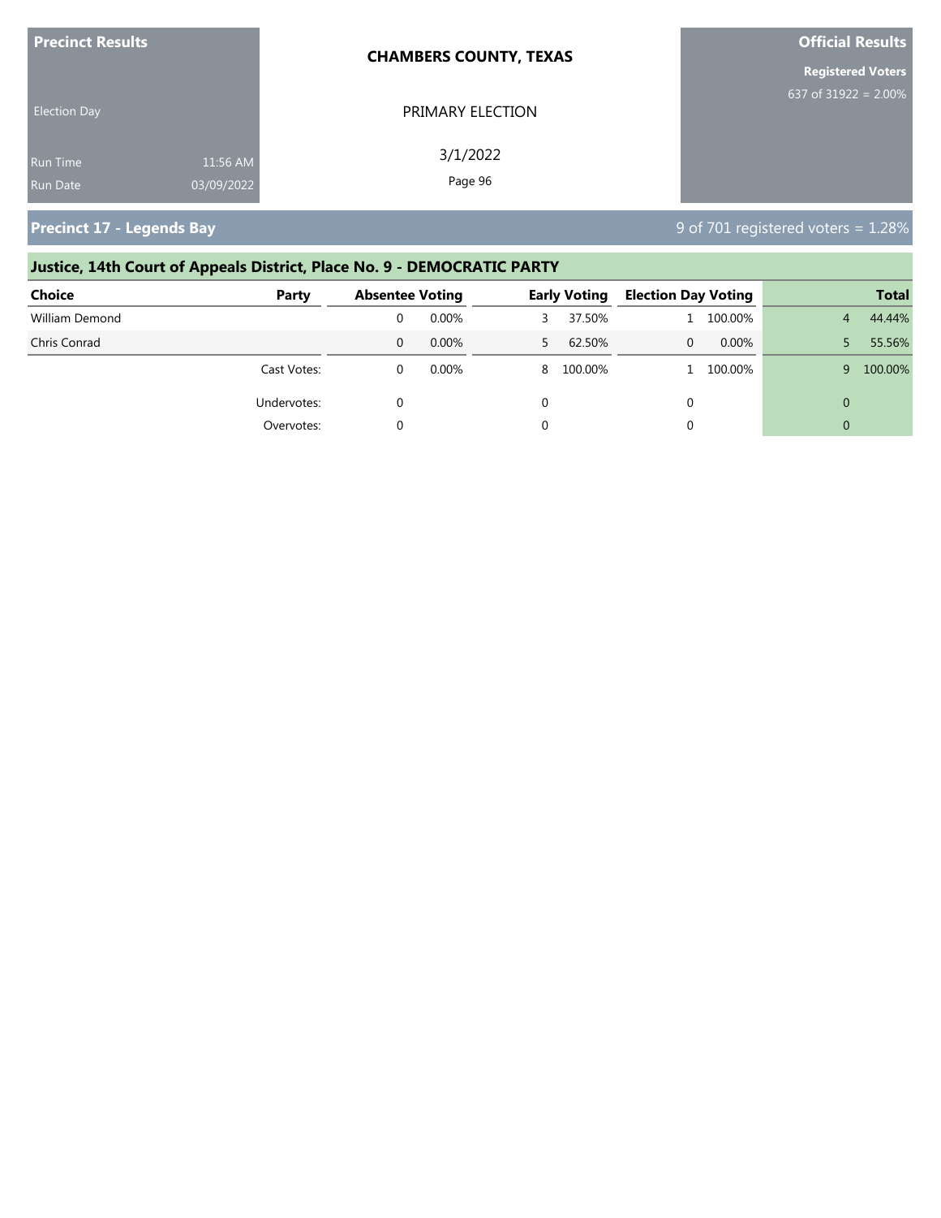**Precinct Results** | **CHAMBERS COUNTY, TEXAS** | **Official Results**

Election Day

PRIMARY ELECTION

3/1/2022

Run Time 11:56 AM
Run Date 03/09/2022

**Registered Voters**
637 of 31922 = 2.00%

## Precinct 17 - Legends Bay

9 of 701 registered voters = 1.28%

### Justice, 14th Court of Appeals District, Place No. 9 - DEMOCRATIC PARTY

| Choice | Party | Absentee Voting | | Early Voting | | Election Day Voting | | Total | |
|---|---|---|---|---|---|---|---|---|---|
| William Demond | | 0 | 0.00% | 3 | 37.50% | 1 | 100.00% | 4 | 44.44% |
| Chris Conrad | | 0 | 0.00% | 5 | 62.50% | 0 | 0.00% | 5 | 55.56% |
| | Cast Votes: | 0 | 0.00% | 8 | 100.00% | 1 | 100.00% | 9 | 100.00% |
| | Undervotes: | 0 | | 0 | | 0 | | 0 | |
| | Overvotes: | 0 | | 0 | | 0 | | 0 | |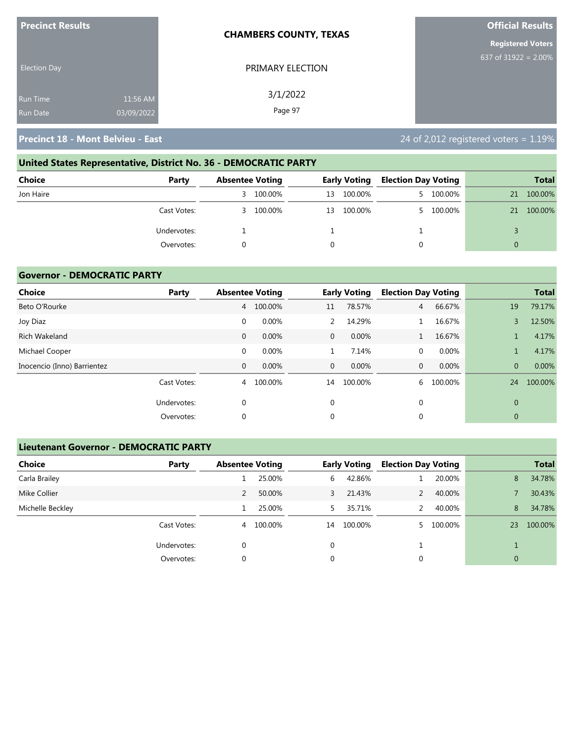**Precinct Results**

Election Day

Run Time 11:56 AM
Run Date 03/09/2022

**CHAMBERS COUNTY, TEXAS**

PRIMARY ELECTION

3/1/2022

**Official Results**

**Registered Voters**
637 of 31922 = 2.00%

## Precinct 18 - Mont Belvieu - East

24 of 2,012 registered voters = 1.19%

### United States Representative, District No. 36 - DEMOCRATIC PARTY

| Choice | Party | Absentee Voting | | Early Voting | | Election Day Voting | | Total | |
|---|---|---|---|---|---|---|---|---|---|
| Jon Haire | | 3 | 100.00% | 13 | 100.00% | 5 | 100.00% | 21 | 100.00% |
| | Cast Votes: | 3 | 100.00% | 13 | 100.00% | 5 | 100.00% | 21 | 100.00% |
| | Undervotes: | 1 | | 1 | | 1 | | 3 | |
| | Overvotes: | 0 | | 0 | | 0 | | 0 | |

### Governor - DEMOCRATIC PARTY

| Choice | Party | Absentee Voting | | Early Voting | | Election Day Voting | | Total | |
|---|---|---|---|---|---|---|---|---|---|
| Beto O'Rourke | | 4 | 100.00% | 11 | 78.57% | 4 | 66.67% | 19 | 79.17% |
| Joy Diaz | | 0 | 0.00% | 2 | 14.29% | 1 | 16.67% | 3 | 12.50% |
| Rich Wakeland | | 0 | 0.00% | 0 | 0.00% | 1 | 16.67% | 1 | 4.17% |
| Michael Cooper | | 0 | 0.00% | 1 | 7.14% | 0 | 0.00% | 1 | 4.17% |
| Inocencio (Inno) Barrientez | | 0 | 0.00% | 0 | 0.00% | 0 | 0.00% | 0 | 0.00% |
| | Cast Votes: | 4 | 100.00% | 14 | 100.00% | 6 | 100.00% | 24 | 100.00% |
| | Undervotes: | 0 | | 0 | | 0 | | 0 | |
| | Overvotes: | 0 | | 0 | | 0 | | 0 | |

### Lieutenant Governor - DEMOCRATIC PARTY

| Choice | Party | Absentee Voting | | Early Voting | | Election Day Voting | | Total | |
|---|---|---|---|---|---|---|---|---|---|
| Carla Brailey | | 1 | 25.00% | 6 | 42.86% | 1 | 20.00% | 8 | 34.78% |
| Mike Collier | | 2 | 50.00% | 3 | 21.43% | 2 | 40.00% | 7 | 30.43% |
| Michelle Beckley | | 1 | 25.00% | 5 | 35.71% | 2 | 40.00% | 8 | 34.78% |
| | Cast Votes: | 4 | 100.00% | 14 | 100.00% | 5 | 100.00% | 23 | 100.00% |
| | Undervotes: | 0 | | 0 | | 1 | | 1 | |
| | Overvotes: | 0 | | 0 | | 0 | | 0 | |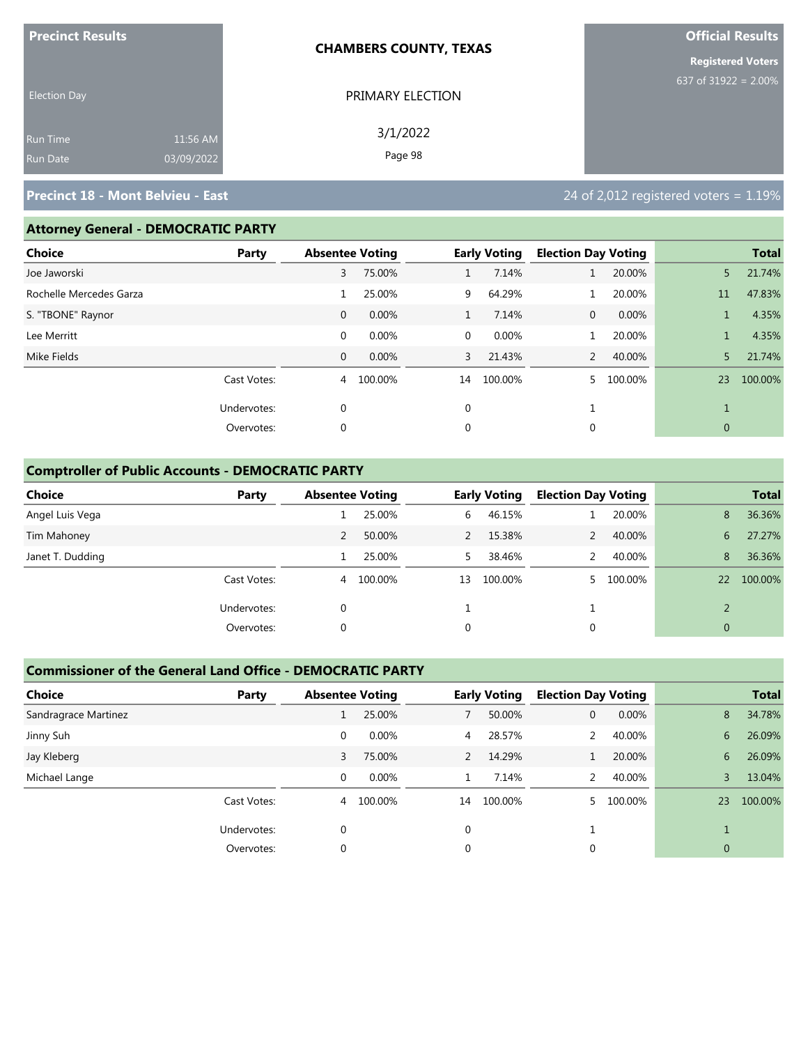**Precinct Results**

Election Day

Run Time 11:56 AM
Run Date 03/09/2022

**CHAMBERS COUNTY, TEXAS**

PRIMARY ELECTION

3/1/2022

**Official Results**

**Registered Voters**
637 of 31922 = 2.00%

## Precinct 18 - Mont Belvieu - East

24 of 2,012 registered voters = 1.19%

### Attorney General - DEMOCRATIC PARTY

| Choice | Party | Absentee Voting | | Early Voting | | Election Day Voting | | Total | |
|---|---|---|---|---|---|---|---|---|---|
| Joe Jaworski | | 3 | 75.00% | 1 | 7.14% | 1 | 20.00% | 5 | 21.74% |
| Rochelle Mercedes Garza | | 1 | 25.00% | 9 | 64.29% | 1 | 20.00% | 11 | 47.83% |
| S. "TBONE" Raynor | | 0 | 0.00% | 1 | 7.14% | 0 | 0.00% | 1 | 4.35% |
| Lee Merritt | | 0 | 0.00% | 0 | 0.00% | 1 | 20.00% | 1 | 4.35% |
| Mike Fields | | 0 | 0.00% | 3 | 21.43% | 2 | 40.00% | 5 | 21.74% |
| | Cast Votes: | 4 | 100.00% | 14 | 100.00% | 5 | 100.00% | 23 | 100.00% |
| | Undervotes: | 0 | | 0 | | 1 | | 1 | |
| | Overvotes: | 0 | | 0 | | 0 | | 0 | |

### Comptroller of Public Accounts - DEMOCRATIC PARTY

| Choice | Party | Absentee Voting | | Early Voting | | Election Day Voting | | Total | |
|---|---|---|---|---|---|---|---|---|---|
| Angel Luis Vega | | 1 | 25.00% | 6 | 46.15% | 1 | 20.00% | 8 | 36.36% |
| Tim Mahoney | | 2 | 50.00% | 2 | 15.38% | 2 | 40.00% | 6 | 27.27% |
| Janet T. Dudding | | 1 | 25.00% | 5 | 38.46% | 2 | 40.00% | 8 | 36.36% |
| | Cast Votes: | 4 | 100.00% | 13 | 100.00% | 5 | 100.00% | 22 | 100.00% |
| | Undervotes: | 0 | | 1 | | 1 | | 2 | |
| | Overvotes: | 0 | | 0 | | 0 | | 0 | |

### Commissioner of the General Land Office - DEMOCRATIC PARTY

| Choice | Party | Absentee Voting | | Early Voting | | Election Day Voting | | Total | |
|---|---|---|---|---|---|---|---|---|---|
| Sandragrace Martinez | | 1 | 25.00% | 7 | 50.00% | 0 | 0.00% | 8 | 34.78% |
| Jinny Suh | | 0 | 0.00% | 4 | 28.57% | 2 | 40.00% | 6 | 26.09% |
| Jay Kleberg | | 3 | 75.00% | 2 | 14.29% | 1 | 20.00% | 6 | 26.09% |
| Michael Lange | | 0 | 0.00% | 1 | 7.14% | 2 | 40.00% | 3 | 13.04% |
| | Cast Votes: | 4 | 100.00% | 14 | 100.00% | 5 | 100.00% | 23 | 100.00% |
| | Undervotes: | 0 | | 0 | | 1 | | 1 | |
| | Overvotes: | 0 | | 0 | | 0 | | 0 | |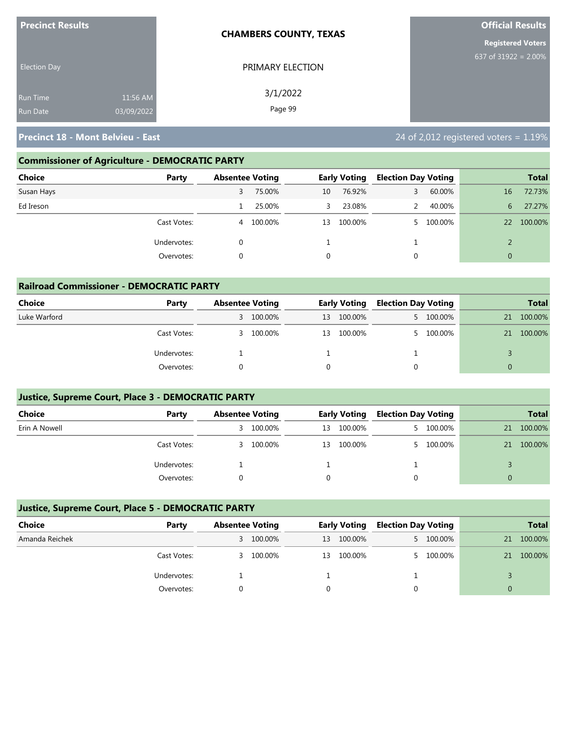# Precinct Results

**CHAMBERS COUNTY, TEXAS**

PRIMARY ELECTION

3/1/2022

**Official Results**

**Registered Voters**

637 of 31922 = 2.00%

Election Day

Run Time 11:56 AM

Run Date 03/09/2022

## Precinct 18 - Mont Belvieu - East

24 of 2,012 registered voters = 1.19%

### Commissioner of Agriculture - DEMOCRATIC PARTY

| Choice | Party | Absentee Voting | | Early Voting | | Election Day Voting | | Total | |
|---|---|---|---|---|---|---|---|---|---|
| Susan Hays | | 3 | 75.00% | 10 | 76.92% | 3 | 60.00% | 16 | 72.73% |
| Ed Ireson | | 1 | 25.00% | 3 | 23.08% | 2 | 40.00% | 6 | 27.27% |
| | Cast Votes: | 4 | 100.00% | 13 | 100.00% | 5 | 100.00% | 22 | 100.00% |
| | Undervotes: | 0 | | 1 | | 1 | | 2 | |
| | Overvotes: | 0 | | 0 | | 0 | | 0 | |

### Railroad Commissioner - DEMOCRATIC PARTY

| Choice | Party | Absentee Voting | | Early Voting | | Election Day Voting | | Total | |
|---|---|---|---|---|---|---|---|---|---|
| Luke Warford | | 3 | 100.00% | 13 | 100.00% | 5 | 100.00% | 21 | 100.00% |
| | Cast Votes: | 3 | 100.00% | 13 | 100.00% | 5 | 100.00% | 21 | 100.00% |
| | Undervotes: | 1 | | 1 | | 1 | | 3 | |
| | Overvotes: | 0 | | 0 | | 0 | | 0 | |

### Justice, Supreme Court, Place 3 - DEMOCRATIC PARTY

| Choice | Party | Absentee Voting | | Early Voting | | Election Day Voting | | Total | |
|---|---|---|---|---|---|---|---|---|---|
| Erin A Nowell | | 3 | 100.00% | 13 | 100.00% | 5 | 100.00% | 21 | 100.00% |
| | Cast Votes: | 3 | 100.00% | 13 | 100.00% | 5 | 100.00% | 21 | 100.00% |
| | Undervotes: | 1 | | 1 | | 1 | | 3 | |
| | Overvotes: | 0 | | 0 | | 0 | | 0 | |

### Justice, Supreme Court, Place 5 - DEMOCRATIC PARTY

| Choice | Party | Absentee Voting | | Early Voting | | Election Day Voting | | Total | |
|---|---|---|---|---|---|---|---|---|---|
| Amanda Reichek | | 3 | 100.00% | 13 | 100.00% | 5 | 100.00% | 21 | 100.00% |
| | Cast Votes: | 3 | 100.00% | 13 | 100.00% | 5 | 100.00% | 21 | 100.00% |
| | Undervotes: | 1 | | 1 | | 1 | | 3 | |
| | Overvotes: | 0 | | 0 | | 0 | | 0 | |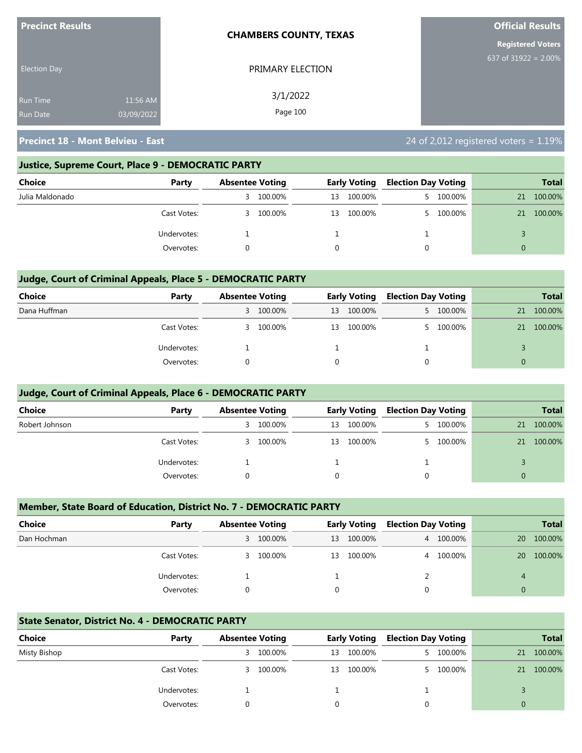**Precinct Results**

Election Day

Run Time 11:56 AM

Run Date 03/09/2022

**CHAMBERS COUNTY, TEXAS**

PRIMARY ELECTION

3/1/2022

**Official Results**

**Registered Voters**

637 of 31922 = 2.00%

## Precinct 18 - Mont Belvieu - East

24 of 2,012 registered voters = 1.19%

### Justice, Supreme Court, Place 9 - DEMOCRATIC PARTY

| Choice | Party | Absentee Voting | | Early Voting | | Election Day Voting | | Total | |
|---|---|---|---|---|---|---|---|---|---|
| Julia Maldonado | | 3 | 100.00% | 13 | 100.00% | 5 | 100.00% | 21 | 100.00% |
| | Cast Votes: | 3 | 100.00% | 13 | 100.00% | 5 | 100.00% | 21 | 100.00% |
| | Undervotes: | 1 | | 1 | | 1 | | 3 | |
| | Overvotes: | 0 | | 0 | | 0 | | 0 | |

### Judge, Court of Criminal Appeals, Place 5 - DEMOCRATIC PARTY

| Choice | Party | Absentee Voting | | Early Voting | | Election Day Voting | | Total | |
|---|---|---|---|---|---|---|---|---|---|
| Dana Huffman | | 3 | 100.00% | 13 | 100.00% | 5 | 100.00% | 21 | 100.00% |
| | Cast Votes: | 3 | 100.00% | 13 | 100.00% | 5 | 100.00% | 21 | 100.00% |
| | Undervotes: | 1 | | 1 | | 1 | | 3 | |
| | Overvotes: | 0 | | 0 | | 0 | | 0 | |

### Judge, Court of Criminal Appeals, Place 6 - DEMOCRATIC PARTY

| Choice | Party | Absentee Voting | | Early Voting | | Election Day Voting | | Total | |
|---|---|---|---|---|---|---|---|---|---|
| Robert Johnson | | 3 | 100.00% | 13 | 100.00% | 5 | 100.00% | 21 | 100.00% |
| | Cast Votes: | 3 | 100.00% | 13 | 100.00% | 5 | 100.00% | 21 | 100.00% |
| | Undervotes: | 1 | | 1 | | 1 | | 3 | |
| | Overvotes: | 0 | | 0 | | 0 | | 0 | |

### Member, State Board of Education, District No. 7 - DEMOCRATIC PARTY

| Choice | Party | Absentee Voting | | Early Voting | | Election Day Voting | | Total | |
|---|---|---|---|---|---|---|---|---|---|
| Dan Hochman | | 3 | 100.00% | 13 | 100.00% | 4 | 100.00% | 20 | 100.00% |
| | Cast Votes: | 3 | 100.00% | 13 | 100.00% | 4 | 100.00% | 20 | 100.00% |
| | Undervotes: | 1 | | 1 | | 2 | | 4 | |
| | Overvotes: | 0 | | 0 | | 0 | | 0 | |

### State Senator, District No. 4 - DEMOCRATIC PARTY

| Choice | Party | Absentee Voting | | Early Voting | | Election Day Voting | | Total | |
|---|---|---|---|---|---|---|---|---|---|
| Misty Bishop | | 3 | 100.00% | 13 | 100.00% | 5 | 100.00% | 21 | 100.00% |
| | Cast Votes: | 3 | 100.00% | 13 | 100.00% | 5 | 100.00% | 21 | 100.00% |
| | Undervotes: | 1 | | 1 | | 1 | | 3 | |
| | Overvotes: | 0 | | 0 | | 0 | | 0 | |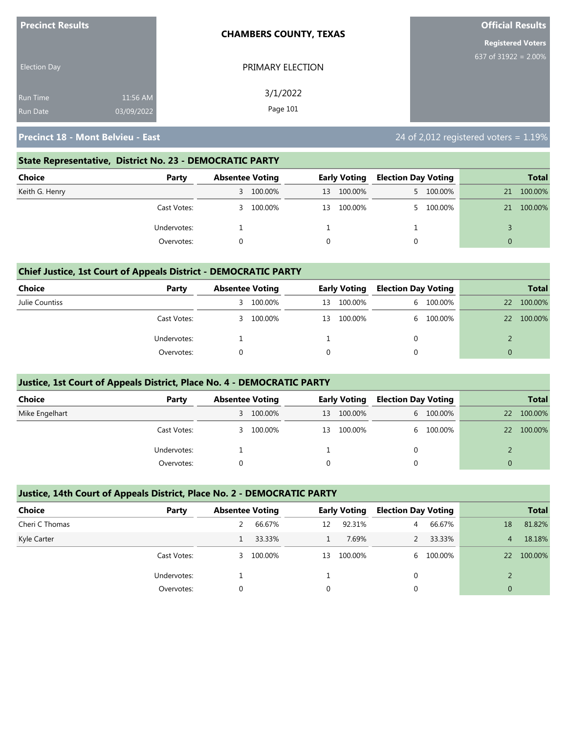**Precinct Results**

**CHAMBERS COUNTY, TEXAS**

**Official Results**

**Registered Voters**
637 of 31922 = 2.00%

Election Day

PRIMARY ELECTION

3/1/2022

Run Time 11:56 AM
Run Date 03/09/2022

## Precinct 18 - Mont Belvieu - East

24 of 2,012 registered voters = 1.19%

### State Representative, District No. 23 - DEMOCRATIC PARTY

| Choice | Party | Absentee Voting | | Early Voting | | Election Day Voting | | Total | |
|---|---|---|---|---|---|---|---|---|---|
| Keith G. Henry | | 3 | 100.00% | 13 | 100.00% | 5 | 100.00% | 21 | 100.00% |
| | Cast Votes: | 3 | 100.00% | 13 | 100.00% | 5 | 100.00% | 21 | 100.00% |
| | Undervotes: | 1 | | 1 | | 1 | | 3 | |
| | Overvotes: | 0 | | 0 | | 0 | | 0 | |

### Chief Justice, 1st Court of Appeals District - DEMOCRATIC PARTY

| Choice | Party | Absentee Voting | | Early Voting | | Election Day Voting | | Total | |
|---|---|---|---|---|---|---|---|---|---|
| Julie Countiss | | 3 | 100.00% | 13 | 100.00% | 6 | 100.00% | 22 | 100.00% |
| | Cast Votes: | 3 | 100.00% | 13 | 100.00% | 6 | 100.00% | 22 | 100.00% |
| | Undervotes: | 1 | | 1 | | 0 | | 2 | |
| | Overvotes: | 0 | | 0 | | 0 | | 0 | |

### Justice, 1st Court of Appeals District, Place No. 4 - DEMOCRATIC PARTY

| Choice | Party | Absentee Voting | | Early Voting | | Election Day Voting | | Total | |
|---|---|---|---|---|---|---|---|---|---|
| Mike Engelhart | | 3 | 100.00% | 13 | 100.00% | 6 | 100.00% | 22 | 100.00% |
| | Cast Votes: | 3 | 100.00% | 13 | 100.00% | 6 | 100.00% | 22 | 100.00% |
| | Undervotes: | 1 | | 1 | | 0 | | 2 | |
| | Overvotes: | 0 | | 0 | | 0 | | 0 | |

### Justice, 14th Court of Appeals District, Place No. 2 - DEMOCRATIC PARTY

| Choice | Party | Absentee Voting | | Early Voting | | Election Day Voting | | Total | |
|---|---|---|---|---|---|---|---|---|---|
| Cheri C Thomas | | 2 | 66.67% | 12 | 92.31% | 4 | 66.67% | 18 | 81.82% |
| Kyle Carter | | 1 | 33.33% | 1 | 7.69% | 2 | 33.33% | 4 | 18.18% |
| | Cast Votes: | 3 | 100.00% | 13 | 100.00% | 6 | 100.00% | 22 | 100.00% |
| | Undervotes: | 1 | | 1 | | 0 | | 2 | |
| | Overvotes: | 0 | | 0 | | 0 | | 0 | |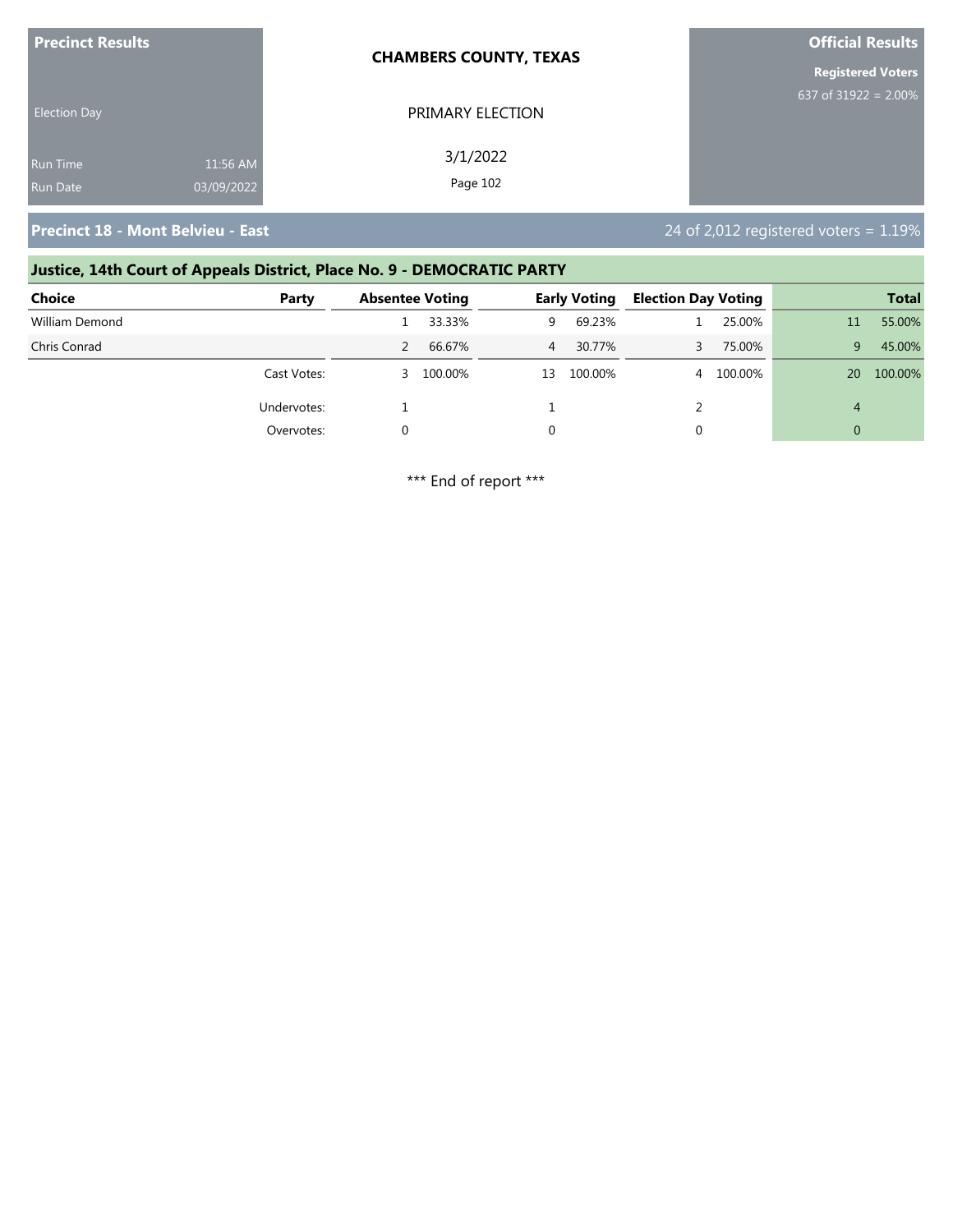**Precinct Results**

Election Day

Run Time 11:56 AM
Run Date 03/09/2022

**CHAMBERS COUNTY, TEXAS**

PRIMARY ELECTION

3/1/2022

**Official Results**

**Registered Voters**
637 of 31922 = 2.00%

## Precinct 18 - Mont Belvieu - East

24 of 2,012 registered voters = 1.19%

### Justice, 14th Court of Appeals District, Place No. 9 - DEMOCRATIC PARTY

| Choice | Party | Absentee Voting | | Early Voting | | Election Day Voting | | Total | |
|---|---|---|---|---|---|---|---|---|---|
| William Demond | | 1 | 33.33% | 9 | 69.23% | 1 | 25.00% | 11 | 55.00% |
| Chris Conrad | | 2 | 66.67% | 4 | 30.77% | 3 | 75.00% | 9 | 45.00% |
| | Cast Votes: | 3 | 100.00% | 13 | 100.00% | 4 | 100.00% | 20 | 100.00% |
| | Undervotes: | 1 | | 1 | | 2 | | 4 | |
| | Overvotes: | 0 | | 0 | | 0 | | 0 | |

\*\*\* End of report \*\*\*